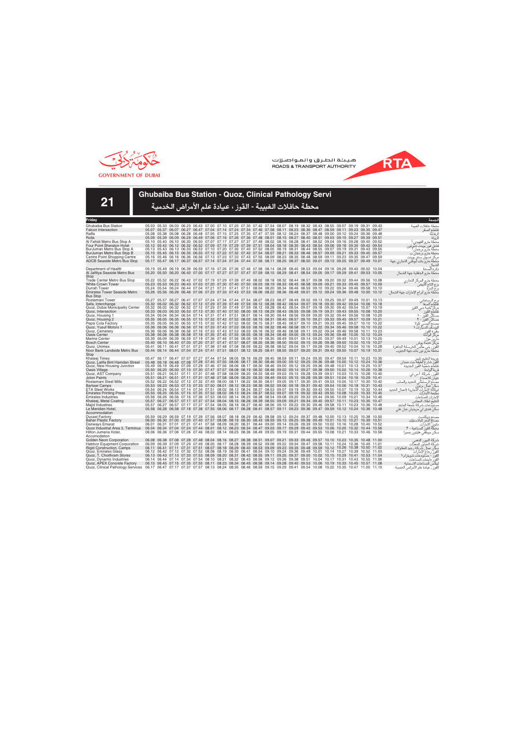هيئة الطرق والمواصلات
ROADS & TRANSPORT AUTHORITY

GOVERNMENT OF DUBAI

# 21

## Ghubaiba Bus Station - Quoz, Clinical Pathology Servi

## محطة حافلات الغبيبة - القوز ، عيادة علم الأمراض الخدمية

| Friday | | | | | | | | | | | | | | | | | | | | | الجمعة |
|---|---|---|---|---|---|---|---|---|---|---|---|---|---|---|---|---|---|---|---|---|---|
| Ghubaiba Bus Station | 05.03 | 05.33 | 06.03 | 06.23 | 06.43 | 07.00 | 07.10 | 07.20 | 07.30 | 07.42 | 07.54 | 08.07 | 08.19 | 08.32 | 08.43 | 08.55 | 09.07 | 09.19 | 09.31 | 09.43 | محطة حافلات الغبيبة |
| Falcon Intersection | 05.07 | 05.37 | 06.07 | 06.27 | 06.47 | 07.04 | 07.14 | 07.24 | 07.34 | 07.46 | 07.58 | 08.11 | 08.23 | 08.36 | 08.47 | 08.59 | 09.11 | 09.23 | 09.35 | 09.47 | تقاطع الصقر |
| Raffa | 05.08 | 05.38 | 06.08 | 06.28 | 06.48 | 07.05 | 07.15 | 07.25 | 07.35 | 07.47 | 07.59 | 08.12 | 08.24 | 08.37 | 08.48 | 09.00 | 09.12 | 09.24 | 09.36 | 09.48 | الرفاعة |
| Rolla | 05.09 | 05.39 | 06.09 | 06.29 | 06.49 | 07.06 | 07.16 | 07.26 | 07.36 | 07.48 | 08.01 | 08.15 | 08.27 | 08.40 | 08.51 | 09.03 | 09.15 | 09.27 | 09.39 | 09.51 | الرولة |
| Al Fahidi Metro Bus Stop A | 05.10 | 05.40 | 06.10 | 06.30 | 06.50 | 07.07 | 07.17 | 07.27 | 07.37 | 07.49 | 08.02 | 08.16 | 08.28 | 08.41 | 08.52 | 09.04 | 09.16 | 09.28 | 09.40 | 09.52 | محطة مترو الفهيدي أ |
| Four Point Sheraton Hotel | 05.12 | 05.42 | 06.12 | 06.32 | 06.52 | 07.09 | 07.19 | 07.29 | 07.39 | 07.51 | 08.04 | 08.18 | 08.30 | 08.43 | 08.54 | 09.06 | 09.18 | 09.30 | 09.42 | 09.54 | فندق فور بوينت شيراتون |
| BurJuman Metro Bus Stop A | 05.13 | 05.43 | 06.13 | 06.33 | 06.53 | 07.10 | 07.20 | 07.30 | 07.40 | 07.52 | 08.05 | 08.19 | 08.31 | 08.44 | 08.55 | 09.07 | 09.19 | 09.31 | 09.43 | 09.55 | محطة مترو برجمان أ |
| BurJuman Metro Bus Stop B | 05.15 | 05.45 | 06.15 | 06.35 | 06.55 | 07.12 | 07.22 | 07.32 | 07.42 | 07.54 | 08.07 | 08.21 | 08.33 | 08.46 | 08.57 | 09.09 | 09.21 | 09.33 | 09.45 | 09.57 | محطة مترو برجمان ب |
| Centre Point Shopping Centre | 05.16 | 05.46 | 06.16 | 06.36 | 06.56 | 07.13 | 07.23 | 07.33 | 07.43 | 07.55 | 08.09 | 08.23 | 08.35 | 08.48 | 08.59 | 09.11 | 09.23 | 09.35 | 09.47 | 09.59 | مركز تسوق سنتر بوينت |
| ADCB Seaside Metro Bus Stop | 05.17 | 05.47 | 06.17 | 06.37 | 06.57 | 07.14 | 07.24 | 07.34 | 07.44 | 07.56 | 08.11 | 08.25 | 08.37 | 08.50 | 09.01 | 09.13 | 09.25 | 09.37 | 09.49 | 10.01 | محطة مترو بنك أبوظبي التجاري جهة الشمال |
| Department of Health | 05.19 | 05.49 | 06.19 | 06.39 | 06.59 | 07.16 | 07.26 | 07.36 | 07.46 | 07.58 | 08.14 | 08.28 | 08.40 | 08.53 | 09.04 | 09.16 | 09.28 | 09.40 | 09.52 | 10.04 | دائرة الصحة |
| Al Jafiliya Seaside Metro Bus Stop | 05.20 | 05.50 | 06.20 | 06.40 | 07.00 | 07.17 | 07.27 | 07.37 | 07.47 | 07.59 | 08.15 | 08.29 | 08.41 | 08.54 | 09.05 | 09.17 | 09.29 | 09.41 | 09.53 | 10.05 | محطة مترو الجافلية جهة الشمال |
| Trade Center Metro Bus Stop | 05.22 | 05.52 | 06.22 | 06.42 | 07.02 | 07.19 | 07.29 | 07.39 | 07.49 | 08.02 | 08.18 | 08.32 | 08.44 | 08.57 | 09.08 | 09.20 | 09.32 | 09.44 | 09.56 | 10.08 | محطة مترو المركز التجاري |
| White Crown Tower | 05.23 | 05.53 | 06.23 | 06.43 | 07.03 | 07.20 | 07.30 | 07.40 | 07.50 | 08.03 | 08.19 | 08.33 | 08.45 | 08.58 | 09.09 | 09.21 | 09.33 | 09.45 | 09.57 | 10.09 | برج التاج الأبيض |
| Durrah Tower | 05.24 | 05.54 | 06.24 | 06.44 | 07.04 | 07.21 | 07.31 | 07.41 | 07.51 | 08.04 | 08.20 | 08.34 | 08.46 | 08.59 | 09.10 | 09.22 | 09.34 | 09.46 | 09.58 | 10.10 | برج الدرة |
| Emirates Tower Seaside Metro Bus Stop | 05.26 | 05.56 | 06.26 | 06.46 | 07.06 | 07.23 | 07.33 | 07.43 | 07.53 | 08.06 | 08.22 | 08.36 | 08.48 | 09.01 | 09.12 | 09.24 | 09.36 | 09.48 | 10.00 | 10.12 | محطة مترو أبراج الإمارات جهة الشمال |
| Rostamani Tower | 05.27 | 05.57 | 06.27 | 06.47 | 07.07 | 07.24 | 07.34 | 07.44 | 07.54 | 08.07 | 08.23 | 08.37 | 08.49 | 09.02 | 09.13 | 09.25 | 09.37 | 09.49 | 10.01 | 10.13 | برج الرستماني |
| Safa, Interchange | 05.32 | 06.02 | 06.32 | 06.52 | 07.12 | 07.29 | 07.39 | 07.49 | 07.59 | 08.12 | 08.28 | 08.42 | 08.54 | 09.07 | 09.18 | 09.30 | 09.42 | 09.54 | 10.06 | 10.18 | تقاطع الصفا |
| Quoz, Dubai Municipality Center | 05.32 | 06.02 | 06.32 | 06.52 | 07.12 | 07.29 | 07.39 | 07.49 | 07.59 | 08.12 | 08.28 | 08.42 | 08.54 | 09.07 | 09.18 | 09.30 | 09.42 | 09.54 | 10.07 | 10.19 | مركز بلدية دبي القوز |
| Quoz, Intersection | 05.33 | 06.03 | 06.33 | 06.53 | 07.13 | 07.30 | 07.40 | 07.50 | 08.00 | 08.13 | 08.29 | 08.43 | 08.55 | 09.08 | 09.19 | 09.31 | 09.43 | 09.55 | 10.08 | 10.20 | تقاطع القوز |
| Quoz, Housing 1 | 05.34 | 06.04 | 06.34 | 06.54 | 07.14 | 07.31 | 07.41 | 07.51 | 08.01 | 08.14 | 08.30 | 08.44 | 08.56 | 09.09 | 09.20 | 09.32 | 09.44 | 09.56 | 10.08 | 10.20 | مساكن القوز - ١ |
| Quoz, Housing 2 | 05.35 | 06.05 | 06.35 | 06.55 | 07.15 | 07.32 | 07.42 | 07.52 | 08.02 | 08.15 | 08.31 | 08.45 | 08.57 | 09.10 | 09.21 | 09.33 | 09.45 | 09.57 | 10.09 | 10.21 | مساكن القوز - ٢ |
| Pepsi Cola Factory | 05.35 | 06.05 | 06.35 | 06.56 | 07.16 | 07.32 | 07.42 | 07.52 | 08.02 | 08.15 | 08.31 | 08.45 | 08.57 | 09.10 | 09.21 | 09.33 | 09.45 | 09.57 | 10.10 | 10.22 | مصنع البيبسي كولا |
| Quoz, Yusuf Motors 1 | 05.36 | 06.06 | 06.36 | 06.56 | 07.16 | 07.33 | 07.43 | 07.53 | 08.03 | 08.16 | 08.32 | 08.46 | 08.58 | 09.11 | 09.22 | 09.34 | 09.46 | 09.58 | 10.10 | 10.22 | اليوسف للسيارات ١ |
| Quoz, Cemetery | 05.36 | 06.06 | 06.36 | 06.56 | 07.17 | 07.33 | 07.43 | 07.53 | 08.03 | 08.16 | 08.32 | 08.46 | 08.58 | 09.11 | 09.22 | 09.34 | 09.46 | 09.58 | 10.11 | 10.23 | مقبرة القوز |
| Oasis Center | 05.38 | 06.08 | 06.38 | 06.58 | 07.18 | 07.35 | 07.45 | 07.55 | 08.05 | 08.18 | 08.34 | 08.48 | 09.00 | 09.13 | 09.24 | 09.36 | 09.48 | 10.00 | 10.12 | 10.24 | مركز الواحة |
| Marine Center | 05.39 | 06.09 | 06.39 | 06.59 | 07.19 | 07.36 | 07.46 | 07.56 | 08.06 | 08.19 | 08.35 | 08.49 | 09.01 | 09.14 | 09.25 | 09.37 | 09.49 | 10.01 | 10.13 | 10.25 | مارين سنتر |
| Bosch Center | 05.40 | 06.10 | 06.40 | 07.00 | 07.20 | 07.37 | 07.47 | 07.57 | 08.07 | 08.20 | 08.36 | 08.50 | 09.02 | 09.15 | 09.26 | 09.38 | 09.50 | 10.02 | 10.15 | 10.27 | مركز جمعة بوش |
| Quoz, Unimex | 05.41 | 06.11 | 06.41 | 07.01 | 07.21 | 07.38 | 07.48 | 07.58 | 08.09 | 08.22 | 08.38 | 08.52 | 09.04 | 09.17 | 09.28 | 09.40 | 09.52 | 10.04 | 10.16 | 10.28 | القوز، يوني مكس للخرسانة الجاهزة |
| Noor Bank Landside Metro Bus Stop | 05.44 | 06.14 | 06.44 | 07.04 | 07.24 | 07.41 | 07.51 | 08.01 | 08.12 | 08.25 | 08.41 | 08.55 | 09.07 | 09.20 | 09.31 | 09.43 | 09.55 | 10.07 | 10.19 | 10.31 | محطة مترو نور بنك جهة الجنوب |
| Khaleej Times | 05.47 | 06.17 | 06.47 | 07.07 | 07.27 | 07.44 | 07.54 | 08.05 | 08.16 | 08.29 | 08.45 | 08.59 | 09.11 | 09.24 | 09.35 | 09.47 | 09.59 | 10.11 | 10.23 | 10.35 | جريدة الخليج تايمز |
| Quoz, Latifa Bint Hamdan Street | 05.48 | 06.18 | 06.48 | 07.08 | 07.28 | 07.45 | 07.55 | 08.06 | 08.17 | 08.30 | 08.46 | 09.00 | 09.12 | 09.25 | 09.36 | 09.48 | 10.00 | 10.12 | 10.24 | 10.36 | القوز، شارع لطيفة بنت حمدان |
| Quoz, New Housing Junction | 05.49 | 06.19 | 06.49 | 07.09 | 07.29 | 07.46 | 07.56 | 08.06 | 08.17 | 08.30 | 08.46 | 09.00 | 09.12 | 09.25 | 09.36 | 09.48 | 10.01 | 10.13 | 10.25 | 10.37 | تقاطع شعبية القوز الجديدة |
| Oasis Village | 05.50 | 06.20 | 06.50 | 07.10 | 07.30 | 07.47 | 07.57 | 08.08 | 08.19 | 08.32 | 08.48 | 09.02 | 09.14 | 09.27 | 09.38 | 09.50 | 10.02 | 10.14 | 10.26 | 10.38 | قرية الواحة |
| Quoz, AST Company | 05.51 | 06.21 | 06.51 | 07.11 | 07.31 | 07.48 | 07.58 | 08.09 | 08.20 | 08.33 | 08.49 | 09.03 | 09.15 | 09.28 | 09.39 | 09.51 | 10.03 | 10.15 | 10.28 | 10.40 | القوز، شركة أ س تي |
| Joton Paints | 05.51 | 06.21 | 06.51 | 07.11 | 07.31 | 07.48 | 07.58 | 08.09 | 08.20 | 08.33 | 08.49 | 09.03 | 09.15 | 09.28 | 09.39 | 09.51 | 10.04 | 10.16 | 10.29 | 10.41 | جوتن للأصباغ |
| Rostamani Steel Mills | 05.52 | 06.22 | 06.52 | 07.12 | 07.32 | 07.49 | 08.00 | 08.11 | 08.22 | 08.35 | 08.51 | 09.05 | 09.17 | 09.30 | 09.41 | 09.53 | 10.05 | 10.17 | 10.30 | 10.42 | مصنع الرستماني للحديد والصلب |
| Bartawi Camps | 05.53 | 06.23 | 06.53 | 07.13 | 07.33 | 07.50 | 08.01 | 08.12 | 08.23 | 08.36 | 08.52 | 09.06 | 09.18 | 09.31 | 09.42 | 09.54 | 10.06 | 10.18 | 10.31 | 10.43 | سكن عمال برتوي |
| ETA Steel Works | 05.54 | 06.24 | 06.54 | 07.14 | 07.34 | 07.51 | 08.02 | 08.13 | 08.24 | 08.37 | 08.53 | 09.07 | 09.19 | 09.32 | 09.43 | 09.55 | 10.07 | 10.19 | 10.32 | 10.44 | (وكالة الإمارات التجارية (أعمال الحديد |
| Emirates Printing Press | 05.55 | 06.25 | 06.55 | 07.15 | 07.35 | 07.52 | 08.02 | 08.13 | 08.24 | 08.37 | 08.53 | 09.07 | 09.19 | 09.32 | 09.43 | 09.55 | 10.08 | 10.20 | 10.33 | 10.45 | مطبعة الإمارات |
| Emirates Industries | 05.56 | 06.26 | 06.56 | 07.16 | 07.36 | 07.53 | 08.03 | 08.14 | 08.25 | 08.38 | 08.54 | 09.08 | 09.20 | 09.33 | 09.44 | 09.56 | 10.09 | 10.21 | 10.34 | 10.46 | الإمارات للصناعات |
| Khaleej, Metal Coating | 05.57 | 06.27 | 06.57 | 07.17 | 07.37 | 07.54 | 08.04 | 08.15 | 08.26 | 08.39 | 08.55 | 09.09 | 09.21 | 09.34 | 09.45 | 09.57 | 10.11 | 10.23 | 10.35 | 10.47 | الخليج لطلاء المعادن |
| Majid Industries | 05.57 | 06.27 | 06.57 | 07.17 | 07.37 | 07.54 | 08.05 | 08.16 | 08.27 | 08.40 | 08.56 | 09.10 | 09.22 | 09.35 | 09.46 | 09.58 | 10.11 | 10.23 | 10.36 | 10.48 | مستودعات شركة جمعة الماجد |
| Le Meridien Hotel, Accommodation | 05.58 | 06.28 | 06.58 | 07.18 | 07.38 | 07.55 | 08.06 | 08.17 | 08.28 | 08.41 | 08.57 | 09.11 | 09.23 | 09.36 | 09.47 | 09.59 | 10.12 | 10.24 | 10.36 | 10.48 | سكن فندق لي ميريديان جبل علي |
| Ducast Factory | 05.59 | 06.29 | 06.59 | 07.19 | 07.39 | 07.56 | 08.07 | 08.18 | 08.29 | 08.42 | 08.58 | 09.12 | 09.24 | 09.37 | 09.48 | 10.00 | 10.13 | 10.25 | 10.38 | 10.50 | مصنع دوكاست |
| Bahar Plastic Factory | 06.00 | 06.30 | 07.00 | 07.20 | 07.40 | 07.57 | 08.08 | 08.19 | 08.30 | 08.43 | 08.59 | 09.13 | 09.25 | 09.38 | 09.49 | 10.01 | 10.15 | 10.27 | 10.39 | 10.51 | مصنع البحر للبلاستيك |
| Danways Emarat | 06.01 | 06.31 | 07.01 | 07.21 | 07.41 | 07.58 | 08.09 | 08.20 | 08.31 | 08.44 | 09.00 | 09.14 | 09.26 | 09.39 | 09.50 | 10.02 | 10.16 | 10.28 | 10.40 | 10.52 | دانوي الإمارات |
| Quoz Industrial Area 3, Terminus | 06.04 | 06.34 | 07.04 | 07.24 | 07.44 | 08.01 | 08.12 | 08.23 | 08.34 | 08.47 | 09.03 | 09.17 | 09.29 | 09.42 | 09.53 | 10.06 | 10.20 | 10.32 | 10.44 | 10.56 | محطة القوز الصناعية - ٣ |
| Hilton Jumeria Hotel, Accomodation | 06.06 | 06.36 | 07.06 | 07.26 | 07.46 | 08.02 | 08.14 | 08.25 | 08.36 | 08.49 | 09.05 | 09.19 | 09.31 | 09.44 | 09.55 | 10.08 | 10.21 | 10.33 | 10.46 | 10.58 | سكن موظفي هيلتون جميرا |
| Golden Neon Corporation | 06.08 | 06.38 | 07.08 | 07.28 | 07.48 | 08.04 | 08.16 | 08.27 | 08.38 | 08.51 | 09.07 | 09.21 | 09.33 | 09.46 | 09.57 | 10.10 | 10.23 | 10.35 | 10.48 | 11.00 | شركة النيون الذهبي |
| Habtoor Equipment Corporation | 06.09 | 06.39 | 07.09 | 07.29 | 07.49 | 08.05 | 08.17 | 08.28 | 08.39 | 08.52 | 09.08 | 09.22 | 09.34 | 09.47 | 09.58 | 10.11 | 10.24 | 10.36 | 10.49 | 11.01 | شركة الحبتور للمعدات |
| Rigid Construction, Camps | 06.11 | 06.41 | 07.11 | 07.31 | 07.51 | 08.07 | 08.18 | 08.29 | 08.40 | 08.53 | 09.09 | 09.23 | 09.35 | 09.48 | 09.59 | 10.12 | 10.26 | 10.38 | 10.50 | 11.02 | سكن عمال شركة رجيد للمقاولات |
| Quoz, Emirates Glass | 06.12 | 06.42 | 07.12 | 07.32 | 07.52 | 08.08 | 08.19 | 08.30 | 08.41 | 08.54 | 09.10 | 09.24 | 09.36 | 09.49 | 10.01 | 10.14 | 10.27 | 10.39 | 10.52 | 11.03 | القوز، زجاج الإمارات |
| Quoz, T. Choithram Stores | 06.13 | 06.43 | 07.13 | 07.33 | 07.53 | 08.09 | 08.20 | 08.31 | 08.42 | 08.55 | 09.11 | 09.25 | 09.37 | 09.50 | 10.02 | 10.15 | 10.29 | 10.41 | 10.53 | 11.04 | القوز، مستودعات شويترام ١ |
| Quoz, Dynamic Industries | 06.14 | 06.44 | 07.14 | 07.34 | 07.54 | 08.10 | 08.21 | 08.32 | 08.43 | 08.56 | 09.12 | 09.26 | 09.38 | 09.51 | 10.04 | 10.17 | 10.31 | 10.43 | 10.55 | 11.06 | القوز، داينمك للصناعات |
| Quoz, APEX Concrete Factory | 06.15 | 06.45 | 07.15 | 07.35 | 07.55 | 08.11 | 08.23 | 08.34 | 08.45 | 08.58 | 09.14 | 09.28 | 09.40 | 09.53 | 10.06 | 10.19 | 10.33 | 10.45 | 10.57 | 11.08 | أيبكس للصناعات الإسمنتية |
| Quoz, Clinical Pathology Services | 06.17 | 06.47 | 07.17 | 07.37 | 07.57 | 08.13 | 08.24 | 08.35 | 08.46 | 08.59 | 09.15 | 09.29 | 09.41 | 09.54 | 10.08 | 10.22 | 10.35 | 10.47 | 11.00 | 11.10 | القوز، عيادة علم الأمراض الخدمية |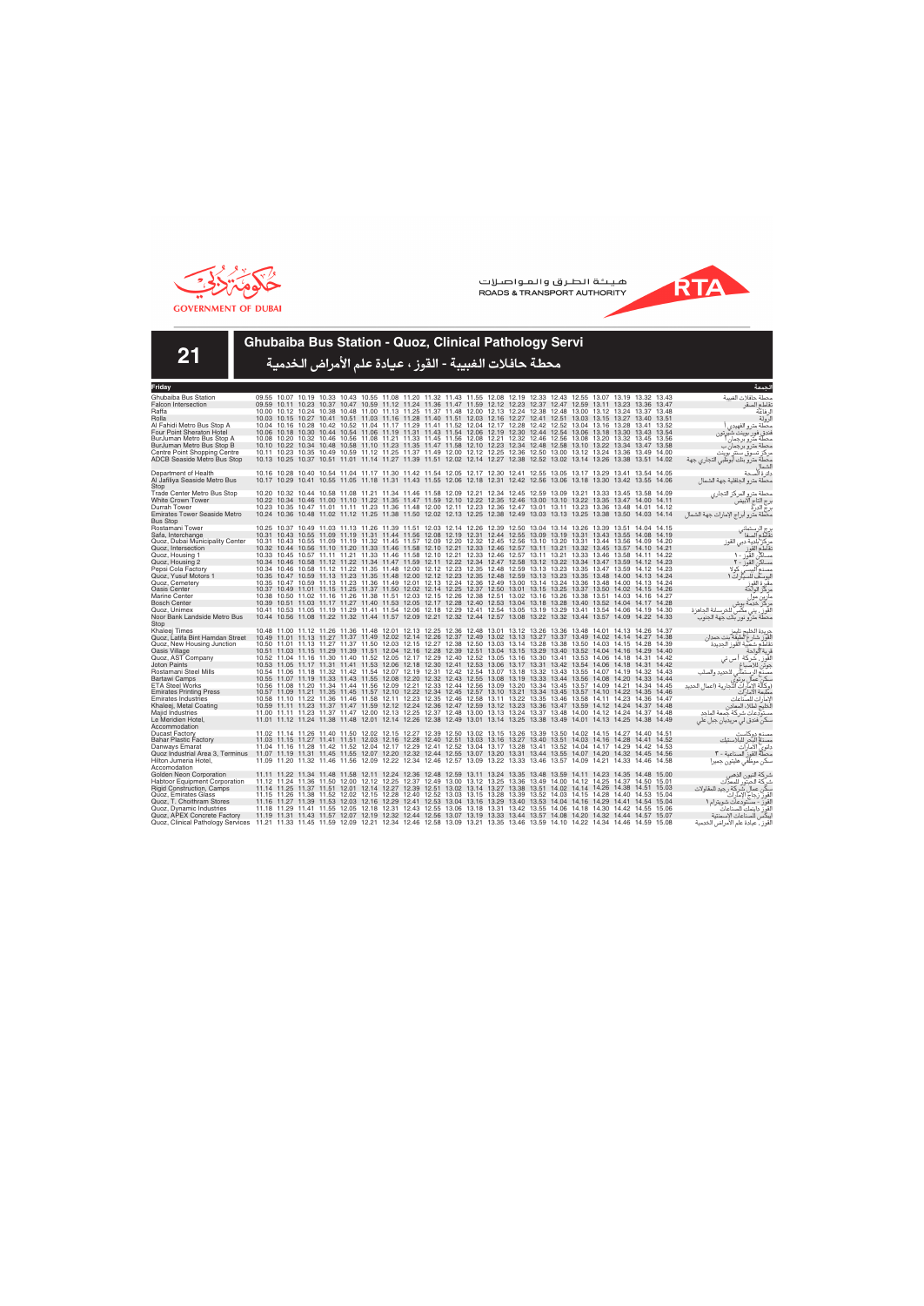هيئة الطرق والمواصلات
ROADS & TRANSPORT AUTHORITY

GOVERNMENT OF DUBAI

# 21

## Ghubaiba Bus Station - Quoz, Clinical Pathology Servi

## محطة حافلات الغبيبة - القوز ، عيادة علم الأمراض الخدمية

**Friday** — **الجمعة**

| Stop | | | | | | | | | | | | | | | | | | | | | | | المحطة |
|---|---|---|---|---|---|---|---|---|---|---|---|---|---|---|---|---|---|---|---|---|---|---|---|
| Ghubaiba Bus Station | 09.55 | 10.07 | 10.19 | 10.33 | 10.43 | 10.55 | 11.08 | 11.20 | 11.32 | 11.43 | 11.55 | 12.08 | 12.19 | 12.33 | 12.43 | 12.55 | 13.07 | 13.19 | 13.32 | 13.43 | | | محطة حافلات الغبيبة |
| Falcon Intersection | 09.59 | 10.11 | 10.23 | 10.37 | 10.47 | 10.59 | 11.12 | 11.24 | 11.36 | 11.47 | 11.59 | 12.12 | 12.23 | 12.37 | 12.47 | 12.59 | 13.11 | 13.23 | 13.36 | 13.47 | | | تقاطع الصقر |
| Raffa | 10.00 | 10.12 | 10.24 | 10.38 | 10.48 | 11.00 | 11.13 | 11.25 | 11.37 | 11.48 | 12.00 | 12.13 | 12.24 | 12.38 | 12.48 | 13.00 | 13.12 | 13.24 | 13.37 | 13.48 | | | الرفاعة |
| Rolla | 10.03 | 10.15 | 10.27 | 10.41 | 10.51 | 11.03 | 11.16 | 11.28 | 11.40 | 11.51 | 12.03 | 12.16 | 12.27 | 12.41 | 12.51 | 13.03 | 13.15 | 13.27 | 13.40 | 13.51 | | | الرولة |
| Al Fahidi Metro Bus Stop A | 10.04 | 10.16 | 10.28 | 10.42 | 10.52 | 11.04 | 11.17 | 11.29 | 11.41 | 11.52 | 12.04 | 12.17 | 12.28 | 12.42 | 12.52 | 13.04 | 13.16 | 13.28 | 13.41 | 13.52 | | | محطة مترو الفهيدي ١ |
| Four Point Sheraton Hotel | 10.06 | 10.18 | 10.30 | 10.44 | 10.54 | 11.06 | 11.19 | 11.31 | 11.43 | 11.54 | 12.06 | 12.19 | 12.30 | 12.44 | 12.54 | 13.06 | 13.18 | 13.30 | 13.43 | 13.54 | | | فندق فور بوينت شيراتون |
| BurJuman Metro Bus Stop A | 10.08 | 10.20 | 10.32 | 10.46 | 10.56 | 11.08 | 11.21 | 11.33 | 11.45 | 11.56 | 12.08 | 12.21 | 12.32 | 12.46 | 12.56 | 13.08 | 13.20 | 13.32 | 13.45 | 13.56 | | | محطة مترو برجمان ١ |
| BurJuman Metro Bus Stop B | 10.10 | 10.22 | 10.34 | 10.48 | 10.58 | 11.10 | 11.23 | 11.35 | 11.47 | 11.58 | 12.10 | 12.23 | 12.34 | 12.48 | 12.58 | 13.10 | 13.22 | 13.34 | 13.47 | 13.58 | | | محطة مترو برجمان ب |
| Centre Point Shopping Centre | 10.11 | 10.23 | 10.35 | 10.49 | 10.59 | 11.12 | 11.25 | 11.37 | 11.49 | 12.00 | 12.12 | 12.25 | 12.36 | 12.50 | 13.00 | 13.12 | 13.24 | 13.36 | 13.49 | 14.00 | | | مركز تسوق سنتر بوينت |
| ADCB Seaside Metro Bus Stop | 10.13 | 10.25 | 10.37 | 10.51 | 11.01 | 11.14 | 11.27 | 11.39 | 11.51 | 12.02 | 12.14 | 12.27 | 12.38 | 12.52 | 13.02 | 13.14 | 13.26 | 13.38 | 13.51 | 14.02 | | | محطة مترو بنك أبوظبي التجاري جهة الشمال |
| Department of Health | 10.16 | 10.28 | 10.40 | 10.54 | 11.04 | 11.17 | 11.30 | 11.42 | 11.54 | 12.05 | 12.17 | 12.30 | 12.41 | 12.55 | 13.05 | 13.17 | 13.29 | 13.41 | 13.54 | 14.05 | | | دائرة الصحة |
| Al Jafiliya Seaside Metro Bus Stop | 10.17 | 10.29 | 10.41 | 10.55 | 11.05 | 11.18 | 11.31 | 11.43 | 11.55 | 12.06 | 12.18 | 12.31 | 12.42 | 12.56 | 13.06 | 13.18 | 13.30 | 13.42 | 13.55 | 14.06 | | | محطة مترو الجافلية جهة الشمال |
| Trade Center Metro Bus Stop | 10.20 | 10.32 | 10.44 | 10.58 | 11.08 | 11.21 | 11.34 | 11.46 | 11.58 | 12.09 | 12.21 | 12.34 | 12.45 | 12.59 | 13.09 | 13.21 | 13.33 | 13.45 | 13.58 | 14.09 | | | محطة مترو المركز التجاري |
| White Crown Tower | 10.22 | 10.34 | 10.46 | 11.00 | 11.10 | 11.22 | 11.35 | 11.47 | 11.59 | 12.10 | 12.22 | 12.35 | 12.46 | 13.00 | 13.10 | 13.22 | 13.35 | 13.47 | 14.00 | 14.11 | | | برج التاج الأبيض |
| Durrah Tower | 10.23 | 10.35 | 10.47 | 11.01 | 11.11 | 11.23 | 11.36 | 11.48 | 12.00 | 12.11 | 12.23 | 12.36 | 12.47 | 13.01 | 13.11 | 13.23 | 13.36 | 13.48 | 14.01 | 14.12 | | | برج الدرة |
| Emirates Tower Seaside Metro Bus Stop | 10.24 | 10.36 | 10.48 | 11.02 | 11.12 | 11.25 | 11.38 | 11.50 | 12.02 | 12.13 | 12.25 | 12.38 | 12.49 | 13.03 | 13.13 | 13.25 | 13.38 | 13.50 | 14.03 | 14.14 | | | محطة مترو أبراج الإمارات جهة الشمال |
| Rostamani Tower | 10.25 | 10.37 | 10.49 | 11.03 | 11.13 | 11.26 | 11.39 | 11.51 | 12.03 | 12.14 | 12.26 | 12.39 | 12.50 | 13.04 | 13.14 | 13.26 | 13.39 | 13.51 | 14.04 | 14.15 | | | برج الرستماني |
| Safa, Interchange | 10.31 | 10.43 | 10.55 | 11.09 | 11.19 | 11.31 | 11.44 | 11.56 | 12.08 | 12.19 | 12.31 | 12.44 | 12.55 | 13.09 | 13.19 | 13.31 | 13.43 | 13.55 | 14.08 | 14.19 | | | تقاطع الصفا |
| Quoz, Dubai Municipality Center | 10.31 | 10.43 | 10.55 | 11.09 | 11.19 | 11.32 | 11.45 | 11.57 | 12.09 | 12.20 | 12.32 | 12.45 | 12.56 | 13.10 | 13.20 | 13.31 | 13.44 | 13.56 | 14.09 | 14.20 | | | مركز بلدية دبي القوز |
| Quoz, Intersection | 10.32 | 10.44 | 10.56 | 11.10 | 11.20 | 11.33 | 11.46 | 11.58 | 12.10 | 12.21 | 12.33 | 12.46 | 12.57 | 13.11 | 13.20 | 13.32 | 13.45 | 13.57 | 14.10 | 14.21 | | | تقاطع القوز |
| Quoz, Housing 1 | 10.33 | 10.45 | 10.57 | 11.11 | 11.21 | 11.33 | 11.46 | 11.58 | 12.10 | 12.21 | 12.33 | 12.46 | 12.57 | 13.11 | 13.21 | 13.33 | 13.46 | 13.58 | 14.11 | 14.22 | | | مساكن القوز ١ |
| Quoz, Housing 2 | 10.34 | 10.46 | 10.58 | 11.12 | 11.22 | 11.34 | 11.47 | 11.59 | 12.11 | 12.22 | 12.34 | 12.47 | 12.58 | 13.12 | 13.22 | 13.34 | 13.47 | 13.59 | 14.12 | 14.23 | | | مساكن القوز ٢ |
| Pepsi Cola Factory | 10.34 | 10.46 | 10.58 | 11.12 | 11.22 | 11.35 | 11.48 | 12.00 | 12.12 | 12.23 | 12.35 | 12.48 | 12.59 | 13.13 | 13.23 | 13.35 | 13.47 | 13.59 | 14.12 | 14.23 | | | مصنع بيبسي كولا |
| Quoz, Yusuf Motors 1 | 10.35 | 10.47 | 10.59 | 11.13 | 11.23 | 11.35 | 11.48 | 12.00 | 12.12 | 12.23 | 12.35 | 12.48 | 12.59 | 13.13 | 13.23 | 13.35 | 13.48 | 14.00 | 14.13 | 14.24 | | | اليوسف للسيارات ١ |
| Quoz, Cemetery | 10.35 | 10.47 | 10.59 | 11.13 | 11.23 | 11.36 | 11.49 | 12.01 | 12.13 | 12.24 | 12.36 | 12.49 | 13.00 | 13.14 | 13.24 | 13.36 | 13.48 | 14.00 | 14.13 | 14.24 | | | مقبرة القوز |
| Oasis Center | 10.37 | 10.49 | 11.01 | 11.15 | 11.25 | 11.37 | 11.50 | 12.02 | 12.14 | 12.25 | 12.37 | 12.50 | 13.01 | 13.15 | 13.25 | 13.37 | 13.50 | 14.02 | 14.15 | 14.26 | | | مركز الواحة |
| Marine Center | 10.38 | 10.50 | 11.02 | 11.16 | 11.26 | 11.38 | 11.51 | 12.03 | 12.15 | 12.26 | 12.38 | 12.51 | 13.02 | 13.16 | 13.26 | 13.38 | 13.51 | 14.03 | 14.16 | 14.27 | | | مارين مول |
| Bosch Center | 10.39 | 10.51 | 11.03 | 11.17 | 11.27 | 11.40 | 11.53 | 12.05 | 12.17 | 12.28 | 12.40 | 12.53 | 13.04 | 13.18 | 13.28 | 13.40 | 13.52 | 14.04 | 14.17 | 14.28 | | | مركز خدمة بوش |
| Quoz, Unimex | 10.41 | 10.53 | 11.05 | 11.19 | 11.29 | 11.41 | 11.54 | 12.06 | 12.18 | 12.29 | 12.41 | 12.54 | 13.05 | 13.19 | 13.29 | 13.41 | 13.54 | 14.06 | 14.19 | 14.30 | | | القوز، يونيمكس للخرسانة الجاهزة |
| Noor Bank Landside Metro Bus Stop | 10.44 | 10.56 | 11.08 | 11.22 | 11.32 | 11.44 | 11.57 | 12.09 | 12.21 | 12.32 | 12.44 | 12.57 | 13.08 | 13.22 | 13.32 | 13.44 | 13.57 | 14.09 | 14.22 | 14.33 | | | محطة مترو نور بنك جهة الجنوب |
| Khaleej Times | 10.48 | 11.00 | 11.12 | 11.26 | 11.36 | 11.48 | 12.01 | 12.13 | 12.25 | 12.36 | 12.48 | 13.01 | 13.12 | 13.26 | 13.36 | 13.48 | 14.01 | 14.13 | 14.26 | 14.37 | | | جريدة الخليج تايمز |
| Quoz, Latifa Bint Hamdan Street | 10.49 | 11.01 | 11.13 | 11.27 | 11.37 | 11.49 | 12.02 | 12.14 | 12.26 | 12.37 | 12.49 | 13.02 | 13.13 | 13.27 | 13.37 | 13.49 | 14.02 | 14.14 | 14.27 | 14.38 | | | القوز شارع لطيفة بنت حمدان |
| Quoz, New Housing Junction | 10.50 | 11.01 | 11.13 | 11.27 | 11.37 | 11.50 | 12.03 | 12.15 | 12.27 | 12.38 | 12.50 | 13.03 | 13.14 | 13.28 | 13.38 | 13.50 | 14.03 | 14.15 | 14.28 | 14.39 | | | تقاطع شعبية القوز الجديدة |
| Oasis Village | 10.51 | 11.03 | 11.15 | 11.29 | 11.39 | 11.51 | 12.04 | 12.16 | 12.28 | 12.39 | 12.51 | 13.04 | 13.15 | 13.29 | 13.40 | 13.52 | 14.04 | 14.16 | 14.29 | 14.40 | | | قرية الواحة |
| Quoz, AST Company | 10.52 | 11.04 | 11.16 | 11.30 | 11.40 | 11.52 | 12.05 | 12.17 | 12.29 | 12.40 | 12.52 | 13.05 | 13.16 | 13.30 | 13.41 | 13.53 | 14.06 | 14.18 | 14.31 | 14.42 | | | القوز، شركة أ س تي |
| Joton Paints | 10.53 | 11.05 | 11.17 | 11.31 | 11.41 | 11.53 | 12.06 | 12.18 | 12.30 | 12.41 | 12.53 | 13.06 | 13.17 | 13.31 | 13.42 | 13.54 | 14.06 | 14.18 | 14.31 | 14.42 | | | جوتن للأصباغ |
| Rostamani Steel Mills | 10.54 | 11.06 | 11.18 | 11.32 | 11.42 | 11.54 | 12.07 | 12.19 | 12.31 | 12.42 | 12.54 | 13.07 | 13.18 | 13.32 | 13.43 | 13.55 | 14.07 | 14.19 | 14.32 | 14.43 | | | مصنع الرستماني للحديد والصلب |
| Bartawi Camps | 10.55 | 11.07 | 11.19 | 11.33 | 11.43 | 11.55 | 12.08 | 12.20 | 12.32 | 12.43 | 12.55 | 13.08 | 13.19 | 13.33 | 13.44 | 13.56 | 14.08 | 14.20 | 14.33 | 14.44 | | | سكن عمال برتوي |
| ETA Steel Works | 10.56 | 11.08 | 11.20 | 11.34 | 11.44 | 11.56 | 12.09 | 12.21 | 12.33 | 12.44 | 12.56 | 13.09 | 13.20 | 13.34 | 13.45 | 13.57 | 14.09 | 14.21 | 14.34 | 14.45 | | | (وكالة الإمارات التجارية (أعمال الحديد |
| Emirates Printing Press | 10.57 | 11.09 | 11.21 | 11.35 | 11.45 | 11.57 | 12.10 | 12.22 | 12.34 | 12.45 | 12.57 | 13.10 | 13.21 | 13.34 | 13.45 | 13.57 | 14.10 | 14.22 | 14.35 | 14.46 | | | مطبعة الإمارات |
| Emirates Industries | 10.58 | 11.10 | 11.22 | 11.36 | 11.46 | 11.58 | 12.11 | 12.23 | 12.35 | 12.46 | 12.58 | 13.11 | 13.22 | 13.35 | 13.46 | 13.58 | 14.11 | 14.23 | 14.36 | 14.47 | | | الإمارات للصناعات |
| Khaleej, Metal Coating | 10.59 | 11.11 | 11.23 | 11.37 | 11.47 | 11.59 | 12.12 | 12.24 | 12.36 | 12.47 | 12.59 | 13.12 | 13.23 | 13.36 | 13.47 | 13.59 | 14.12 | 14.24 | 14.37 | 14.48 | | | الخليج لطلاء المعادن |
| Majid Industries | 11.00 | 11.11 | 11.23 | 11.37 | 11.47 | 12.00 | 12.13 | 12.25 | 12.37 | 12.48 | 13.00 | 13.13 | 13.24 | 13.37 | 13.48 | 14.00 | 14.12 | 14.24 | 14.37 | 14.48 | | | مستودعات شركة جمعة الماجد |
| Le Meridien Hotel, Accomodation | 11.01 | 11.12 | 11.24 | 11.38 | 11.48 | 12.01 | 12.14 | 12.26 | 12.38 | 12.49 | 13.01 | 13.14 | 13.25 | 13.38 | 13.49 | 14.01 | 14.13 | 14.25 | 14.38 | 14.49 | | | سكن فندق لي مريديان جبل علي |
| Ducast Factory | 11.02 | 11.14 | 11.26 | 11.40 | 11.50 | 12.02 | 12.15 | 12.27 | 12.39 | 12.50 | 13.02 | 13.15 | 13.26 | 13.39 | 13.50 | 14.02 | 14.15 | 14.27 | 14.40 | 14.51 | | | مصنع دوكاست |
| Bahar Plastic Factory | 11.03 | 11.15 | 11.27 | 11.41 | 11.51 | 12.03 | 12.16 | 12.28 | 12.40 | 12.51 | 13.03 | 13.16 | 13.27 | 13.40 | 13.51 | 14.03 | 14.16 | 14.28 | 14.41 | 14.52 | | | مصنع البحر للبلاستيك |
| Danways Emarat | 11.04 | 11.16 | 11.28 | 11.42 | 11.52 | 12.04 | 12.17 | 12.29 | 12.41 | 12.52 | 13.04 | 13.17 | 13.28 | 13.41 | 13.52 | 14.04 | 14.17 | 14.29 | 14.42 | 14.53 | | | دانوي الإمارات |
| Quoz Industrial Area 3, Terminus | 11.07 | 11.19 | 11.31 | 11.45 | 11.55 | 12.07 | 12.20 | 12.32 | 12.44 | 12.55 | 13.07 | 13.20 | 13.31 | 13.44 | 13.55 | 14.07 | 14.20 | 14.32 | 14.45 | 14.56 | | | منطقة القوز الصناعية - ٣ |
| Hilton Jumeria Hotel, Accomodation | 11.09 | 11.20 | 11.32 | 11.46 | 11.56 | 12.09 | 12.22 | 12.34 | 12.46 | 12.57 | 13.09 | 13.22 | 13.33 | 13.46 | 13.57 | 14.09 | 14.21 | 14.33 | 14.46 | 14.58 | | | سكن موظفي هيلتون جميرا |
| Golden Neon Corporation | 11.11 | 11.22 | 11.34 | 11.48 | 11.58 | 12.11 | 12.24 | 12.36 | 12.48 | 12.59 | 13.11 | 13.24 | 13.35 | 13.48 | 13.59 | 14.11 | 14.23 | 14.35 | 14.48 | 15.00 | | | شركة النيون الذهبي |
| Habtoor Equipment Corporation | 11.12 | 11.24 | 11.36 | 11.50 | 12.00 | 12.12 | 12.25 | 12.37 | 12.49 | 13.00 | 13.12 | 13.25 | 13.36 | 13.49 | 14.00 | 14.12 | 14.25 | 14.37 | 14.50 | 15.01 | | | شركة الحبتور للمعدات |
| Rigid Construction, Camps | 11.14 | 11.25 | 11.37 | 11.51 | 12.01 | 12.14 | 12.27 | 12.39 | 12.51 | 13.02 | 13.14 | 13.27 | 13.38 | 13.51 | 14.02 | 14.14 | 14.26 | 14.38 | 14.51 | 15.03 | | | سكن عمال شركة رجد للمقاولات |
| Quoz, Emirates Glass | 11.15 | 11.26 | 11.38 | 11.52 | 12.02 | 12.15 | 12.28 | 12.40 | 12.52 | 13.03 | 13.15 | 13.28 | 13.39 | 13.52 | 14.03 | 14.15 | 14.28 | 14.40 | 14.53 | 15.04 | | | القوز زجاج الإمارات |
| Quoz, T. Choithram Stores | 11.16 | 11.27 | 11.39 | 11.53 | 12.03 | 12.16 | 12.29 | 12.41 | 12.53 | 13.04 | 13.16 | 13.29 | 13.40 | 13.53 | 14.04 | 14.16 | 14.29 | 14.41 | 14.54 | 15.04 | | | القوز - مستودعات شويترام ١ |
| Quoz, Dynamic Industries | 11.18 | 11.29 | 11.41 | 11.55 | 12.05 | 12.18 | 12.31 | 12.43 | 12.55 | 13.06 | 13.18 | 13.31 | 13.42 | 13.55 | 14.06 | 14.18 | 14.30 | 14.42 | 14.55 | 15.06 | | | القوز داينمك للصناعات |
| Quoz, APEX Concrete Factory | 11.19 | 11.31 | 11.43 | 11.57 | 12.07 | 12.19 | 12.32 | 12.44 | 12.56 | 13.07 | 13.19 | 13.33 | 13.44 | 13.57 | 14.08 | 14.20 | 14.32 | 14.44 | 14.57 | 15.07 | | | أبيكس للصناعات الإسمنتية |
| Quoz, Clinical Pathology Services | 11.21 | 11.33 | 11.45 | 11.59 | 12.09 | 12.21 | 12.34 | 12.46 | 12.58 | 13.09 | 13.21 | 13.35 | 13.46 | 13.59 | 14.10 | 14.22 | 14.34 | 14.46 | 14.59 | 15.08 | | | القوز، عيادة علم الأمراض الخدمية |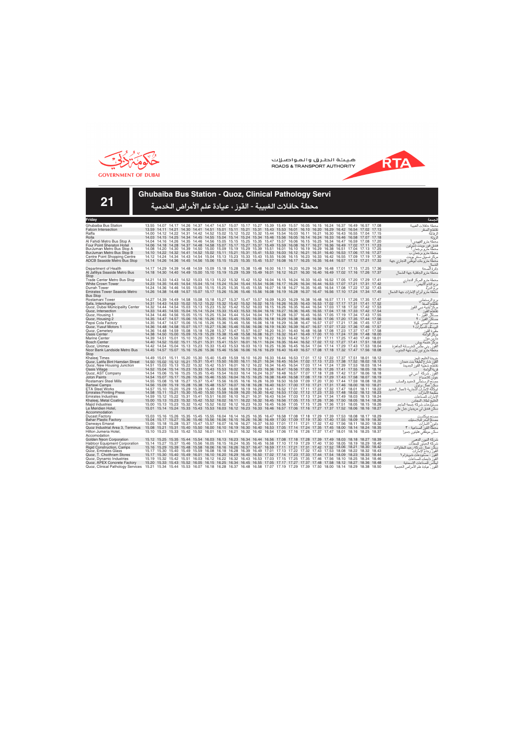هيئة الطرق والمواصلات
ROADS & TRANSPORT AUTHORITY

GOVERNMENT OF DUBAI

# 21

## Ghubaiba Bus Station - Quoz, Clinical Pathology Servi

## محطة حافلات الغبيبة - القوز ، عيادة علم الأمراض الخدمية

| Friday | | | | | | | | | | | | | | | | | | | | | | الجمعة |
|---|---|---|---|---|---|---|---|---|---|---|---|---|---|---|---|---|---|---|---|---|---|---|
| Ghubaiba Bus Station | 13.55 | 14.07 | 14.17 | 14.26 | 14.37 | 14.47 | 14.57 | 15.07 | 15.17 | 15.27 | 15.39 | 15.49 | 15.57 | 16.05 | 16.15 | 16.24 | 16.37 | 16.49 | 16.57 | 17.08 | | محطة حافلات الغبيبة |
| Falcon Intersection | 13.59 | 14.11 | 14.21 | 14.30 | 14.41 | 14.51 | 15.01 | 15.11 | 15.21 | 15.31 | 15.43 | 15.53 | 16.01 | 16.10 | 16.20 | 16.29 | 16.42 | 16.54 | 17.02 | 17.13 | | تقاطع الصقر |
| Raffa | 14.00 | 14.12 | 14.22 | 14.31 | 14.42 | 14.52 | 15.02 | 15.12 | 15.22 | 15.32 | 15.44 | 15.54 | 16.03 | 16.11 | 16.21 | 16.30 | 16.43 | 16.55 | 17.04 | 17.15 | | الرفاعة |
| Rolla | 14.03 | 14.15 | 14.25 | 14.34 | 14.45 | 14.55 | 15.04 | 15.14 | 15.24 | 15.34 | 15.46 | 15.56 | 16.05 | 16.14 | 16.24 | 16.33 | 16.46 | 16.58 | 17.07 | 17.18 | | الرولة |
| Al Fahidi Metro Bus Stop A | 14.04 | 14.16 | 14.26 | 14.35 | 14.46 | 14.56 | 15.05 | 15.15 | 15.25 | 15.35 | 15.47 | 15.57 | 16.06 | 16.15 | 16.25 | 16.34 | 16.47 | 16.59 | 17.08 | 17.20 | | محطة مترو الفهيدي أ |
| Four Point Sheraton Hotel | 14.06 | 14.18 | 14.28 | 14.37 | 14.48 | 14.58 | 15.07 | 15.17 | 15.27 | 15.37 | 15.49 | 15.59 | 16.08 | 16.17 | 16.27 | 16.36 | 16.49 | 17.02 | 17.11 | 17.23 | | فندق فور بوينت شيراتون |
| BurJuman Metro Bus Stop A | 14.08 | 14.20 | 14.30 | 14.39 | 14.50 | 15.00 | 15.09 | 15.19 | 15.29 | 15.39 | 15.51 | 16.01 | 16.10 | 16.19 | 16.29 | 16.38 | 16.51 | 17.04 | 17.13 | 17.25 | | محطة مترو برجمان أ |
| BurJuman Metro Bus Stop B | 14.10 | 14.22 | 14.32 | 14.41 | 14.52 | 15.02 | 15.11 | 15.21 | 15.31 | 15.41 | 15.53 | 16.03 | 16.12 | 16.21 | 16.31 | 16.40 | 16.53 | 17.06 | 17.16 | 17.27 | | محطة مترو برجمان ب |
| Centre Point Shopping Centre | 14.12 | 14.24 | 14.34 | 14.43 | 14.54 | 15.04 | 15.13 | 15.23 | 15.33 | 15.43 | 15.55 | 16.06 | 16.15 | 16.23 | 16.33 | 16.42 | 16.55 | 17.09 | 17.19 | 17.30 | | مركز تسوق سنتر بوينت |
| ADCB Seaside Metro Bus Stop | 14.14 | 14.26 | 14.36 | 14.45 | 14.56 | 15.06 | 15.15 | 15.25 | 15.35 | 15.45 | 15.57 | 16.08 | 16.17 | 16.25 | 16.35 | 16.44 | 16.57 | 17.12 | 17.21 | 17.33 | | محطة مترو بنك أبوظبي التجاري جهة الشمال |
| Department of Health | 14.17 | 14.29 | 14.39 | 14.48 | 14.59 | 15.09 | 15.18 | 15.28 | 15.38 | 15.48 | 16.00 | 16.11 | 16.20 | 16.29 | 16.39 | 16.48 | 17.01 | 17.15 | 17.25 | 17.36 | | دائرة الصحة |
| Al Jafiliya Seaside Metro Bus Stop | 14.18 | 14.30 | 14.40 | 14.49 | 15.00 | 15.10 | 15.19 | 15.29 | 15.39 | 15.49 | 16.01 | 16.12 | 16.21 | 16.30 | 16.40 | 16.49 | 17.02 | 17.16 | 17.26 | 17.37 | | محطة مترو الجافلية جهة الشمال |
| Trade Center Metro Bus Stop | 14.21 | 14.33 | 14.43 | 14.52 | 15.03 | 15.13 | 15.22 | 15.32 | 15.42 | 15.52 | 16.04 | 16.15 | 16.24 | 16.33 | 16.43 | 16.52 | 17.05 | 17.20 | 17.29 | 17.41 | | محطة مترو المركز التجاري |
| White Crown Tower | 14.23 | 14.35 | 14.45 | 14.54 | 15.04 | 15.14 | 15.24 | 15.34 | 15.44 | 15.54 | 16.06 | 16.17 | 16.26 | 16.34 | 16.44 | 16.53 | 17.07 | 17.21 | 17.31 | 17.42 | | برج التاج الأبيض |
| Durrah Tower | 14.24 | 14.36 | 14.46 | 14.55 | 15.05 | 15.15 | 15.25 | 15.35 | 15.45 | 15.55 | 16.07 | 16.18 | 16.27 | 16.35 | 16.45 | 16.54 | 17.08 | 17.22 | 17.32 | 17.43 | | برج الدرة |
| Emirates Tower Seaside Metro Bus Stop | 14.26 | 14.38 | 14.48 | 14.57 | 15.07 | 15.17 | 15.26 | 15.36 | 15.46 | 15.56 | 16.08 | 16.19 | 16.28 | 16.37 | 16.47 | 16.56 | 17.10 | 17.24 | 17.34 | 17.45 | | محطة مترو أبراج الإمارات جهة الشمال |
| Rostamani Tower | 14.27 | 14.39 | 14.49 | 14.58 | 15.08 | 15.18 | 15.27 | 15.37 | 15.47 | 15.57 | 16.09 | 16.20 | 16.29 | 16.38 | 16.48 | 16.57 | 17.11 | 17.26 | 17.35 | 17.47 | | برج الرستماني |
| Safa, Interchange | 14.31 | 14.43 | 14.53 | 15.02 | 15.12 | 15.22 | 15.32 | 15.42 | 15.52 | 16.02 | 16.15 | 16.26 | 16.35 | 16.43 | 16.53 | 17.02 | 17.17 | 17.31 | 17.41 | 17.52 | | تقاطع الصفا |
| Quoz, Dubai Municipality Center | 14.32 | 14.44 | 14.54 | 15.03 | 15.13 | 15.23 | 15.32 | 15.42 | 15.52 | 16.03 | 16.15 | 16.26 | 16.35 | 16.44 | 16.54 | 17.03 | 17.18 | 17.32 | 17.42 | 17.53 | | مركز بلدية دبي القوز |
| Quoz, Intersection | 14.33 | 14.45 | 14.55 | 15.04 | 15.14 | 15.24 | 15.33 | 15.43 | 15.53 | 16.04 | 16.16 | 16.27 | 16.36 | 16.45 | 16.55 | 17.04 | 17.18 | 17.33 | 17.42 | 17.54 | | تقاطع القوز |
| Quoz, Housing 1 | 14.34 | 14.46 | 14.56 | 15.05 | 15.15 | 15.25 | 15.34 | 15.44 | 15.54 | 16.04 | 16.17 | 16.28 | 16.37 | 16.45 | 16.55 | 17.05 | 17.19 | 17.34 | 17.43 | 17.55 | | مساكن القوز - ١ |
| Quoz, Housing 2 | 14.35 | 14.47 | 14.57 | 15.06 | 15.16 | 15.26 | 15.35 | 15.45 | 15.55 | 16.05 | 16.18 | 16.29 | 16.38 | 16.46 | 16.56 | 17.06 | 17.20 | 17.35 | 17.44 | 17.56 | | مساكن القوز - ٢ |
| Pepsi Cola Factory | 14.35 | 14.47 | 14.57 | 15.06 | 15.16 | 15.26 | 15.36 | 15.46 | 15.56 | 16.06 | 16.18 | 16.29 | 16.38 | 16.47 | 16.57 | 17.07 | 17.21 | 17.36 | 17.45 | 17.57 | | مصنع البيبسي كولا |
| Quoz, Yusuf Motors 1 | 14.36 | 14.48 | 14.58 | 15.07 | 15.17 | 15.27 | 15.36 | 15.46 | 15.56 | 16.06 | 16.19 | 16.30 | 16.39 | 16.47 | 16.57 | 17.07 | 17.22 | 17.36 | 17.46 | 17.57 | | اليوسف للسيارات ١ |
| Quoz, Cemetery | 14.36 | 14.48 | 14.59 | 15.08 | 15.18 | 15.28 | 15.37 | 15.47 | 15.57 | 16.07 | 16.20 | 16.31 | 16.40 | 16.48 | 16.58 | 17.08 | 17.23 | 17.37 | 17.47 | 17.58 | | مقبرة القوز |
| Oasis Center | 14.38 | 14.50 | 15.00 | 15.09 | 15.19 | 15.29 | 15.38 | 15.48 | 15.58 | 16.08 | 16.21 | 16.32 | 16.41 | 16.49 | 16.59 | 17.09 | 17.24 | 17.39 | 17.48 | 18.00 | | مركز الواحة |
| Marine Center | 14.39 | 14.51 | 15.01 | 15.10 | 15.20 | 15.30 | 15.40 | 15.50 | 16.00 | 16.10 | 16.22 | 16.33 | 16.42 | 16.51 | 17.01 | 17.10 | 17.25 | 17.40 | 17.49 | 18.01 | | مارين مول |
| Bosch Center | 14.40 | 14.52 | 15.02 | 15.11 | 15.21 | 15.31 | 15.41 | 15.51 | 16.01 | 16.11 | 16.24 | 16.35 | 16.44 | 16.52 | 17.02 | 17.12 | 17.27 | 17.41 | 17.51 | 18.02 | | مركز جمعة بوش |
| Quoz, Unimex | 14.42 | 14.54 | 15.04 | 15.13 | 15.23 | 15.33 | 15.43 | 15.53 | 16.03 | 16.13 | 16.25 | 16.36 | 16.45 | 16.54 | 17.04 | 17.14 | 17.29 | 17.43 | 17.53 | 18.04 | | القوز، يني مكس للخرسانة الجاهزة |
| Noor Bank Landside Metro Bus Stop | 14.45 | 14.57 | 15.07 | 15.16 | 15.26 | 15.36 | 15.46 | 15.56 | 16.06 | 16.16 | 16.29 | 16.40 | 16.49 | 16.57 | 17.08 | 17.18 | 17.32 | 17.47 | 17.56 | 18.08 | | محطة مترو نور بنك جهة الجنوب |
| Khaleej Times | 14.49 | 15.01 | 15.11 | 15.20 | 15.30 | 15.40 | 15.49 | 15.59 | 16.10 | 16.20 | 16.33 | 16.44 | 16.53 | 17.01 | 17.12 | 17.22 | 17.37 | 17.51 | 18.01 | 18.12 | | جريدة الخليج تايمز |
| Quoz, Latifa Bint Hamdan Street | 14.50 | 15.02 | 15.12 | 15.21 | 15.31 | 15.41 | 15.50 | 16.00 | 16.11 | 16.21 | 16.34 | 16.45 | 16.54 | 17.02 | 17.13 | 17.23 | 17.38 | 17.52 | 18.02 | 18.13 | | القوز شارع لطيفة بنت حمدان |
| Quoz, New Housing Junction | 14.51 | 15.03 | 15.13 | 15.22 | 15.32 | 15.42 | 15.51 | 16.01 | 16.12 | 16.22 | 16.34 | 16.45 | 16.54 | 17.03 | 17.14 | 17.24 | 17.39 | 17.53 | 18.03 | 18.14 | | تقاطع مساكن القوز الجديدة |
| Oasis Village | 14.52 | 15.04 | 15.14 | 15.23 | 15.33 | 15.43 | 15.53 | 16.02 | 16.13 | 16.23 | 16.36 | 16.47 | 16.56 | 17.05 | 17.16 | 17.26 | 17.41 | 17.55 | 18.05 | 18.16 | | قرية الواحة |
| Quoz, AST Company | 14.54 | 15.06 | 15.16 | 15.25 | 15.35 | 15.45 | 15.54 | 16.03 | 16.14 | 16.24 | 16.37 | 16.48 | 16.57 | 17.07 | 17.18 | 17.28 | 17.42 | 17.57 | 18.06 | 18.18 | | القوز، شركة أ س تي |
| Joton Paints | 14.54 | 15.07 | 15.17 | 15.26 | 15.36 | 15.46 | 15.55 | 16.04 | 16.15 | 16.25 | 16.38 | 16.49 | 16.58 | 17.08 | 17.19 | 17.29 | 17.43 | 17.58 | 18.07 | 18.19 | | جوتن للأصباغ |
| Rostamani Steel Mills | 14.55 | 15.08 | 15.18 | 15.27 | 15.37 | 15.47 | 15.56 | 16.05 | 16.16 | 16.26 | 16.39 | 16.50 | 16.59 | 17.09 | 17.20 | 17.30 | 17.44 | 17.59 | 18.08 | 18.20 | | مصنع الرستماني للحديد والصلب |
| Bartawi Camps | 14.56 | 15.09 | 15.19 | 15.28 | 15.38 | 15.48 | 15.57 | 16.07 | 16.18 | 16.28 | 16.40 | 16.51 | 17.00 | 17.10 | 17.21 | 17.31 | 17.46 | 18.00 | 18.10 | 18.21 | | سكن عمال برتوي |
| ETA Steel Works | 14.57 | 15.10 | 15.20 | 15.29 | 15.39 | 15.49 | 15.58 | 16.08 | 16.19 | 16.29 | 16.41 | 16.52 | 17.01 | 17.11 | 17.22 | 17.32 | 17.47 | 18.01 | 18.11 | 18.22 | | (وكالة الإمارات التجارية (أعمال الحديد |
| Emirates Printing Press | 14.58 | 15.11 | 15.21 | 15.30 | 15.40 | 15.50 | 15.59 | 16.09 | 16.20 | 16.30 | 16.42 | 16.53 | 17.02 | 17.12 | 17.23 | 17.33 | 17.48 | 18.02 | 18.12 | 18.23 | | مطبعة الإمارات |
| Emirates Industries | 14.59 | 15.12 | 15.22 | 15.31 | 15.41 | 15.51 | 16.00 | 16.10 | 16.21 | 16.31 | 16.43 | 16.54 | 17.03 | 17.13 | 17.24 | 17.34 | 17.49 | 18.03 | 18.13 | 18.24 | | الإمارات للصناعات |
| Khaleej, Metal Coating | 15.00 | 15.13 | 15.23 | 15.32 | 15.42 | 15.52 | 16.02 | 16.11 | 16.22 | 16.32 | 16.45 | 16.56 | 17.05 | 17.15 | 17.26 | 17.36 | 17.50 | 18.05 | 18.14 | 18.26 | | الخليج لطلاء المعادن |
| Majid Industries | 15.00 | 15.13 | 15.23 | 15.32 | 15.42 | 15.52 | 16.02 | 16.12 | 16.23 | 16.33 | 16.45 | 16.56 | 17.05 | 17.15 | 17.26 | 17.36 | 17.51 | 18.05 | 18.15 | 18.26 | | مستودعات شركة جمعة الماجد |
| Le Meridien Hotel, Accommodation | 15.01 | 15.14 | 15.24 | 15.33 | 15.43 | 15.53 | 16.03 | 16.12 | 16.23 | 16.33 | 16.46 | 16.57 | 17.06 | 17.16 | 17.27 | 17.37 | 17.52 | 18.06 | 18.16 | 18.27 | | سكن فندق لي ميريديان جبل علي |
| Ducast Factory | 15.03 | 15.16 | 15.26 | 15.35 | 15.45 | 15.55 | 16.04 | 16.14 | 16.25 | 16.35 | 16.47 | 16.58 | 17.08 | 17.18 | 17.29 | 17.39 | 17.53 | 18.08 | 18.17 | 18.29 | | مصنع دوكاست |
| Bahar Plastic Factory | 15.04 | 15.17 | 15.27 | 15.36 | 15.46 | 15.56 | 16.06 | 16.16 | 16.26 | 16.36 | 16.49 | 17.00 | 17.09 | 17.19 | 17.30 | 17.40 | 17.55 | 18.09 | 18.19 | 18.30 | | مصنع البحر للبلاستيك |
| Danways Emarat | 15.05 | 15.18 | 15.28 | 15.37 | 15.47 | 15.57 | 16.07 | 16.17 | 16.27 | 16.37 | 16.50 | 17.01 | 17.11 | 17.21 | 17.32 | 17.42 | 17.56 | 18.11 | 18.20 | 18.32 | | داني الإمارات |
| Quoz Industrial Area 3, Terminus | 15.08 | 15.21 | 15.31 | 15.40 | 15.50 | 16.00 | 16.10 | 16.19 | 16.30 | 16.40 | 16.53 | 17.05 | 17.14 | 17.24 | 17.35 | 17.45 | 18.00 | 18.14 | 18.24 | 18.35 | | محطة القوز الصناعية - ٣ |
| Hilton Jumeria Hotel, Accomodation | 15.10 | 15.23 | 15.33 | 15.42 | 15.52 | 16.01 | 16.11 | 16.21 | 16.32 | 16.42 | 16.54 | 17.06 | 17.16 | 17.26 | 17.37 | 17.47 | 18.01 | 18.16 | 18.25 | 18.37 | | سكن موظفي هيلتون جميرا |
| Golden Neon Corporation | 15.12 | 15.25 | 15.35 | 15.44 | 15.54 | 16.03 | 16.13 | 16.23 | 16.34 | 16.44 | 16.56 | 17.08 | 17.18 | 17.28 | 17.39 | 17.49 | 18.03 | 18.18 | 18.27 | 18.39 | | شركة النيون الذهبي |
| Habtoor Equipment Corporation | 15.14 | 15.27 | 15.37 | 15.46 | 15.56 | 16.05 | 16.15 | 16.24 | 16.35 | 16.45 | 16.58 | 17.10 | 17.19 | 17.29 | 17.40 | 17.50 | 18.05 | 18.19 | 18.29 | 18.40 | | شركة الحبتور للمعدات |
| Rigid Construction, Camps | 15.16 | 15.29 | 15.39 | 15.48 | 15.58 | 16.06 | 16.16 | 16.26 | 16.37 | 16.47 | 16.59 | 17.11 | 17.21 | 17.31 | 17.42 | 17.52 | 18.06 | 18.21 | 18.30 | 18.42 | | سكن عمال شركة رجيد للمقاولات |
| Quoz, Emirates Glass | 15.17 | 15.30 | 15.40 | 15.49 | 15.59 | 16.08 | 16.18 | 16.28 | 16.39 | 16.49 | 17.01 | 17.13 | 17.22 | 17.32 | 17.43 | 17.53 | 18.08 | 18.22 | 18.32 | 18.43 | | القوز زجاج الإمارات |
| Quoz, T. Choithram Stores | 15.17 | 15.30 | 15.40 | 15.49 | 16.01 | 16.10 | 16.20 | 16.29 | 16.40 | 16.50 | 17.02 | 17.14 | 17.23 | 17.33 | 17.44 | 17.54 | 18.09 | 18.23 | 18.33 | 18.44 | | القوز، مستودعات شويترام ١ |
| Quoz, Dynamic Industries | 15.19 | 15.32 | 15.42 | 15.51 | 16.03 | 16.12 | 16.22 | 16.32 | 16.43 | 16.53 | 17.03 | 17.15 | 17.25 | 17.35 | 17.46 | 17.56 | 18.10 | 18.25 | 18.34 | 18.46 | | القوز داينمك للصناعات |
| Quoz, APEX Concrete Factory | 15.20 | 15.33 | 15.43 | 15.52 | 16.05 | 16.15 | 16.25 | 16.34 | 16.45 | 16.55 | 17.05 | 17.17 | 17.27 | 17.37 | 17.48 | 17.58 | 18.12 | 18.27 | 18.36 | 18.48 | | أبيكس للمنتجات الإسمنتية |
| Quoz, Clinical Pathology Services | 15.21 | 15.34 | 15.44 | 15.53 | 16.07 | 16.18 | 16.28 | 16.37 | 16.48 | 16.58 | 17.07 | 17.19 | 17.29 | 17.39 | 17.50 | 18.00 | 18.14 | 18.29 | 18.38 | 18.50 | | القوز، عيادة علم الأمراض الخدمية |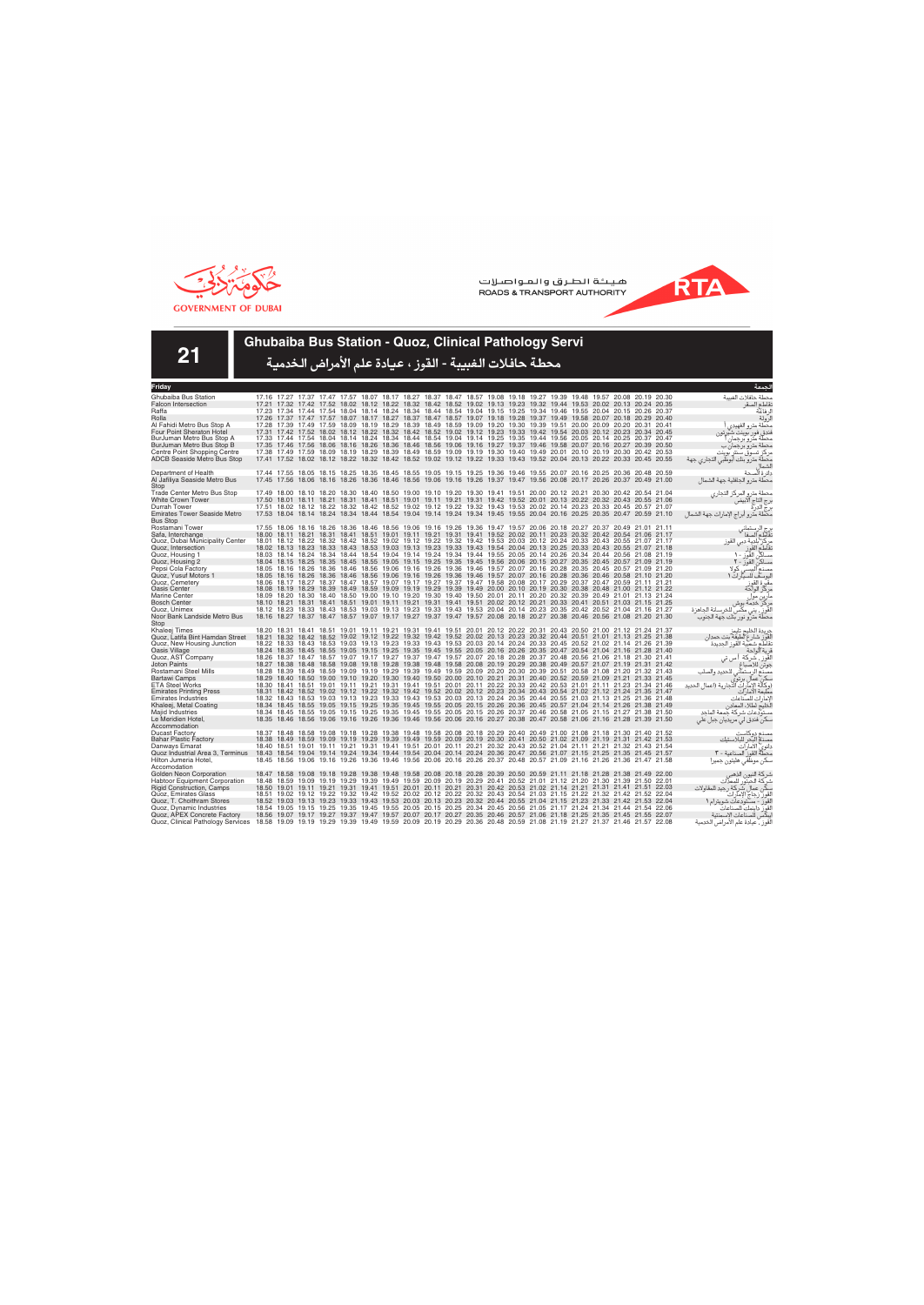GOVERNMENT OF DUBAI

هيئة الطرق والمواصلات
ROADS & TRANSPORT AUTHORITY

# 21

## Ghubaiba Bus Station - Quoz, Clinical Pathology Servi

## محطة حافلات الغبيبة - القوز ، عيادة علم الأمراض الخدمية

| Friday | | | | | | | | | | | | | | | | | | | | | | الجمعة |
|---|---|---|---|---|---|---|---|---|---|---|---|---|---|---|---|---|---|---|---|---|---|---|
| Ghubaiba Bus Station | 17.16 | 17.27 | 17.37 | 17.47 | 17.57 | 18.07 | 18.17 | 18.27 | 18.37 | 18.47 | 18.57 | 19.08 | 19.18 | 19.27 | 19.39 | 19.48 | 19.57 | 20.08 | 20.19 | 20.30 | | محطة حافلات الغبيبة |
| Falcon Intersection | 17.21 | 17.32 | 17.42 | 17.52 | 18.02 | 18.12 | 18.22 | 18.32 | 18.42 | 18.52 | 19.02 | 19.13 | 19.23 | 19.32 | 19.44 | 19.53 | 20.02 | 20.13 | 20.24 | 20.35 | | تقاطع الصقر |
| Raffa | 17.23 | 17.34 | 17.44 | 17.54 | 18.04 | 18.14 | 18.24 | 18.34 | 18.44 | 18.54 | 19.04 | 19.15 | 19.25 | 19.34 | 19.46 | 19.55 | 20.04 | 20.15 | 20.26 | 20.37 | | الرفاعة |
| Rolla | 17.26 | 17.37 | 17.47 | 17.57 | 18.07 | 18.17 | 18.27 | 18.37 | 18.47 | 18.57 | 19.07 | 19.18 | 19.28 | 19.37 | 19.49 | 19.58 | 20.07 | 20.18 | 20.29 | 20.40 | | الرولة |
| Al Fahidi Metro Bus Stop A | 17.28 | 17.39 | 17.49 | 17.59 | 18.09 | 18.19 | 18.29 | 18.39 | 18.49 | 18.59 | 19.09 | 19.20 | 19.30 | 19.39 | 19.51 | 20.00 | 20.09 | 20.20 | 20.31 | 20.41 | | محطة مترو الفهيدي ا |
| Four Point Sheraton Hotel | 17.31 | 17.42 | 17.52 | 18.02 | 18.12 | 18.22 | 18.32 | 18.42 | 18.52 | 19.02 | 19.12 | 19.23 | 19.33 | 19.42 | 19.54 | 20.03 | 20.12 | 20.23 | 20.34 | 20.45 | | فندق فور بوينت شيرتون |
| BurJuman Metro Bus Stop A | 17.33 | 17.44 | 17.54 | 18.04 | 18.14 | 18.24 | 18.34 | 18.44 | 18.54 | 19.04 | 19.14 | 19.25 | 19.35 | 19.44 | 19.56 | 20.05 | 20.14 | 20.25 | 20.37 | 20.47 | | محطة مترو برجمان ا |
| BurJuman Metro Bus Stop B | 17.35 | 17.46 | 17.56 | 18.06 | 18.16 | 18.26 | 18.36 | 18.46 | 18.56 | 19.06 | 19.16 | 19.27 | 19.37 | 19.46 | 19.58 | 20.07 | 20.16 | 20.27 | 20.39 | 20.50 | | محطة مترو برجمان ب |
| Centre Point Shopping Centre | 17.38 | 17.49 | 17.59 | 18.09 | 18.19 | 18.29 | 18.39 | 18.49 | 18.59 | 19.09 | 19.19 | 19.30 | 19.40 | 19.49 | 20.01 | 20.10 | 20.19 | 20.30 | 20.42 | 20.53 | | مركز تسوق سنتر بوينت |
| ADCB Seaside Metro Bus Stop | 17.41 | 17.52 | 18.02 | 18.12 | 18.22 | 18.32 | 18.42 | 18.52 | 19.02 | 19.12 | 19.22 | 19.33 | 19.43 | 19.52 | 20.04 | 20.13 | 20.22 | 20.33 | 20.45 | 20.55 | | محطة مترو بنك أبوظبي التجاري جهة الشمال |
| Department of Health | 17.44 | 17.55 | 18.05 | 18.15 | 18.25 | 18.35 | 18.45 | 18.55 | 19.05 | 19.15 | 19.25 | 19.36 | 19.46 | 19.55 | 20.07 | 20.16 | 20.25 | 20.36 | 20.48 | 20.59 | | دائرة الصحة |
| Al Jafiliya Seaside Metro Bus Stop | 17.45 | 17.56 | 18.06 | 18.16 | 18.26 | 18.36 | 18.46 | 18.56 | 19.06 | 19.16 | 19.26 | 19.37 | 19.47 | 19.56 | 20.08 | 20.17 | 20.26 | 20.37 | 20.49 | 21.00 | | محطة مترو الجافلية جهة الشمال |
| Trade Center Metro Bus Stop | 17.49 | 18.00 | 18.10 | 18.20 | 18.30 | 18.40 | 18.50 | 19.00 | 19.10 | 19.20 | 19.30 | 19.41 | 19.51 | 20.00 | 20.12 | 20.21 | 20.30 | 20.42 | 20.54 | 21.04 | | محطة مترو المركز التجاري |
| White Crown Tower | 17.50 | 18.01 | 18.11 | 18.21 | 18.31 | 18.41 | 18.51 | 19.01 | 19.11 | 19.21 | 19.31 | 19.42 | 19.52 | 20.01 | 20.13 | 20.22 | 20.32 | 20.43 | 20.55 | 21.06 | | برج التاج الأبيض |
| Durrah Tower | 17.51 | 18.02 | 18.12 | 18.22 | 18.32 | 18.42 | 18.52 | 19.02 | 19.12 | 19.22 | 19.32 | 19.43 | 19.53 | 20.02 | 20.14 | 20.23 | 20.33 | 20.45 | 20.57 | 21.07 | | برج الدرة |
| Emirates Tower Seaside Metro Bus Stop | 17.53 | 18.04 | 18.14 | 18.24 | 18.34 | 18.44 | 18.54 | 19.04 | 19.14 | 19.24 | 19.34 | 19.45 | 19.55 | 20.04 | 20.16 | 20.25 | 20.35 | 20.47 | 20.59 | 21.10 | | محطة مترو أبراج الإمارات جهة الشمال |
| Rostamani Tower | 17.55 | 18.06 | 18.16 | 18.26 | 18.36 | 18.46 | 18.56 | 19.06 | 19.16 | 19.26 | 19.36 | 19.47 | 19.57 | 20.06 | 20.18 | 20.27 | 20.37 | 20.49 | 21.01 | 21.11 | | برج الرستماني |
| Safa, Interchange | 18.00 | 18.11 | 18.21 | 18.31 | 18.41 | 18.51 | 19.01 | 19.11 | 19.21 | 19.31 | 19.41 | 19.52 | 20.02 | 20.11 | 20.23 | 20.32 | 20.42 | 20.54 | 21.06 | 21.17 | | تقاطع الصفا |
| Quoz, Dubai Municipality Center | 18.01 | 18.12 | 18.22 | 18.32 | 18.42 | 18.52 | 19.02 | 19.12 | 19.22 | 19.32 | 19.42 | 19.53 | 20.03 | 20.12 | 20.24 | 20.33 | 20.43 | 20.55 | 21.07 | 21.17 | | مركز بلدية دبي القوز |
| Quoz, Intersection | 18.02 | 18.13 | 18.23 | 18.33 | 18.43 | 18.53 | 19.03 | 19.13 | 19.23 | 19.33 | 19.43 | 19.54 | 20.04 | 20.13 | 20.25 | 20.33 | 20.43 | 20.55 | 21.07 | 21.18 | | تقاطع القوز |
| Quoz, Housing 1 | 18.03 | 18.14 | 18.24 | 18.34 | 18.44 | 18.54 | 19.04 | 19.14 | 19.24 | 19.34 | 19.44 | 19.55 | 20.05 | 20.14 | 20.26 | 20.34 | 20.44 | 20.56 | 21.08 | 21.19 | | مساكن القوز - ١ |
| Quoz, Housing 2 | 18.04 | 18.15 | 18.25 | 18.35 | 18.45 | 18.55 | 19.05 | 19.15 | 19.25 | 19.35 | 19.45 | 19.56 | 20.06 | 20.15 | 20.27 | 20.35 | 20.45 | 20.57 | 21.09 | 21.19 | | مساكن القوز - ٢ |
| Pepsi Cola Factory | 18.05 | 18.16 | 18.26 | 18.36 | 18.46 | 18.56 | 19.06 | 19.16 | 19.26 | 19.36 | 19.46 | 19.57 | 20.07 | 20.16 | 20.28 | 20.36 | 20.45 | 20.57 | 21.09 | 21.20 | | مصنع البيبسي كولا |
| Quoz, Yusuf Motors 1 | 18.05 | 18.16 | 18.26 | 18.36 | 18.46 | 18.56 | 19.06 | 19.16 | 19.26 | 19.36 | 19.46 | 19.57 | 20.07 | 20.16 | 20.28 | 20.36 | 20.46 | 20.58 | 21.10 | 21.20 | | اليوسف للسيارات ١ |
| Quoz, Cemetery | 18.06 | 18.17 | 18.27 | 18.37 | 18.47 | 18.57 | 19.07 | 19.17 | 19.27 | 19.37 | 19.47 | 19.58 | 20.08 | 20.17 | 20.29 | 20.37 | 20.47 | 20.59 | 21.11 | 21.21 | | مقبرة القوز |
| Oasis Center | 18.08 | 18.19 | 18.29 | 18.39 | 18.49 | 18.59 | 19.09 | 19.19 | 19.29 | 19.39 | 19.49 | 20.00 | 20.10 | 20.19 | 20.30 | 20.38 | 20.48 | 21.00 | 21.12 | 21.22 | | مركز الواحة |
| Marine Center | 18.09 | 18.20 | 18.30 | 18.40 | 18.50 | 19.00 | 19.10 | 19.20 | 19.30 | 19.40 | 19.50 | 20.01 | 20.11 | 20.20 | 20.32 | 20.39 | 20.49 | 21.01 | 21.13 | 21.24 | | مارين مول |
| Bosch Center | 18.10 | 18.21 | 18.31 | 18.41 | 18.51 | 19.01 | 19.11 | 19.21 | 19.31 | 19.41 | 19.51 | 20.02 | 20.12 | 20.21 | 20.33 | 20.41 | 20.51 | 21.03 | 21.15 | 21.25 | | مركز خدمة بوش |
| Quoz, Unimex | 18.12 | 18.23 | 18.33 | 18.43 | 18.53 | 19.03 | 19.13 | 19.23 | 19.33 | 19.43 | 19.53 | 20.04 | 20.14 | 20.23 | 20.35 | 20.42 | 20.52 | 21.04 | 21.16 | 21.27 | | القوز، يوني مكس للخرسانة الجاهزة |
| Noor Bank Landside Metro Bus Stop | 18.16 | 18.27 | 18.37 | 18.47 | 18.57 | 19.07 | 19.17 | 19.27 | 19.37 | 19.47 | 19.57 | 20.08 | 20.18 | 20.27 | 20.38 | 20.46 | 20.56 | 21.08 | 21.20 | 21.30 | | محطة مترو نور بنك جهة الجنوب |
| Khaleej Times | 18.20 | 18.31 | 18.41 | 18.51 | 19.01 | 19.11 | 19.21 | 19.31 | 19.41 | 19.51 | 20.01 | 20.12 | 20.22 | 20.31 | 20.43 | 20.50 | 21.00 | 21.12 | 21.24 | 21.37 | | جريدة الخليج تايمز |
| Quoz, Latifa Bint Hamdan Street | 18.21 | 18.32 | 18.42 | 18.52 | 19.02 | 19.12 | 19.22 | 19.32 | 19.42 | 19.52 | 20.02 | 20.13 | 20.23 | 20.32 | 20.44 | 20.51 | 21.01 | 21.13 | 21.25 | 21.38 | | القوز شارع لطيفة بنت حمدان |
| Quoz, New Housing Junction | 18.22 | 18.33 | 18.43 | 18.53 | 19.03 | 19.13 | 19.23 | 19.33 | 19.43 | 19.53 | 20.03 | 20.14 | 20.24 | 20.33 | 20.45 | 20.52 | 21.02 | 21.14 | 21.26 | 21.39 | | تقاطع شعبية القوز الجديدة |
| Oasis Village | 18.24 | 18.35 | 18.45 | 18.55 | 19.05 | 19.15 | 19.25 | 19.35 | 19.45 | 19.55 | 20.05 | 20.16 | 20.26 | 20.35 | 20.47 | 20.54 | 21.04 | 21.16 | 21.28 | 21.40 | | قرية الواحة |
| Quoz, AST Company | 18.26 | 18.37 | 18.47 | 18.57 | 19.07 | 19.17 | 19.27 | 19.37 | 19.47 | 19.57 | 20.07 | 20.18 | 20.28 | 20.37 | 20.48 | 20.56 | 21.06 | 21.18 | 21.30 | 21.41 | | القوز، شركة أ س تي |
| Joton Paints | 18.27 | 18.38 | 18.48 | 18.58 | 19.08 | 19.18 | 19.28 | 19.38 | 19.48 | 19.58 | 20.08 | 20.19 | 20.29 | 20.38 | 20.49 | 20.57 | 21.07 | 21.19 | 21.31 | 21.42 | | جوتن للأصباغ |
| Rostamani Steel Mills | 18.28 | 18.39 | 18.49 | 18.59 | 19.09 | 19.19 | 19.29 | 19.39 | 19.49 | 19.59 | 20.09 | 20.20 | 20.30 | 20.39 | 20.51 | 20.58 | 21.08 | 21.20 | 21.32 | 21.43 | | مصنع الرستماني للحديد والصلب |
| Bartawi Camps | 18.29 | 18.40 | 18.50 | 19.00 | 19.10 | 19.20 | 19.30 | 19.40 | 19.50 | 20.00 | 20.10 | 20.21 | 20.31 | 20.40 | 20.52 | 20.59 | 21.09 | 21.21 | 21.33 | 21.45 | | سكن عمال برطوي |
| ETA Steel Works | 18.30 | 18.41 | 18.51 | 19.01 | 19.11 | 19.21 | 19.31 | 19.41 | 19.51 | 20.01 | 20.11 | 20.22 | 20.33 | 20.42 | 20.53 | 21.01 | 21.11 | 21.23 | 21.34 | 21.46 | | (وكالة الإمارات التجارية (أعمال الحديد |
| Emirates Printing Press | 18.31 | 18.42 | 18.52 | 19.02 | 19.12 | 19.22 | 19.32 | 19.42 | 19.52 | 20.02 | 20.12 | 20.23 | 20.34 | 20.43 | 20.54 | 21.02 | 21.12 | 21.24 | 21.35 | 21.47 | | مطبعة الإمارات |
| Emirates Industries | 18.32 | 18.43 | 18.53 | 19.03 | 19.13 | 19.23 | 19.33 | 19.43 | 19.53 | 20.03 | 20.13 | 20.24 | 20.35 | 20.44 | 20.55 | 21.03 | 21.13 | 21.25 | 21.36 | 21.48 | | الإمارات للصناعات |
| Khaleej, Metal Coating | 18.34 | 18.45 | 18.55 | 19.05 | 19.15 | 19.25 | 19.35 | 19.45 | 19.55 | 20.05 | 20.15 | 20.26 | 20.36 | 20.45 | 20.57 | 21.04 | 21.14 | 21.26 | 21.38 | 21.49 | | الخليج لطلاء المعادن |
| Majid Industries | 18.34 | 18.45 | 18.55 | 19.05 | 19.15 | 19.25 | 19.35 | 19.45 | 19.55 | 20.05 | 20.15 | 20.26 | 20.37 | 20.46 | 20.58 | 21.05 | 21.15 | 21.27 | 21.38 | 21.50 | | مستودعات شركة جمعة الماجد |
| Le Meridien Hotel, Accommodation | 18.35 | 18.46 | 18.56 | 19.06 | 19.16 | 19.26 | 19.36 | 19.46 | 19.56 | 20.06 | 20.16 | 20.27 | 20.38 | 20.47 | 20.58 | 21.06 | 21.16 | 21.28 | 21.39 | 21.50 | | سكن فندق لي ميريدين جبل علي |
| Ducast Factory | 18.37 | 18.48 | 18.58 | 19.08 | 19.18 | 19.28 | 19.38 | 19.48 | 19.58 | 20.08 | 20.18 | 20.29 | 20.40 | 20.49 | 21.00 | 21.08 | 21.18 | 21.30 | 21.40 | 21.52 | | مصنع دوكاست |
| Bahar Plastic Factory | 18.38 | 18.49 | 18.59 | 19.09 | 19.19 | 19.29 | 19.39 | 19.49 | 19.59 | 20.09 | 20.19 | 20.30 | 20.41 | 20.50 | 21.02 | 21.09 | 21.19 | 21.31 | 21.42 | 21.53 | | مصنع البحر للبلاستيك |
| Danways Emarat | 18.40 | 18.51 | 19.01 | 19.11 | 19.21 | 19.31 | 19.41 | 19.51 | 20.01 | 20.11 | 20.21 | 20.32 | 20.43 | 20.52 | 21.04 | 21.11 | 21.21 | 21.32 | 21.43 | 21.54 | | دانوي امارات |
| Quoz Industrial Area 3, Terminus | 18.43 | 18.54 | 19.04 | 19.14 | 19.24 | 19.34 | 19.44 | 19.54 | 20.04 | 20.14 | 20.24 | 20.36 | 20.47 | 20.56 | 21.07 | 21.15 | 21.25 | 21.35 | 21.45 | 21.57 | | محطة القوز الصناعية - ٣ |
| Hilton Jumeria Hotel, Accomodation | 18.45 | 18.56 | 19.06 | 19.16 | 19.26 | 19.36 | 19.46 | 19.56 | 20.06 | 20.16 | 20.26 | 20.37 | 20.48 | 20.57 | 21.09 | 21.16 | 21.26 | 21.36 | 21.47 | 21.58 | | سكن موظفي هيلتون جميرا |
| Golden Neon Corporation | 18.47 | 18.58 | 19.08 | 19.18 | 19.28 | 19.38 | 19.48 | 19.58 | 20.08 | 20.18 | 20.28 | 20.39 | 20.50 | 20.59 | 21.11 | 21.18 | 21.28 | 21.38 | 21.49 | 22.00 | | شركة النيون الذهبي |
| Habtoor Equipment Corporation | 18.48 | 18.59 | 19.09 | 19.19 | 19.29 | 19.39 | 19.49 | 19.59 | 20.09 | 20.19 | 20.29 | 20.41 | 20.52 | 21.01 | 21.12 | 21.20 | 21.30 | 21.39 | 21.50 | 22.01 | | شركة الحبتور للمعدات |
| Rigid Construction, Camps | 18.50 | 19.01 | 19.11 | 19.21 | 19.31 | 19.41 | 19.51 | 20.01 | 20.11 | 20.21 | 20.31 | 20.42 | 20.53 | 21.02 | 21.14 | 21.21 | 21.31 | 21.41 | 21.51 | 22.03 | | سكن عمال شركة رجيد للمقاولات |
| Quoz, Emirates Glass | 18.51 | 19.02 | 19.12 | 19.22 | 19.32 | 19.42 | 19.52 | 20.02 | 20.12 | 20.22 | 20.32 | 20.43 | 20.54 | 21.03 | 21.15 | 21.22 | 21.32 | 21.42 | 21.52 | 22.04 | | القوز زجاج الإمارات |
| Quoz, T. Choithram Stores | 18.52 | 19.03 | 19.13 | 19.23 | 19.33 | 19.43 | 19.53 | 20.03 | 20.13 | 20.23 | 20.32 | 20.44 | 20.55 | 21.04 | 21.15 | 21.23 | 21.33 | 21.42 | 21.53 | 22.04 | | القوز، مستودعات شويترام ١ |
| Quoz, Dynamic Industries | 18.54 | 19.05 | 19.15 | 19.25 | 19.35 | 19.45 | 19.55 | 20.05 | 20.15 | 20.25 | 20.34 | 20.45 | 20.56 | 21.05 | 21.17 | 21.24 | 21.34 | 21.44 | 21.54 | 22.06 | | القوز داينمك للصناعات |
| Quoz, APEX Concrete Factory | 18.56 | 19.07 | 19.17 | 19.27 | 19.37 | 19.47 | 19.57 | 20.07 | 20.17 | 20.27 | 20.35 | 20.46 | 20.57 | 21.06 | 21.18 | 21.25 | 21.35 | 21.45 | 21.55 | 22.07 | | ابيكس للمنتجات الاسمنتية |
| Quoz, Clinical Pathology Services | 18.58 | 19.09 | 19.19 | 19.29 | 19.39 | 19.49 | 19.59 | 20.09 | 20.19 | 20.29 | 20.36 | 20.48 | 20.59 | 21.08 | 21.19 | 21.27 | 21.37 | 21.46 | 21.57 | 22.08 | | القوز، عيادة علم الأمراض الخدمية |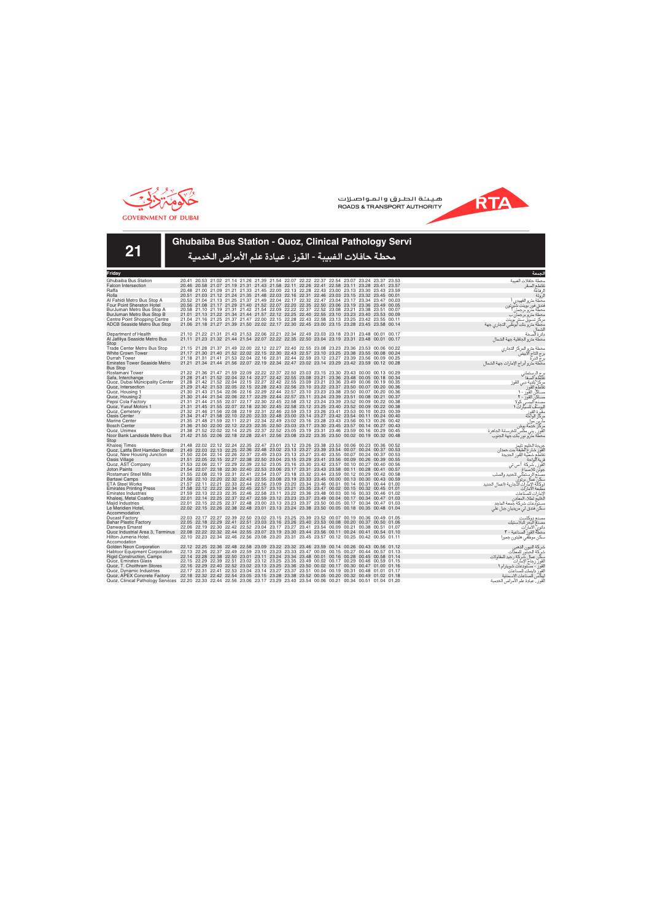هيئة الطرق والمواصلات
ROADS & TRANSPORT AUTHORITY

GOVERNMENT OF DUBAI

# 21

## Ghubaiba Bus Station - Quoz, Clinical Pathology Servi

## محطة حافلات الغبيبة - القوز ، عيادة علم الأمراض الخدمية

| Friday | | | | | | | | | | | | | | | الجمعة |
|---|---|---|---|---|---|---|---|---|---|---|---|---|---|---|---|
| Ghubaiba Bus Station | 20.41 | 20.53 | 21.02 | 21.14 | 21.26 | 21.39 | 21.54 | 22.07 | 22.22 | 22.37 | 22.54 | 23.07 | 23.24 | 23.37 | 23.53 | محطة حافلات الغبيبة |
| Falcon Intersection | 20.46 | 20.58 | 21.07 | 21.19 | 21.31 | 21.43 | 21.58 | 22.11 | 22.26 | 22.41 | 22.58 | 23.11 | 23.28 | 23.41 | 23.57 | تقاطع الصقر |
| Raffa | 20.48 | 21.00 | 21.09 | 21.21 | 21.33 | 21.45 | 22.00 | 22.13 | 22.28 | 22.43 | 23.00 | 23.13 | 23.30 | 23.43 | 23.59 | الرفاعة |
| Rolla | 20.51 | 21.03 | 21.12 | 21.24 | 21.35 | 21.48 | 22.03 | 22.16 | 22.31 | 22.46 | 23.03 | 23.15 | 23.32 | 23.45 | 00.01 | الرولة |
| Al Fahidi Metro Bus Stop A | 20.52 | 21.04 | 21.13 | 21.25 | 21.37 | 21.49 | 22.04 | 22.17 | 22.32 | 22.47 | 23.04 | 23.17 | 23.34 | 23.47 | 00.03 | محطة مترو الفهيدي أ |
| Four Point Sheraton Hotel | 20.56 | 21.08 | 21.17 | 21.29 | 21.40 | 21.52 | 22.07 | 22.20 | 22.35 | 22.50 | 23.06 | 23.19 | 23.36 | 23.49 | 00.05 | فندق فور بوينت شيرتون |
| BurJuman Metro Bus Stop A | 20.58 | 21.10 | 21.19 | 21.31 | 21.42 | 21.54 | 22.09 | 22.22 | 22.37 | 22.52 | 23.08 | 23.21 | 23.38 | 23.51 | 00.07 | محطة مترو برجمان أ |
| BurJuman Metro Bus Stop B | 21.01 | 21.13 | 21.22 | 21.34 | 21.44 | 21.57 | 22.12 | 22.25 | 22.40 | 22.55 | 23.10 | 23.23 | 23.40 | 23.53 | 00.09 | محطة مترو برجمان ب |
| Centre Point Shopping Centre | 21.04 | 21.16 | 21.25 | 21.37 | 21.47 | 22.00 | 22.15 | 22.28 | 22.43 | 22.58 | 23.13 | 23.25 | 23.42 | 23.55 | 00.11 | مركز تسوق سنتر بوينت |
| ADCB Seaside Metro Bus Stop | 21.06 | 21.18 | 21.27 | 21.39 | 21.50 | 22.02 | 22.17 | 22.30 | 22.45 | 23.00 | 23.15 | 23.28 | 23.45 | 23.58 | 00.14 | محطة مترو بنك أبوظبي التجاري جهة الشاطئ |
| Department of Health | 21.10 | 21.22 | 21.31 | 21.43 | 21.53 | 22.06 | 22.21 | 22.34 | 22.49 | 23.03 | 23.18 | 23.31 | 23.48 | 00.01 | 00.17 | دائرة الصحة |
| Al Jafiliya Seaside Metro Bus Stop | 21.11 | 21.23 | 21.32 | 21.44 | 21.54 | 22.07 | 22.22 | 22.35 | 22.50 | 23.04 | 23.19 | 23.31 | 23.48 | 00.01 | 00.17 | محطة مترو الجافلية جهة الشمال |
| Trade Center Metro Bus Stop | 21.15 | 21.28 | 21.37 | 21.49 | 22.00 | 22.12 | 22.27 | 22.40 | 22.55 | 23.08 | 23.23 | 23.36 | 23.53 | 00.06 | 00.22 | محطة مترو المركز التجاري |
| White Crown Tower | 21.17 | 21.30 | 21.40 | 21.52 | 22.02 | 22.15 | 22.30 | 22.43 | 22.57 | 23.10 | 23.25 | 23.38 | 23.55 | 00.08 | 00.24 | برج التاج الأبيض |
| Durrah Tower | 21.18 | 21.31 | 21.41 | 21.53 | 22.04 | 22.16 | 22.31 | 22.44 | 22.59 | 23.12 | 23.27 | 23.39 | 23.56 | 00.09 | 00.25 | برج الدرة |
| Emirates Tower Seaside Metro Bus Stop | 21.21 | 21.34 | 21.44 | 21.56 | 22.07 | 22.19 | 22.34 | 22.47 | 23.02 | 23.14 | 23.29 | 23.42 | 23.59 | 00.12 | 00.28 | محطة مترو ابراج الإمارات جهة الشمال |
| Rostamani Tower | 21.22 | 21.36 | 21.47 | 21.59 | 22.09 | 22.22 | 22.37 | 22.50 | 23.03 | 23.15 | 23.30 | 23.43 | 00.00 | 00.13 | 00.29 | برج الرستماني |
| Safa, Interchange | 21.28 | 21.41 | 21.52 | 22.04 | 22.14 | 22.27 | 22.42 | 22.55 | 23.08 | 23.21 | 23.36 | 23.48 | 00.05 | 00.18 | 00.34 | تقاطع الصفا |
| Quoz, Dubai Municipality Center | 21.28 | 21.42 | 21.52 | 22.04 | 22.15 | 22.27 | 22.42 | 22.55 | 23.09 | 23.21 | 23.36 | 23.49 | 00.06 | 00.19 | 00.35 | مركز بلدية دبي القوز |
| Quoz, Intersection | 21.29 | 21.42 | 21.53 | 22.05 | 22.15 | 22.28 | 22.43 | 22.56 | 23.10 | 23.22 | 23.37 | 23.50 | 00.07 | 00.20 | 00.36 | تقاطع القوز |
| Quoz, Housing 1 | 21.30 | 21.43 | 21.54 | 22.06 | 22.16 | 22.29 | 22.44 | 22.57 | 23.10 | 23.23 | 23.38 | 23.50 | 00.07 | 00.20 | 00.36 | مساكن القوز - ١ |
| Quoz, Housing 2 | 21.30 | 21.44 | 21.54 | 22.06 | 22.17 | 22.29 | 22.44 | 22.57 | 23.11 | 23.24 | 23.39 | 23.51 | 00.08 | 00.21 | 00.37 | مساكن القوز - ٢ |
| Pepsi Cola Factory | 21.31 | 21.44 | 21.55 | 22.07 | 22.17 | 22.30 | 22.45 | 22.58 | 23.12 | 23.24 | 23.39 | 23.52 | 00.09 | 00.22 | 00.38 | مصنع البيبسي كولا |
| Quoz, Yusuf Motors 1 | 21.31 | 21.45 | 21.55 | 22.07 | 22.18 | 22.30 | 22.45 | 22.58 | 23.12 | 23.25 | 23.40 | 23.52 | 00.09 | 00.22 | 00.38 | اليوسف للسيارات ١ |
| Quoz, Cemetery | 21.32 | 21.46 | 21.56 | 22.08 | 22.19 | 22.31 | 22.46 | 22.59 | 23.13 | 23.26 | 23.41 | 23.53 | 00.10 | 00.23 | 00.39 | مقبرة القوز |
| Oasis Center | 21.34 | 21.47 | 21.58 | 22.10 | 22.20 | 22.33 | 22.48 | 23.00 | 23.14 | 23.27 | 23.42 | 23.54 | 00.11 | 00.24 | 00.40 | مركز الواحة |
| Marine Center | 21.35 | 21.48 | 21.59 | 22.11 | 22.21 | 22.34 | 22.49 | 23.02 | 23.16 | 23.28 | 23.43 | 23.56 | 00.13 | 00.26 | 00.42 | مارين سنتر |
| Bosch Center | 21.36 | 21.50 | 22.00 | 22.12 | 22.23 | 22.35 | 22.50 | 23.03 | 23.17 | 23.30 | 23.45 | 23.57 | 00.14 | 00.27 | 00.43 | مركز جمعة بوش |
| Quoz, Unimex | 21.38 | 21.52 | 22.02 | 22.14 | 22.25 | 22.37 | 22.52 | 23.05 | 23.19 | 23.31 | 23.46 | 23.59 | 00.16 | 00.29 | 00.45 | القوز، يونيمكس للخرسانة الجاهزة |
| Noor Bank Landside Metro Bus Stop | 21.42 | 21.55 | 22.06 | 22.18 | 22.28 | 22.41 | 22.56 | 23.08 | 23.22 | 23.35 | 23.50 | 00.02 | 00.19 | 00.32 | 00.48 | محطة مترو نور بنك جهة الجنوب |
| Khaleej Times | 21.48 | 22.02 | 22.12 | 22.24 | 22.35 | 22.47 | 23.01 | 23.12 | 23.26 | 23.38 | 23.53 | 00.06 | 00.23 | 00.36 | 00.52 | جريدة الخليج تايمز |
| Quoz, Latifa Bint Hamdan Street | 21.49 | 22.03 | 22.13 | 22.25 | 22.36 | 22.48 | 23.02 | 23.13 | 23.27 | 23.39 | 23.54 | 00.07 | 00.24 | 00.37 | 00.53 | القوز شارع لطيفة بنت حمدان |
| Quoz, New Housing Junction | 21.50 | 22.04 | 22.14 | 22.26 | 22.37 | 22.49 | 23.03 | 23.13 | 23.27 | 23.40 | 23.55 | 00.07 | 00.24 | 00.37 | 00.53 | تقاطع شعبية القوز الجديدة |
| Oasis Village | 21.51 | 22.05 | 22.15 | 22.27 | 22.38 | 22.50 | 23.04 | 23.15 | 23.29 | 23.41 | 23.56 | 00.09 | 00.26 | 00.39 | 00.55 | قرية الواحة |
| Quoz, AST Company | 21.53 | 22.06 | 22.17 | 22.29 | 22.39 | 22.52 | 23.05 | 23.16 | 23.30 | 23.42 | 23.57 | 00.10 | 00.27 | 00.40 | 00.56 | القوز ، شركة أ س تي |
| Joton Paints | 21.54 | 22.07 | 22.18 | 22.30 | 22.40 | 22.53 | 23.06 | 23.17 | 23.31 | 23.43 | 23.58 | 00.11 | 00.28 | 00.41 | 00.57 | جوتن للأصباغ |
| Rostamani Steel Mills | 21.55 | 22.08 | 22.19 | 22.31 | 22.41 | 22.54 | 23.07 | 23.18 | 23.32 | 23.44 | 23.59 | 00.12 | 00.29 | 00.42 | 00.58 | مصنع الرستماني للحديد والصلب |
| Bartawi Camps | 21.56 | 22.10 | 22.20 | 22.32 | 22.43 | 22.55 | 23.08 | 23.19 | 23.33 | 23.45 | 00.00 | 00.13 | 00.30 | 00.43 | 00.59 | سكن عمال برتوي |
| ETA Steel Works | 21.57 | 22.11 | 22.21 | 22.33 | 22.44 | 22.56 | 23.09 | 23.20 | 23.34 | 23.46 | 00.01 | 00.14 | 00.31 | 00.44 | 01.00 | (وكالة الإمارات التجارية (اعمال الحديد |
| Emirates Printing Press | 21.58 | 22.12 | 22.22 | 22.34 | 22.45 | 22.57 | 23.10 | 23.21 | 23.35 | 23.47 | 00.02 | 00.15 | 00.32 | 00.45 | 01.01 | مطبعة الإمارات |
| Emirates Industries | 21.59 | 22.13 | 22.23 | 22.35 | 22.46 | 22.58 | 23.11 | 23.22 | 23.36 | 23.48 | 00.03 | 00.16 | 00.33 | 00.46 | 01.02 | الإمارات للصناعات |
| Khaleej, Metal Coating | 22.01 | 22.14 | 22.25 | 22.37 | 22.47 | 22.59 | 23.12 | 23.23 | 23.37 | 23.49 | 00.04 | 00.17 | 00.34 | 00.47 | 01.03 | الخليج لطلاء المعادن |
| Majid Industries | 22.01 | 22.15 | 22.25 | 22.37 | 22.48 | 23.00 | 23.13 | 23.23 | 23.37 | 23.50 | 00.05 | 00.17 | 00.34 | 00.47 | 01.03 | مستودعات شركة جمعة الماجد |
| Le Meridien Hotel, Accomodation | 22.02 | 22.15 | 22.26 | 22.38 | 22.48 | 23.01 | 23.13 | 23.24 | 23.38 | 23.50 | 00.05 | 00.18 | 00.35 | 00.48 | 01.04 | سكن فندق لي ميريديان جبل علي |
| Ducast Factory | 22.03 | 22.17 | 22.27 | 22.39 | 22.50 | 23.02 | 23.15 | 23.25 | 23.39 | 23.52 | 00.07 | 00.19 | 00.36 | 00.49 | 01.05 | مصنع دوكاست |
| Bahar Plastic Factory | 22.05 | 22.18 | 22.29 | 22.41 | 22.51 | 23.03 | 23.16 | 23.26 | 23.40 | 23.53 | 00.08 | 00.20 | 00.37 | 00.50 | 01.06 | مصنع البحر للبلاستيك |
| Danways Emarat | 22.06 | 22.19 | 22.30 | 22.42 | 22.52 | 23.04 | 23.17 | 23.27 | 23.41 | 23.54 | 00.09 | 00.21 | 00.38 | 00.51 | 01.07 | داوي الامارات |
| Quoz Industrial Area 3, Terminus | 22.08 | 22.22 | 22.32 | 22.44 | 22.55 | 23.07 | 23.19 | 23.30 | 23.44 | 23.56 | 00.11 | 00.24 | 00.41 | 00.54 | 01.10 | محطة القوز الصناعية - ٣ |
| Hilton Jumeira Hotel, Accomodation | 22.10 | 22.23 | 22.34 | 22.46 | 22.56 | 23.08 | 23.20 | 23.31 | 23.45 | 23.57 | 00.12 | 00.25 | 00.42 | 00.55 | 01.11 | سكن موظفي هيلتون جميرا |
| Golden Neon Corporation | 22.12 | 22.25 | 22.36 | 22.48 | 22.58 | 23.09 | 23.22 | 23.32 | 23.46 | 23.59 | 00.14 | 00.26 | 00.43 | 00.56 | 01.12 | شركة النيون الذهبي |
| Habtoor Equipment Corporation | 22.13 | 22.26 | 22.37 | 22.49 | 22.59 | 23.10 | 23.23 | 23.33 | 23.47 | 00.00 | 00.15 | 00.27 | 00.44 | 00.57 | 01.13 | شركة الحبتور للمعدات |
| Rigid Construction, Camps | 22.14 | 22.28 | 22.38 | 22.50 | 23.01 | 23.11 | 23.24 | 23.34 | 23.48 | 00.01 | 00.16 | 00.28 | 00.45 | 00.58 | 01.14 | سكن عمال شركة رجيد للمقاولات |
| Quoz, Emirates Glass | 22.15 | 22.29 | 22.39 | 22.51 | 23.02 | 23.12 | 23.25 | 23.35 | 23.49 | 00.02 | 00.17 | 00.29 | 00.46 | 00.59 | 01.15 | القوز زجاج الإمارات |
| Quoz, T. Choithram Stores | 22.16 | 22.29 | 22.40 | 22.52 | 23.02 | 23.13 | 23.26 | 23.36 | 23.50 | 00.02 | 00.17 | 00.30 | 00.47 | 01.00 | 01.16 | القوز - مستودعات شويترام ١ |
| Quoz, Dynamic Industries | 22.17 | 22.31 | 22.41 | 22.53 | 23.04 | 23.14 | 23.27 | 23.37 | 23.51 | 00.04 | 00.19 | 00.31 | 00.48 | 01.01 | 01.17 | القوز داينمك للصناعات |
| Quoz, APEX Concrete Factory | 22.18 | 22.32 | 22.42 | 22.54 | 23.05 | 23.15 | 23.28 | 23.38 | 23.52 | 00.05 | 00.20 | 00.32 | 00.49 | 01.02 | 01.18 | ابيكس للصناعات الإسمنتية |
| Quoz, Clinical Pathology Services | 22.20 | 22.33 | 22.44 | 22.56 | 23.06 | 23.17 | 23.29 | 23.40 | 23.54 | 00.06 | 00.21 | 00.34 | 00.51 | 01.04 | 01.20 | القوز، عيادة علم الأمراض الخدمية |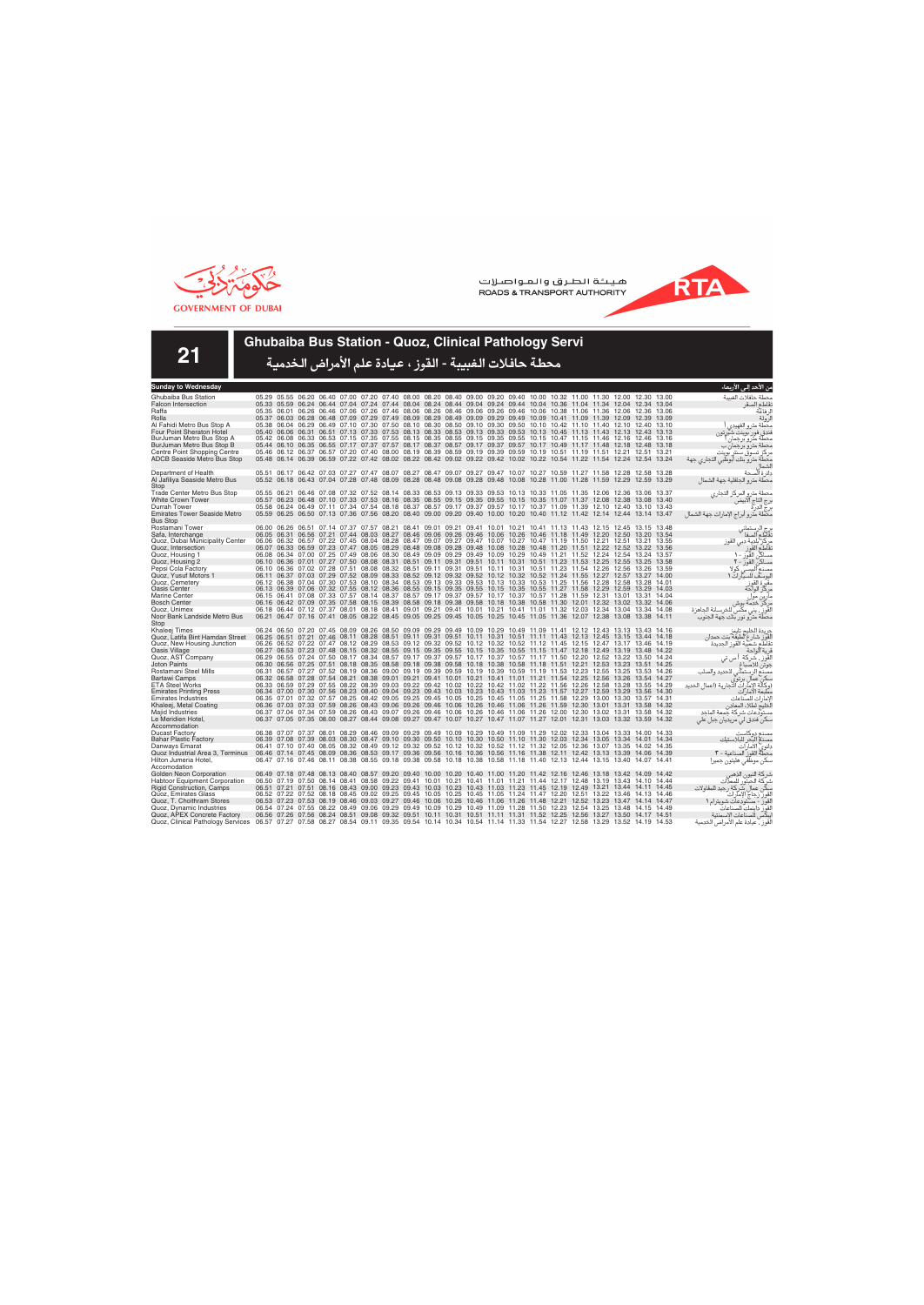هيئة الطرق والمواصلات
ROADS & TRANSPORT AUTHORITY

GOVERNMENT OF DUBAI

# 21

## Ghubaiba Bus Station - Quoz, Clinical Pathology Servi

## محطة حافلات الغبيبة - القوز ، عيادة علم الأمراض الخدمية

| Sunday to Wednesday | | | | | | | | | | | | | | | | | | | | | | من الأحد إلى الأربعاء |
|---|---|---|---|---|---|---|---|---|---|---|---|---|---|---|---|---|---|---|---|---|---|---|
| Ghubaiba Bus Station | 05.29 | 05.55 | 06.20 | 06.40 | 07.00 | 07.20 | 07.40 | 08.00 | 08.20 | 08.40 | 09.00 | 09.20 | 09.40 | 10.00 | 10.32 | 11.00 | 11.30 | 12.00 | 12.30 | 13.00 | | محطة حافلات الغبيبة |
| Falcon Intersection | 05.33 | 05.59 | 06.24 | 06.44 | 07.04 | 07.24 | 07.44 | 08.04 | 08.24 | 08.44 | 09.04 | 09.24 | 09.44 | 10.04 | 10.36 | 11.04 | 11.34 | 12.04 | 12.34 | 13.04 | | تقاطع الصقر |
| Raffa | 05.35 | 06.01 | 06.26 | 06.46 | 07.06 | 07.26 | 07.46 | 08.06 | 08.26 | 08.46 | 09.06 | 09.26 | 09.46 | 10.06 | 10.38 | 11.06 | 11.36 | 12.06 | 12.36 | 13.06 | | الرفاعة |
| Rolla | 05.37 | 06.03 | 06.28 | 06.48 | 07.09 | 07.29 | 07.49 | 08.09 | 08.29 | 08.49 | 09.09 | 09.29 | 09.49 | 10.09 | 10.41 | 11.09 | 11.39 | 12.09 | 12.39 | 13.09 | | الرولة |
| Al Fahidi Metro Bus Stop A | 05.38 | 06.04 | 06.29 | 06.49 | 07.10 | 07.30 | 07.50 | 08.10 | 08.30 | 08.50 | 09.10 | 09.30 | 09.50 | 10.10 | 10.42 | 11.10 | 11.40 | 12.10 | 12.40 | 13.10 | | محطة مترو الفهيدي أ |
| Four Point Sheraton Hotel | 05.40 | 06.06 | 06.31 | 06.51 | 07.13 | 07.33 | 07.53 | 08.13 | 08.33 | 08.53 | 09.13 | 09.33 | 09.53 | 10.13 | 10.45 | 11.13 | 11.43 | 12.13 | 12.43 | 13.13 | | فندق فور بوينت شيرتون |
| BurJuman Metro Bus Stop A | 05.42 | 06.08 | 06.33 | 06.53 | 07.15 | 07.35 | 07.55 | 08.15 | 08.35 | 08.55 | 09.15 | 09.35 | 09.55 | 10.15 | 10.47 | 11.15 | 11.46 | 12.16 | 12.46 | 13.16 | | محطة مترو برجمان أ |
| BurJuman Metro Bus Stop B | 05.44 | 06.10 | 06.35 | 06.55 | 07.17 | 07.37 | 07.57 | 08.17 | 08.37 | 08.57 | 09.17 | 09.37 | 09.57 | 10.17 | 10.49 | 11.17 | 11.48 | 12.18 | 12.48 | 13.18 | | محطة مترو برجمان ب |
| Centre Point Shopping Centre | 05.46 | 06.12 | 06.37 | 06.57 | 07.20 | 07.40 | 08.00 | 08.19 | 08.39 | 08.59 | 09.19 | 09.39 | 09.59 | 10.19 | 10.51 | 11.19 | 11.51 | 12.21 | 12.51 | 13.21 | | مركز تسوق سنتر بوينت |
| ADCB Seaside Metro Bus Stop | 05.48 | 06.14 | 06.39 | 06.59 | 07.22 | 07.42 | 08.02 | 08.22 | 08.42 | 09.02 | 09.22 | 09.42 | 10.02 | 10.22 | 10.54 | 11.22 | 11.54 | 12.24 | 12.54 | 13.24 | | محطة مترو بنك أبوظبي التجاري جهة الشمال |
| Department of Health | 05.51 | 06.17 | 06.42 | 07.03 | 07.27 | 07.47 | 08.07 | 08.27 | 08.47 | 09.07 | 09.27 | 09.47 | 10.07 | 10.27 | 10.59 | 11.27 | 11.58 | 12.28 | 12.58 | 13.28 | | دائرة الصحة |
| Al Jafiliya Seaside Metro Bus Stop | 05.52 | 06.18 | 06.43 | 07.04 | 07.28 | 07.48 | 08.09 | 08.28 | 08.48 | 09.08 | 09.28 | 09.48 | 10.08 | 10.28 | 11.00 | 11.28 | 11.59 | 12.29 | 12.59 | 13.29 | | محطة مترو الجافلية جهة الشمال |
| Trade Center Metro Bus Stop | 05.55 | 06.21 | 06.46 | 07.08 | 07.32 | 07.52 | 08.14 | 08.33 | 08.53 | 09.13 | 09.33 | 09.53 | 10.13 | 10.33 | 11.05 | 11.35 | 12.06 | 12.36 | 13.06 | 13.37 | | محطة مترو المركز التجاري |
| White Crown Tower | 05.57 | 06.23 | 06.48 | 07.10 | 07.33 | 07.53 | 08.16 | 08.35 | 08.55 | 09.15 | 09.35 | 09.55 | 10.15 | 10.35 | 11.07 | 11.37 | 12.08 | 12.38 | 13.08 | 13.40 | | برج التاج الأبيض |
| Durrah Tower | 05.58 | 06.24 | 06.49 | 07.11 | 07.34 | 07.54 | 08.18 | 08.37 | 08.57 | 09.17 | 09.37 | 09.57 | 10.17 | 10.37 | 11.09 | 11.39 | 12.10 | 12.40 | 13.10 | 13.43 | | برج الدرة |
| Emirates Tower Seaside Metro Bus Stop | 05.59 | 06.25 | 06.50 | 07.13 | 07.36 | 07.56 | 08.20 | 08.40 | 09.00 | 09.20 | 09.40 | 10.00 | 10.20 | 10.40 | 11.12 | 11.42 | 12.14 | 12.44 | 13.14 | 13.47 | | محطة مترو أبراج الإمارات جهة الشمال |
| Rostamani Tower | 06.00 | 06.26 | 06.51 | 07.14 | 07.37 | 07.57 | 08.21 | 08.41 | 09.01 | 09.21 | 09.41 | 10.01 | 10.21 | 10.41 | 11.13 | 11.43 | 12.15 | 12.45 | 13.15 | 13.48 | | برج الرستماني |
| Safa, Interchange | 06.05 | 06.31 | 06.56 | 07.21 | 07.44 | 08.03 | 08.27 | 08.46 | 09.06 | 09.26 | 09.46 | 10.06 | 10.26 | 10.46 | 11.18 | 11.49 | 12.20 | 12.50 | 13.20 | 13.54 | | تقاطع الصفا |
| Quoz, Dubai Municipality Center | 06.06 | 06.32 | 06.57 | 07.22 | 07.45 | 08.04 | 08.28 | 08.47 | 09.07 | 09.27 | 09.47 | 10.07 | 10.27 | 10.47 | 11.19 | 11.50 | 12.21 | 12.51 | 13.21 | 13.55 | | مركز بلدية دبي القوز |
| Quoz, Intersection | 06.07 | 06.33 | 06.59 | 07.23 | 07.47 | 08.05 | 08.29 | 08.48 | 09.08 | 09.28 | 09.48 | 10.08 | 10.28 | 10.48 | 11.20 | 11.51 | 12.22 | 12.52 | 13.22 | 13.56 | | تقاطع القوز |
| Quoz, Housing 1 | 06.08 | 06.34 | 07.00 | 07.25 | 07.49 | 08.06 | 08.30 | 08.49 | 09.09 | 09.29 | 09.49 | 10.09 | 10.29 | 10.49 | 11.21 | 11.52 | 12.24 | 12.54 | 13.24 | 13.57 | | مساكن القوز ١ |
| Quoz, Housing 2 | 06.10 | 06.36 | 07.01 | 07.27 | 07.50 | 08.08 | 08.31 | 08.51 | 09.11 | 09.31 | 09.51 | 10.11 | 10.31 | 10.51 | 11.23 | 11.53 | 12.25 | 12.55 | 13.25 | 13.58 | | مساكن القوز ٢ |
| Pepsi Cola Factory | 06.10 | 06.36 | 07.02 | 07.28 | 07.51 | 08.08 | 08.32 | 08.51 | 09.11 | 09.31 | 09.51 | 10.11 | 10.31 | 10.51 | 11.23 | 11.54 | 12.26 | 12.56 | 13.26 | 13.59 | | مصنع بيبسي كولا |
| Quoz, Yusuf Motors 1 | 06.11 | 06.37 | 07.03 | 07.29 | 07.52 | 08.09 | 08.33 | 08.52 | 09.12 | 09.32 | 09.52 | 10.12 | 10.32 | 10.52 | 11.24 | 11.55 | 12.27 | 12.57 | 13.27 | 14.00 | | اليوسف للسيارات ١ |
| Quoz, Cemetery | 06.12 | 06.38 | 07.04 | 07.30 | 07.53 | 08.10 | 08.34 | 08.53 | 09.13 | 09.33 | 09.53 | 10.13 | 10.33 | 10.53 | 11.25 | 11.56 | 12.28 | 12.58 | 13.28 | 14.01 | | مقبرة القوز |
| Oasis Center | 06.13 | 06.39 | 07.06 | 07.32 | 07.55 | 08.12 | 08.36 | 08.55 | 09.15 | 09.35 | 09.55 | 10.15 | 10.35 | 10.55 | 11.27 | 11.58 | 12.29 | 12.59 | 13.29 | 14.03 | | مركز الواحة |
| Marine Center | 06.15 | 06.41 | 07.08 | 07.33 | 07.57 | 08.14 | 08.37 | 08.57 | 09.17 | 09.37 | 09.57 | 10.17 | 10.37 | 10.57 | 11.28 | 11.59 | 12.31 | 13.01 | 13.31 | 14.04 | | مارين سنتر |
| Bosch Center | 06.16 | 06.42 | 07.09 | 07.35 | 07.58 | 08.15 | 08.39 | 08.58 | 09.18 | 09.38 | 09.58 | 10.18 | 10.38 | 10.58 | 11.30 | 12.01 | 12.32 | 13.02 | 13.32 | 14.06 | | مركز جمعة بوش |
| Quoz, Unimex | 06.18 | 06.44 | 07.12 | 07.37 | 08.01 | 08.18 | 08.41 | 09.01 | 09.21 | 09.41 | 10.01 | 10.21 | 10.41 | 11.01 | 11.32 | 12.03 | 12.34 | 13.04 | 13.34 | 14.08 | | القوز، يني مكس للخرسانة الجاهزة |
| Noor Bank Landside Metro Bus Stop | 06.21 | 06.47 | 07.16 | 07.41 | 08.05 | 08.22 | 08.45 | 09.05 | 09.25 | 09.45 | 10.05 | 10.25 | 10.45 | 11.05 | 11.36 | 12.07 | 12.38 | 13.08 | 13.38 | 14.11 | | محطة مترو نور بنك جهة الجنوب |
| Khaleej Times | 06.24 | 06.50 | 07.20 | 07.45 | 08.09 | 08.26 | 08.50 | 09.09 | 09.29 | 09.49 | 10.09 | 10.29 | 10.49 | 11.09 | 11.41 | 12.12 | 12.43 | 13.13 | 13.43 | 14.16 | | جريدة الخليج تايمز |
| Quoz, Latifa Bint Hamdan Street | 06.25 | 06.51 | 07.21 | 07.46 | 08.11 | 08.28 | 08.51 | 09.11 | 09.31 | 09.51 | 10.11 | 10.31 | 10.51 | 11.11 | 11.43 | 12.13 | 12.45 | 13.15 | 13.44 | 14.18 | | القوز شارع لطيفة بنت حمدان |
| Quoz, New Housing Junction | 06.26 | 06.52 | 07.22 | 07.47 | 08.12 | 08.29 | 08.53 | 09.12 | 09.32 | 09.52 | 10.12 | 10.32 | 10.52 | 11.12 | 11.45 | 12.15 | 12.47 | 13.17 | 13.46 | 14.19 | | تقاطع شعبية القوز الجديدة |
| Oasis Village | 06.27 | 06.53 | 07.23 | 07.48 | 08.15 | 08.32 | 08.55 | 09.15 | 09.35 | 09.55 | 10.15 | 10.35 | 10.55 | 11.15 | 11.47 | 12.18 | 12.49 | 13.19 | 13.48 | 14.22 | | قرية الواحة |
| Quoz, AST Company | 06.29 | 06.55 | 07.24 | 07.50 | 08.17 | 08.34 | 08.57 | 09.17 | 09.37 | 09.57 | 10.17 | 10.37 | 10.57 | 11.17 | 11.50 | 12.20 | 12.52 | 13.22 | 13.50 | 14.24 | | القوز، شركة أس تي |
| Joton Paints | 06.30 | 06.56 | 07.25 | 07.51 | 08.18 | 08.35 | 08.58 | 09.18 | 09.38 | 09.58 | 10.18 | 10.38 | 10.58 | 11.18 | 11.51 | 12.21 | 12.53 | 13.23 | 13.51 | 14.25 | | جوتن للأصباغ |
| Rostamani Steel Mills | 06.31 | 06.57 | 07.27 | 07.52 | 08.19 | 08.36 | 09.00 | 09.19 | 09.39 | 09.59 | 10.19 | 10.39 | 10.59 | 11.19 | 11.53 | 12.23 | 12.55 | 13.25 | 13.53 | 14.26 | | مصنع الرستماني للحديد والصلب |
| Bartawi Camps | 06.32 | 06.58 | 07.28 | 07.54 | 08.21 | 08.38 | 09.01 | 09.21 | 09.41 | 10.01 | 10.21 | 10.41 | 11.01 | 11.21 | 11.54 | 12.25 | 12.56 | 13.26 | 13.54 | 14.27 | | سكن عمال برتوي |
| ETA Steel Works | 06.33 | 06.59 | 07.29 | 07.55 | 08.22 | 08.39 | 09.03 | 09.22 | 09.42 | 10.02 | 10.22 | 10.42 | 11.02 | 11.22 | 11.56 | 12.26 | 12.58 | 13.28 | 13.55 | 14.29 | | الوكالة الشرقية التجارية (أعمال الحديد) |
| Emirates Printing Press | 06.34 | 07.00 | 07.30 | 07.56 | 08.23 | 08.40 | 09.04 | 09.23 | 09.43 | 10.03 | 10.23 | 10.43 | 11.03 | 11.23 | 11.57 | 12.27 | 12.59 | 13.29 | 13.56 | 14.30 | | مطبعة الإمارات |
| Emirates Industries | 06.35 | 07.01 | 07.32 | 07.57 | 08.25 | 08.42 | 09.05 | 09.25 | 09.45 | 10.05 | 10.25 | 10.45 | 11.05 | 11.25 | 11.58 | 12.29 | 13.00 | 13.30 | 13.57 | 14.31 | | الإمارات للصناعات |
| Khaleej, Metal Coating | 06.36 | 07.03 | 07.33 | 07.59 | 08.26 | 08.43 | 09.06 | 09.26 | 09.46 | 10.06 | 10.26 | 10.46 | 11.06 | 11.26 | 11.59 | 12.30 | 13.01 | 13.31 | 13.58 | 14.32 | | الخليج لطلاء المعادن |
| Majid Industries | 06.37 | 07.04 | 07.34 | 07.59 | 08.26 | 08.43 | 09.07 | 09.26 | 09.46 | 10.06 | 10.26 | 10.46 | 11.06 | 11.26 | 12.00 | 12.30 | 13.02 | 13.31 | 13.58 | 14.32 | | مستودعات شركة جمعة الماجد |
| Le Meridien Hotel, Accommodation | 06.37 | 07.05 | 07.35 | 08.00 | 08.27 | 08.44 | 09.08 | 09.27 | 09.47 | 10.07 | 10.27 | 10.47 | 11.07 | 11.27 | 12.01 | 12.31 | 13.03 | 13.32 | 13.59 | 14.32 | | سكن فندق لي ميريدين جبل علي |
| Ducast Factory | 06.38 | 07.07 | 07.37 | 08.01 | 08.29 | 08.46 | 09.09 | 09.29 | 09.49 | 10.09 | 10.29 | 10.49 | 11.09 | 11.29 | 12.02 | 12.33 | 13.04 | 13.33 | 14.00 | 14.33 | | مصنع دوكاست |
| Bahar Plastic Factory | 06.39 | 07.08 | 07.39 | 08.03 | 08.30 | 08.47 | 09.10 | 09.30 | 09.50 | 10.10 | 10.30 | 10.50 | 11.10 | 11.30 | 12.03 | 12.34 | 13.05 | 13.34 | 14.01 | 14.34 | | مصنع البحر للبلاستيك |
| Danways Emarat | 06.41 | 07.10 | 07.40 | 08.05 | 08.32 | 08.49 | 09.12 | 09.32 | 09.52 | 10.12 | 10.32 | 10.52 | 11.12 | 11.32 | 12.05 | 12.36 | 13.07 | 13.35 | 14.02 | 14.35 | | دانوي الامارات |
| Quoz Industrial Area 3, Terminus | 06.46 | 07.14 | 07.45 | 08.09 | 08.36 | 08.53 | 09.17 | 09.36 | 09.56 | 10.16 | 10.36 | 10.56 | 11.16 | 11.38 | 12.11 | 12.42 | 13.13 | 13.39 | 14.06 | 14.39 | | محطة القوز الصناعية - ٣ |
| Hilton Jumeria Hotel, Accomodation | 06.47 | 07.16 | 07.46 | 08.11 | 08.38 | 08.55 | 09.18 | 09.38 | 09.58 | 10.18 | 10.38 | 10.58 | 11.18 | 11.40 | 12.13 | 12.44 | 13.15 | 13.40 | 14.07 | 14.41 | | سكن موظفي هيلتون جميرا |
| Golden Neon Corporation | 06.49 | 07.18 | 07.48 | 08.13 | 08.40 | 08.57 | 09.20 | 09.40 | 10.00 | 10.20 | 10.40 | 11.00 | 11.20 | 11.42 | 12.16 | 12.46 | 13.18 | 13.42 | 14.09 | 14.42 | | شركة النيون الذهبي |
| Habtoor Equipment Corporation | 06.50 | 07.19 | 07.50 | 08.14 | 08.41 | 08.58 | 09.22 | 09.41 | 10.01 | 10.21 | 10.41 | 11.01 | 11.21 | 11.44 | 12.17 | 12.48 | 13.19 | 13.43 | 14.10 | 14.44 | | شركة الحبتور للمعدات |
| Rigid Construction, Camps | 06.51 | 07.21 | 07.51 | 08.16 | 08.43 | 09.00 | 09.23 | 09.43 | 10.03 | 10.23 | 10.43 | 11.03 | 11.23 | 11.45 | 12.19 | 12.49 | 13.21 | 13.44 | 14.11 | 14.45 | | سكن عمال شركة رجيد للمقاولات |
| Quoz, Emirates Glass | 06.52 | 07.22 | 07.52 | 08.18 | 08.45 | 09.02 | 09.25 | 09.45 | 10.05 | 10.25 | 10.45 | 11.05 | 11.24 | 11.47 | 12.20 | 12.51 | 13.22 | 13.46 | 14.13 | 14.46 | | القوز زجاج الإمارات |
| Quoz, T. Choithram Stores | 06.53 | 07.23 | 07.53 | 08.19 | 08.46 | 09.03 | 09.27 | 09.46 | 10.06 | 10.26 | 10.46 | 11.06 | 11.26 | 11.48 | 12.21 | 12.52 | 13.23 | 13.47 | 14.14 | 14.47 | | القوز- مستودعات شويترام ١ |
| Quoz, Dynamic Industries | 06.54 | 07.24 | 07.55 | 08.22 | 08.49 | 09.06 | 09.29 | 09.49 | 10.09 | 10.29 | 10.49 | 11.09 | 11.28 | 11.50 | 12.23 | 12.54 | 13.25 | 13.48 | 14.15 | 14.49 | | القوز دانيمك للصناعات |
| Quoz, APEX Concrete Factory | 06.56 | 07.26 | 07.56 | 08.24 | 08.51 | 09.08 | 09.32 | 09.51 | 10.11 | 10.31 | 10.51 | 11.11 | 11.31 | 11.52 | 12.25 | 12.56 | 13.27 | 13.50 | 14.17 | 14.51 | | ايبكس للصناعات الاسمنتية |
| Quoz, Clinical Pathology Services | 06.57 | 07.27 | 07.58 | 08.27 | 08.54 | 09.11 | 09.35 | 09.54 | 10.14 | 10.34 | 10.54 | 11.14 | 11.33 | 11.54 | 12.27 | 12.58 | 13.29 | 13.52 | 14.19 | 14.53 | | القوز، عيادة علم الأمراض الخدمية |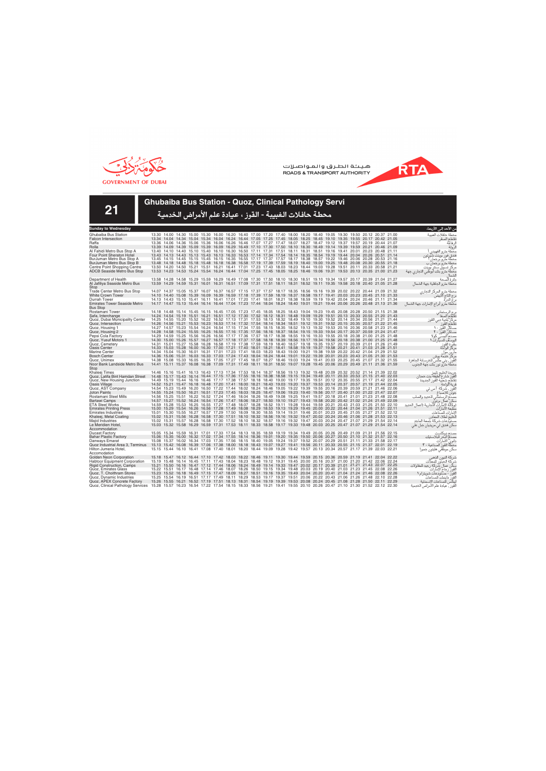RTA هيئة الطرق والمواصلات ROADS & TRANSPORT AUTHORITY

حكومة دبي GOVERNMENT OF DUBAI

# 21

## Ghubaiba Bus Station - Quoz, Clinical Pathology Servi

## محطة حافلات الغبيبة - القوز ، عيادة علم الأمراض الخدمية

| Sunday to Wednesday | | | | | | | | | | | | | | | | | | | | | من الأحد إلى الأربعاء |
|---|---|---|---|---|---|---|---|---|---|---|---|---|---|---|---|---|---|---|---|---|---|
| Ghubaiba Bus Station | 13.30 | 14.00 | 14.30 | 15.00 | 15.30 | 16.00 | 16.20 | 16.40 | 17.00 | 17.20 | 17.40 | 18.00 | 18.20 | 18.40 | 19.05 | 19.30 | 19.50 | 20.12 | 20.37 | 21.00 | محطة حافلات الغبيبة |
| Falcon Intersection | 13.34 | 14.04 | 14.34 | 15.04 | 15.34 | 16.04 | 16.24 | 16.44 | 17.05 | 17.25 | 17.45 | 18.05 | 18.25 | 18.45 | 19.10 | 19.35 | 19.55 | 20.17 | 20.42 | 21.05 | تقاطع الصقر |
| Raffa | 13.36 | 14.06 | 14.36 | 15.06 | 15.36 | 16.06 | 16.26 | 16.46 | 17.07 | 17.27 | 17.47 | 18.07 | 18.27 | 18.47 | 19.12 | 19.37 | 19.57 | 20.19 | 20.44 | 21.07 | الرفاعة |
| Rolla | 13.39 | 14.09 | 14.39 | 15.09 | 15.39 | 16.09 | 16.29 | 16.49 | 17.10 | 17.30 | 17.50 | 18.10 | 18.30 | 18.49 | 19.14 | 19.39 | 19.59 | 20.21 | 20.46 | 21.09 | الرولة |
| Al Fahidi Metro Bus Stop A | 13.40 | 14.10 | 14.40 | 15.10 | 15.40 | 16.10 | 16.30 | 16.50 | 17.11 | 17.31 | 17.51 | 18.11 | 18.31 | 18.51 | 19.16 | 19.41 | 20.01 | 20.23 | 20.48 | 21.11 | محطة مترو الفهيدي أ |
| Four Point Sheraton Hotel | 13.43 | 14.13 | 14.43 | 15.13 | 15.43 | 16.13 | 16.33 | 16.53 | 17.14 | 17.34 | 17.54 | 18.14 | 18.35 | 18.54 | 19.19 | 19.44 | 20.04 | 20.26 | 20.51 | 21.14 | فندق فور بوينت شيراتون |
| BurJuman Metro Bus Stop A | 13.45 | 14.15 | 14.45 | 15.15 | 15.45 | 16.15 | 16.35 | 16.55 | 17.17 | 17.37 | 17.57 | 18.17 | 18.38 | 18.57 | 19.22 | 19.46 | 20.06 | 20.28 | 20.53 | 21.16 | محطة مترو برجمان أ |
| BurJuman Metro Bus Stop B | 13.48 | 14.18 | 14.48 | 15.18 | 15.48 | 16.18 | 16.38 | 16.58 | 17.19 | 17.39 | 17.59 | 18.19 | 18.40 | 19.00 | 19.25 | 19.48 | 20.08 | 20.30 | 20.55 | 21.18 | محطة مترو برجمان ب |
| Centre Point Shopping Centre | 13.50 | 14.20 | 14.50 | 15.21 | 15.51 | 16.21 | 16.41 | 17.01 | 17.23 | 17.43 | 18.03 | 18.23 | 18.44 | 19.03 | 19.28 | 19.51 | 20.11 | 20.33 | 20.58 | 21.21 | مركز تسوق سنتر بوينت |
| ADCB Seaside Metro Bus Stop | 13.53 | 14.23 | 14.53 | 15.24 | 15.54 | 16.24 | 16.44 | 17.04 | 17.25 | 17.45 | 18.05 | 18.25 | 18.46 | 19.06 | 19.31 | 19.53 | 20.13 | 20.35 | 21.00 | 21.23 | محطة مترو بنك أبوظبي التجاري جهة الشمال |
| Department of Health | 13.58 | 14.28 | 14.58 | 15.29 | 15.59 | 16.29 | 16.49 | 17.08 | 17.30 | 17.50 | 18.10 | 18.30 | 18.51 | 19.10 | 19.34 | 19.57 | 20.17 | 20.39 | 21.04 | 21.27 | دائرة الصحة |
| Al Jafiliya Seaside Metro Bus Stop | 13.59 | 14.29 | 14.59 | 15.31 | 16.01 | 16.31 | 16.51 | 17.09 | 17.31 | 17.51 | 18.11 | 18.31 | 18.52 | 19.11 | 19.35 | 19.58 | 20.18 | 20.40 | 21.05 | 21.28 | محطة مترو الجافلية جهة الشمال |
| Trade Center Metro Bus Stop | 14.07 | 14.37 | 15.05 | 15.37 | 16.07 | 16.37 | 16.57 | 17.15 | 17.37 | 17.57 | 18.17 | 18.35 | 18.56 | 19.16 | 19.39 | 20.02 | 20.22 | 20.44 | 21.09 | 21.32 | محطة مترو المركز التجاري |
| White Crown Tower | 14.10 | 14.40 | 15.08 | 15.39 | 16.09 | 16.39 | 16.59 | 17.18 | 17.39 | 17.59 | 18.19 | 18.37 | 18.58 | 19.17 | 19.41 | 20.03 | 20.23 | 20.45 | 21.10 | 21.33 | برج التاج الأبيض |
| Durrah Tower | 14.13 | 14.43 | 15.10 | 15.41 | 16.11 | 16.41 | 17.01 | 17.20 | 17.41 | 18.01 | 18.21 | 18.38 | 18.59 | 19.19 | 19.42 | 20.04 | 20.24 | 20.46 | 21.11 | 21.34 | برج الدرة |
| Emirates Tower Seaside Metro Bus Stop | 14.17 | 14.47 | 15.13 | 15.44 | 16.14 | 16.44 | 17.04 | 17.23 | 17.44 | 18.04 | 18.24 | 18.40 | 19.01 | 19.21 | 19.44 | 20.06 | 20.26 | 20.48 | 21.13 | 21.36 | محطة مترو أبراج الإمارات جهة الشمال |
| Rostamani Tower | 14.18 | 14.48 | 15.14 | 15.45 | 16.15 | 16.45 | 17.05 | 17.23 | 17.45 | 18.05 | 18.25 | 18.43 | 19.04 | 19.23 | 19.45 | 20.08 | 20.28 | 20.50 | 21.15 | 21.38 | برج الرستماني |
| Safa, Interchange | 14.24 | 14.54 | 15.19 | 15.51 | 16.21 | 16.51 | 17.12 | 17.30 | 17.52 | 18.12 | 18.31 | 18.48 | 19.09 | 19.29 | 19.51 | 20.13 | 20.33 | 20.55 | 21.20 | 21.43 | تقاطع الصفا |
| Quoz, Dubai Municipality Center | 14.25 | 14.55 | 15.20 | 15.52 | 16.22 | 16.52 | 17.13 | 17.31 | 17.53 | 18.13 | 18.32 | 18.49 | 19.10 | 19.30 | 19.52 | 20.14 | 20.34 | 20.56 | 21.21 | 21.44 | مركز بلدية دبي القوز |
| Quoz, Intersection | 14.26 | 14.56 | 15.21 | 15.53 | 16.23 | 16.53 | 17.14 | 17.32 | 17.54 | 18.14 | 18.34 | 18.51 | 19.12 | 19.31 | 19.52 | 20.15 | 20.35 | 20.57 | 21.22 | 21.45 | تقاطع القوز |
| Quoz, Housing 1 | 14.27 | 14.57 | 15.23 | 15.54 | 16.24 | 16.54 | 17.15 | 17.34 | 17.55 | 18.15 | 18.35 | 18.52 | 19.13 | 19.32 | 19.53 | 20.16 | 20.36 | 20.58 | 21.23 | 21.46 | مساكن القوز ١ |
| Quoz, Housing 2 | 14.28 | 14.58 | 15.24 | 15.55 | 16.25 | 16.55 | 17.16 | 17.35 | 17.56 | 18.16 | 18.37 | 18.54 | 19.15 | 19.33 | 19.54 | 20.17 | 20.37 | 20.59 | 21.24 | 21.47 | مساكن القوز ٢ |
| Pepsi Cola Factory | 14.29 | 14.59 | 15.25 | 15.56 | 16.26 | 16.56 | 17.17 | 17.36 | 17.57 | 18.17 | 18.38 | 18.55 | 19.16 | 19.33 | 19.55 | 20.18 | 20.38 | 21.00 | 21.25 | 21.48 | مصنع بيبسي كولا |
| Quoz, Yusuf Motors 1 | 14.30 | 15.00 | 15.26 | 15.57 | 16.27 | 16.57 | 17.18 | 17.37 | 17.58 | 18.18 | 18.39 | 18.56 | 19.17 | 19.34 | 19.56 | 20.18 | 20.38 | 21.00 | 21.25 | 21.48 | اليوسف للسيارات ١ |
| Quoz, Cemetery | 14.31 | 15.01 | 15.27 | 15.58 | 16.28 | 16.58 | 17.19 | 17.38 | 17.59 | 18.19 | 18.40 | 18.57 | 19.18 | 19.35 | 19.57 | 20.19 | 20.39 | 21.01 | 21.26 | 21.49 | مقبرة القوز |
| Oasis Center | 14.33 | 15.03 | 15.28 | 16.00 | 16.30 | 17.00 | 17.21 | 17.40 | 18.01 | 18.21 | 18.41 | 18.58 | 19.19 | 19.37 | 19.58 | 20.21 | 20.41 | 21.03 | 21.28 | 21.51 | مركز الواحة |
| Marine Center | 14.34 | 15.04 | 15.30 | 16.01 | 16.31 | 17.01 | 17.23 | 17.41 | 18.03 | 18.23 | 18.43 | 19.00 | 19.21 | 19.38 | 19.59 | 20.22 | 20.42 | 21.04 | 21.29 | 21.52 | مارين سنتر |
| Bosch Center | 14.36 | 15.06 | 15.31 | 16.03 | 16.33 | 17.03 | 17.24 | 17.43 | 18.04 | 18.24 | 18.44 | 19.01 | 19.22 | 19.39 | 20.01 | 20.23 | 20.43 | 21.05 | 21.30 | 21.53 | مركز بوش |
| Quoz, Unimex | 14.38 | 15.08 | 15.33 | 16.05 | 16.35 | 17.05 | 17.27 | 17.45 | 18.07 | 18.27 | 18.46 | 19.03 | 19.24 | 19.41 | 20.03 | 20.25 | 20.45 | 21.07 | 21.32 | 21.55 | القوز، يونيمكس |
| Noor Bank Landside Metro Bus Stop | 14.41 | 15.11 | 15.37 | 16.08 | 16.38 | 17.09 | 17.31 | 17.49 | 18.11 | 18.31 | 18.50 | 19.07 | 19.28 | 19.45 | 20.06 | 20.29 | 20.49 | 21.11 | 21.36 | 21.59 | محطة مترو نور بنك جهة الجنوب |
| Khaleej Times | 14.46 | 15.16 | 15.41 | 16.13 | 16.43 | 17.13 | 17.34 | 17.53 | 18.14 | 18.37 | 18.56 | 19.13 | 19.32 | 19.48 | 20.09 | 20.32 | 20.52 | 21.14 | 21.39 | 22.02 | جريدة الخليج تايمز |
| Quoz, Latifa Bint Hamdan Street | 14.48 | 15.17 | 15.43 | 16.14 | 16.44 | 17.15 | 17.36 | 17.55 | 18.16 | 18.38 | 18.58 | 19.15 | 19.34 | 19.49 | 20.11 | 20.33 | 20.53 | 21.15 | 21.40 | 22.03 | القوز شارع لطيفة بنت حمدان |
| Quoz, New Housing Junction | 14.49 | 15.19 | 15.44 | 16.16 | 16.46 | 17.17 | 17.38 | 17.57 | 18.18 | 18.40 | 19.00 | 19.17 | 19.35 | 19.51 | 20.12 | 20.35 | 20.55 | 21.17 | 21.42 | 22.04 | تقاطع شعبية القوز الجديدة |
| Oasis Village | 14.52 | 15.21 | 15.47 | 16.18 | 16.48 | 17.20 | 17.41 | 18.00 | 18.21 | 18.43 | 19.03 | 19.20 | 19.37 | 19.53 | 20.14 | 20.37 | 20.57 | 21.19 | 21.44 | 22.05 | قرية الواحة |
| Quoz, AST Company | 14.54 | 15.23 | 15.49 | 16.20 | 16.50 | 17.22 | 17.44 | 18.02 | 18.24 | 18.46 | 19.05 | 19.22 | 19.39 | 19.55 | 20.16 | 20.39 | 20.59 | 21.21 | 21.46 | 22.06 | القوز، شركة أ س تي |
| Joton Paints | 14.55 | 15.24 | 15.50 | 16.21 | 16.51 | 17.23 | 17.45 | 18.03 | 18.25 | 18.47 | 19.06 | 19.23 | 19.40 | 19.56 | 20.17 | 20.40 | 21.00 | 21.22 | 21.47 | 22.07 | جوتن للأصباغ |
| Rostamani Steel Mills | 14.56 | 15.25 | 15.51 | 16.22 | 16.52 | 17.24 | 17.46 | 18.04 | 18.26 | 18.49 | 19.08 | 19.25 | 19.41 | 19.57 | 20.18 | 20.41 | 21.01 | 21.23 | 21.48 | 22.08 | مصنع الرستماني للحديد والصلب |
| Bartawi Camps | 14.57 | 15.27 | 15.52 | 16.24 | 16.54 | 17.26 | 17.47 | 18.06 | 18.27 | 18.50 | 19.10 | 19.27 | 19.43 | 19.58 | 20.20 | 20.42 | 21.02 | 21.24 | 21.49 | 22.09 | سكن عمال برتوي |
| ETA Steel Works | 14.59 | 15.28 | 15.53 | 16.25 | 16.55 | 17.27 | 17.48 | 18.07 | 18.28 | 18.52 | 19.11 | 19.28 | 19.44 | 19.59 | 20.21 | 20.43 | 21.03 | 21.25 | 21.50 | 22.10 | وكالة الإمارات التجارية (أعمال الحديد) |
| Emirates Printing Press | 15.00 | 15.29 | 15.54 | 16.26 | 16.56 | 17.28 | 17.49 | 18.08 | 18.29 | 18.53 | 19.13 | 19.29 | 19.45 | 20.00 | 20.22 | 20.44 | 21.04 | 21.26 | 21.51 | 22.11 | مطبعة الإمارات |
| Emirates Industries | 15.01 | 15.30 | 15.55 | 16.27 | 16.57 | 17.29 | 17.50 | 18.09 | 18.30 | 18.55 | 19.14 | 19.31 | 19.46 | 20.01 | 20.23 | 20.45 | 21.05 | 21.27 | 21.52 | 22.12 | الإمارات للصناعات |
| Khaleej, Metal Coating | 15.02 | 15.31 | 15.56 | 16.28 | 16.58 | 17.30 | 17.51 | 18.10 | 18.32 | 18.56 | 19.16 | 19.32 | 19.47 | 20.02 | 20.24 | 20.46 | 21.06 | 21.28 | 21.53 | 22.13 | الخليج لطلاء المعادن |
| Majid Industries | 15.02 | 15.31 | 15.57 | 16.28 | 16.58 | 17.30 | 17.52 | 18.10 | 18.32 | 18.57 | 19.16 | 19.32 | 19.47 | 20.03 | 20.24 | 20.47 | 21.07 | 21.29 | 21.54 | 22.14 | مستودعات شركة جمعة الماجد |
| Le Meridien Hotel, Accommodation | 15.03 | 15.32 | 15.58 | 16.29 | 16.59 | 17.31 | 17.53 | 18.11 | 18.33 | 18.58 | 19.17 | 19.33 | 19.48 | 20.03 | 20.25 | 20.47 | 21.07 | 21.29 | 21.54 | 22.14 | سكن فندق لي ميريديان جبل علي |
| Ducast Factory | 15.05 | 15.34 | 15.59 | 16.31 | 17.01 | 17.33 | 17.54 | 18.13 | 18.35 | 18.59 | 19.19 | 19.34 | 19.49 | 20.05 | 20.26 | 20.49 | 21.09 | 21.31 | 21.56 | 22.15 | مصنع دوكاست |
| Bahar Plastic Factory | 15.06 | 15.35 | 16.00 | 16.32 | 17.02 | 17.34 | 17.55 | 18.14 | 18.36 | 19.01 | 19.20 | 19.35 | 19.50 | 20.06 | 20.27 | 20.50 | 21.10 | 21.32 | 21.57 | 22.16 | مصنع البحر للبلاستيك |
| Danways Emarat | 15.08 | 15.37 | 16.02 | 16.34 | 17.03 | 17.35 | 17.56 | 18.15 | 18.40 | 19.05 | 19.24 | 19.37 | 19.52 | 20.07 | 20.29 | 20.51 | 21.11 | 21.33 | 21.58 | 22.17 | دانوي الإمارات |
| Quoz Industrial Area 3, Terminus | 15.13 | 15.42 | 16.08 | 16.39 | 17.06 | 17.38 | 18.00 | 18.18 | 18.43 | 19.07 | 19.27 | 19.41 | 19.56 | 20.11 | 20.33 | 20.55 | 21.15 | 21.37 | 22.01 | 22.19 | محطة القوز الصناعية ٣ |
| Hilton Jumeira Hotel, Accomodation | 15.15 | 15.44 | 16.10 | 16.41 | 17.08 | 17.40 | 18.01 | 18.20 | 18.44 | 19.09 | 19.28 | 19.42 | 19.57 | 20.13 | 20.34 | 20.57 | 21.17 | 21.39 | 22.03 | 22.21 | سكن موظفي هيلتون جميرا |
| Golden Neon Corporation | 15.18 | 15.47 | 16.12 | 16.44 | 17.10 | 17.42 | 18.03 | 18.22 | 18.46 | 19.11 | 19.30 | 19.44 | 19.59 | 20.15 | 20.36 | 20.59 | 21.19 | 21.41 | 22.04 | 22.22 | شركة النيون الذهبي |
| Habtoor Equipment Corporation | 15.19 | 15.48 | 16.14 | 16.45 | 17.11 | 17.43 | 18.04 | 18.23 | 18.48 | 19.12 | 19.31 | 19.45 | 20.00 | 20.16 | 20.37 | 21.00 | 21.20 | 21.42 | 22.06 | 22.24 | شركة الحبتور للمعدات |
| Rigid Construction, Camps | 15.21 | 15.50 | 16.16 | 16.47 | 17.12 | 17.44 | 18.06 | 18.24 | 18.49 | 19.14 | 19.33 | 19.47 | 20.02 | 20.17 | 20.39 | 21.01 | 21.21 | 21.43 | 22.07 | 22.25 | سكن عمال شركة رجيد للمقاولات |
| Quoz, Emirates Glass | 15.22 | 15.51 | 16.17 | 16.48 | 17.14 | 17.46 | 18.07 | 18.26 | 18.50 | 19.15 | 19.34 | 19.48 | 20.03 | 20.19 | 20.40 | 21.03 | 21.23 | 21.45 | 22.08 | 22.26 | القوز، زجاج الإمارات |
| Quoz, T. Choithram Stores | 15.23 | 15.52 | 16.18 | 16.49 | 17.15 | 17.47 | 18.09 | 18.27 | 18.51 | 19.16 | 19.35 | 19.49 | 20.04 | 20.20 | 20.41 | 21.04 | 21.24 | 21.46 | 22.08 | 22.26 | القوز، مستودعات شويترام ١ |
| Quoz, Dynamic Industries | 15.25 | 15.54 | 16.19 | 16.51 | 17.17 | 17.49 | 18.11 | 18.29 | 18.53 | 19.17 | 19.37 | 19.51 | 20.06 | 20.22 | 20.43 | 21.06 | 21.26 | 21.48 | 22.10 | 22.28 | القوز، داينمك للصناعات |
| Quoz, APEX Concrete Factory | 15.26 | 15.55 | 16.21 | 16.52 | 17.19 | 17.51 | 18.13 | 18.31 | 18.54 | 19.19 | 19.39 | 19.53 | 20.08 | 20.24 | 20.45 | 21.08 | 21.28 | 21.50 | 22.11 | 22.29 | أبيكس للخرسانة الإسمنتية |
| Quoz, Clinical Pathology Services | 15.28 | 15.57 | 16.23 | 16.54 | 17.22 | 17.54 | 18.15 | 18.33 | 18.56 | 19.21 | 19.41 | 19.55 | 20.10 | 20.26 | 20.47 | 21.10 | 21.30 | 21.52 | 22.12 | 22.30 | القوز، عيادة علم الأمراض الخدمية |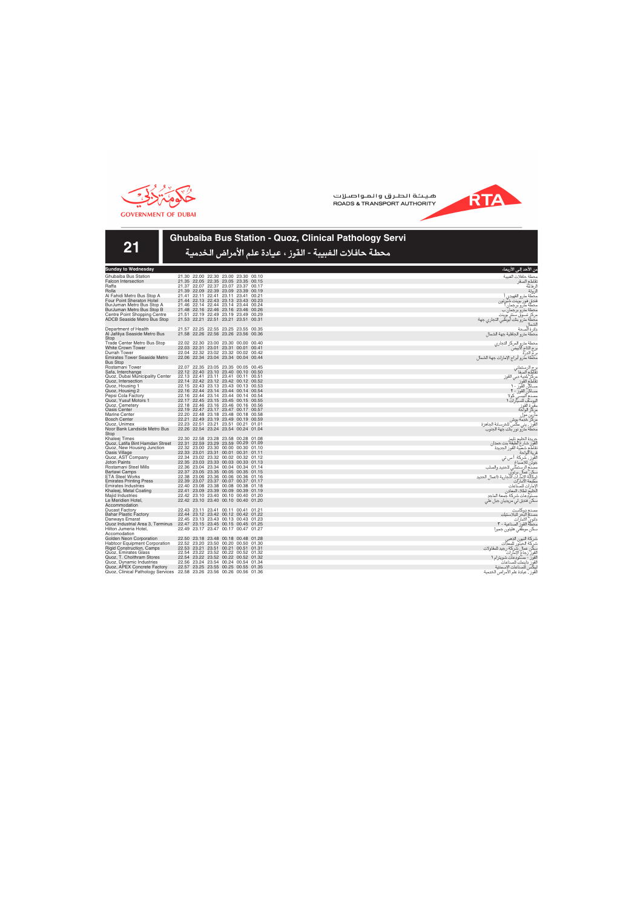GOVERNMENT OF DUBAI

هيئة الطرق والمواصلات
ROADS & TRANSPORT AUTHORITY

# 21

## Ghubaiba Bus Station - Quoz, Clinical Pathology Servi

## محطة حافلات الغبيبة - القوز ، عيادة علم الأمراض الخدمية

| Sunday to Wednesday | | | | | | | من الأحد إلى الأربعاء |
|---|---|---|---|---|---|---|---|
| Ghubaiba Bus Station | 21.30 | 22.00 | 22.30 | 23.00 | 23.30 | 00.10 | محطة حافلات الغبيبة |
| Falcon Intersection | 21.35 | 22.05 | 22.35 | 23.05 | 23.35 | 00.15 | تقاطع الصقر |
| Raffa | 21.37 | 22.07 | 22.37 | 23.07 | 23.37 | 00.17 | الرفاعة |
| Rolla | 21.39 | 22.09 | 22.39 | 23.09 | 23.39 | 00.19 | الرولة |
| Al Fahidi Metro Bus Stop A | 21.41 | 22.11 | 22.41 | 23.11 | 23.41 | 00.21 | محطة مترو الفهيدي أ |
| Four Point Sheraton Hotel | 21.44 | 22.13 | 22.43 | 23.13 | 23.43 | 00.23 | فندق فور بوينت شيرتون |
| BurJuman Metro Bus Stop A | 21.46 | 22.14 | 22.44 | 23.14 | 23.44 | 00.24 | محطة مترو برجمان أ |
| BurJuman Metro Bus Stop B | 21.48 | 22.16 | 22.46 | 23.16 | 23.46 | 00.26 | محطة مترو برجمان ب |
| Centre Point Shopping Centre | 21.51 | 22.19 | 22.49 | 23.19 | 23.49 | 00.29 | مركز تسوق سنتر بوينت |
| ADCB Seaside Metro Bus Stop | 21.53 | 22.21 | 22.51 | 23.21 | 23.51 | 00.31 | محطة مترو بنك أبوظبي التجاري جهة الشمال |
| Department of Health | 21.57 | 22.25 | 22.55 | 23.25 | 23.55 | 00.35 | دائرة الصحة |
| Al Jafiliya Seaside Metro Bus Stop | 21.58 | 22.26 | 22.56 | 23.26 | 23.56 | 00.36 | محطة مترو الجافلية جهة الشمال |
| Trade Center Metro Bus Stop | 22.02 | 22.30 | 23.00 | 23.30 | 00.00 | 00.40 | محطة مترو المركز التجاري |
| White Crown Tower | 22.03 | 22.31 | 23.01 | 23.31 | 00.01 | 00.41 | برج التاج الأبيض |
| Durrah Tower | 22.04 | 22.32 | 23.02 | 23.32 | 00.02 | 00.42 | برج الدرة |
| Emirates Tower Seaside Metro Bus Stop | 22.06 | 22.34 | 23.04 | 23.34 | 00.04 | 00.44 | محطة مترو ابراج الإمارات جهة الشمال |
| Rostamani Tower | 22.07 | 22.35 | 23.05 | 23.35 | 00.05 | 00.45 | برج الرستماني |
| Safa, Interchange | 22.12 | 22.40 | 23.10 | 23.40 | 00.10 | 00.50 | تقاطع الصفا |
| Quoz, Dubai Municipality Center | 22.13 | 22.41 | 23.11 | 23.41 | 00.11 | 00.51 | مركز بلدية دبي القوز |
| Quoz, Intersection | 22.14 | 22.42 | 23.12 | 23.42 | 00.12 | 00.52 | تقاطع القوز |
| Quoz, Housing 1 | 22.15 | 22.43 | 23.13 | 23.43 | 00.13 | 00.53 | مساكن القوز - ١ |
| Quoz, Housing 2 | 22.16 | 22.44 | 23.14 | 23.44 | 00.14 | 00.54 | مساكن القوز - ٢ |
| Pepsi Cola Factory | 22.16 | 22.44 | 23.14 | 23.44 | 00.14 | 00.54 | مصنع البيبسي كولا |
| Quoz, Yusuf Motors 1 | 22.17 | 22.45 | 23.15 | 23.45 | 00.15 | 00.55 | اليوسف للسيارات ١ |
| Quoz, Cemetery | 22.18 | 22.46 | 23.16 | 23.46 | 00.16 | 00.56 | مقبرة القوز |
| Oasis Center | 22.19 | 22.47 | 23.17 | 23.47 | 00.17 | 00.57 | مركز الواحة |
| Marine Center | 22.20 | 22.48 | 23.18 | 23.48 | 00.18 | 00.58 | مارين سنتر |
| Bosch Center | 22.21 | 22.49 | 23.19 | 23.49 | 00.19 | 00.59 | مركز جمعة بوش |
| Quoz, Unimex | 22.23 | 22.51 | 23.21 | 23.51 | 00.21 | 01.01 | القوز، يوني مكس للخرسانة الجاهزة |
| Noor Bank Landside Metro Bus Stop | 22.26 | 22.54 | 23.24 | 23.54 | 00.24 | 01.04 | محطة مترو نور بنك جهة الجنوب |
| Khaleej Times | 22.30 | 22.58 | 23.28 | 23.58 | 00.28 | 01.08 | جريدة الخليج تايمز |
| Quoz, Latifa Bint Hamdan Street | 22.31 | 22.59 | 23.29 | 23.59 | 00.29 | 01.09 | القوز شارع لطيفة بنت حمدان |
| Quoz, New Housing Junction | 22.32 | 23.00 | 23.30 | 00.00 | 00.30 | 01.10 | تقاطع شعبية القوز الجديدة |
| Oasis Village | 22.33 | 23.01 | 23.31 | 00.01 | 00.31 | 01.11 | قرية الواحة |
| Quoz, AST Company | 22.34 | 23.02 | 23.32 | 00.02 | 00.32 | 01.12 | القوز، شركة أ س تي |
| Joton Paints | 22.35 | 23.03 | 23.33 | 00.03 | 00.33 | 01.13 | جوتن للأصباغ |
| Rostamani Steel Mills | 22.36 | 23.04 | 23.34 | 00.04 | 00.34 | 01.14 | مصنع الرستماني للحديد والصلب |
| Bartawi Camps | 22.37 | 23.05 | 23.35 | 00.05 | 00.35 | 01.15 | سكن عمال برتوي |
| ETA Steel Works | 22.38 | 23.06 | 23.36 | 00.06 | 00.36 | 01.16 | (وكالة الإمارات التجارية (اعمال الحديد |
| Emirates Printing Press | 22.39 | 23.07 | 23.37 | 00.07 | 00.37 | 01.17 | مطبعة الإمارات |
| Emirates Industries | 22.40 | 23.08 | 23.38 | 00.08 | 00.38 | 01.18 | الإمارات للصناعات |
| Khaleej, Metal Coating | 22.41 | 23.09 | 23.39 | 00.09 | 00.39 | 01.19 | الخليج لطلاء المعادن |
| Majid Industries | 22.42 | 23.10 | 23.40 | 00.10 | 00.40 | 01.20 | مستودعات شركة جمعة الماجد |
| Le Meridien Hotel, Accommodation | 22.42 | 23.10 | 23.40 | 00.10 | 00.40 | 01.20 | سكن فندق لي مريديان جبل علي |
| Ducast Factory | 22.43 | 23.11 | 23.41 | 00.11 | 00.41 | 01.21 | مصنع دوكاست |
| Bahar Plastic Factory | 22.44 | 23.12 | 23.42 | 00.12 | 00.42 | 01.22 | مصنع البحر للبلاستيك |
| Danways Emarat | 22.45 | 23.13 | 23.43 | 00.13 | 00.43 | 01.23 | دانوي الإمارات |
| Quoz Industrial Area 3, Terminus | 22.47 | 23.15 | 23.45 | 00.15 | 00.45 | 01.25 | محطة القوز الصناعية - ٣ |
| Hilton Jumeria Hotel, Accomodation | 22.49 | 23.17 | 23.47 | 00.17 | 00.47 | 01.27 | سكن موظفي هيلتون جميرا |
| Golden Neon Corporation | 22.50 | 23.18 | 23.48 | 00.18 | 00.48 | 01.28 | شركة النيون الذهبي |
| Habtoor Equipment Corporation | 22.52 | 23.20 | 23.50 | 00.20 | 00.50 | 01.30 | شركة الحبتور للمعدات |
| Rigid Construction, Camps | 22.53 | 23.21 | 23.51 | 00.21 | 00.51 | 01.31 | سكن عمال شركة رجيد للمقاولات |
| Quoz, Emirates Glass | 22.54 | 23.22 | 23.52 | 00.22 | 00.52 | 01.32 | القوز زجاج الإمارات |
| Quoz, T. Choithram Stores | 22.54 | 23.22 | 23.52 | 00.22 | 00.52 | 01.32 | القوز - مستودعات شويترام ١ |
| Quoz, Dynamic Industries | 22.56 | 23.24 | 23.54 | 00.24 | 00.54 | 01.34 | القوز داينمك للصناعات |
| Quoz, APEX Concrete Factory | 22.57 | 23.25 | 23.55 | 00.25 | 00.55 | 01.35 | ابيكس للصناعات الإسمنتية |
| Quoz, Clinical Pathology Services | 22.58 | 23.26 | 23.56 | 00.26 | 00.56 | 01.36 | القوز، عيادة علم الأمراض الخدمية |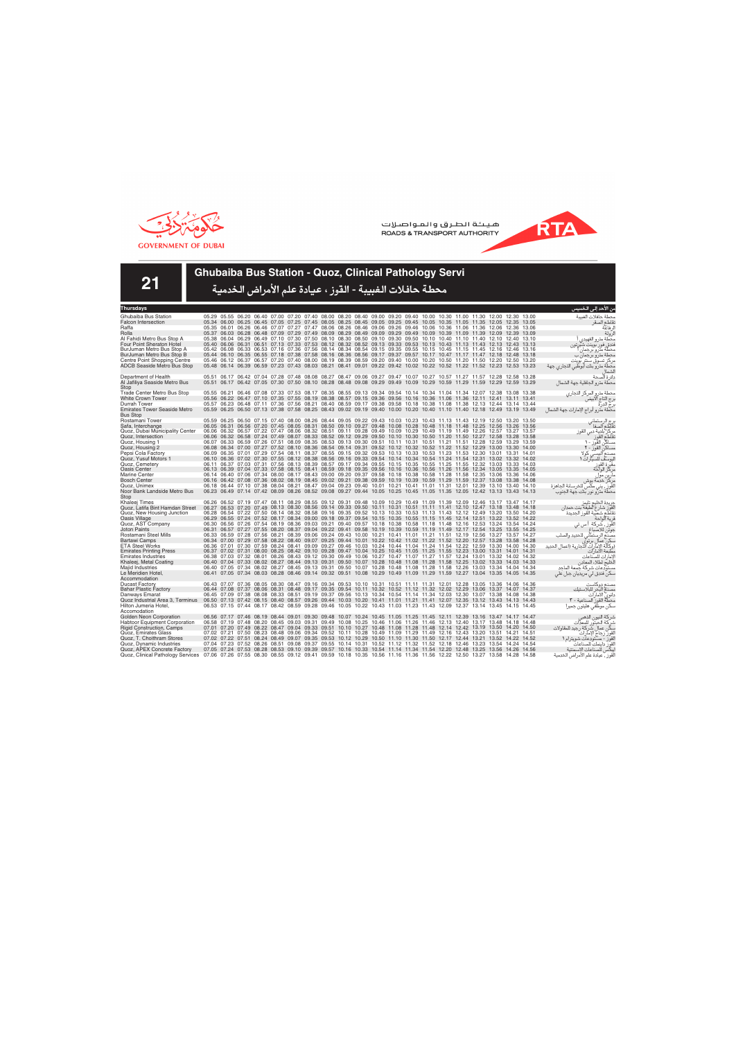GOVERNMENT OF DUBAI

هيئة الطرق والمواصلات
ROADS & TRANSPORT AUTHORITY

# 21

## Ghubaiba Bus Station - Quoz, Clinical Pathology Servi

## محطة حافلات الغبيبة - القوز ، عيادة علم الأمراض الخدمية

| Thursdays | | | | | | | | | | | | | | | | | | | | | | | | من الأحد إلى الخميس |
|---|---|---|---|---|---|---|---|---|---|---|---|---|---|---|---|---|---|---|---|---|---|---|---|---|
| Ghubaiba Bus Station | 05.29 | 05.55 | 06.20 | 06.40 | 07.00 | 07.20 | 07.40 | 08.00 | 08.20 | 08.40 | 09.00 | 09.20 | 09.40 | 10.00 | 10.30 | 11.00 | 11.30 | 12.00 | 12.30 | 13.00 | | | | محطة حافلات الغبيبة |
| Falcon Intersection | 05.34 | 06.00 | 06.25 | 06.45 | 07.05 | 07.25 | 07.45 | 08.05 | 08.25 | 08.45 | 09.05 | 09.25 | 09.45 | 10.05 | 10.35 | 11.05 | 11.35 | 12.05 | 12.35 | 13.05 | | | | تقاطع الصقر |
| Raffa | 05.35 | 06.01 | 06.26 | 06.46 | 07.07 | 07.27 | 07.47 | 08.06 | 08.26 | 08.46 | 09.06 | 09.26 | 09.46 | 10.06 | 10.36 | 11.06 | 11.36 | 12.06 | 12.36 | 13.06 | | | | الرفاعة |
| Rolla | 05.37 | 06.03 | 06.28 | 06.48 | 07.09 | 07.29 | 07.49 | 08.09 | 08.29 | 08.49 | 09.09 | 09.29 | 09.49 | 10.09 | 10.39 | 11.09 | 11.39 | 12.09 | 12.39 | 13.09 | | | | الرولة |
| Al Fahidi Metro Bus Stop A | 05.38 | 06.04 | 06.29 | 06.49 | 07.10 | 07.30 | 07.50 | 08.10 | 08.30 | 08.50 | 09.10 | 09.30 | 09.50 | 10.10 | 10.40 | 11.10 | 11.40 | 12.10 | 12.40 | 13.10 | | | | محطة مترو الفهيدي أ |
| Four Point Sheraton Hotel | 05.40 | 06.06 | 06.31 | 06.51 | 07.13 | 07.33 | 07.53 | 08.12 | 08.32 | 08.52 | 09.13 | 09.33 | 09.53 | 10.13 | 10.43 | 11.13 | 11.43 | 12.13 | 12.43 | 13.13 | | | | فندق فور بوينت شيرتون |
| BurJuman Metro Bus Stop A | 05.42 | 06.08 | 06.33 | 06.53 | 07.16 | 07.36 | 07.56 | 08.14 | 08.34 | 08.54 | 09.15 | 09.35 | 09.55 | 10.15 | 10.45 | 11.15 | 11.45 | 12.16 | 12.46 | 13.16 | | | | محطة مترو برجمان أ |
| BurJuman Metro Bus Stop B | 05.44 | 06.10 | 06.35 | 06.55 | 07.18 | 07.38 | 07.58 | 08.16 | 08.36 | 08.56 | 09.17 | 09.37 | 09.57 | 10.17 | 10.47 | 11.17 | 11.47 | 12.18 | 12.48 | 13.18 | | | | محطة مترو برجمان ب |
| Centre Point Shopping Centre | 05.46 | 06.12 | 06.37 | 06.57 | 07.20 | 07.40 | 08.00 | 08.19 | 08.39 | 08.59 | 09.20 | 09.40 | 10.00 | 10.20 | 10.50 | 11.20 | 11.50 | 12.20 | 12.50 | 13.20 | | | | مركز تسوق سنتر بوينت |
| ADCB Seaside Metro Bus Stop | 05.48 | 06.14 | 06.39 | 06.59 | 07.23 | 07.43 | 08.03 | 08.21 | 08.41 | 09.01 | 09.22 | 09.42 | 10.02 | 10.22 | 10.52 | 11.22 | 11.52 | 12.23 | 12.53 | 13.23 | | | | محطة مترو بنك أبوظبي التجاري جهة الشمال |
| Department of Health | 05.51 | 06.17 | 06.42 | 07.04 | 07.28 | 07.48 | 08.08 | 08.27 | 08.47 | 09.06 | 09.27 | 09.47 | 10.07 | 10.27 | 10.57 | 11.27 | 11.57 | 12.28 | 12.58 | 13.28 | | | | دائرة الصحة |
| Al Jafiliya Seaside Metro Bus Stop | 05.51 | 06.17 | 06.42 | 07.05 | 07.30 | 07.50 | 08.10 | 08.28 | 08.48 | 09.08 | 09.29 | 09.49 | 10.09 | 10.29 | 10.59 | 11.29 | 11.59 | 12.29 | 12.59 | 13.29 | | | | محطة مترو الجافلية جهة الشمال |
| Trade Center Metro Bus Stop | 05.55 | 06.21 | 06.46 | 07.08 | 07.33 | 07.53 | 08.17 | 08.35 | 08.55 | 09.13 | 09.34 | 09.54 | 10.14 | 10.34 | 11.04 | 11.34 | 12.07 | 12.38 | 13.08 | 13.38 | | | | محطة مترو المركز التجاري |
| White Crown Tower | 05.56 | 06.22 | 06.47 | 07.10 | 07.35 | 07.55 | 08.19 | 08.38 | 08.57 | 09.15 | 09.36 | 09.56 | 10.16 | 10.36 | 11.06 | 11.36 | 12.11 | 12.41 | 13.11 | 13.41 | | | | برج التاج الأبيض |
| Durrah Tower | 05.57 | 06.23 | 06.48 | 07.11 | 07.36 | 07.56 | 08.21 | 08.40 | 08.59 | 09.17 | 09.38 | 09.58 | 10.18 | 10.38 | 11.08 | 11.38 | 12.13 | 12.44 | 13.14 | 13.44 | | | | برج الدرة |
| Emirates Tower Seaside Metro Bus Stop | 05.59 | 06.25 | 06.50 | 07.13 | 07.38 | 07.58 | 08.25 | 08.43 | 09.02 | 09.19 | 09.40 | 10.00 | 10.20 | 10.40 | 11.10 | 11.40 | 12.18 | 12.49 | 13.19 | 13.49 | | | | محطة مترو أبراج الإمارات جهة الشمال |
| Rostamani Tower | 05.59 | 06.25 | 06.50 | 07.15 | 07.40 | 08.00 | 08.26 | 08.44 | 09.05 | 09.22 | 09.43 | 10.03 | 10.23 | 10.43 | 11.13 | 11.43 | 12.19 | 12.50 | 13.20 | 13.50 | | | | برج الرستماني |
| Safa, Interchange | 06.05 | 06.31 | 06.56 | 07.20 | 07.45 | 08.05 | 08.31 | 08.50 | 09.10 | 09.27 | 09.48 | 10.08 | 10.28 | 10.48 | 11.18 | 11.48 | 12.25 | 12.56 | 13.26 | 13.56 | | | | تقاطع الصفا |
| Quoz, Dubai Municipality Center | 06.06 | 06.32 | 06.57 | 07.22 | 07.47 | 08.06 | 08.32 | 08.51 | 09.11 | 09.28 | 09.49 | 10.09 | 10.29 | 10.49 | 11.19 | 11.49 | 12.26 | 12.57 | 13.27 | 13.57 | | | | مركز بلدية دبي القوز |
| Quoz, Intersection | 06.06 | 06.32 | 06.58 | 07.24 | 07.49 | 08.07 | 08.33 | 08.52 | 09.12 | 09.29 | 09.50 | 10.10 | 10.30 | 10.50 | 11.20 | 11.50 | 12.27 | 12.58 | 13.28 | 13.58 | | | | تقاطع القوز |
| Quoz, Housing 1 | 06.07 | 06.33 | 06.59 | 07.26 | 07.51 | 08.09 | 08.35 | 08.53 | 09.13 | 09.30 | 09.51 | 10.11 | 10.31 | 10.51 | 11.21 | 11.51 | 12.28 | 12.59 | 13.29 | 13.59 | | | | مساكن القوز - ١ |
| Quoz, Housing 2 | 06.08 | 06.34 | 07.00 | 07.27 | 07.52 | 08.10 | 08.36 | 08.54 | 09.14 | 09.31 | 09.52 | 10.12 | 10.32 | 10.52 | 11.22 | 11.52 | 12.29 | 13.00 | 13.30 | 14.00 | | | | مساكن القوز - ٢ |
| Pepsi Cola Factory | 06.09 | 06.35 | 07.01 | 07.29 | 07.54 | 08.11 | 08.37 | 08.55 | 09.15 | 09.32 | 09.53 | 10.13 | 10.33 | 10.53 | 11.23 | 11.53 | 12.30 | 13.01 | 13.31 | 14.01 | | | | مصنع البيبسي كولا |
| Quoz, Yusuf Motors 1 | 06.10 | 06.36 | 07.02 | 07.30 | 07.55 | 08.12 | 08.38 | 08.56 | 09.16 | 09.33 | 09.54 | 10.14 | 10.34 | 10.54 | 11.24 | 11.54 | 12.31 | 13.02 | 13.32 | 14.02 | | | | اليوسف للسيارات ١ |
| Quoz, Cemetery | 06.11 | 06.37 | 07.03 | 07.31 | 07.56 | 08.13 | 08.39 | 08.57 | 09.17 | 09.34 | 09.55 | 10.15 | 10.35 | 10.55 | 11.25 | 11.55 | 12.32 | 13.03 | 13.33 | 14.03 | | | | مقبرة القوز |
| Oasis Center | 06.13 | 06.39 | 07.04 | 07.33 | 07.58 | 08.15 | 08.41 | 08.59 | 09.18 | 09.35 | 09.56 | 10.16 | 10.36 | 10.56 | 11.26 | 11.56 | 12.34 | 13.05 | 13.35 | 14.05 | | | | مركز الواحة |
| Marine Center | 06.14 | 06.40 | 07.06 | 07.34 | 08.00 | 08.17 | 08.43 | 09.00 | 09.20 | 09.37 | 09.58 | 10.18 | 10.38 | 10.58 | 11.28 | 11.58 | 12.35 | 13.06 | 13.36 | 14.06 | | | | مارين سنتر |
| Bosch Center | 06.16 | 06.42 | 07.08 | 07.36 | 08.02 | 08.19 | 08.45 | 09.02 | 09.21 | 09.38 | 09.59 | 10.19 | 10.39 | 10.59 | 11.29 | 11.59 | 12.37 | 13.08 | 13.38 | 14.08 | | | | مركز خدمة بوش |
| Quoz, Unimex | 06.18 | 06.44 | 07.10 | 07.38 | 08.04 | 08.21 | 08.47 | 09.04 | 09.23 | 09.40 | 10.01 | 10.21 | 10.41 | 11.01 | 11.31 | 12.01 | 12.39 | 13.10 | 13.40 | 14.10 | | | | القوز، يونيمكس للخرسانة الجاهزة |
| Noor Bank Landside Metro Bus Stop | 06.23 | 06.49 | 07.14 | 07.42 | 08.09 | 08.26 | 08.52 | 09.08 | 09.27 | 09.44 | 10.05 | 10.25 | 10.45 | 11.05 | 11.35 | 12.05 | 12.42 | 13.13 | 13.43 | 14.13 | | | | محطة مترو نور بنك جهة الجنوب |
| Khaleej Times | 06.26 | 06.52 | 07.19 | 07.47 | 08.11 | 08.29 | 08.55 | 09.12 | 09.31 | 09.48 | 10.09 | 10.29 | 10.49 | 11.09 | 11.39 | 12.09 | 12.46 | 13.17 | 13.47 | 14.17 | | | | جريدة الخليج تايمز |
| Quoz, Latifa Bint Hamdan Street | 06.27 | 06.53 | 07.20 | 07.49 | 08.13 | 08.30 | 08.56 | 09.14 | 09.33 | 09.50 | 10.11 | 10.31 | 10.51 | 11.11 | 11.41 | 12.10 | 12.47 | 13.18 | 13.48 | 14.18 | | | | القوز شارع لطيفة بنت حمدان |
| Quoz, New Housing Junction | 06.28 | 06.54 | 07.22 | 07.50 | 08.14 | 08.32 | 08.58 | 09.16 | 09.35 | 09.52 | 10.13 | 10.33 | 10.53 | 11.13 | 11.43 | 12.12 | 12.49 | 13.20 | 13.50 | 14.20 | | | | تقاطع شعبية القوز الجديدة |
| Oasis Village | 06.29 | 06.55 | 07.24 | 07.52 | 08.17 | 08.34 | 09.00 | 09.18 | 09.37 | 09.54 | 10.15 | 10.35 | 10.55 | 11.15 | 11.45 | 12.14 | 12.51 | 13.22 | 13.52 | 14.22 | | | | قرية الواحة |
| Quoz, AST Company | 06.30 | 06.56 | 07.26 | 07.54 | 08.19 | 08.36 | 09.03 | 09.21 | 09.40 | 09.57 | 10.18 | 10.38 | 10.58 | 11.18 | 11.48 | 12.16 | 12.53 | 13.24 | 13.54 | 14.24 | | | | القوز، شركة أ س تي |
| Joton Paints | 06.31 | 06.57 | 07.27 | 07.55 | 08.20 | 08.37 | 09.04 | 09.22 | 09.41 | 09.58 | 10.19 | 10.39 | 10.59 | 11.19 | 11.49 | 12.17 | 12.54 | 13.25 | 13.55 | 14.25 | | | | جوتن للأصباغ |
| Rostamani Steel Mills | 06.33 | 06.59 | 07.28 | 07.56 | 08.21 | 08.39 | 09.06 | 09.24 | 09.43 | 10.00 | 10.21 | 10.41 | 11.01 | 11.21 | 11.51 | 12.19 | 12.56 | 13.27 | 13.57 | 14.27 | | | | مصنع الرستماني للحديد والصلب |
| Bartawi Camps | 06.34 | 07.00 | 07.29 | 07.58 | 08.22 | 08.40 | 09.07 | 09.25 | 09.44 | 10.01 | 10.22 | 10.42 | 11.02 | 11.22 | 11.52 | 12.20 | 12.57 | 13.28 | 13.58 | 14.28 | | | | سكن عمال برتوي |
| ETA Steel Works | 06.36 | 07.01 | 07.30 | 07.59 | 08.24 | 08.41 | 09.09 | 09.27 | 09.46 | 10.03 | 10.24 | 10.44 | 11.04 | 11.24 | 11.54 | 12.22 | 12.59 | 13.30 | 14.00 | 14.30 | | | | (وكالة الإمارات التجارية (أعمال الحديد |
| Emirates Printing Press | 06.37 | 07.02 | 07.31 | 08.00 | 08.25 | 08.42 | 09.10 | 09.28 | 09.47 | 10.04 | 10.25 | 10.45 | 11.05 | 11.25 | 11.55 | 12.23 | 13.00 | 13.31 | 14.01 | 14.31 | | | | مطبعة الامارات |
| Emirates Industries | 06.38 | 07.03 | 07.32 | 08.01 | 08.26 | 08.43 | 09.12 | 09.30 | 09.49 | 10.06 | 10.27 | 10.47 | 11.07 | 11.27 | 11.57 | 12.24 | 13.01 | 13.32 | 14.02 | 14.32 | | | | الإمارات للصناعات |
| Khaleej, Metal Coating | 06.40 | 07.04 | 07.33 | 08.02 | 08.27 | 08.44 | 09.13 | 09.31 | 09.50 | 10.07 | 10.28 | 10.48 | 11.08 | 11.28 | 11.58 | 12.25 | 13.02 | 13.33 | 14.03 | 14.33 | | | | الخليج لطلاء المعادن |
| Majid Industries | 06.40 | 07.05 | 07.34 | 08.02 | 08.27 | 08.45 | 09.13 | 09.31 | 09.50 | 10.07 | 10.28 | 10.48 | 11.08 | 11.28 | 11.58 | 12.26 | 13.03 | 13.34 | 14.04 | 14.34 | | | | مستودعات شركة جمعة الماجد |
| Le Meridien Hotel, Accommodation | 06.41 | 07.05 | 07.34 | 08.03 | 08.28 | 08.46 | 09.14 | 09.32 | 09.51 | 10.08 | 10.29 | 10.49 | 11.09 | 11.29 | 11.59 | 12.27 | 13.04 | 13.35 | 14.05 | 14.35 | | | | سكن فندق لي ميريدين جبل علي |
| Ducast Factory | 06.43 | 07.07 | 07.36 | 08.05 | 08.30 | 08.47 | 09.16 | 09.34 | 09.53 | 10.10 | 10.31 | 10.51 | 11.11 | 11.31 | 12.01 | 12.28 | 13.05 | 13.36 | 14.06 | 14.36 | | | | مصنع دوكاست |
| Bahar Plastic Factory | 06.44 | 07.08 | 07.37 | 08.06 | 08.31 | 08.48 | 09.17 | 09.35 | 09.54 | 10.11 | 10.32 | 10.52 | 11.12 | 11.32 | 12.02 | 12.29 | 13.06 | 13.37 | 14.07 | 14.37 | | | | مصنع البحر للبلاستيك |
| Danways Emarat | 06.45 | 07.09 | 07.38 | 08.08 | 08.33 | 08.51 | 09.19 | 09.37 | 09.56 | 10.13 | 10.34 | 10.54 | 11.14 | 11.34 | 12.03 | 12.30 | 13.07 | 13.38 | 14.08 | 14.38 | | | | دانوي الامارات |
| Quoz Industrial Area 3, Terminus | 06.50 | 07.13 | 07.42 | 08.15 | 08.40 | 08.57 | 09.26 | 09.44 | 10.03 | 10.20 | 10.41 | 11.01 | 11.21 | 11.41 | 12.07 | 12.35 | 13.12 | 13.43 | 14.13 | 14.43 | | | | محطة القوز الصناعية - ٣ |
| Hilton Jumeria Hotel, Accomodation | 06.53 | 07.15 | 07.44 | 08.17 | 08.42 | 08.59 | 09.28 | 09.46 | 10.05 | 10.22 | 10.43 | 11.03 | 11.23 | 11.43 | 12.09 | 12.37 | 13.14 | 13.45 | 14.15 | 14.45 | | | | سكن موظفي هيلتون جميرا |
| Golden Neon Corporation | 06.56 | 07.17 | 07.46 | 08.19 | 08.44 | 09.01 | 09.30 | 09.48 | 10.07 | 10.24 | 10.45 | 11.05 | 11.25 | 11.45 | 12.11 | 12.39 | 13.16 | 13.47 | 14.17 | 14.47 | | | | شركة النيون الذهبي |
| Habtoor Equipment Corporation | 06.58 | 07.19 | 07.48 | 08.20 | 08.45 | 09.03 | 09.31 | 09.49 | 10.08 | 10.25 | 10.46 | 11.06 | 11.26 | 11.46 | 12.13 | 12.40 | 13.17 | 13.48 | 14.18 | 14.48 | | | | شركة الحبتور للمعدات |
| Rigid Construction, Camps | 07.01 | 07.20 | 07.49 | 08.22 | 08.47 | 09.04 | 09.33 | 09.51 | 10.10 | 10.27 | 10.48 | 11.08 | 11.28 | 11.48 | 12.14 | 12.42 | 13.19 | 13.50 | 14.20 | 14.50 | | | | سكن عمال شركة رجيد للمقاولات |
| Quoz, Emirates Glass | 07.02 | 07.21 | 07.50 | 08.23 | 08.48 | 09.06 | 09.34 | 09.52 | 10.11 | 10.28 | 10.49 | 11.09 | 11.29 | 11.49 | 12.16 | 12.43 | 13.20 | 13.51 | 14.21 | 14.51 | | | | القوز زجاج الإمارات |
| Quoz, T. Choithram Stores | 07.02 | 07.22 | 07.51 | 08.24 | 08.49 | 09.07 | 09.35 | 09.53 | 10.12 | 10.29 | 10.50 | 11.10 | 11.30 | 11.50 | 12.17 | 12.44 | 13.21 | 13.52 | 14.22 | 14.52 | | | | القوز، مستودعات شويترام ١ |
| Quoz, Dynamic Industries | 07.04 | 07.23 | 07.52 | 08.26 | 08.51 | 09.08 | 09.37 | 09.55 | 10.14 | 10.31 | 10.52 | 11.12 | 11.32 | 11.52 | 12.18 | 12.46 | 13.23 | 13.54 | 14.24 | 14.54 | | | | القوز داينمك الصناعات |
| Quoz, APEX Concrete Factory | 07.05 | 07.24 | 07.53 | 08.28 | 08.53 | 09.10 | 09.39 | 09.57 | 10.16 | 10.33 | 10.54 | 11.14 | 11.34 | 11.54 | 12.20 | 12.48 | 13.25 | 13.56 | 14.26 | 14.56 | | | | أبيكس للمنتجات الاسمنتية |
| Quoz, Clinical Pathology Services | 07.06 | 07.26 | 07.55 | 08.30 | 08.55 | 09.12 | 09.41 | 09.59 | 10.18 | 10.35 | 10.56 | 11.16 | 11.36 | 11.56 | 12.22 | 12.50 | 13.27 | 13.58 | 14.28 | 14.58 | | | | القوز، عيادة علم الأمراض الخدمية |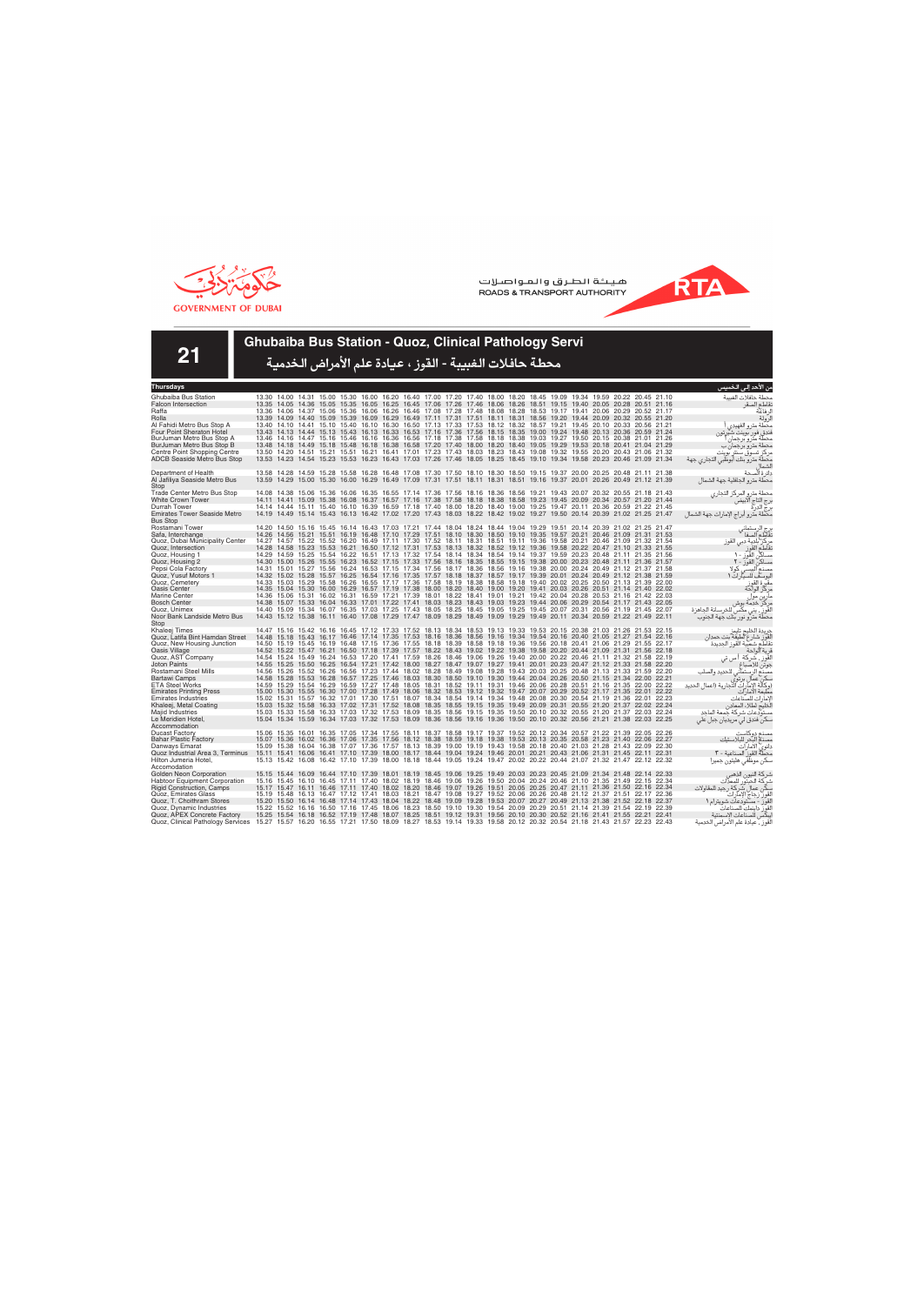GOVERNMENT OF DUBAI

هيئة الطرق والمواصلات
ROADS & TRANSPORT AUTHORITY

RTA

# 21

## Ghubaiba Bus Station - Quoz, Clinical Pathology Servi

## محطة حافلات الغبيبة - القوز، عيادة علم الأمراض الخدمية

| Thursdays | | | | | | | | | | | | | | | | | | | | | من الأحد إلى الخميس |
|---|---|---|---|---|---|---|---|---|---|---|---|---|---|---|---|---|---|---|---|---|---|
| Ghubaiba Bus Station | 13.30 | 14.00 | 14.31 | 15.00 | 15.30 | 16.00 | 16.20 | 16.40 | 17.00 | 17.20 | 17.40 | 18.00 | 18.20 | 18.45 | 19.09 | 19.34 | 19.59 | 20.22 | 20.45 | 21.10 | محطة حافلات الغبيبة |
| Falcon Intersection | 13.35 | 14.05 | 14.36 | 15.05 | 15.35 | 16.05 | 16.25 | 16.45 | 17.06 | 17.26 | 17.46 | 18.06 | 18.26 | 18.51 | 19.15 | 19.40 | 20.05 | 20.28 | 20.51 | 21.16 | تقاطع الصقر |
| Raffa | 13.36 | 14.06 | 14.37 | 15.06 | 15.36 | 16.06 | 16.26 | 16.46 | 17.08 | 17.28 | 17.48 | 18.08 | 18.28 | 18.53 | 19.17 | 19.41 | 20.06 | 20.29 | 20.52 | 21.17 | الرفاعة |
| Rolla | 13.39 | 14.09 | 14.40 | 15.09 | 15.39 | 16.09 | 16.29 | 16.49 | 17.11 | 17.31 | 17.51 | 18.11 | 18.31 | 18.56 | 19.20 | 19.44 | 20.09 | 20.32 | 20.55 | 21.20 | الرولة |
| Al Fahidi Metro Bus Stop A | 13.40 | 14.10 | 14.41 | 15.10 | 15.40 | 16.10 | 16.30 | 16.50 | 17.13 | 17.33 | 17.53 | 18.12 | 18.32 | 18.57 | 19.21 | 19.45 | 20.10 | 20.33 | 20.56 | 21.21 | محطة مترو الفهيدي أ |
| Four Point Sheraton Hotel | 13.43 | 14.13 | 14.44 | 15.13 | 15.43 | 16.13 | 16.33 | 16.53 | 17.16 | 17.36 | 17.56 | 18.15 | 18.35 | 19.00 | 19.24 | 19.48 | 20.13 | 20.36 | 20.59 | 21.24 | فندق فور بوينت شيراتون |
| BurJuman Metro Bus Stop A | 13.46 | 14.16 | 14.47 | 15.16 | 15.46 | 16.16 | 16.36 | 16.56 | 17.18 | 17.38 | 17.58 | 18.18 | 18.38 | 19.03 | 19.27 | 19.50 | 20.15 | 20.38 | 21.01 | 21.26 | محطة مترو برجمان أ |
| BurJuman Metro Bus Stop B | 13.48 | 14.18 | 14.49 | 15.18 | 15.48 | 16.18 | 16.38 | 16.58 | 17.20 | 17.40 | 18.00 | 18.20 | 18.40 | 19.05 | 19.29 | 19.53 | 20.18 | 20.41 | 21.04 | 21.29 | محطة مترو برجمان ب |
| Centre Point Shopping Centre | 13.50 | 14.20 | 14.51 | 15.21 | 15.51 | 16.21 | 16.41 | 17.01 | 17.23 | 17.43 | 18.03 | 18.23 | 18.43 | 19.08 | 19.32 | 19.55 | 20.20 | 20.43 | 21.06 | 21.32 | مركز تسوق سنتر بوينت |
| ADCB Seaside Metro Bus Stop | 13.53 | 14.23 | 14.54 | 15.23 | 15.53 | 16.23 | 16.43 | 17.03 | 17.26 | 17.46 | 18.05 | 18.25 | 18.45 | 19.10 | 19.34 | 19.58 | 20.23 | 20.46 | 21.09 | 21.34 | محطة مترو بنك أبوظبي التجاري جهة الشمال |
| Department of Health | 13.58 | 14.28 | 14.59 | 15.28 | 15.58 | 16.28 | 16.48 | 17.08 | 17.30 | 17.50 | 18.10 | 18.30 | 18.50 | 19.15 | 19.37 | 20.00 | 20.25 | 20.48 | 21.11 | 21.38 | دائرة الصحة |
| Al Jafiliya Seaside Metro Bus Stop | 13.59 | 14.29 | 15.00 | 15.30 | 16.00 | 16.29 | 16.49 | 17.09 | 17.31 | 17.51 | 18.11 | 18.31 | 18.51 | 19.16 | 19.37 | 20.01 | 20.26 | 20.49 | 21.12 | 21.39 | محطة مترو الجافلية جهة الشمال |
| Trade Center Metro Bus Stop | 14.08 | 14.38 | 15.06 | 15.36 | 16.06 | 16.35 | 16.55 | 17.14 | 17.36 | 17.56 | 18.16 | 18.36 | 18.56 | 19.21 | 19.43 | 20.07 | 20.32 | 20.55 | 21.18 | 21.43 | محطة مترو المركز التجاري |
| White Crown Tower | 14.11 | 14.41 | 15.09 | 15.38 | 16.08 | 16.37 | 16.57 | 17.16 | 17.38 | 17.58 | 18.18 | 18.38 | 18.58 | 19.23 | 19.45 | 20.09 | 20.34 | 20.57 | 21.20 | 21.44 | برج التاج الأبيض |
| Durrah Tower | 14.14 | 14.44 | 15.11 | 15.40 | 16.10 | 16.39 | 16.59 | 17.18 | 17.40 | 18.00 | 18.20 | 18.40 | 19.00 | 19.25 | 19.47 | 20.11 | 20.36 | 20.59 | 21.22 | 21.45 | برج الدرة |
| Emirates Tower Seaside Metro Bus Stop | 14.19 | 14.49 | 15.14 | 15.43 | 16.13 | 16.42 | 17.02 | 17.20 | 17.43 | 18.03 | 18.22 | 18.42 | 19.02 | 19.27 | 19.50 | 20.14 | 20.39 | 21.02 | 21.25 | 21.47 | محطة مترو أبراج الإمارات جهة الشمال |
| Rostamani Tower | 14.20 | 14.50 | 15.16 | 15.45 | 16.14 | 16.43 | 17.03 | 17.21 | 17.44 | 18.04 | 18.24 | 18.44 | 19.04 | 19.29 | 19.51 | 20.14 | 20.39 | 21.02 | 21.25 | 21.47 | برج الرستماني |
| Safa, Interchange | 14.26 | 14.56 | 15.21 | 15.51 | 16.19 | 16.48 | 17.10 | 17.29 | 17.51 | 18.10 | 18.30 | 18.50 | 19.10 | 19.35 | 19.57 | 20.21 | 20.46 | 21.09 | 21.31 | 21.53 | تقاطع الصفا |
| Quoz, Dubai Municipality Center | 14.27 | 14.57 | 15.22 | 15.52 | 16.20 | 16.49 | 17.11 | 17.30 | 17.52 | 18.11 | 18.31 | 18.51 | 19.11 | 19.36 | 19.58 | 20.21 | 20.46 | 21.09 | 21.32 | 21.54 | مركز بلدية دبي القوز |
| Quoz, Intersection | 14.28 | 14.58 | 15.23 | 15.53 | 16.21 | 16.50 | 17.12 | 17.31 | 17.53 | 18.13 | 18.32 | 18.52 | 19.12 | 19.36 | 19.58 | 20.22 | 20.47 | 21.10 | 21.33 | 21.55 | تقاطع القوز |
| Quoz, Housing 1 | 14.29 | 14.59 | 15.25 | 15.54 | 16.22 | 16.51 | 17.13 | 17.32 | 17.54 | 18.14 | 18.34 | 18.54 | 19.14 | 19.37 | 19.59 | 20.23 | 20.48 | 21.11 | 21.35 | 21.56 | مساكن القوز - ١ |
| Quoz, Housing 2 | 14.30 | 15.00 | 15.26 | 15.55 | 16.23 | 16.52 | 17.15 | 17.33 | 17.56 | 18.16 | 18.35 | 18.55 | 19.15 | 19.38 | 20.00 | 20.23 | 20.48 | 21.11 | 21.36 | 21.57 | مساكن القوز - ٢ |
| Pepsi Cola Factory | 14.31 | 15.01 | 15.27 | 15.56 | 16.24 | 16.53 | 17.15 | 17.34 | 17.56 | 18.17 | 18.36 | 18.56 | 19.16 | 19.38 | 20.00 | 20.24 | 20.49 | 21.12 | 21.37 | 21.58 | مصنع البيبسي كولا |
| Quoz, Yusuf Motors 1 | 14.32 | 15.02 | 15.28 | 15.57 | 16.25 | 16.54 | 17.16 | 17.35 | 17.57 | 18.18 | 18.37 | 18.57 | 19.17 | 19.39 | 20.01 | 20.24 | 20.49 | 21.12 | 21.38 | 21.59 | اليوسف للسيارات ١ |
| Quoz, Cemetery | 14.33 | 15.03 | 15.29 | 15.58 | 16.26 | 16.55 | 17.17 | 17.36 | 17.58 | 18.19 | 18.38 | 18.58 | 19.18 | 19.40 | 20.02 | 20.25 | 20.50 | 21.13 | 21.39 | 22.00 | مقبرة القوز |
| Oasis Center | 14.35 | 15.04 | 15.30 | 16.00 | 16.29 | 16.57 | 17.19 | 17.38 | 18.00 | 18.20 | 18.40 | 19.00 | 19.20 | 19.41 | 20.03 | 20.26 | 20.51 | 21.14 | 21.40 | 22.02 | مركز الواحة |
| Marine Center | 14.36 | 15.06 | 15.31 | 16.02 | 16.31 | 16.59 | 17.21 | 17.39 | 18.01 | 18.22 | 18.41 | 19.01 | 19.21 | 19.42 | 20.04 | 20.28 | 20.53 | 21.16 | 21.42 | 22.03 | مارين سنتر |
| Bosch Center | 14.38 | 15.07 | 15.33 | 16.04 | 16.33 | 17.01 | 17.22 | 17.41 | 18.03 | 18.23 | 18.43 | 19.03 | 19.23 | 19.44 | 20.06 | 20.29 | 20.54 | 21.17 | 21.43 | 22.05 | مركز جمعة بوش |
| Quoz, Unimex | 14.40 | 15.09 | 15.34 | 16.07 | 16.35 | 17.03 | 17.25 | 17.43 | 18.05 | 18.25 | 18.45 | 19.05 | 19.25 | 19.45 | 20.07 | 20.31 | 20.56 | 21.19 | 21.45 | 22.07 | القوز، يوني ميكس للخرسانة الجاهزة |
| Noor Bank Landside Metro Bus Stop | 14.43 | 15.12 | 15.38 | 16.11 | 16.40 | 17.08 | 17.29 | 17.47 | 18.09 | 18.29 | 18.49 | 19.09 | 19.29 | 19.49 | 20.11 | 20.34 | 20.59 | 21.22 | 21.49 | 22.11 | محطة مترو نور بنك جهة الجنوب |
| Khaleej Times | 14.47 | 15.16 | 15.42 | 16.16 | 16.45 | 17.12 | 17.33 | 17.52 | 18.13 | 18.34 | 18.53 | 19.13 | 19.33 | 19.53 | 20.15 | 20.38 | 21.03 | 21.26 | 21.53 | 22.15 | جريدة الخليج تايمز |
| Quoz, Latifa Bint Hamdan Street | 14.48 | 15.18 | 15.43 | 16.17 | 16.46 | 17.14 | 17.35 | 17.53 | 18.16 | 18.36 | 18.56 | 19.16 | 19.34 | 19.54 | 20.16 | 20.40 | 21.05 | 21.27 | 21.54 | 22.16 | القوز شارع لطيفة بنت حمدان |
| Quoz, New Housing Junction | 14.50 | 15.19 | 15.45 | 16.19 | 16.48 | 17.15 | 17.36 | 17.55 | 18.18 | 18.39 | 18.58 | 19.18 | 19.36 | 19.56 | 20.18 | 20.41 | 21.06 | 21.29 | 21.55 | 22.17 | تقاطع شعبية القوز الجديدة |
| Oasis Village | 14.52 | 15.22 | 15.47 | 16.21 | 16.50 | 17.18 | 17.39 | 17.57 | 18.22 | 18.43 | 19.02 | 19.22 | 19.38 | 19.58 | 20.20 | 20.44 | 21.09 | 21.31 | 21.56 | 22.18 | قرية الواحة |
| Quoz, AST Company | 14.54 | 15.24 | 15.49 | 16.24 | 16.53 | 17.20 | 17.41 | 17.59 | 18.26 | 18.46 | 19.06 | 19.26 | 19.40 | 20.00 | 20.22 | 20.46 | 21.11 | 21.32 | 21.58 | 22.19 | القوز، شركة أ.س.تي |
| Joton Paints | 14.55 | 15.25 | 15.50 | 16.25 | 16.54 | 17.21 | 17.42 | 18.00 | 18.27 | 18.47 | 19.07 | 19.27 | 19.41 | 20.01 | 20.23 | 20.47 | 21.12 | 21.33 | 21.58 | 22.20 | جوتن للأصباغ |
| Rostamani Steel Mills | 14.56 | 15.26 | 15.52 | 16.26 | 16.56 | 17.23 | 17.44 | 18.02 | 18.28 | 18.49 | 19.08 | 19.28 | 19.43 | 20.03 | 20.25 | 20.48 | 21.13 | 21.33 | 21.59 | 22.20 | مصنع الرستماني للحديد والصلب |
| Bartawi Camps | 14.58 | 15.28 | 15.53 | 16.28 | 16.57 | 17.25 | 17.46 | 18.03 | 18.30 | 18.50 | 19.10 | 19.30 | 19.44 | 20.04 | 20.26 | 20.50 | 21.15 | 21.34 | 22.00 | 22.21 | سكن عمال برتاوي |
| ETA Steel Works | 14.59 | 15.29 | 15.54 | 16.29 | 16.59 | 17.27 | 17.48 | 18.05 | 18.31 | 18.52 | 19.11 | 19.31 | 19.46 | 20.06 | 20.28 | 20.51 | 21.16 | 21.35 | 22.00 | 22.22 | وكالة الإمارات التجارية (أعمال الحديد) |
| Emirates Printing Press | 15.00 | 15.30 | 15.55 | 16.30 | 17.00 | 17.28 | 17.49 | 18.06 | 18.32 | 18.53 | 19.12 | 19.32 | 19.47 | 20.07 | 20.29 | 20.52 | 21.17 | 21.35 | 22.01 | 22.22 | مطبعة الإمارات |
| Emirates Industries | 15.02 | 15.31 | 15.57 | 16.32 | 17.01 | 17.30 | 17.51 | 18.07 | 18.34 | 18.54 | 19.14 | 19.34 | 19.48 | 20.08 | 20.30 | 20.54 | 21.19 | 21.36 | 22.01 | 22.23 | الإمارات للصناعات |
| Khaleej, Metal Coating | 15.03 | 15.32 | 15.58 | 16.33 | 17.02 | 17.31 | 17.52 | 18.08 | 18.35 | 18.55 | 19.15 | 19.35 | 19.49 | 20.09 | 20.31 | 20.55 | 21.20 | 21.37 | 22.02 | 22.24 | الخليج لطلاء المعادن |
| Majid Industries | 15.03 | 15.33 | 15.58 | 16.33 | 17.03 | 17.32 | 17.53 | 18.09 | 18.35 | 18.56 | 19.15 | 19.35 | 19.50 | 20.10 | 20.32 | 20.55 | 21.20 | 21.37 | 22.03 | 22.24 | مستودعات شركة جمعة الماجد |
| Le Meridien Hotel, Accommodation | 15.04 | 15.34 | 15.59 | 16.34 | 17.03 | 17.32 | 17.53 | 18.09 | 18.36 | 18.56 | 19.16 | 19.36 | 19.50 | 20.10 | 20.32 | 20.56 | 21.21 | 21.38 | 22.03 | 22.25 | سكن فندق لي ميريديان جبل علي |
| Ducast Factory | 15.06 | 15.35 | 16.01 | 16.35 | 17.05 | 17.34 | 17.55 | 18.11 | 18.37 | 18.58 | 19.17 | 19.37 | 19.52 | 20.12 | 20.34 | 20.57 | 21.22 | 21.39 | 22.05 | 22.26 | مصنع دوكاست |
| Bahar Plastic Factory | 15.07 | 15.36 | 16.02 | 16.36 | 17.06 | 17.35 | 17.56 | 18.12 | 18.38 | 18.59 | 19.18 | 19.38 | 19.53 | 20.13 | 20.35 | 20.58 | 21.23 | 21.40 | 22.06 | 22.27 | مصنع البحر للبلاستيك |
| Danways Emarat | 15.09 | 15.38 | 16.04 | 16.38 | 17.07 | 17.36 | 17.57 | 18.13 | 18.39 | 19.00 | 19.19 | 19.43 | 19.58 | 20.18 | 20.40 | 21.03 | 21.28 | 21.43 | 22.09 | 22.30 | داوي الإمارات |
| Quoz Industrial Area 3, Terminus | 15.11 | 15.41 | 16.06 | 16.41 | 17.10 | 17.39 | 18.00 | 18.17 | 18.44 | 19.04 | 19.24 | 19.46 | 20.01 | 20.21 | 20.43 | 21.06 | 21.31 | 21.45 | 22.11 | 22.31 | محطة القوز الصناعية - ٣ |
| Hilton Jumeira Hotel, Accomodation | 15.13 | 15.42 | 16.08 | 16.42 | 17.10 | 17.39 | 18.00 | 18.18 | 18.44 | 19.05 | 19.24 | 19.47 | 20.02 | 20.22 | 20.44 | 21.07 | 21.32 | 21.47 | 22.12 | 22.32 | سكن موظفي هيلتون جميرا |
| Golden Neon Corporation | 15.15 | 15.44 | 16.09 | 16.44 | 17.10 | 17.39 | 18.01 | 18.19 | 18.45 | 19.06 | 19.25 | 19.49 | 20.03 | 20.23 | 20.45 | 21.09 | 21.34 | 21.48 | 22.14 | 22.33 | شركة النيون الذهبي |
| Habtoor Equipment Corporation | 15.16 | 15.45 | 16.10 | 16.45 | 17.11 | 17.40 | 18.02 | 18.19 | 18.46 | 19.06 | 19.26 | 19.50 | 20.04 | 20.24 | 20.46 | 21.10 | 21.35 | 21.49 | 22.15 | 22.34 | شركة الحبتور للمعدات |
| Rigid Construction, Camps | 15.17 | 15.47 | 16.11 | 16.46 | 17.11 | 17.40 | 18.02 | 18.20 | 18.46 | 19.07 | 19.26 | 19.51 | 20.05 | 20.25 | 20.47 | 21.11 | 21.36 | 21.50 | 22.16 | 22.34 | سكن عمال شركة رجيد للمقاولات |
| Quoz, Emirates Glass | 15.19 | 15.48 | 16.13 | 16.47 | 17.12 | 17.41 | 18.03 | 18.21 | 18.47 | 19.08 | 19.27 | 19.52 | 20.06 | 20.26 | 20.48 | 21.12 | 21.37 | 21.51 | 22.17 | 22.36 | القوز زجاج الإمارات |
| Quoz, T. Choithram Stores | 15.20 | 15.50 | 16.14 | 16.48 | 17.14 | 17.43 | 18.04 | 18.22 | 18.48 | 19.09 | 19.28 | 19.53 | 20.07 | 20.27 | 20.49 | 21.13 | 21.38 | 21.52 | 22.18 | 22.37 | القوز، مستودعات شويترام ١ |
| Quoz, Dynamic Industries | 15.22 | 15.52 | 16.16 | 16.50 | 17.16 | 17.45 | 18.06 | 18.23 | 18.50 | 19.10 | 19.30 | 19.54 | 20.09 | 20.28 | 20.51 | 21.14 | 21.39 | 21.54 | 22.19 | 22.39 | القوز داينمك للصناعات |
| Quoz, APEX Concrete Factory | 15.25 | 15.54 | 16.18 | 16.52 | 17.19 | 17.48 | 18.07 | 18.25 | 18.51 | 19.12 | 19.31 | 19.56 | 20.10 | 20.30 | 20.52 | 21.16 | 21.41 | 21.55 | 22.21 | 22.41 | ابكس للصناعات الإسمنتية |
| Quoz, Clinical Pathology Services | 15.27 | 15.57 | 16.20 | 16.55 | 17.21 | 17.50 | 18.09 | 18.27 | 18.53 | 19.14 | 19.33 | 19.58 | 20.12 | 20.32 | 20.54 | 21.18 | 21.43 | 21.57 | 22.23 | 22.43 | القوز، عيادة علم الأمراض الخدمية |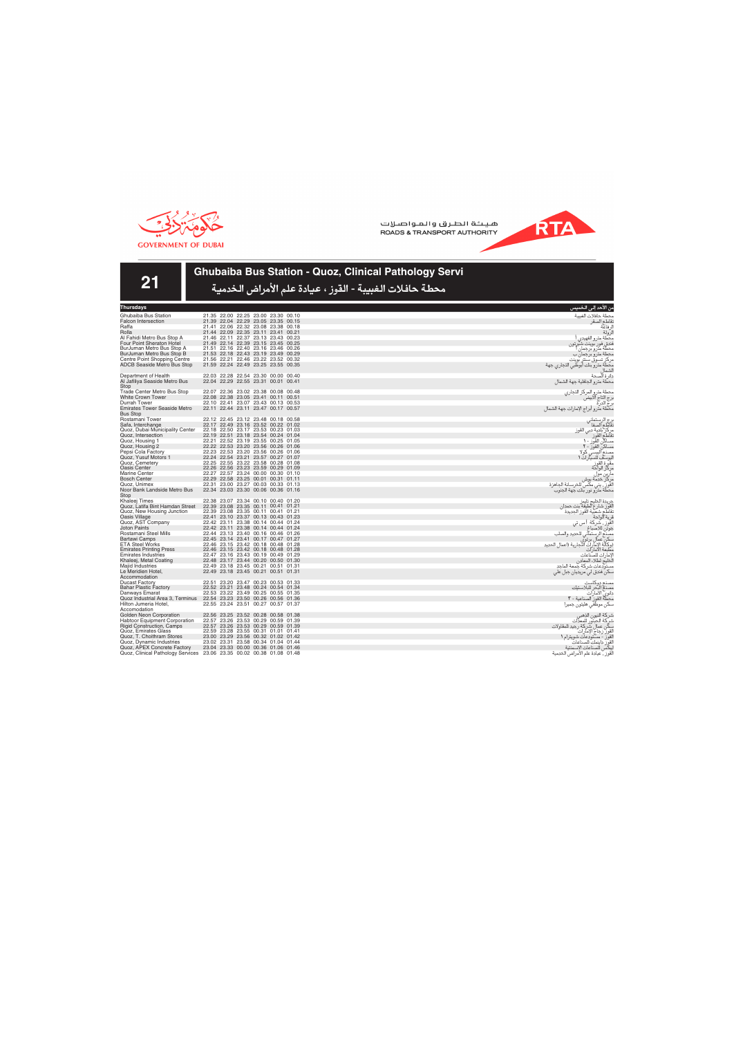GOVERNMENT OF DUBAI

هيئة الطرق والمواصلات
ROADS & TRANSPORT AUTHORITY

# 21

## Ghubaiba Bus Station - Quoz, Clinical Pathology Servi

## محطة حافلات الغبيبة - القوز ، عيادة علم الأمراض الخدمية

| Thursdays | | | | | | | من الأحد إلى الخميس |
|---|---|---|---|---|---|---|---|
| Ghubaiba Bus Station | 21.35 | 22.00 | 22.25 | 23.00 | 23.30 | 00.10 | محطة حافلات الغبيبة |
| Falcon Intersection | 21.39 | 22.04 | 22.29 | 23.05 | 23.35 | 00.15 | تقاطع الصقر |
| Raffa | 21.41 | 22.06 | 22.32 | 23.08 | 23.38 | 00.18 | الرفاعة |
| Rolla | 21.44 | 22.09 | 22.35 | 23.11 | 23.41 | 00.21 | الرولة |
| Al Fahidi Metro Bus Stop A | 21.46 | 22.11 | 22.37 | 23.13 | 23.43 | 00.23 | محطة مترو الفهيدي أ |
| Four Point Sheraton Hotel | 21.49 | 22.14 | 22.39 | 23.15 | 23.45 | 00.25 | فندق فور بوينت شيرتون |
| BurJuman Metro Bus Stop A | 21.51 | 22.16 | 22.40 | 23.16 | 23.46 | 00.26 | محطة مترو برجمان أ |
| BurJuman Metro Bus Stop B | 21.53 | 22.18 | 22.43 | 23.19 | 23.49 | 00.29 | محطة مترو برجمان ب |
| Centre Point Shopping Centre | 21.56 | 22.21 | 22.46 | 23.22 | 23.52 | 00.32 | مركز تسوق سنتر بوينت |
| ADCB Seaside Metro Bus Stop | 21.59 | 22.24 | 22.49 | 23.25 | 23.55 | 00.35 | محطة مترو بنك أبوظبي التجاري جهة الشمال |
| Department of Health | 22.03 | 22.28 | 22.54 | 23.30 | 00.00 | 00.40 | دائرة الصحة |
| Al Jafiliya Seaside Metro Bus Stop | 22.04 | 22.29 | 22.55 | 23.31 | 00.01 | 00.41 | محطة مترو الجافلية جهة الشمال |
| Trade Center Metro Bus Stop | 22.07 | 22.36 | 23.02 | 23.38 | 00.08 | 00.48 | محطة مترو المركز التجاري |
| White Crown Tower | 22.08 | 22.38 | 23.05 | 23.41 | 00.11 | 00.51 | برج التاج الأبيض |
| Durrah Tower | 22.10 | 22.41 | 23.07 | 23.43 | 00.13 | 00.53 | برج الدرة |
| Emirates Tower Seaside Metro Bus Stop | 22.11 | 22.44 | 23.11 | 23.47 | 00.17 | 00.57 | محطة مترو ابراج الإمارات جهة الشمال |
| Rostamani Tower | 22.12 | 22.45 | 23.12 | 23.48 | 00.18 | 00.58 | برج الرستماني |
| Safa, Interchange | 22.17 | 22.49 | 23.16 | 23.52 | 00.22 | 01.02 | تقاطع الصفا |
| Quoz, Dubai Municipality Center | 22.18 | 22.50 | 23.17 | 23.53 | 00.23 | 01.03 | مركز بلدية دبي القوز |
| Quoz, Intersection | 22.19 | 22.51 | 23.18 | 23.54 | 00.24 | 01.04 | تقاطع القوز |
| Quoz, Housing 1 | 22.21 | 22.52 | 23.19 | 23.55 | 00.25 | 01.05 | مساكن القوز - ١ |
| Quoz, Housing 2 | 22.22 | 22.53 | 23.20 | 23.56 | 00.26 | 01.06 | مساكن القوز - ٢ |
| Pepsi Cola Factory | 22.23 | 22.53 | 23.20 | 23.56 | 00.26 | 01.06 | مصنع البيبسي كولا |
| Quoz, Yusuf Motors 1 | 22.24 | 22.54 | 23.21 | 23.57 | 00.27 | 01.07 | اليوسف للسيارات ١ |
| Quoz, Cemetery | 22.25 | 22.55 | 23.22 | 23.58 | 00.28 | 01.08 | مقبرة القوز |
| Oasis Center | 22.26 | 22.56 | 23.23 | 23.59 | 00.29 | 01.09 | مركز الواحة |
| Marine Center | 22.27 | 22.57 | 23.24 | 00.00 | 00.30 | 01.10 | مارين سنتر |
| Bosch Center | 22.29 | 22.58 | 23.25 | 00.01 | 00.31 | 01.11 | مركز جمعة بوش |
| Quoz, Unimex | 22.31 | 23.00 | 23.27 | 00.03 | 00.33 | 01.13 | القوز، يوني مكس للخرسانة الجاهزة |
| Noor Bank Landside Metro Bus Stop | 22.34 | 23.03 | 23.30 | 00.06 | 00.36 | 01.16 | محطة مترو نور بنك جهة الجنوب |
| Khaleej Times | 22.38 | 23.07 | 23.34 | 00.10 | 00.40 | 01.20 | جريدة الخليج تايمز |
| Quoz, Latifa Bint Hamdan Street | 22.39 | 23.08 | 23.35 | 00.11 | 00.41 | 01.21 | القوز شارع لطيفة بنت حمدان |
| Quoz, New Housing Junction | 22.39 | 23.08 | 23.35 | 00.11 | 00.41 | 01.21 | تقاطع شعبية القوز الجديدة |
| Oasis Village | 22.41 | 23.10 | 23.37 | 00.13 | 00.43 | 01.23 | قرية الواحة |
| Quoz, AST Company | 22.42 | 23.11 | 23.38 | 00.14 | 00.44 | 01.24 | القوز، شركة أ س تي |
| Joton Paints | 22.42 | 23.11 | 23.38 | 00.14 | 00.44 | 01.24 | جوتن للاصباغ |
| Rostamani Steel Mills | 22.44 | 23.13 | 23.40 | 00.16 | 00.46 | 01.26 | مصنع الرستماني للحديد والصلب |
| Bartawi Camps | 22.45 | 23.14 | 23.41 | 00.17 | 00.47 | 01.27 | سكن عمال برتوي |
| ETA Steel Works | 22.46 | 23.15 | 23.42 | 00.18 | 00.48 | 01.28 | وكالة الإمارات التجارية (اعمال الحديد) |
| Emirates Printing Press | 22.46 | 23.15 | 23.42 | 00.18 | 00.48 | 01.28 | مطبعة الامارات |
| Emirates Industries | 22.47 | 23.16 | 23.43 | 00.19 | 00.49 | 01.29 | الإمارات للصناعات |
| Khaleej, Metal Coating | 22.48 | 23.17 | 23.44 | 00.20 | 00.50 | 01.30 | الخليج لطلاء المعادن |
| Majid Industries | 22.49 | 23.18 | 23.45 | 00.21 | 00.51 | 01.31 | مستودعات شركة جمعة الماجد |
| Le Meridien Hotel, Accommodation | 22.49 | 23.18 | 23.45 | 00.21 | 00.51 | 01.31 | سكن فندق لي مريديان جبل علي |
| Ducast Factory | 22.51 | 23.20 | 23.47 | 00.23 | 00.53 | 01.33 | مصنع دوكاست |
| Bahar Plastic Factory | 22.52 | 23.21 | 23.48 | 00.24 | 00.54 | 01.34 | مصنع البحر للبلاستيك |
| Danways Emarat | 22.53 | 23.22 | 23.49 | 00.25 | 00.55 | 01.35 | دانوي الإمارات |
| Quoz Industrial Area 3, Terminus | 22.54 | 23.23 | 23.50 | 00.26 | 00.56 | 01.36 | محطة القوز الصناعية - ٣ |
| Hilton Jumeria Hotel, Accomodation | 22.55 | 23.24 | 23.51 | 00.27 | 00.57 | 01.37 | سكن موظفي هليتون جميرا |
| Golden Neon Corporation | 22.56 | 23.25 | 23.52 | 00.28 | 00.58 | 01.38 | شركة النيون الذهبي |
| Habtoor Equipment Corporation | 22.57 | 23.26 | 23.53 | 00.29 | 00.59 | 01.39 | شركة الحبتور للمعدات |
| Rigid Construction, Camps | 22.57 | 23.26 | 23.53 | 00.29 | 00.59 | 01.39 | سكن عمال شركة رجيد للمقاولات |
| Quoz, Emirates Glass | 22.59 | 23.28 | 23.55 | 00.31 | 01.01 | 01.41 | القوز زجاج الامارات |
| Quoz, T. Choithram Stores | 23.00 | 23.29 | 23.56 | 00.32 | 01.02 | 01.42 | القوز - مستودعات شويترام ١ |
| Quoz, Dynamic Industries | 23.02 | 23.31 | 23.58 | 00.34 | 01.04 | 01.44 | القوز داينمك للصناعات |
| Quoz, APEX Concrete Factory | 23.04 | 23.33 | 00.00 | 00.36 | 01.06 | 01.46 | ايبكس للصناعات الاسمنتية |
| Quoz, Clinical Pathology Services | 23.06 | 23.35 | 00.02 | 00.38 | 01.08 | 01.48 | القوز، عيادة علم الأمراض الخدمية |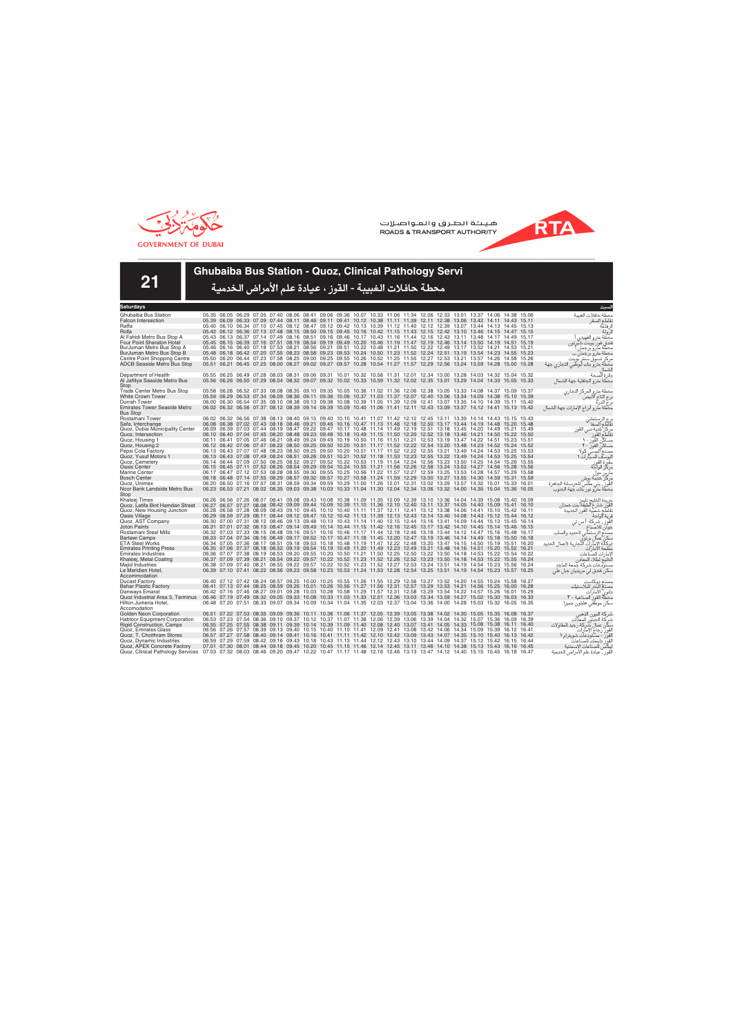GOVERNMENT OF DUBAI

هيئة الطرق والمواصلات
ROADS & TRANSPORT AUTHORITY

# 21

## Ghubaiba Bus Station - Quoz, Clinical Pathology Servi

## محطة حافلات الغبيبة - القوز ، عيادة علم الأمراض الخدمية

| Saturdays | | | | | | | | | | | | | | | | | | | | | السبت |
|---|---|---|---|---|---|---|---|---|---|---|---|---|---|---|---|---|---|---|---|---|---|
| Ghubaiba Bus Station | 05.35 | 06.05 | 06.29 | 07.05 | 07.40 | 08.06 | 08.41 | 09.06 | 09.36 | 10.07 | 10.33 | 11.06 | 11.34 | 12.06 | 12.33 | 13.01 | 13.37 | 14.06 | 14.38 | 15.06 | محطة حافلات الغبيبة |
| Falcon Intersection | 05.39 | 06.09 | 06.33 | 07.09 | 07.44 | 08.11 | 08.46 | 09.11 | 09.41 | 10.12 | 10.38 | 11.11 | 11.39 | 12.11 | 12.38 | 13.06 | 13.42 | 14.11 | 14.43 | 15.11 | تقاطع الصقر |
| Raffa | 05.40 | 06.10 | 06.34 | 07.10 | 07.45 | 08.12 | 08.47 | 09.12 | 09.42 | 10.13 | 10.39 | 11.12 | 11.40 | 12.12 | 12.39 | 13.07 | 13.44 | 14.13 | 14.45 | 15.13 | الرفاعة |
| Rolla | 05.42 | 06.12 | 06.36 | 07.13 | 07.48 | 08.15 | 08.50 | 09.15 | 09.45 | 10.16 | 10.42 | 11.15 | 11.43 | 12.15 | 12.42 | 13.10 | 13.46 | 14.15 | 14.47 | 15.15 | الرولة |
| Al Fahidi Metro Bus Stop A | 05.43 | 06.13 | 06.37 | 07.14 | 07.49 | 08.16 | 08.51 | 09.16 | 09.46 | 10.17 | 10.43 | 11.16 | 11.44 | 12.16 | 12.43 | 13.11 | 13.48 | 14.17 | 14.49 | 15.17 | محطة مترو الفهيدي أ |
| Four Point Sheraton Hotel | 05.45 | 06.15 | 06.39 | 07.16 | 07.51 | 08.19 | 08.54 | 09.19 | 09.49 | 10.20 | 10.46 | 11.19 | 11.47 | 12.19 | 12.46 | 13.14 | 13.50 | 14.19 | 14.51 | 15.19 | فندق فور بوينت شيراتون |
| BurJuman Metro Bus Stop A | 05.46 | 06.16 | 06.40 | 07.18 | 07.53 | 08.21 | 08.56 | 09.21 | 09.51 | 10.22 | 10.48 | 11.21 | 11.50 | 12.22 | 12.49 | 13.17 | 13.52 | 14.21 | 14.53 | 15.21 | محطة مترو برجمان أ |
| BurJuman Metro Bus Stop B | 05.48 | 06.18 | 06.42 | 07.20 | 07.55 | 08.23 | 08.58 | 09.23 | 09.53 | 10.24 | 10.50 | 11.23 | 11.52 | 12.24 | 12.51 | 13.19 | 13.54 | 14.23 | 14.55 | 15.23 | محطة مترو برجمان ب |
| Centre Point Shopping Centre | 05.50 | 06.20 | 06.44 | 07.23 | 07.58 | 08.25 | 09.00 | 09.25 | 09.55 | 10.26 | 10.52 | 11.25 | 11.55 | 12.27 | 12.53 | 13.21 | 13.57 | 14.26 | 14.58 | 15.26 | مركز تسوق سنتر بوينت |
| ADCB Seaside Metro Bus Stop | 05.51 | 06.21 | 06.45 | 07.25 | 08.00 | 08.27 | 09.02 | 09.27 | 09.57 | 10.28 | 10.54 | 11.27 | 11.57 | 12.29 | 12.56 | 13.24 | 13.59 | 14.28 | 15.00 | 15.28 | محطة مترو بنك أبوظبي التجاري جهة الشمال |
| Department of Health | 05.55 | 06.25 | 06.49 | 07.28 | 08.03 | 08.31 | 09.06 | 09.31 | 10.01 | 10.32 | 10.58 | 11.31 | 12.01 | 12.34 | 13.00 | 13.28 | 14.03 | 14.32 | 15.04 | 15.32 | دائرة الصحة |
| Al Jafiliya Seaside Metro Bus Stop | 05.56 | 06.26 | 06.50 | 07.29 | 08.04 | 08.32 | 09.07 | 09.32 | 10.02 | 10.33 | 10.59 | 11.32 | 12.02 | 12.35 | 13.01 | 13.29 | 14.04 | 14.33 | 15.05 | 15.33 | محطة مترو الجافلية جهة الشمال |
| Trade Center Metro Bus Stop | 05.58 | 06.28 | 06.52 | 07.33 | 08.08 | 08.35 | 09.10 | 09.35 | 10.05 | 10.36 | 11.02 | 11.36 | 12.06 | 12.38 | 13.05 | 13.33 | 14.08 | 14.37 | 15.09 | 15.37 | محطة مترو المركز التجاري |
| White Crown Tower | 05.59 | 06.29 | 06.53 | 07.34 | 08.09 | 08.36 | 09.11 | 09.36 | 10.06 | 10.37 | 11.03 | 11.37 | 12.07 | 12.40 | 13.06 | 13.34 | 14.09 | 14.38 | 15.10 | 15.39 | برج التاج الأبيض |
| Durrah Tower | 06.00 | 06.30 | 06.54 | 07.35 | 08.10 | 08.38 | 09.13 | 09.38 | 10.08 | 10.39 | 11.05 | 11.39 | 12.09 | 12.41 | 13.07 | 13.35 | 14.10 | 14.39 | 15.11 | 15.40 | برج الدرة |
| Emirates Tower Seaside Metro Bus Stop | 06.02 | 06.32 | 06.56 | 07.37 | 08.12 | 08.39 | 09.14 | 09.39 | 10.09 | 10.40 | 11.06 | 11.41 | 12.11 | 12.43 | 13.09 | 13.37 | 14.12 | 14.41 | 15.13 | 15.42 | محطة مترو أبراج الإمارات جهة الشمال |
| Rostamani Tower | 06.02 | 06.32 | 06.56 | 07.38 | 08.13 | 08.40 | 09.15 | 09.40 | 10.10 | 10.41 | 11.07 | 11.42 | 12.12 | 12.45 | 13.11 | 13.39 | 14.14 | 14.43 | 15.15 | 15.43 | برج الرستماني |
| Safa, Interchange | 06.08 | 06.38 | 07.02 | 07.43 | 08.18 | 08.46 | 09.21 | 09.46 | 10.16 | 10.47 | 11.13 | 11.48 | 12.18 | 12.50 | 13.17 | 13.44 | 14.19 | 14.48 | 15.20 | 15.48 | تقاطع الصفا |
| Quoz, Dubai Municipality Center | 06.09 | 06.39 | 07.03 | 07.44 | 08.19 | 08.47 | 09.22 | 09.47 | 10.17 | 10.48 | 11.14 | 11.49 | 12.19 | 12.51 | 13.18 | 13.45 | 14.20 | 14.49 | 15.21 | 15.49 | مركز بلدية دبي القوز |
| Quoz, Intersection | 06.10 | 06.40 | 07.04 | 07.45 | 08.20 | 08.48 | 09.23 | 09.48 | 10.18 | 10.49 | 11.15 | 11.50 | 12.20 | 12.52 | 13.18 | 13.46 | 14.21 | 14.50 | 15.22 | 15.50 | تقاطع القوز |
| Quoz, Housing 1 | 06.11 | 06.41 | 07.05 | 07.46 | 08.21 | 08.49 | 09.24 | 09.49 | 10.19 | 10.50 | 11.16 | 11.51 | 12.21 | 12.53 | 13.19 | 13.47 | 14.22 | 14.51 | 15.23 | 15.51 | مساكن القوز - ١ |
| Quoz, Housing 2 | 06.12 | 06.42 | 07.06 | 07.47 | 08.22 | 08.50 | 09.25 | 09.50 | 10.20 | 10.51 | 11.17 | 11.52 | 12.22 | 12.54 | 13.20 | 13.48 | 14.23 | 14.52 | 15.24 | 15.52 | مساكن القوز - ٢ |
| Pepsi Cola Factory | 06.13 | 06.43 | 07.07 | 07.48 | 08.23 | 08.50 | 09.25 | 09.50 | 10.20 | 10.51 | 11.17 | 11.52 | 12.22 | 12.55 | 13.21 | 13.49 | 14.24 | 14.53 | 15.25 | 15.53 | مصنع البيبسي كولا |
| Quoz, Yusuf Motors 1 | 06.13 | 06.43 | 07.08 | 07.49 | 08.24 | 08.51 | 09.26 | 09.51 | 10.21 | 10.52 | 11.18 | 11.53 | 12.23 | 12.55 | 13.22 | 13.49 | 14.24 | 14.53 | 15.25 | 15.54 | اليوسف للسيارات ١ |
| Quoz, Cemetery | 06.14 | 06.44 | 07.09 | 07.50 | 08.25 | 08.52 | 09.27 | 09.52 | 10.22 | 10.53 | 11.19 | 11.54 | 12.24 | 12.56 | 13.23 | 13.50 | 14.25 | 14.54 | 15.26 | 15.55 | مقبرة القوز |
| Oasis Center | 06.15 | 06.45 | 07.11 | 07.52 | 08.26 | 08.54 | 09.29 | 09.54 | 10.24 | 10.55 | 11.21 | 11.56 | 12.26 | 12.58 | 13.24 | 13.52 | 14.27 | 14.56 | 15.28 | 15.56 | مركز الواحة |
| Marine Center | 06.17 | 06.47 | 07.12 | 07.53 | 08.28 | 08.55 | 09.30 | 09.55 | 10.25 | 10.56 | 11.22 | 11.57 | 12.27 | 12.59 | 13.25 | 13.53 | 14.28 | 14.57 | 15.29 | 15.58 | مارين سنتر |
| Bosch Center | 06.18 | 06.48 | 07.14 | 07.55 | 08.29 | 08.57 | 09.32 | 09.57 | 10.27 | 10.58 | 11.24 | 11.59 | 12.29 | 13.00 | 13.27 | 13.55 | 14.30 | 14.59 | 15.31 | 15.59 | مركز بوش |
| Quoz, Unimex | 06.20 | 06.50 | 07.16 | 07.57 | 08.31 | 08.59 | 09.34 | 09.59 | 10.29 | 11.00 | 11.26 | 12.01 | 12.31 | 13.02 | 13.29 | 13.57 | 14.32 | 15.01 | 15.33 | 16.01 | القوز، يونيمكس للخرسانة الجاهزة |
| Noor Bank Landside Metro Bus Stop | 06.23 | 06.53 | 07.21 | 08.02 | 08.35 | 09.03 | 09.38 | 10.03 | 10.33 | 11.04 | 11.30 | 12.04 | 12.34 | 13.06 | 13.32 | 14.00 | 14.35 | 15.04 | 15.36 | 16.05 | محطة مترو نور بنك جهة الجنوب |
| Khaleej Times | 06.26 | 06.56 | 07.26 | 08.07 | 08.41 | 09.08 | 09.43 | 10.08 | 10.38 | 11.09 | 11.35 | 12.09 | 12.39 | 13.10 | 13.36 | 14.04 | 14.39 | 15.08 | 15.40 | 16.09 | جريدة الخليج تايمز |
| Quoz, Latifa Bint Hamdan Street | 06.27 | 06.57 | 07.27 | 08.08 | 08.42 | 09.09 | 09.44 | 10.09 | 10.39 | 11.10 | 11.36 | 12.10 | 12.40 | 13.11 | 13.37 | 14.05 | 14.40 | 15.09 | 15.41 | 16.10 | القوز، شارع لطيفة بنت حمدان |
| Quoz, New Housing Junction | 06.28 | 06.58 | 07.28 | 08.09 | 08.43 | 09.10 | 09.45 | 10.10 | 10.40 | 11.11 | 11.37 | 12.11 | 12.41 | 13.12 | 13.38 | 14.06 | 14.41 | 15.10 | 15.42 | 16.11 | تقاطع شعبية القوز الجديدة |
| Oasis Village | 06.29 | 06.59 | 07.29 | 08.11 | 08.44 | 09.12 | 09.47 | 10.12 | 10.42 | 11.13 | 11.39 | 12.13 | 12.43 | 13.14 | 13.40 | 14.08 | 14.43 | 15.12 | 15.44 | 16.12 | قرية الواحة |
| Quoz, AST Company | 06.30 | 07.00 | 07.31 | 08.12 | 08.46 | 09.13 | 09.48 | 10.13 | 10.43 | 11.14 | 11.40 | 12.15 | 12.44 | 13.16 | 13.41 | 14.09 | 14.44 | 15.13 | 15.45 | 16.14 | القوز، شركة أ.س.تي |
| Joton Paints | 06.31 | 07.01 | 07.32 | 08.13 | 08.47 | 09.14 | 09.49 | 10.14 | 10.44 | 11.15 | 11.42 | 12.16 | 12.45 | 13.17 | 13.42 | 14.10 | 14.45 | 15.14 | 15.46 | 16.15 | جوتن للأصباغ |
| Rostamani Steel Mills | 06.32 | 07.03 | 07.33 | 08.15 | 08.48 | 09.16 | 09.51 | 10.16 | 10.46 | 11.17 | 11.44 | 12.18 | 12.46 | 13.18 | 13.44 | 14.12 | 14.47 | 15.16 | 15.48 | 16.17 | مصنع الرستماني للحديد والصلب |
| Bartawi Camps | 06.33 | 07.04 | 07.34 | 08.16 | 08.49 | 09.17 | 09.52 | 10.17 | 10.47 | 11.18 | 11.45 | 12.20 | 12.47 | 13.19 | 13.46 | 14.14 | 14.49 | 15.18 | 15.50 | 16.18 | سكن عمال برتوي |
| ETA Steel Works | 06.34 | 07.05 | 07.36 | 08.17 | 08.51 | 09.18 | 09.53 | 10.18 | 10.48 | 11.19 | 11.47 | 12.22 | 12.48 | 13.20 | 13.47 | 14.15 | 14.50 | 15.19 | 15.51 | 16.20 | (وكالة الإمارات التجارية (أعمال الحديد |
| Emirates Printing Press | 06.35 | 07.06 | 07.37 | 08.18 | 08.52 | 09.19 | 09.54 | 10.19 | 10.49 | 11.20 | 11.49 | 12.23 | 12.49 | 13.21 | 13.48 | 14.16 | 14.51 | 15.20 | 15.52 | 16.21 | مطبعة الإمارات |
| Emirates Industries | 06.36 | 07.07 | 07.38 | 08.19 | 08.53 | 09.20 | 09.55 | 10.20 | 10.50 | 11.21 | 11.50 | 12.25 | 12.50 | 13.22 | 13.50 | 14.18 | 14.53 | 15.22 | 15.54 | 16.22 | الإمارات للصناعات |
| Khaleej, Metal Coating | 06.37 | 07.09 | 07.39 | 08.21 | 08.54 | 09.22 | 09.57 | 10.22 | 10.52 | 11.23 | 11.52 | 12.26 | 12.52 | 13.23 | 13.50 | 14.18 | 14.53 | 15.22 | 15.55 | 16.24 | الخليج لطلاء المعادن |
| Majid Industries | 06.38 | 07.09 | 07.40 | 08.21 | 08.55 | 09.22 | 09.57 | 10.22 | 10.52 | 11.23 | 11.52 | 12.27 | 12.53 | 13.24 | 13.51 | 14.19 | 14.54 | 15.23 | 15.56 | 16.24 | مستودعات شركة جمعة الماجد |
| Le Meridien Hotel, Accommodation | 06.39 | 07.10 | 07.41 | 08.22 | 08.56 | 09.23 | 09.58 | 10.23 | 10.53 | 11.24 | 11.53 | 12.28 | 12.54 | 13.25 | 13.51 | 14.19 | 14.54 | 15.23 | 15.57 | 16.25 | سكن فندق لي ميريديان جبل علي |
| Ducast Factory | 06.40 | 07.12 | 07.42 | 08.24 | 08.57 | 09.25 | 10.00 | 10.25 | 10.55 | 11.26 | 11.55 | 12.29 | 12.56 | 13.27 | 13.52 | 14.20 | 14.55 | 15.24 | 15.58 | 16.27 | مصنع دوكاست |
| Bahar Plastic Factory | 06.41 | 07.13 | 07.44 | 08.25 | 08.59 | 09.26 | 10.01 | 10.26 | 10.56 | 11.27 | 11.56 | 12.31 | 12.57 | 13.29 | 13.53 | 14.21 | 14.56 | 15.25 | 16.00 | 16.28 | مصنع البحر للبلاستيك |
| Danways Emarat | 06.42 | 07.16 | 07.46 | 08.27 | 09.01 | 09.28 | 10.03 | 10.28 | 10.58 | 11.29 | 11.57 | 12.31 | 12.58 | 13.29 | 13.54 | 14.22 | 14.57 | 15.26 | 16.01 | 16.29 | داني الإمارات |
| Quoz Industrial Area 3, Terminus | 06.46 | 07.19 | 07.49 | 08.32 | 09.05 | 09.33 | 10.08 | 10.33 | 11.03 | 11.33 | 12.01 | 12.36 | 13.03 | 13.34 | 13.59 | 14.27 | 15.02 | 15.30 | 16.03 | 16.33 | محطة القوز الصناعية - ٣ |
| Hilton Jumeira Hotel, Accomodation | 06.48 | 07.20 | 07.51 | 08.33 | 09.07 | 09.34 | 10.09 | 10.34 | 11.04 | 11.35 | 12.03 | 12.37 | 13.04 | 13.36 | 14.00 | 14.28 | 15.03 | 15.32 | 16.05 | 16.35 | سكن موظفي هيلتون جميرا |
| Golden Neon Corporation | 06.51 | 07.22 | 07.53 | 08.35 | 09.09 | 09.36 | 10.11 | 10.36 | 11.06 | 11.37 | 12.05 | 12.39 | 13.05 | 13.38 | 14.02 | 14.30 | 15.05 | 15.35 | 16.08 | 16.37 | شركة النيون الذهبي |
| Habtoor Equipment Corporation | 06.53 | 07.23 | 07.54 | 08.36 | 09.10 | 09.37 | 10.12 | 10.37 | 11.07 | 11.38 | 12.06 | 12.39 | 13.06 | 13.39 | 14.04 | 14.32 | 15.07 | 15.36 | 16.09 | 16.39 | شركة الحبتور للمعدات |
| Rigid Construction, Camps | 06.55 | 07.25 | 07.55 | 08.38 | 09.11 | 09.39 | 10.14 | 10.39 | 11.09 | 11.40 | 12.08 | 12.40 | 13.07 | 13.41 | 14.05 | 14.33 | 15.08 | 15.38 | 16.11 | 16.40 | سكن عمال شركة رجيد للمقاولات |
| Quoz, Emirates Glass | 06.56 | 07.26 | 07.57 | 08.39 | 09.13 | 09.40 | 10.15 | 10.40 | 11.10 | 11.41 | 12.09 | 12.41 | 13.08 | 13.42 | 14.06 | 14.34 | 15.09 | 15.39 | 16.12 | 16.41 | القوز زجاج الإمارات |
| Quoz, T. Choithram Stores | 06.57 | 07.27 | 07.58 | 08.40 | 09.14 | 09.41 | 10.16 | 10.41 | 11.11 | 11.42 | 12.10 | 12.42 | 13.09 | 13.43 | 14.07 | 14.35 | 15.10 | 15.40 | 16.13 | 16.42 | القوز - مستودعات شويترام ١ |
| Quoz, Dynamic Industries | 06.59 | 07.29 | 07.59 | 08.42 | 09.16 | 09.43 | 10.18 | 10.43 | 11.13 | 11.44 | 12.12 | 12.43 | 13.10 | 13.44 | 14.09 | 14.37 | 15.12 | 15.41 | 16.15 | 16.44 | القوز داينمك للصناعات |
| Quoz, APEX Concrete Factory | 07.01 | 07.30 | 08.01 | 08.44 | 09.18 | 09.45 | 10.20 | 10.45 | 11.15 | 11.46 | 12.14 | 12.45 | 13.11 | 13.46 | 14.10 | 14.38 | 15.13 | 15.43 | 16.16 | 16.45 | أبكس للمنتجات الاسمنتية |
| Quoz, Clinical Pathology Services | 07.03 | 07.32 | 08.03 | 08.46 | 09.20 | 09.47 | 10.22 | 10.47 | 11.17 | 11.48 | 12.16 | 12.46 | 13.13 | 13.47 | 14.12 | 14.40 | 15.15 | 15.45 | 16.18 | 16.47 | القوز، عيادة علم الأمراض الخدمية |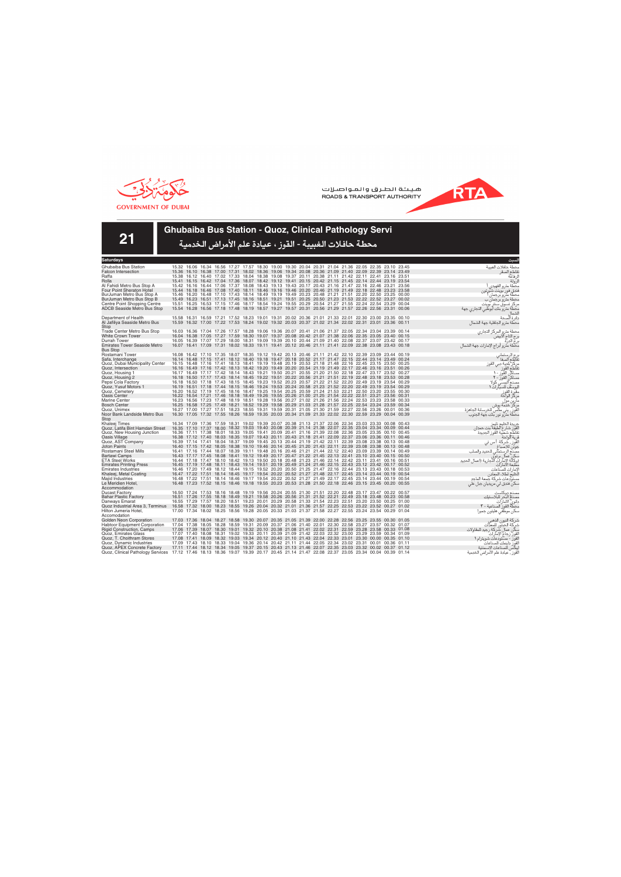هيئة الطرق والمواصلات
ROADS & TRANSPORT AUTHORITY

GOVERNMENT OF DUBAI

# 21

## Ghubaiba Bus Station - Quoz, Clinical Pathology Servi

## محطة حافلات الغبيبة - القوز ، عيادة علم الأمراض الخدمية

| Saturdays | | | | | | | | | | | | | | | | | | السبت |
|---|---|---|---|---|---|---|---|---|---|---|---|---|---|---|---|---|---|---|
| Ghubaiba Bus Station | 15.32 | 16.06 | 16.34 | 16.56 | 17.27 | 17.57 | 18.30 | 19.00 | 19.30 | 20.04 | 20.31 | 21.04 | 21.36 | 22.05 | 22.35 | 23.10 | 23.45 | محطة حافلات الغبيبة |
| Falcon Intersection | 15.36 | 16.10 | 16.38 | 17.00 | 17.31 | 18.02 | 18.36 | 19.06 | 19.34 | 20.08 | 20.36 | 21.09 | 21.40 | 22.09 | 22.39 | 23.14 | 23.49 | تقاطع الصقر |
| Raffa | 15.38 | 16.12 | 16.40 | 17.02 | 17.33 | 18.04 | 18.38 | 19.08 | 19.37 | 20.11 | 20.38 | 21.11 | 21.42 | 22.11 | 22.41 | 23.16 | 23.51 | الرفاعة |
| Rolla | 15.41 | 16.15 | 16.42 | 17.04 | 17.36 | 18.07 | 18.42 | 19.12 | 19.41 | 20.15 | 20.42 | 21.15 | 21.45 | 22.14 | 22.44 | 23.19 | 23.54 | الرولة |
| Al Fahidi Metro Bus Stop A | 15.42 | 16.16 | 16.44 | 17.06 | 17.37 | 18.08 | 18.43 | 19.13 | 19.43 | 20.17 | 20.43 | 21.16 | 21.47 | 22.16 | 22.46 | 23.21 | 23.56 | محطة مترو الفهيدي أ |
| Four Point Sheraton Hotel | 15.44 | 16.18 | 16.46 | 17.08 | 17.40 | 18.11 | 18.46 | 19.16 | 19.46 | 20.20 | 20.46 | 21.19 | 21.49 | 22.18 | 22.48 | 23.23 | 23.58 | فندق فور بوينت شيراتون |
| BurJuman Metro Bus Stop A | 15.46 | 16.20 | 16.48 | 17.10 | 17.43 | 18.14 | 18.49 | 19.19 | 19.49 | 20.23 | 20.48 | 21.21 | 21.51 | 22.20 | 22.50 | 23.25 | 00.00 | محطة مترو برجمان أ |
| BurJuman Metro Bus Stop B | 15.49 | 16.23 | 16.51 | 17.13 | 17.45 | 18.16 | 18.51 | 19.21 | 19.51 | 20.25 | 20.50 | 21.23 | 21.53 | 22.22 | 22.52 | 23.27 | 00.02 | محطة مترو برجمان ب |
| Centre Point Shopping Centre | 15.51 | 16.25 | 16.53 | 17.15 | 17.46 | 18.17 | 18.54 | 19.24 | 19.55 | 20.29 | 20.54 | 21.27 | 21.55 | 22.24 | 22.54 | 23.29 | 00.04 | مركز تسوق سنتر بوينت |
| ADCB Seaside Metro Bus Stop | 15.54 | 16.28 | 16.56 | 17.18 | 17.48 | 18.19 | 18.57 | 19.27 | 19.57 | 20.31 | 20.56 | 21.29 | 21.57 | 22.26 | 22.56 | 23.31 | 00.06 | محطة مترو بنك أبوظبي التجاري جهة الشمال |
| Department of Health | 15.58 | 16.31 | 16.59 | 17.21 | 17.52 | 18.23 | 19.01 | 19.31 | 20.02 | 20.36 | 21.01 | 21.33 | 22.01 | 22.30 | 23.00 | 23.35 | 00.10 | دائرة الصحة |
| Al Jafiliya Seaside Metro Bus Stop | 15.59 | 16.32 | 17.00 | 17.22 | 17.53 | 18.24 | 19.02 | 19.32 | 20.03 | 20.37 | 21.02 | 21.34 | 22.02 | 22.31 | 23.01 | 23.36 | 00.11 | محطة مترو الجافلية جهة الشمال |
| Trade Center Metro Bus Stop | 16.03 | 16.36 | 17.04 | 17.26 | 17.57 | 18.28 | 19.06 | 19.36 | 20.07 | 20.41 | 21.06 | 21.37 | 22.05 | 22.34 | 23.04 | 23.39 | 00.14 | محطة مترو المركز التجاري |
| White Crown Tower | 16.04 | 16.38 | 17.05 | 17.27 | 17.59 | 18.30 | 19.07 | 19.37 | 20.08 | 20.42 | 21.07 | 21.38 | 22.06 | 22.35 | 23.05 | 23.40 | 00.15 | برج التاج الأبيض |
| Durrah Tower | 16.05 | 16.39 | 17.07 | 17.29 | 18.00 | 18.31 | 19.09 | 19.39 | 20.10 | 20.44 | 21.09 | 21.40 | 22.08 | 22.37 | 23.07 | 23.42 | 00.17 | برج الدرة |
| Emirates Tower Seaside Metro Bus Stop | 16.07 | 16.41 | 17.09 | 17.31 | 18.02 | 18.33 | 19.11 | 19.41 | 20.12 | 20.46 | 21.11 | 21.41 | 22.09 | 22.38 | 23.08 | 23.43 | 00.18 | محطة مترو أبراج الإمارات جهة الشمال |
| Rostamani Tower | 16.08 | 16.42 | 17.10 | 17.35 | 18.07 | 18.35 | 19.12 | 19.42 | 20.13 | 20.46 | 21.11 | 21.42 | 22.10 | 22.39 | 23.09 | 23.44 | 00.19 | برج الرستماني |
| Safa, Interchange | 16.14 | 16.48 | 17.15 | 17.41 | 18.12 | 18.40 | 19.18 | 19.47 | 20.18 | 20.52 | 21.17 | 21.47 | 22.15 | 22.44 | 23.14 | 23.49 | 00.24 | تقاطع الصفا |
| Quoz, Dubai Municipality Center | 16.15 | 16.48 | 17.16 | 17.41 | 18.13 | 18.41 | 19.19 | 19.48 | 20.19 | 20.53 | 21.18 | 21.48 | 22.16 | 22.45 | 23.15 | 23.50 | 00.25 | مركز بلدية دبي القوز |
| Quoz, Intersection | 16.16 | 16.49 | 17.16 | 17.42 | 18.13 | 18.42 | 19.20 | 19.49 | 20.20 | 20.54 | 21.19 | 21.49 | 22.17 | 22.46 | 23.16 | 23.51 | 00.26 | تقاطع القوز |
| Quoz, Housing 1 | 16.17 | 16.49 | 17.17 | 17.42 | 18.14 | 18.43 | 19.21 | 19.50 | 20.21 | 20.55 | 21.20 | 21.50 | 22.18 | 22.47 | 23.17 | 23.52 | 00.27 | مساكن القوز - ١ |
| Quoz, Housing 2 | 16.18 | 16.50 | 17.17 | 17.43 | 18.14 | 18.45 | 19.22 | 19.51 | 20.22 | 20.56 | 21.21 | 21.51 | 22.19 | 22.48 | 23.18 | 23.53 | 00.28 | مساكن القوز - ٢ |
| Pepsi Cola Factory | 16.18 | 16.50 | 17.18 | 17.43 | 18.15 | 18.45 | 19.23 | 19.52 | 20.23 | 20.57 | 21.22 | 21.52 | 22.20 | 22.49 | 23.19 | 23.54 | 00.29 | مصنع البيبسي كولا |
| Quoz, Yusuf Motors 1 | 16.19 | 16.51 | 17.18 | 17.44 | 18.15 | 18.46 | 19.24 | 19.53 | 20.24 | 20.58 | 21.23 | 21.52 | 22.20 | 22.49 | 23.19 | 23.54 | 00.29 | اليوسف للسيارات ١ |
| Quoz, Cemetery | 16.20 | 16.52 | 17.19 | 17.45 | 18.16 | 18.47 | 19.25 | 19.54 | 20.25 | 20.59 | 21.24 | 21.53 | 22.21 | 22.50 | 23.20 | 23.55 | 00.30 | مقبرة القوز |
| Oasis Center | 16.22 | 16.54 | 17.21 | 17.46 | 18.18 | 18.49 | 19.26 | 19.55 | 20.26 | 21.00 | 21.25 | 21.54 | 22.22 | 22.51 | 23.21 | 23.56 | 00.31 | مركز الواحة |
| Marine Center | 16.23 | 16.56 | 17.23 | 17.48 | 18.19 | 18.51 | 19.28 | 19.56 | 20.27 | 21.02 | 21.26 | 21.56 | 22.24 | 22.53 | 23.23 | 23.58 | 00.33 | مارين مول |
| Bosch Center | 16.25 | 16.58 | 17.25 | 17.49 | 18.21 | 18.52 | 19.29 | 19.58 | 20.29 | 21.03 | 21.28 | 21.57 | 22.25 | 22.54 | 23.24 | 23.59 | 00.34 | مركز جمعة بوش |
| Quoz, Unimex | 16.27 | 17.00 | 17.27 | 17.51 | 18.23 | 18.55 | 19.31 | 19.59 | 20.31 | 21.05 | 21.30 | 21.59 | 22.27 | 22.56 | 23.26 | 00.01 | 00.36 | القوز ، يني مكس للخرسانة الجاهزة |
| Noor Bank Landside Metro Bus Stop | 16.30 | 17.05 | 17.32 | 17.55 | 18.26 | 18.59 | 19.35 | 20.03 | 20.34 | 21.09 | 21.33 | 22.02 | 22.30 | 22.59 | 23.29 | 00.04 | 00.39 | محطة مترو نور بنك جهة الجنوب |
| Khaleej Times | 16.34 | 17.09 | 17.36 | 17.59 | 18.31 | 19.02 | 19.39 | 20.07 | 20.38 | 21.13 | 21.37 | 22.06 | 22.34 | 23.03 | 23.33 | 00.08 | 00.43 | جريدة الخليج تايمز |
| Quoz, Latifa Bint Hamdan Street | 16.35 | 17.10 | 17.37 | 18.00 | 18.32 | 19.03 | 19.40 | 20.08 | 20.39 | 21.14 | 21.38 | 22.07 | 22.35 | 23.04 | 23.34 | 00.09 | 00.44 | القوز شارع لطيفة بنت حمدان |
| Quoz, New Housing Junction | 16.36 | 17.11 | 17.38 | 18.01 | 18.33 | 19.05 | 19.41 | 20.09 | 20.41 | 21.16 | 21.39 | 22.08 | 22.36 | 23.05 | 23.35 | 00.10 | 00.45 | تقاطع شعبية القوز الجديدة |
| Oasis Village | 16.38 | 17.12 | 17.40 | 18.03 | 18.35 | 19.07 | 19.43 | 20.11 | 20.43 | 21.18 | 21.41 | 22.09 | 22.37 | 23.06 | 23.36 | 00.11 | 00.46 | قرية الواحة |
| Quoz, AST Company | 16.39 | 17.14 | 17.41 | 18.04 | 18.37 | 19.09 | 19.45 | 20.13 | 20.44 | 21.19 | 21.42 | 22.11 | 22.39 | 23.08 | 23.38 | 00.13 | 00.48 | القوز ، شركة أ س تي |
| Joton Paints | 16.40 | 17.15 | 17.42 | 18.05 | 18.38 | 19.10 | 19.46 | 20.14 | 20.45 | 21.20 | 21.43 | 22.11 | 22.39 | 23.08 | 23.38 | 00.13 | 00.48 | جوتن للأصباغ |
| Rostamani Steel Mills | 16.41 | 17.16 | 17.44 | 18.07 | 18.39 | 19.11 | 19.48 | 20.16 | 20.46 | 21.21 | 21.44 | 22.12 | 22.40 | 23.09 | 23.39 | 00.14 | 00.49 | مصنع الرستماني للحديد والصلب |
| Bartawi Camps | 16.43 | 17.17 | 17.45 | 18.08 | 18.41 | 19.12 | 19.49 | 20.17 | 20.47 | 21.22 | 21.45 | 22.13 | 22.41 | 23.10 | 23.40 | 00.15 | 00.50 | سكن عمال برتوي |
| ETA Steel Works | 16.44 | 17.18 | 17.47 | 18.10 | 18.42 | 19.13 | 19.50 | 20.18 | 20.48 | 21.23 | 21.46 | 22.14 | 22.42 | 23.11 | 23.41 | 00.16 | 00.51 | الوكالة الإمارات التجارية (اعمال الحديد) |
| Emirates Printing Press | 16.45 | 17.19 | 17.48 | 18.11 | 18.43 | 19.14 | 19.51 | 20.19 | 20.49 | 21.24 | 21.46 | 22.15 | 22.43 | 23.12 | 23.42 | 00.17 | 00.52 | مطبعة الإمارات |
| Emirates Industries | 16.46 | 17.20 | 17.49 | 18.12 | 18.44 | 19.15 | 19.52 | 20.20 | 20.50 | 21.25 | 21.47 | 22.16 | 22.44 | 23.13 | 23.43 | 00.18 | 00.53 | الإمارات للصناعات |
| Khaleej, Metal Coating | 16.47 | 17.22 | 17.51 | 18.14 | 18.45 | 19.17 | 19.54 | 20.22 | 20.52 | 21.27 | 21.48 | 22.17 | 22.45 | 23.14 | 23.44 | 00.19 | 00.54 | الخليج لطلاء المعادن |
| Majid Industries | 16.48 | 17.22 | 17.51 | 18.14 | 18.46 | 19.17 | 19.54 | 20.22 | 20.52 | 21.27 | 21.49 | 22.17 | 22.45 | 23.14 | 23.44 | 00.19 | 00.54 | مستودعات شركة جمعة الماجد |
| Le Meridien Hotel, Accomodation | 16.48 | 17.23 | 17.52 | 18.15 | 18.46 | 19.18 | 19.55 | 20.23 | 20.53 | 21.28 | 21.50 | 22.18 | 22.46 | 23.15 | 23.45 | 00.20 | 00.55 | سكن فندق لي ميريديان جبل علي |
| Ducast Factory | 16.50 | 17.24 | 17.53 | 18.16 | 18.48 | 19.19 | 19.56 | 20.24 | 20.55 | 21.30 | 21.51 | 22.20 | 22.48 | 23.17 | 23.47 | 00.22 | 00.57 | مصنع دوكاست |
| Bahar Plastic Factory | 16.51 | 17.26 | 17.55 | 18.18 | 18.49 | 19.21 | 19.58 | 20.26 | 20.56 | 21.31 | 21.52 | 22.21 | 22.49 | 23.18 | 23.48 | 00.23 | 00.58 | مصنع البحر للبلاستيك |
| Danways Emarat | 16.55 | 17.29 | 17.57 | 18.20 | 18.51 | 19.23 | 20.01 | 20.29 | 20.58 | 21.33 | 21.54 | 22.23 | 22.51 | 23.20 | 23.50 | 00.25 | 01.00 | دانوي الامارات |
| Quoz Industrial Area 3, Terminus | 16.58 | 17.32 | 18.00 | 18.23 | 18.55 | 19.26 | 20.04 | 20.32 | 21.01 | 21.36 | 21.57 | 22.25 | 22.53 | 23.22 | 23.52 | 00.27 | 01.02 | محطة القوز الصناعية - ٣ |
| Hilton Jumeira Hotel, Accomodation | 17.00 | 17.34 | 18.02 | 18.25 | 18.56 | 19.28 | 20.05 | 20.33 | 21.03 | 21.37 | 21.58 | 22.27 | 22.55 | 23.24 | 23.54 | 00.29 | 01.04 | سكن موظفي هيلتون جميرا |
| Golden Neon Corporation | 17.03 | 17.36 | 18.04 | 18.27 | 18.58 | 19.30 | 20.07 | 20.35 | 21.05 | 21.39 | 22.00 | 22.28 | 22.56 | 23.25 | 23.55 | 00.30 | 01.05 | شركة النيون الذهبي |
| Habtoor Equipment Corporation | 17.04 | 17.38 | 18.05 | 18.28 | 18.59 | 19.31 | 20.09 | 20.37 | 21.06 | 21.40 | 22.01 | 22.30 | 22.58 | 23.27 | 23.57 | 00.32 | 01.07 | شركة الحبتور للمعدات |
| Rigid Construction, Camps | 17.06 | 17.39 | 18.07 | 18.30 | 19.01 | 19.32 | 20.10 | 20.38 | 21.08 | 21.41 | 22.02 | 22.31 | 22.59 | 23.28 | 23.58 | 00.33 | 01.08 | سكن عمال شركة رجد للمقاولات |
| Quoz, Emirates Glass | 17.07 | 17.40 | 18.08 | 18.31 | 19.02 | 19.33 | 20.11 | 20.39 | 21.09 | 21.42 | 22.03 | 22.32 | 23.00 | 23.29 | 23.59 | 00.34 | 01.09 | القوز زجاج الإمارات |
| Quoz, T. Choithram Stores | 17.08 | 17.41 | 18.09 | 18.32 | 19.03 | 19.34 | 20.12 | 20.40 | 21.10 | 21.43 | 22.04 | 22.33 | 23.01 | 23.30 | 00.00 | 00.35 | 01.10 | القوز - مستودعات شويترام ١ |
| Quoz, Dynamic Industries | 17.09 | 17.43 | 18.10 | 18.33 | 19.04 | 19.36 | 20.14 | 20.42 | 21.11 | 21.44 | 22.05 | 22.34 | 23.02 | 23.31 | 00.01 | 00.36 | 01.11 | القوز داينمك الصناعات |
| Quoz, APEX Concrete Factory | 17.11 | 17.44 | 18.12 | 18.34 | 19.05 | 19.37 | 20.15 | 20.43 | 21.13 | 21.46 | 22.07 | 22.35 | 23.03 | 23.32 | 00.02 | 00.37 | 01.12 | ابيكس للصناعات الاسمنتية |
| Quoz, Clinical Pathology Services | 17.12 | 17.46 | 18.13 | 18.36 | 19.07 | 19.39 | 20.17 | 20.45 | 21.14 | 21.47 | 22.08 | 22.37 | 23.05 | 23.34 | 00.04 | 00.39 | 01.14 | القوز ، عيادة علم الأمراض الخدمية |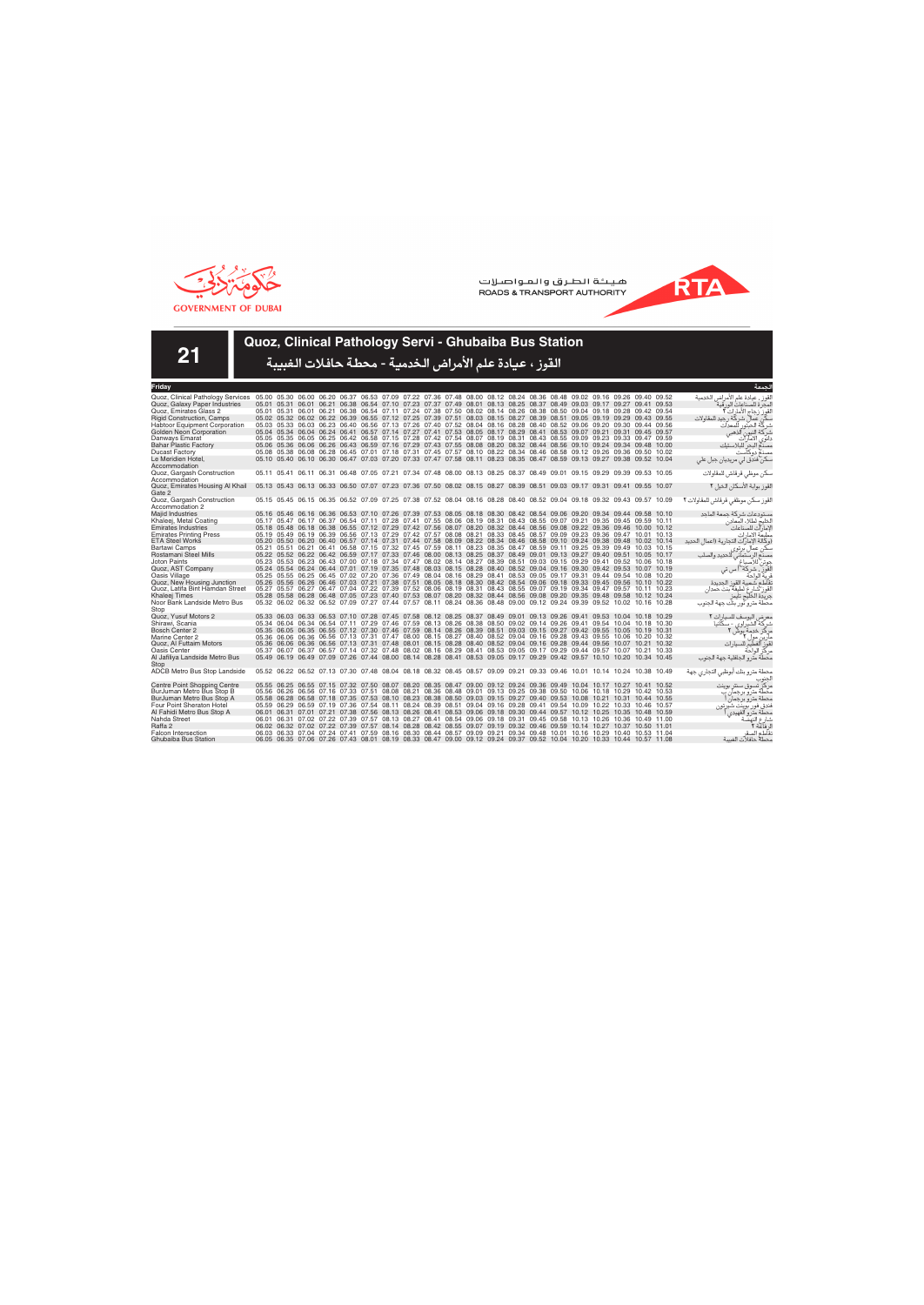هيئة الطرق والمواصلات
ROADS & TRANSPORT AUTHORITY

GOVERNMENT OF DUBAI

# 21 Quoz, Clinical Pathology Servi - Ghubaiba Bus Station

## القوز ، عيادة علم الأمراض الخدمية - محطة حافلات الغبيبة

**Friday** | **الجمعة**

| Stop | | | | | | | | | | | | | | | | | | | | | | | توقف |
|---|---|---|---|---|---|---|---|---|---|---|---|---|---|---|---|---|---|---|---|---|---|---|---|
| Quoz, Clinical Pathology Services | 05.00 | 05.30 | 06.00 | 06.20 | 06.37 | 06.53 | 07.09 | 07.22 | 07.36 | 07.48 | 08.00 | 08.12 | 08.24 | 08.36 | 08.48 | 09.02 | 09.16 | 09.26 | 09.40 | 09.52 | | | القوز ، عيادة علم الأمراض الخدمية |
| Quoz, Galaxy Paper Industries | 05.01 | 05.31 | 06.01 | 06.21 | 06.38 | 06.54 | 07.10 | 07.23 | 07.37 | 07.49 | 08.01 | 08.13 | 08.25 | 08.37 | 08.49 | 09.03 | 09.17 | 09.27 | 09.41 | 09.53 | | | المجرة للصناعات الورقية |
| Quoz, Emirates Glass 2 | 05.01 | 05.31 | 06.01 | 06.21 | 06.38 | 06.54 | 07.11 | 07.24 | 07.38 | 07.50 | 08.02 | 08.14 | 08.26 | 08.38 | 08.50 | 09.04 | 09.18 | 09.28 | 09.42 | 09.54 | | | القوز زجاج الامارات ٢ |
| Rigid Construction, Camps | 05.02 | 05.32 | 06.02 | 06.22 | 06.39 | 06.55 | 07.12 | 07.25 | 07.39 | 07.51 | 08.03 | 08.15 | 08.27 | 08.39 | 08.51 | 09.05 | 09.19 | 09.29 | 09.43 | 09.55 | | | سكن عمال شركة رجيد للمقاولات |
| Habtoor Equipment Corporation | 05.03 | 05.33 | 06.03 | 06.23 | 06.40 | 06.56 | 07.13 | 07.26 | 07.40 | 07.52 | 08.04 | 08.16 | 08.28 | 08.40 | 08.52 | 09.06 | 09.20 | 09.30 | 09.44 | 09.56 | | | شركة الحبتور للمعدات |
| Golden Neon Corporation | 05.04 | 05.34 | 06.04 | 06.24 | 06.41 | 06.57 | 07.14 | 07.27 | 07.41 | 07.53 | 08.05 | 08.17 | 08.29 | 08.41 | 08.53 | 09.07 | 09.21 | 09.31 | 09.45 | 09.57 | | | شركة النيون الذهبي |
| Danways Emarat | 05.05 | 05.35 | 06.05 | 06.25 | 06.42 | 06.58 | 07.15 | 07.28 | 07.42 | 07.54 | 08.07 | 08.19 | 08.31 | 08.43 | 08.55 | 09.09 | 09.23 | 09.33 | 09.47 | 09.59 | | | داوي الامارات |
| Bahar Plastic Factory | 05.06 | 05.36 | 06.06 | 06.26 | 06.43 | 06.59 | 07.16 | 07.29 | 07.43 | 07.55 | 08.08 | 08.20 | 08.32 | 08.44 | 08.56 | 09.10 | 09.24 | 09.34 | 09.48 | 10.00 | | | مصنع البحر للبلاستيك |
| Ducast Factory | 05.08 | 05.38 | 06.08 | 06.28 | 06.45 | 07.01 | 07.18 | 07.31 | 07.45 | 07.57 | 08.10 | 08.22 | 08.34 | 08.46 | 08.58 | 09.12 | 09.26 | 09.36 | 09.50 | 10.02 | | | مصنع دوكاست |
| Le Meridien Hotel, Accommodation | 05.10 | 05.40 | 06.10 | 06.30 | 06.47 | 07.03 | 07.20 | 07.33 | 07.47 | 07.58 | 08.11 | 08.23 | 08.35 | 08.47 | 08.59 | 09.13 | 09.27 | 09.38 | 09.52 | 10.04 | | | سكن فندق لي ميريديان جبل علي |
| Quoz, Gargash Construction Accommodation | 05.11 | 05.41 | 06.11 | 06.31 | 06.48 | 07.05 | 07.21 | 07.34 | 07.48 | 08.00 | 08.13 | 08.25 | 08.37 | 08.49 | 09.01 | 09.15 | 09.29 | 09.39 | 09.53 | 10.05 | | | سكن موظفي قرقاش للمقاولات |
| Quoz, Emirates Housing Al Khail Gate 2 | 05.13 | 05.43 | 06.13 | 06.33 | 06.50 | 07.07 | 07.23 | 07.36 | 07.50 | 08.02 | 08.15 | 08.27 | 08.39 | 08.51 | 09.03 | 09.17 | 09.31 | 09.41 | 09.55 | 10.07 | | | القوز بوابة الاسكان الخيل ٢ |
| Quoz, Gargash Construction Accommodation 2 | 05.15 | 05.45 | 06.15 | 06.35 | 06.52 | 07.09 | 07.25 | 07.38 | 07.52 | 08.04 | 08.16 | 08.28 | 08.40 | 08.52 | 09.04 | 09.18 | 09.32 | 09.43 | 09.57 | 10.09 | | | القوز سكن موظفي قرقاش للمقاولات ٢ |
| Majid Industries | 05.16 | 05.46 | 06.16 | 06.36 | 06.53 | 07.10 | 07.26 | 07.39 | 07.53 | 08.05 | 08.18 | 08.30 | 08.42 | 08.54 | 09.06 | 09.20 | 09.34 | 09.44 | 09.58 | 10.10 | | | مستودعات شركة جمعة الماجد |
| Khaleej, Metal Coating | 05.17 | 05.47 | 06.17 | 06.37 | 06.54 | 07.11 | 07.28 | 07.41 | 07.55 | 08.06 | 08.19 | 08.31 | 08.43 | 08.55 | 09.07 | 09.21 | 09.35 | 09.45 | 09.59 | 10.11 | | | الخليج لطلاء المعادن |
| Emirates Industries | 05.18 | 05.48 | 06.18 | 06.38 | 06.55 | 07.12 | 07.29 | 07.42 | 07.56 | 08.07 | 08.20 | 08.32 | 08.44 | 08.56 | 09.08 | 09.22 | 09.36 | 09.46 | 10.00 | 10.12 | | | الإمارات للصناعات |
| Emirates Printing Press | 05.19 | 05.49 | 06.19 | 06.39 | 06.56 | 07.13 | 07.29 | 07.42 | 07.57 | 08.08 | 08.21 | 08.33 | 08.45 | 08.57 | 09.09 | 09.23 | 09.36 | 09.47 | 10.01 | 10.13 | | | مطبعة الامارات |
| ETA Steel Works | 05.20 | 05.50 | 06.20 | 06.40 | 06.57 | 07.14 | 07.31 | 07.44 | 07.58 | 08.09 | 08.22 | 08.34 | 08.46 | 08.58 | 09.10 | 09.24 | 09.38 | 09.48 | 10.02 | 10.14 | | | (وكالة الإمارات التجارية (أعمال الحديد |
| Bartawi Camps | 05.21 | 05.51 | 06.21 | 06.41 | 06.58 | 07.15 | 07.32 | 07.45 | 07.59 | 08.11 | 08.23 | 08.35 | 08.47 | 08.59 | 09.11 | 09.25 | 09.39 | 09.49 | 10.03 | 10.15 | | | سكن عمال برطاوي |
| Rostamani Steel Mills | 05.22 | 05.52 | 06.22 | 06.42 | 06.59 | 07.17 | 07.33 | 07.46 | 08.00 | 08.13 | 08.25 | 08.37 | 08.49 | 09.01 | 09.13 | 09.27 | 09.40 | 09.51 | 10.05 | 10.17 | | | مصنع الرستماني للحديد والصلب |
| Joton Paints | 05.23 | 05.53 | 06.23 | 06.43 | 07.00 | 07.18 | 07.34 | 07.47 | 08.02 | 08.14 | 08.27 | 08.39 | 08.51 | 09.03 | 09.15 | 09.29 | 09.41 | 09.52 | 10.06 | 10.18 | | | جوتن للأصباغ |
| Quoz, AST Company | 05.24 | 05.54 | 06.24 | 06.44 | 07.01 | 07.19 | 07.35 | 07.48 | 08.03 | 08.15 | 08.28 | 08.40 | 08.52 | 09.04 | 09.16 | 09.30 | 09.42 | 09.53 | 10.07 | 10.19 | | | القوز، شركة أي اس تي |
| Oasis Village | 05.25 | 05.55 | 06.25 | 06.45 | 07.02 | 07.20 | 07.36 | 07.49 | 08.04 | 08.16 | 08.29 | 08.41 | 08.53 | 09.05 | 09.17 | 09.31 | 09.44 | 09.54 | 10.08 | 10.20 | | | قرية الواحة |
| Quoz, New Housing Junction | 05.26 | 05.56 | 06.26 | 06.46 | 07.03 | 07.21 | 07.38 | 07.51 | 08.05 | 08.18 | 08.30 | 08.42 | 08.54 | 09.06 | 09.18 | 09.33 | 09.45 | 09.56 | 10.10 | 10.22 | | | تقاطع شعبية القوز الجديدة |
| Quoz, Latifa Bint Hamdan Street | 05.27 | 05.57 | 06.27 | 06.47 | 07.04 | 07.22 | 07.39 | 07.52 | 08.06 | 08.19 | 08.31 | 08.43 | 08.55 | 09.07 | 09.19 | 09.34 | 09.47 | 09.57 | 10.11 | 10.23 | | | القوز،شارع لطيفة بنت حمدان |
| Khaleej Times | 05.28 | 05.58 | 06.28 | 06.48 | 07.05 | 07.23 | 07.40 | 07.53 | 08.07 | 08.20 | 08.32 | 08.44 | 08.56 | 09.08 | 09.20 | 09.35 | 09.48 | 09.58 | 10.12 | 10.24 | | | جريدة الخليج تايمز |
| Noor Bank Landside Metro Bus Stop | 05.32 | 06.02 | 06.32 | 06.52 | 07.09 | 07.27 | 07.44 | 07.57 | 08.11 | 08.24 | 08.36 | 08.48 | 09.00 | 09.12 | 09.24 | 09.39 | 09.52 | 10.02 | 10.16 | 10.28 | | | محطة مترو نور بنك جهة الجنوب |
| Quoz, Yusuf Motors 2 | 05.33 | 06.03 | 06.33 | 06.53 | 07.10 | 07.28 | 07.45 | 07.58 | 08.12 | 08.25 | 08.37 | 08.49 | 09.01 | 09.13 | 09.26 | 09.41 | 09.53 | 10.04 | 10.18 | 10.29 | | | معرض اليوسف للسيارات ٢ |
| Shirawi, Scania | 05.34 | 06.04 | 06.34 | 06.54 | 07.11 | 07.29 | 07.46 | 07.59 | 08.13 | 08.26 | 08.38 | 08.50 | 09.02 | 09.14 | 09.26 | 09.41 | 09.54 | 10.04 | 10.18 | 10.30 | | | شركة الشيراوي - سكانيا |
| Bosch Center 2 | 05.35 | 06.05 | 06.35 | 06.55 | 07.12 | 07.30 | 07.46 | 07.59 | 08.14 | 08.26 | 08.39 | 08.51 | 09.03 | 09.15 | 09.27 | 09.42 | 09.55 | 10.05 | 10.19 | 10.31 | | | مركز خدمة بوش ٢ |
| Marine Center 2 | 05.36 | 06.06 | 06.36 | 06.56 | 07.13 | 07.31 | 07.47 | 08.00 | 08.15 | 08.27 | 08.40 | 08.52 | 09.04 | 09.16 | 09.28 | 09.43 | 09.55 | 10.06 | 10.20 | 10.32 | | | مارين مول ٢ |
| Quoz, Al Futtaim Motors | 05.36 | 06.06 | 06.36 | 06.56 | 07.13 | 07.31 | 07.48 | 08.01 | 08.15 | 08.28 | 08.40 | 08.52 | 09.04 | 09.16 | 09.28 | 09.44 | 09.56 | 10.07 | 10.21 | 10.32 | | | القوز الفطيم للسيارات |
| Oasis Center | 05.37 | 06.07 | 06.37 | 06.57 | 07.14 | 07.32 | 07.48 | 08.02 | 08.16 | 08.29 | 08.41 | 08.53 | 09.05 | 09.17 | 09.29 | 09.44 | 09.57 | 10.07 | 10.21 | 10.33 | | | مركز الواحة |
| Al Jafiliya Landside Metro Bus Stop | 05.49 | 06.19 | 06.49 | 07.09 | 07.26 | 07.44 | 08.00 | 08.14 | 08.28 | 08.41 | 08.53 | 09.05 | 09.17 | 09.29 | 09.42 | 09.57 | 10.10 | 10.20 | 10.34 | 10.45 | | | محطة مترو الجافلية جهة الجنوب |
| ADCB Metro Bus Stop Landside | 05.52 | 06.22 | 06.52 | 07.13 | 07.30 | 07.48 | 08.04 | 08.18 | 08.32 | 08.45 | 08.57 | 09.09 | 09.21 | 09.33 | 09.46 | 10.01 | 10.14 | 10.24 | 10.38 | 10.49 | | | محطة مترو بنك أبوظبي التجاري جهة الجنوب |
| Centre Point Shopping Centre | 05.55 | 06.25 | 06.55 | 07.15 | 07.32 | 07.50 | 08.07 | 08.20 | 08.35 | 08.47 | 09.00 | 09.12 | 09.24 | 09.36 | 09.49 | 10.04 | 10.17 | 10.27 | 10.41 | 10.52 | | | مركز تسوق سنتر بوينت |
| BurJuman Metro Bus Stop B | 05.56 | 06.26 | 06.56 | 07.16 | 07.33 | 07.51 | 08.08 | 08.21 | 08.36 | 08.48 | 09.01 | 09.13 | 09.25 | 09.38 | 09.50 | 10.06 | 10.18 | 10.29 | 10.42 | 10.53 | | | محطة مترو برجمان ب |
| BurJuman Metro Bus Stop A | 05.58 | 06.28 | 06.58 | 07.18 | 07.35 | 07.53 | 08.10 | 08.23 | 08.38 | 08.50 | 09.03 | 09.15 | 09.27 | 09.40 | 09.53 | 10.08 | 10.21 | 10.31 | 10.44 | 10.55 | | | محطة مترو برجمان أ |
| Four Point Sheraton Hotel | 05.59 | 06.29 | 06.59 | 07.19 | 07.36 | 07.54 | 08.11 | 08.24 | 08.39 | 08.51 | 09.04 | 09.16 | 09.28 | 09.41 | 09.54 | 10.09 | 10.22 | 10.33 | 10.46 | 10.57 | | | فندق فور بوينت شيراتون |
| Al Fahidi Metro Bus Stop A | 06.01 | 06.31 | 07.01 | 07.21 | 07.38 | 07.56 | 08.13 | 08.26 | 08.41 | 08.53 | 09.06 | 09.18 | 09.30 | 09.44 | 09.57 | 10.12 | 10.25 | 10.35 | 10.48 | 10.59 | | | محطة مترو الفهيدي أ |
| Nahda Street | 06.01 | 06.31 | 07.02 | 07.22 | 07.39 | 07.57 | 08.13 | 08.27 | 08.41 | 08.54 | 09.06 | 09.18 | 09.31 | 09.45 | 09.58 | 10.13 | 10.26 | 10.36 | 10.49 | 11.00 | | | شارع النهضة |
| Raffa 2 | 06.02 | 06.32 | 07.02 | 07.22 | 07.39 | 07.57 | 08.14 | 08.28 | 08.42 | 08.55 | 09.07 | 09.19 | 09.32 | 09.46 | 09.59 | 10.14 | 10.27 | 10.37 | 10.50 | 11.01 | | | الرفاعة ٢ |
| Falcon Intersection | 06.03 | 06.33 | 07.04 | 07.24 | 07.41 | 07.59 | 08.16 | 08.30 | 08.44 | 08.57 | 09.09 | 09.21 | 09.34 | 09.48 | 10.01 | 10.16 | 10.29 | 10.40 | 10.53 | 11.04 | | | تقاطع الصقر |
| Ghubaiba Bus Station | 06.05 | 06.35 | 07.06 | 07.26 | 07.43 | 08.01 | 08.19 | 08.33 | 08.47 | 09.00 | 09.12 | 09.24 | 09.37 | 09.52 | 10.04 | 10.20 | 10.33 | 10.44 | 10.57 | 11.08 | | | محطة حافلات الغبيبة |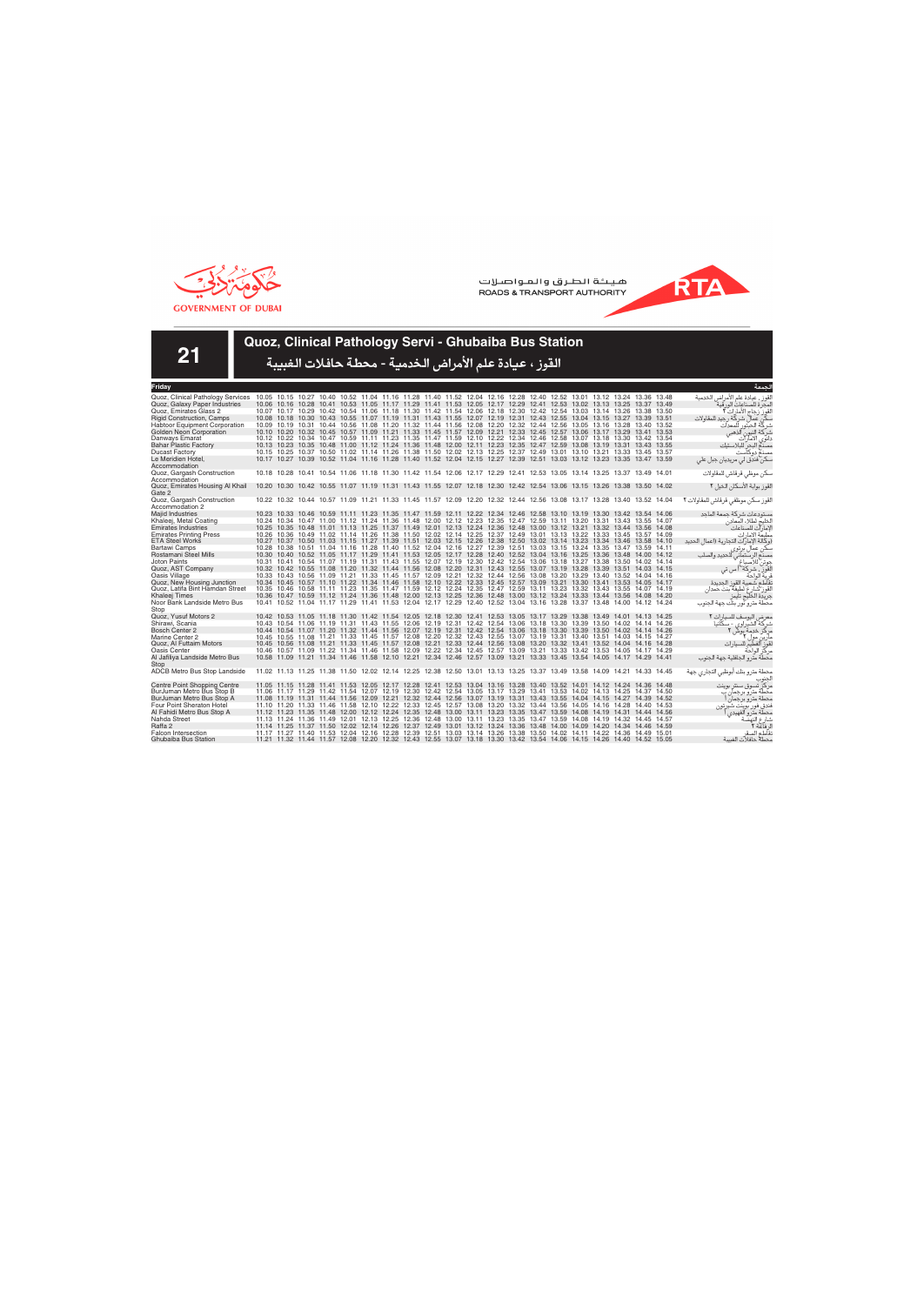GOVERNMENT OF DUBAI

هيئة الطرق والمواصلات
ROADS & TRANSPORT AUTHORITY

# 21

## Quoz, Clinical Pathology Servi - Ghubaiba Bus Station

## القوز ، عيادة علم الأمراض الخدمية - محطة حافلات الغبيبة

| Friday | | | | | | | | | | | | | | | | | | | | | | | الجمعة |
|---|---|---|---|---|---|---|---|---|---|---|---|---|---|---|---|---|---|---|---|---|---|---|---|
| Quoz, Clinical Pathology Services | 10.05 | 10.15 | 10.27 | 10.40 | 10.52 | 11.04 | 11.16 | 11.28 | 11.40 | 11.52 | 12.04 | 12.16 | 12.28 | 12.40 | 12.52 | 13.01 | 13.12 | 13.24 | 13.36 | 13.48 | | | القوز، عيادة علم الأمراض الخدمية |
| Quoz, Galaxy Paper Industries | 10.06 | 10.16 | 10.28 | 10.41 | 10.53 | 11.05 | 11.17 | 11.29 | 11.41 | 11.53 | 12.05 | 12.17 | 12.29 | 12.41 | 12.53 | 13.02 | 13.13 | 13.25 | 13.37 | 13.49 | | | المجرة للصناعات الورقية |
| Quoz, Emirates Glass 2 | 10.07 | 10.17 | 10.29 | 10.42 | 10.54 | 11.06 | 11.18 | 11.30 | 11.42 | 11.54 | 12.06 | 12.18 | 12.30 | 12.42 | 12.54 | 13.03 | 13.14 | 13.26 | 13.38 | 13.50 | | | القوز زجاج الإمارات ٢ |
| Rigid Construction, Camps | 10.08 | 10.18 | 10.30 | 10.43 | 10.55 | 11.07 | 11.19 | 11.31 | 11.43 | 11.55 | 12.07 | 12.19 | 12.31 | 12.43 | 12.55 | 13.04 | 13.15 | 13.27 | 13.39 | 13.51 | | | سكن عمال شركة رجيد للمقاولات |
| Habtoor Equipment Corporation | 10.09 | 10.19 | 10.31 | 10.44 | 10.56 | 11.08 | 11.20 | 11.32 | 11.44 | 11.56 | 12.08 | 12.20 | 12.32 | 12.44 | 12.56 | 13.05 | 13.16 | 13.28 | 13.40 | 13.52 | | | شركة الحبتور للمعدات |
| Golden Neon Corporation | 10.10 | 10.20 | 10.32 | 10.45 | 10.57 | 11.09 | 11.21 | 11.33 | 11.45 | 11.57 | 12.09 | 12.21 | 12.33 | 12.45 | 12.57 | 13.06 | 13.17 | 13.29 | 13.41 | 13.53 | | | شركة النيون الذهبي |
| Danways Emarat | 10.12 | 10.22 | 10.34 | 10.47 | 10.59 | 11.11 | 11.23 | 11.35 | 11.47 | 11.59 | 12.10 | 12.22 | 12.34 | 12.46 | 12.58 | 13.07 | 13.18 | 13.30 | 13.42 | 13.54 | | | داوي الإمارات |
| Bahar Plastic Factory | 10.13 | 10.23 | 10.35 | 10.48 | 11.00 | 11.12 | 11.24 | 11.36 | 11.48 | 12.00 | 12.11 | 12.23 | 12.35 | 12.47 | 12.59 | 13.08 | 13.19 | 13.31 | 13.43 | 13.55 | | | مصنع البحر للبلاستيك |
| Ducast Factory | 10.15 | 10.25 | 10.37 | 10.50 | 11.02 | 11.14 | 11.26 | 11.38 | 11.50 | 12.02 | 12.13 | 12.25 | 12.37 | 12.49 | 13.01 | 13.10 | 13.21 | 13.33 | 13.45 | 13.57 | | | مصنع دوكاست |
| Le Meridien Hotel, Accommodation | 10.17 | 10.27 | 10.39 | 10.52 | 11.04 | 11.16 | 11.28 | 11.40 | 11.52 | 12.04 | 12.15 | 12.27 | 12.39 | 12.51 | 13.03 | 13.12 | 13.23 | 13.35 | 13.47 | 13.59 | | | سكن فندق لي مريديان جبل علي |
| Quoz, Gargash Construction Accommodation | 10.18 | 10.28 | 10.41 | 10.54 | 11.06 | 11.18 | 11.30 | 11.42 | 11.54 | 12.06 | 12.17 | 12.29 | 12.41 | 12.53 | 13.05 | 13.14 | 13.25 | 13.37 | 13.49 | 14.01 | | | سكن موظفي قرقاش للمقاولات |
| Quoz, Emirates Housing Al Khail Gate 2 | 10.20 | 10.30 | 10.42 | 10.55 | 11.07 | 11.19 | 11.31 | 11.43 | 11.55 | 12.07 | 12.18 | 12.30 | 12.42 | 12.54 | 13.06 | 13.15 | 13.26 | 13.38 | 13.50 | 14.02 | | | القوز بوابة الاسكان الخيل ٢ |
| Quoz, Gargash Construction Accommodation 2 | 10.22 | 10.32 | 10.44 | 10.57 | 11.09 | 11.21 | 11.33 | 11.45 | 11.57 | 12.09 | 12.20 | 12.32 | 12.44 | 12.56 | 13.08 | 13.17 | 13.28 | 13.40 | 13.52 | 14.04 | | | القوز سكن موظفي قرقاش للمقاولات ٢ |
| Majid Industries | 10.23 | 10.33 | 10.46 | 10.59 | 11.11 | 11.23 | 11.35 | 11.47 | 11.59 | 12.11 | 12.22 | 12.34 | 12.46 | 12.58 | 13.10 | 13.19 | 13.30 | 13.42 | 13.54 | 14.06 | | | مستودعات شركة جمعة الماجد |
| Khaleej, Metal Coating | 10.24 | 10.34 | 10.47 | 11.00 | 11.12 | 11.24 | 11.36 | 11.48 | 12.00 | 12.12 | 12.23 | 12.35 | 12.47 | 12.59 | 13.11 | 13.20 | 13.31 | 13.43 | 13.55 | 14.07 | | | الخليج لطلاء المعادن |
| Emirates Industries | 10.25 | 10.35 | 10.48 | 11.01 | 11.13 | 11.25 | 11.37 | 11.49 | 12.01 | 12.13 | 12.24 | 12.36 | 12.48 | 13.00 | 13.12 | 13.21 | 13.32 | 13.44 | 13.56 | 14.08 | | | الإمارات للصناعات |
| Emirates Printing Press | 10.26 | 10.36 | 10.49 | 11.02 | 11.14 | 11.26 | 11.38 | 11.50 | 12.02 | 12.14 | 12.25 | 12.37 | 12.49 | 13.01 | 13.13 | 13.22 | 13.33 | 13.45 | 13.57 | 14.09 | | | مطبعة الامارات |
| ETA Steel Works | 10.27 | 10.37 | 10.50 | 11.03 | 11.15 | 11.27 | 11.39 | 11.51 | 12.03 | 12.15 | 12.26 | 12.38 | 12.50 | 13.02 | 13.14 | 13.23 | 13.34 | 13.46 | 13.58 | 14.10 | | | وكالة الإمارات التجارية (اعمال الحديد) |
| Bartawi Camps | 10.28 | 10.38 | 10.51 | 11.04 | 11.16 | 11.28 | 11.40 | 11.52 | 12.04 | 12.16 | 12.27 | 12.39 | 12.51 | 13.03 | 13.15 | 13.24 | 13.35 | 13.47 | 13.59 | 14.11 | | | سكن عمال برتوي |
| Rostamani Steel Mills | 10.30 | 10.40 | 10.52 | 11.05 | 11.17 | 11.29 | 11.41 | 11.53 | 12.05 | 12.17 | 12.28 | 12.40 | 12.52 | 13.04 | 13.16 | 13.25 | 13.36 | 13.48 | 14.00 | 14.12 | | | مصنع الرستماني للحديد والصلب |
| Joton Paints | 10.31 | 10.41 | 10.54 | 11.07 | 11.19 | 11.31 | 11.43 | 11.55 | 12.07 | 12.19 | 12.30 | 12.42 | 12.54 | 13.06 | 13.18 | 13.27 | 13.38 | 13.50 | 14.02 | 14.14 | | | جوتن للاصباغ |
| Quoz, AST Company | 10.32 | 10.42 | 10.55 | 11.08 | 11.20 | 11.32 | 11.44 | 11.56 | 12.08 | 12.20 | 12.31 | 12.43 | 12.55 | 13.07 | 13.19 | 13.28 | 13.39 | 13.51 | 14.03 | 14.15 | | | القوز، شركة آس تي |
| Oasis Village | 10.33 | 10.43 | 10.56 | 11.09 | 11.21 | 11.33 | 11.45 | 11.57 | 12.09 | 12.21 | 12.32 | 12.44 | 12.56 | 13.08 | 13.20 | 13.29 | 13.40 | 13.52 | 14.04 | 14.16 | | | قرية الواحة |
| Quoz, New Housing Junction | 10.34 | 10.45 | 10.57 | 11.10 | 11.22 | 11.34 | 11.46 | 11.58 | 12.10 | 12.22 | 12.33 | 12.45 | 12.57 | 13.09 | 13.21 | 13.30 | 13.41 | 13.53 | 14.05 | 14.17 | | | تقاطع شعبية القوز الجديدة |
| Quoz, Latifa Bint Hamdan Street | 10.35 | 10.46 | 10.58 | 11.11 | 11.23 | 11.35 | 11.47 | 11.59 | 12.12 | 12.24 | 12.35 | 12.47 | 12.59 | 13.11 | 13.23 | 13.32 | 13.43 | 13.55 | 14.07 | 14.19 | | | القوز شارع لطيفة بنت حمدان |
| Khaleej Times | 10.36 | 10.47 | 10.59 | 11.12 | 11.24 | 11.36 | 11.48 | 12.00 | 12.13 | 12.25 | 12.36 | 12.48 | 13.00 | 13.12 | 13.24 | 13.33 | 13.44 | 13.56 | 14.08 | 14.20 | | | جريدة الخليج تايمز |
| Noor Bank Landside Metro Bus Stop | 10.41 | 10.52 | 11.04 | 11.17 | 11.29 | 11.41 | 11.53 | 12.04 | 12.17 | 12.29 | 12.40 | 12.52 | 13.04 | 13.16 | 13.28 | 13.37 | 13.48 | 14.00 | 14.12 | 14.24 | | | محطة مترو نور بنك جهة الجنوب |
| Quoz, Yusuf Motors 2 | 10.42 | 10.53 | 11.05 | 11.18 | 11.30 | 11.42 | 11.54 | 12.05 | 12.18 | 12.30 | 12.41 | 12.53 | 13.05 | 13.17 | 13.29 | 13.38 | 13.49 | 14.01 | 14.13 | 14.25 | | | معرض اليوسف للسيارات ٢ |
| Shirawi, Scania | 10.43 | 10.54 | 11.06 | 11.19 | 11.31 | 11.43 | 11.55 | 12.06 | 12.19 | 12.31 | 12.42 | 12.54 | 13.06 | 13.18 | 13.30 | 13.39 | 13.50 | 14.02 | 14.14 | 14.26 | | | شركة الشيراوي - سكانيا |
| Bosch Center 2 | 10.44 | 10.54 | 11.07 | 11.20 | 11.32 | 11.44 | 11.56 | 12.07 | 12.19 | 12.31 | 12.42 | 12.54 | 13.06 | 13.18 | 13.30 | 13.39 | 13.50 | 14.02 | 14.14 | 14.26 | | | مركز خدمة بوش ٢ |
| Marine Center 2 | 10.45 | 10.55 | 11.08 | 11.21 | 11.33 | 11.45 | 11.57 | 12.08 | 12.20 | 12.32 | 12.43 | 12.55 | 13.07 | 13.19 | 13.31 | 13.40 | 13.51 | 14.03 | 14.15 | 14.27 | | | مارين مول ٢ |
| Quoz, Al Futtaim Motors | 10.45 | 10.56 | 11.08 | 11.21 | 11.33 | 11.45 | 11.57 | 12.08 | 12.21 | 12.33 | 12.44 | 12.56 | 13.08 | 13.20 | 13.32 | 13.41 | 13.52 | 14.04 | 14.16 | 14.28 | | | القوز الفطيم للسيارات |
| Oasis Center | 10.46 | 10.57 | 11.09 | 11.22 | 11.34 | 11.46 | 11.58 | 12.09 | 12.22 | 12.34 | 12.45 | 12.57 | 13.09 | 13.21 | 13.33 | 13.42 | 13.53 | 14.05 | 14.17 | 14.29 | | | مركز الواحة |
| Al Jafiliya Landside Metro Bus Stop | 10.58 | 11.09 | 11.21 | 11.34 | 11.46 | 11.58 | 12.10 | 12.21 | 12.34 | 12.46 | 12.57 | 13.09 | 13.21 | 13.33 | 13.45 | 13.54 | 14.05 | 14.17 | 14.29 | 14.41 | | | محطة مترو الجافلية جهة الجنوب |
| ADCB Metro Bus Stop Landside | 11.02 | 11.13 | 11.25 | 11.38 | 11.50 | 12.02 | 12.14 | 12.25 | 12.38 | 12.50 | 13.01 | 13.13 | 13.25 | 13.37 | 13.49 | 13.58 | 14.09 | 14.21 | 14.33 | 14.45 | | | محطة مترو بنك أبوظبي التجاري جهة الجنوب |
| Centre Point Shopping Centre | 11.05 | 11.15 | 11.28 | 11.41 | 11.53 | 12.05 | 12.17 | 12.28 | 12.41 | 12.53 | 13.04 | 13.16 | 13.28 | 13.40 | 13.52 | 14.01 | 14.12 | 14.24 | 14.36 | 14.48 | | | مركز تسوق سنتر بوينت |
| BurJuman Metro Bus Stop B | 11.06 | 11.17 | 11.29 | 11.42 | 11.54 | 12.07 | 12.19 | 12.30 | 12.42 | 12.54 | 13.05 | 13.17 | 13.29 | 13.41 | 13.53 | 14.02 | 14.13 | 14.25 | 14.37 | 14.50 | | | محطة مترو برجمان ب |
| BurJuman Metro Bus Stop A | 11.08 | 11.19 | 11.31 | 11.44 | 11.56 | 12.09 | 12.21 | 12.32 | 12.44 | 12.56 | 13.07 | 13.19 | 13.31 | 13.43 | 13.55 | 14.04 | 14.15 | 14.27 | 14.39 | 14.52 | | | محطة مترو برجمان أ |
| Four Point Sheraton Hotel | 11.10 | 11.20 | 11.33 | 11.46 | 11.58 | 12.10 | 12.22 | 12.33 | 12.45 | 12.57 | 13.08 | 13.20 | 13.32 | 13.44 | 13.56 | 14.05 | 14.16 | 14.28 | 14.40 | 14.53 | | | فندق فور بوينت شيراتون |
| Al Fahidi Metro Bus Stop A | 11.12 | 11.23 | 11.35 | 11.48 | 12.00 | 12.12 | 12.24 | 12.35 | 12.48 | 13.00 | 13.11 | 13.23 | 13.35 | 13.47 | 13.59 | 14.08 | 14.19 | 14.31 | 14.44 | 14.56 | | | محطة مترو الفهيدي أ |
| Nahda Street | 11.13 | 11.24 | 11.36 | 11.49 | 12.01 | 12.13 | 12.25 | 12.36 | 12.48 | 13.00 | 13.11 | 13.23 | 13.35 | 13.47 | 13.59 | 14.08 | 14.19 | 14.32 | 14.45 | 14.57 | | | شارع النهضة |
| Raffa 2 | 11.14 | 11.25 | 11.37 | 11.50 | 12.02 | 12.14 | 12.26 | 12.37 | 12.49 | 13.01 | 13.12 | 13.24 | 13.36 | 13.48 | 14.00 | 14.09 | 14.20 | 14.34 | 14.46 | 14.59 | | | الرفاعة ٢ |
| Falcon Intersection | 11.17 | 11.27 | 11.40 | 11.53 | 12.04 | 12.16 | 12.28 | 12.39 | 12.51 | 13.03 | 13.14 | 13.26 | 13.38 | 13.50 | 14.02 | 14.11 | 14.22 | 14.36 | 14.49 | 15.01 | | | تقاطع الصقر |
| Ghubaiba Bus Station | 11.21 | 11.32 | 11.44 | 11.57 | 12.08 | 12.20 | 12.32 | 12.43 | 12.55 | 13.07 | 13.18 | 13.30 | 13.42 | 13.54 | 14.06 | 14.15 | 14.26 | 14.40 | 14.52 | 15.05 | | | محطة حافلات الغبيبة |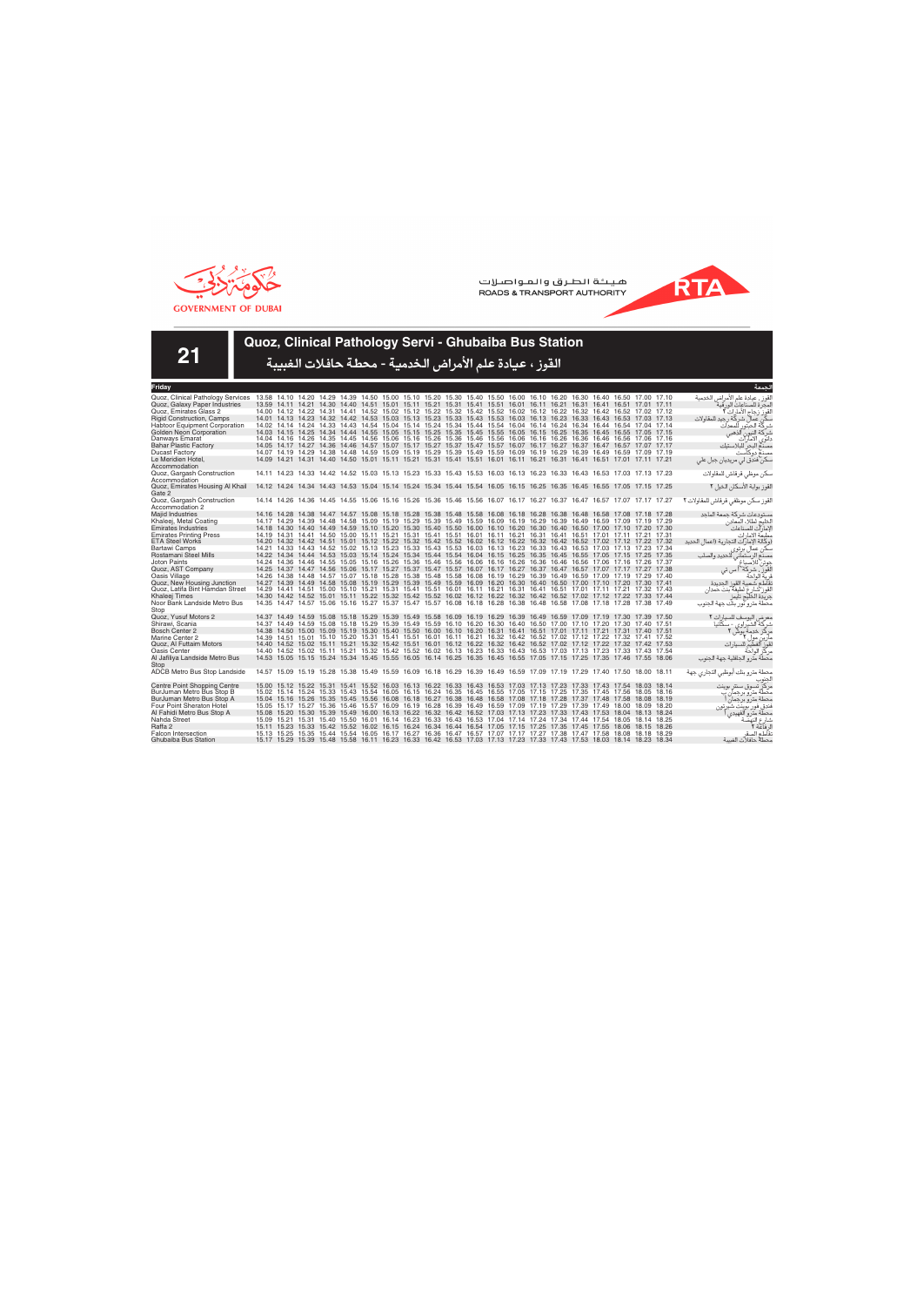GOVERNMENT OF DUBAI

هيئة الطرق والمواصلات
ROADS & TRANSPORT AUTHORITY

# 21

## Quoz, Clinical Pathology Servi - Ghubaiba Bus Station

## القوز ، عيادة علم الأمراض الخدمية - محطة حافلات الغبيبة

| Friday | | | | | | | | | | | | | | | | | | | | الجمعة |
|---|---|---|---|---|---|---|---|---|---|---|---|---|---|---|---|---|---|---|---|---|
| Quoz, Clinical Pathology Services | 13.58 | 14.10 | 14.20 | 14.29 | 14.39 | 14.50 | 15.00 | 15.10 | 15.20 | 15.30 | 15.40 | 15.50 | 16.00 | 16.10 | 16.20 | 16.30 | 16.40 | 16.50 | 17.00 | 17.10 | القوز ، عيادة علم الأمراض الخدمية |
| Quoz, Galaxy Paper Industries | 13.59 | 14.11 | 14.21 | 14.30 | 14.40 | 14.51 | 15.01 | 15.11 | 15.21 | 15.31 | 15.41 | 15.51 | 16.01 | 16.11 | 16.21 | 16.31 | 16.41 | 16.51 | 17.01 | 17.11 | المجرة للصناعات الورقية |
| Quoz, Emirates Glass 2 | 14.00 | 14.12 | 14.22 | 14.31 | 14.41 | 14.52 | 15.02 | 15.12 | 15.22 | 15.32 | 15.42 | 15.52 | 16.02 | 16.12 | 16.22 | 16.32 | 16.42 | 16.52 | 17.02 | 17.12 | القوز زجاج الإمارات ٢ |
| Rigid Construction, Camps | 14.01 | 14.13 | 14.23 | 14.32 | 14.42 | 14.53 | 15.03 | 15.13 | 15.23 | 15.33 | 15.43 | 15.53 | 16.03 | 16.13 | 16.23 | 16.33 | 16.43 | 16.53 | 17.03 | 17.13 | سكن عمال شركة رجيد للمقاولات |
| Habtoor Equipment Corporation | 14.02 | 14.14 | 14.24 | 14.33 | 14.43 | 14.54 | 15.04 | 15.14 | 15.24 | 15.34 | 15.44 | 15.54 | 16.04 | 16.14 | 16.24 | 16.34 | 16.44 | 16.54 | 17.04 | 17.14 | شركة الحبتور للمعدات |
| Golden Neon Corporation | 14.03 | 14.15 | 14.25 | 14.34 | 14.44 | 14.55 | 15.05 | 15.15 | 15.25 | 15.35 | 15.45 | 15.55 | 16.05 | 16.15 | 16.25 | 16.35 | 16.45 | 16.55 | 17.05 | 17.15 | شركة النيون الذهبي |
| Danways Emarat | 14.04 | 14.16 | 14.26 | 14.35 | 14.45 | 14.56 | 15.06 | 15.16 | 15.26 | 15.36 | 15.46 | 15.56 | 16.06 | 16.16 | 16.26 | 16.36 | 16.46 | 16.56 | 17.06 | 17.16 | داوي الإمارات |
| Bahar Plastic Factory | 14.05 | 14.17 | 14.27 | 14.36 | 14.46 | 14.57 | 15.07 | 15.17 | 15.27 | 15.37 | 15.47 | 15.57 | 16.07 | 16.17 | 16.27 | 16.37 | 16.47 | 16.57 | 17.07 | 17.17 | مصنع البحر للبلاستيك |
| Ducast Factory | 14.07 | 14.19 | 14.29 | 14.38 | 14.48 | 14.59 | 15.09 | 15.19 | 15.29 | 15.39 | 15.49 | 15.59 | 16.09 | 16.19 | 16.29 | 16.39 | 16.49 | 16.59 | 17.09 | 17.19 | مصنع دوكاست |
| Le Meridien Hotel, Accommodation | 14.09 | 14.21 | 14.31 | 14.40 | 14.50 | 15.01 | 15.11 | 15.21 | 15.31 | 15.41 | 15.51 | 16.01 | 16.11 | 16.21 | 16.31 | 16.41 | 16.51 | 17.01 | 17.11 | 17.21 | سكن فندق لي مريديان جبل علي |
| Quoz, Gargash Construction Accommodation | 14.11 | 14.23 | 14.33 | 14.42 | 14.52 | 15.03 | 15.13 | 15.23 | 15.33 | 15.43 | 15.53 | 16.03 | 16.13 | 16.23 | 16.33 | 16.43 | 16.53 | 17.03 | 17.13 | 17.23 | سكن موظفي قرقاش للمقاولات |
| Quoz, Emirates Housing Al Khail Gate 2 | 14.12 | 14.24 | 14.34 | 14.43 | 14.53 | 15.04 | 15.14 | 15.24 | 15.34 | 15.44 | 15.54 | 16.05 | 16.15 | 16.25 | 16.35 | 16.45 | 16.55 | 17.05 | 17.15 | 17.25 | القوز بوابة الاسكان الخيل ٢ |
| Quoz, Gargash Construction Accommodation 2 | 14.14 | 14.26 | 14.36 | 14.45 | 14.55 | 15.06 | 15.16 | 15.26 | 15.36 | 15.46 | 15.56 | 16.07 | 16.17 | 16.27 | 16.37 | 16.47 | 16.57 | 17.07 | 17.17 | 17.27 | القوز سكن موظفي قرقاش للمقاولات ٢ |
| Majid Industries | 14.16 | 14.28 | 14.38 | 14.47 | 14.57 | 15.08 | 15.18 | 15.28 | 15.38 | 15.48 | 15.58 | 16.08 | 16.18 | 16.28 | 16.38 | 16.48 | 16.58 | 17.08 | 17.18 | 17.28 | مستودعات شركة جمعة الماجد |
| Khaleej, Metal Coating | 14.17 | 14.29 | 14.39 | 14.48 | 14.58 | 15.09 | 15.19 | 15.29 | 15.39 | 15.49 | 15.59 | 16.09 | 16.19 | 16.29 | 16.39 | 16.49 | 16.59 | 17.09 | 17.19 | 17.29 | الخليج لطلاء المعادن |
| Emirates Industries | 14.18 | 14.30 | 14.40 | 14.49 | 14.59 | 15.10 | 15.20 | 15.30 | 15.40 | 15.50 | 16.00 | 16.10 | 16.20 | 16.30 | 16.40 | 16.50 | 17.00 | 17.10 | 17.20 | 17.30 | الإمارات للصناعات |
| Emirates Printing Press | 14.19 | 14.31 | 14.41 | 14.50 | 15.00 | 15.11 | 15.21 | 15.31 | 15.41 | 15.51 | 16.01 | 16.11 | 16.21 | 16.31 | 16.41 | 16.51 | 17.01 | 17.11 | 17.21 | 17.31 | مطبعة الامارات |
| ETA Steel Works | 14.20 | 14.32 | 14.42 | 14.51 | 15.01 | 15.12 | 15.22 | 15.32 | 15.42 | 15.52 | 16.02 | 16.12 | 16.22 | 16.32 | 16.42 | 16.52 | 17.02 | 17.12 | 17.22 | 17.32 | (وكالة الإمارات التجارية (أعمال الحديد |
| Bartawi Camps | 14.21 | 14.33 | 14.43 | 14.52 | 15.02 | 15.13 | 15.23 | 15.33 | 15.43 | 15.53 | 16.03 | 16.13 | 16.23 | 16.33 | 16.43 | 16.53 | 17.03 | 17.13 | 17.23 | 17.34 | سكن عمال برطوي |
| Rostamani Steel Mills | 14.22 | 14.34 | 14.44 | 14.53 | 15.03 | 15.14 | 15.24 | 15.34 | 15.44 | 15.54 | 16.04 | 16.15 | 16.25 | 16.35 | 16.45 | 16.55 | 17.05 | 17.15 | 17.25 | 17.35 | مصنع الرستماني الحديد والصلب |
| Joton Paints | 14.24 | 14.36 | 14.46 | 14.55 | 15.05 | 15.16 | 15.26 | 15.36 | 15.46 | 15.56 | 16.06 | 16.16 | 16.26 | 16.36 | 16.46 | 16.56 | 17.06 | 17.16 | 17.26 | 17.37 | جوتن للاصباغ |
| Quoz, AST Company | 14.25 | 14.37 | 14.47 | 14.56 | 15.06 | 15.17 | 15.27 | 15.37 | 15.47 | 15.57 | 16.07 | 16.17 | 16.27 | 16.37 | 16.47 | 16.57 | 17.07 | 17.17 | 17.27 | 17.38 | القوز شركة أ س تي |
| Oasis Village | 14.26 | 14.38 | 14.48 | 14.57 | 15.07 | 15.18 | 15.28 | 15.38 | 15.48 | 15.58 | 16.08 | 16.19 | 16.29 | 16.39 | 16.49 | 16.59 | 17.09 | 17.19 | 17.29 | 17.40 | قرية الواحة |
| Quoz, New Housing Junction | 14.27 | 14.39 | 14.49 | 14.58 | 15.08 | 15.19 | 15.29 | 15.39 | 15.49 | 15.59 | 16.09 | 16.20 | 16.30 | 16.40 | 16.50 | 17.00 | 17.10 | 17.20 | 17.30 | 17.41 | تقاطع شعبية القوز الجديدة |
| Quoz, Latifa Bint Hamdan Street | 14.29 | 14.41 | 14.51 | 15.00 | 15.10 | 15.21 | 15.31 | 15.41 | 15.51 | 16.01 | 16.11 | 16.21 | 16.31 | 16.41 | 16.51 | 17.01 | 17.11 | 17.21 | 17.32 | 17.43 | القوز شارع لطيفة بنت حمدان |
| Khaleej Times | 14.30 | 14.42 | 14.52 | 15.01 | 15.11 | 15.22 | 15.32 | 15.42 | 15.52 | 16.02 | 16.12 | 16.22 | 16.32 | 16.42 | 16.52 | 17.02 | 17.12 | 17.22 | 17.33 | 17.44 | جريدة الخليج تايمز |
| Noor Bank Landside Metro Bus Stop | 14.35 | 14.47 | 14.57 | 15.06 | 15.16 | 15.27 | 15.37 | 15.47 | 15.57 | 16.08 | 16.18 | 16.28 | 16.38 | 16.48 | 16.58 | 17.08 | 17.18 | 17.28 | 17.38 | 17.49 | محطة مترو نور بنك جهة الجنوب |
| Quoz, Yusuf Motors 2 | 14.37 | 14.49 | 14.59 | 15.08 | 15.18 | 15.29 | 15.39 | 15.49 | 15.58 | 16.09 | 16.19 | 16.29 | 16.39 | 16.49 | 16.59 | 17.09 | 17.19 | 17.30 | 17.39 | 17.50 | معرض اليوسف للسيارات ٢ |
| Shirawi, Scania | 14.37 | 14.49 | 14.59 | 15.08 | 15.18 | 15.29 | 15.39 | 15.49 | 15.59 | 16.10 | 16.20 | 16.30 | 16.40 | 16.50 | 17.00 | 17.10 | 17.20 | 17.30 | 17.40 | 17.51 | شركة الشيراوي - سكانيا |
| Bosch Center 2 | 14.38 | 14.50 | 15.00 | 15.09 | 15.19 | 15.30 | 15.40 | 15.50 | 16.00 | 16.10 | 16.20 | 16.31 | 16.41 | 16.51 | 17.01 | 17.11 | 17.21 | 17.31 | 17.40 | 17.51 | مركز خدمة بوش ٢ |
| Marine Center 2 | 14.39 | 14.51 | 15.01 | 15.10 | 15.20 | 15.31 | 15.41 | 15.51 | 16.01 | 16.11 | 16.21 | 16.32 | 16.42 | 16.52 | 17.02 | 17.12 | 17.22 | 17.32 | 17.41 | 17.52 | مارين مول ٢ |
| Quoz, Al Futtaim Motors | 14.40 | 14.52 | 15.02 | 15.11 | 15.21 | 15.32 | 15.42 | 15.51 | 16.01 | 16.12 | 16.22 | 16.32 | 16.42 | 16.52 | 17.02 | 17.12 | 17.22 | 17.32 | 17.42 | 17.53 | القوز الفطيم للسيارات |
| Oasis Center | 14.40 | 14.52 | 15.02 | 15.11 | 15.21 | 15.32 | 15.42 | 15.52 | 16.02 | 16.13 | 16.23 | 16.33 | 16.43 | 16.53 | 17.03 | 17.13 | 17.23 | 17.33 | 17.43 | 17.54 | مركز الواحة |
| Al Jafiliya Landside Metro Bus Stop | 14.53 | 15.05 | 15.15 | 15.24 | 15.34 | 15.45 | 15.55 | 16.05 | 16.14 | 16.25 | 16.35 | 16.45 | 16.55 | 17.05 | 17.15 | 17.25 | 17.35 | 17.46 | 17.55 | 18.06 | محطة مترو الجافلية جهة الجنوب |
| ADCB Metro Bus Stop Landside | 14.57 | 15.09 | 15.19 | 15.28 | 15.38 | 15.49 | 15.59 | 16.09 | 16.18 | 16.29 | 16.39 | 16.49 | 16.59 | 17.09 | 17.19 | 17.29 | 17.40 | 17.50 | 18.00 | 18.11 | محطة مترو بنك أبوظبي التجاري جهة الجنوب |
| Centre Point Shopping Centre | 15.00 | 15.12 | 15.22 | 15.31 | 15.41 | 15.52 | 16.03 | 16.13 | 16.22 | 16.33 | 16.43 | 16.53 | 17.03 | 17.13 | 17.23 | 17.33 | 17.43 | 17.54 | 18.03 | 18.14 | مركز تسوق سنتر بوينت |
| BurJuman Metro Bus Stop B | 15.02 | 15.14 | 15.24 | 15.33 | 15.43 | 15.54 | 16.05 | 16.15 | 16.24 | 16.35 | 16.45 | 16.55 | 17.05 | 17.15 | 17.25 | 17.35 | 17.45 | 17.56 | 18.05 | 18.16 | محطة مترو برجمان ب |
| BurJuman Metro Bus Stop A | 15.04 | 15.16 | 15.26 | 15.35 | 15.45 | 15.56 | 16.08 | 16.18 | 16.27 | 16.38 | 16.48 | 16.58 | 17.08 | 17.18 | 17.28 | 17.37 | 17.48 | 17.58 | 18.08 | 18.19 | محطة مترو برجمان أ |
| Four Point Sheraton Hotel | 15.05 | 15.17 | 15.27 | 15.36 | 15.46 | 15.57 | 16.09 | 16.19 | 16.28 | 16.39 | 16.49 | 16.59 | 17.09 | 17.19 | 17.29 | 17.39 | 17.49 | 18.00 | 18.09 | 18.20 | فندق فور بوينت شيراتون |
| Al Fahidi Metro Bus Stop A | 15.08 | 15.20 | 15.30 | 15.39 | 15.49 | 16.00 | 16.13 | 16.22 | 16.32 | 16.42 | 16.52 | 17.03 | 17.13 | 17.23 | 17.33 | 17.43 | 17.53 | 18.04 | 18.13 | 18.24 | محطة مترو الفهيدي أ |
| Nahda Street | 15.09 | 15.21 | 15.31 | 15.40 | 15.50 | 16.01 | 16.14 | 16.23 | 16.33 | 16.43 | 16.53 | 17.04 | 17.14 | 17.24 | 17.34 | 17.44 | 17.54 | 18.05 | 18.14 | 18.25 | شارع النهضة |
| Raffa 2 | 15.11 | 15.23 | 15.33 | 15.42 | 15.52 | 16.02 | 16.15 | 16.24 | 16.34 | 16.44 | 16.54 | 17.05 | 17.15 | 17.25 | 17.35 | 17.45 | 17.55 | 18.06 | 18.15 | 18.26 | الرفاعة ٢ |
| Falcon Intersection | 15.13 | 15.25 | 15.35 | 15.44 | 15.54 | 16.05 | 16.17 | 16.27 | 16.36 | 16.47 | 16.57 | 17.07 | 17.17 | 17.27 | 17.38 | 17.47 | 17.58 | 18.08 | 18.18 | 18.29 | تقاطع الصقر |
| Ghubaiba Bus Station | 15.17 | 15.29 | 15.39 | 15.48 | 15.58 | 16.11 | 16.23 | 16.33 | 16.42 | 16.53 | 17.03 | 17.13 | 17.23 | 17.33 | 17.43 | 17.53 | 18.03 | 18.14 | 18.23 | 18.34 | محطة حافلات الغبيبة |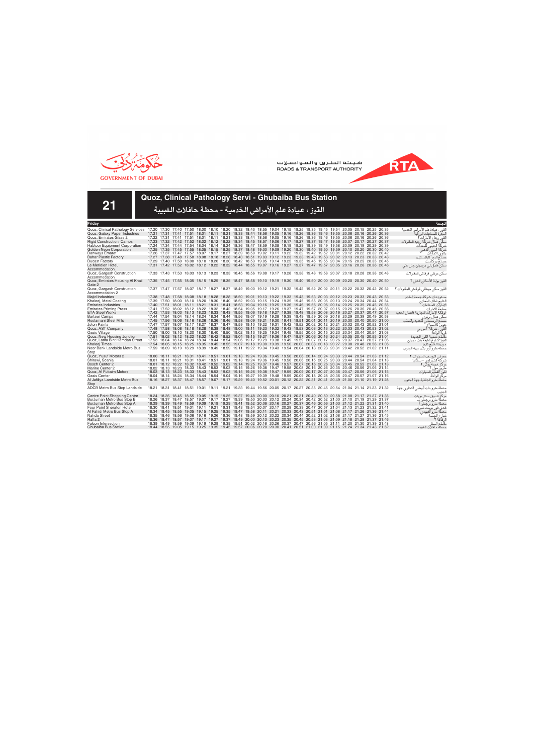GOVERNMENT OF DUBAI

هيئة الطرق والمواصلات
ROADS & TRANSPORT AUTHORITY

RTA

# 21

## Quoz, Clinical Pathology Servi - Ghubaiba Bus Station

## القوز ، عيادة علم الأمراض الخدمية - محطة حافلات الغبيبة

| Friday | | | | | | | | | | | | | | | | | | | | | الجمعة |
|---|---|---|---|---|---|---|---|---|---|---|---|---|---|---|---|---|---|---|---|---|---|
| Quoz, Clinical Pathology Services | 17.20 | 17.30 | 17.40 | 17.50 | 18.00 | 18.10 | 18.20 | 18.32 | 18.43 | 18.55 | 19.04 | 19.15 | 19.25 | 19.35 | 19.45 | 19.54 | 20.05 | 20.15 | 20.25 | 20.35 | القوز، عيادة علم الأمراض الخدمية |
| Quoz, Galaxy Paper Industries | 17.21 | 17.31 | 17.41 | 17.51 | 18.01 | 18.11 | 18.21 | 18.33 | 18.44 | 18.56 | 19.05 | 19.16 | 19.26 | 19.36 | 19.46 | 19.55 | 20.06 | 20.16 | 20.26 | 20.36 | المجرة للصناعات الورقية |
| Quoz, Emirates Glass 2 | 17.22 | 17.31 | 17.41 | 17.51 | 18.01 | 18.11 | 18.21 | 18.33 | 18.44 | 18.56 | 19.05 | 19.16 | 19.26 | 19.36 | 19.46 | 19.55 | 20.06 | 20.16 | 20.26 | 20.36 | القوز زجاج الإمارات ٢ |
| Rigid Construction, Camps | 17.23 | 17.32 | 17.42 | 17.52 | 18.02 | 18.12 | 18.22 | 18.34 | 18.45 | 18.57 | 19.06 | 19.17 | 19.27 | 19.37 | 19.47 | 19.56 | 20.07 | 20.17 | 20.27 | 20.37 | سكن عمال شركة رجيد للمقاولات |
| Habtoor Equipment Corporation | 17.24 | 17.34 | 17.44 | 17.54 | 18.04 | 18.14 | 18.24 | 18.36 | 18.47 | 18.59 | 19.08 | 19.19 | 19.29 | 19.39 | 19.49 | 19.58 | 20.09 | 20.19 | 20.29 | 20.39 | شركة الحبتور للمعدات |
| Golden Neon Corporation | 17.25 | 17.35 | 17.45 | 17.55 | 18.05 | 18.15 | 18.25 | 18.37 | 18.48 | 19.00 | 19.09 | 19.20 | 19.30 | 19.40 | 19.50 | 19.59 | 20.10 | 20.20 | 20.30 | 20.40 | شركة النيون الذهبي |
| Danways Emarat | 17.26 | 17.37 | 17.47 | 17.57 | 18.07 | 18.17 | 18.27 | 18.39 | 18.50 | 19.02 | 19.11 | 19.22 | 19.32 | 19.42 | 19.52 | 20.01 | 20.12 | 20.22 | 20.32 | 20.42 | داوي الإمارات |
| Bahar Plastic Factory | 17.27 | 17.38 | 17.48 | 17.58 | 18.08 | 18.18 | 18.28 | 18.40 | 18.51 | 19.03 | 19.12 | 19.23 | 19.33 | 19.43 | 19.53 | 20.02 | 20.13 | 20.23 | 20.33 | 20.43 | مصنع البحر للبلاستيك |
| Ducast Factory | 17.29 | 17.40 | 17.50 | 18.00 | 18.10 | 18.20 | 18.30 | 18.42 | 18.53 | 19.05 | 19.14 | 19.25 | 19.35 | 19.45 | 19.55 | 20.04 | 20.15 | 20.25 | 20.35 | 20.45 | مصنع دوكاست |
| Le Meridien Hotel, Accommodation | 17.31 | 17.42 | 17.52 | 18.02 | 18.12 | 18.22 | 18.32 | 18.44 | 18.55 | 19.07 | 19.16 | 19.27 | 19.37 | 19.47 | 19.57 | 20.05 | 20.16 | 20.26 | 20.36 | 20.46 | سكن فندق لي ميريديان جبل علي |
| Quoz, Gargash Construction Accommodation | 17.33 | 17.43 | 17.53 | 18.03 | 18.13 | 18.23 | 18.33 | 18.45 | 18.56 | 19.08 | 19.17 | 19.28 | 19.38 | 19.48 | 19.58 | 20.07 | 20.18 | 20.28 | 20.38 | 20.48 | سكن موظفي قرقاش للمقاولات |
| Quoz, Emirates Housing Al Khail Gate 2 | 17.35 | 17.45 | 17.55 | 18.05 | 18.15 | 18.25 | 18.35 | 18.47 | 18.58 | 19.10 | 19.19 | 19.30 | 19.40 | 19.50 | 20.00 | 20.09 | 20.20 | 20.30 | 20.40 | 20.50 | القوز بوابة الإسكان الخيل ٢ |
| Quoz, Gargash Construction Accommodation 2 | 17.37 | 17.47 | 17.57 | 18.07 | 18.17 | 18.27 | 18.37 | 18.49 | 19.00 | 19.12 | 19.21 | 19.32 | 19.42 | 19.52 | 20.02 | 20.11 | 20.22 | 20.32 | 20.42 | 20.52 | القوز سكن موظفي قرقاش للمقاولات ٢ |
| Majid Industries | 17.38 | 17.48 | 17.58 | 18.08 | 18.18 | 18.28 | 18.38 | 18.50 | 19.01 | 19.13 | 19.22 | 19.33 | 19.43 | 19.53 | 20.03 | 20.12 | 20.23 | 20.33 | 20.43 | 20.53 | مستودعات شركة جمعة الماجد |
| Khaleej, Metal Coating | 17.39 | 17.50 | 18.00 | 18.10 | 18.20 | 18.30 | 18.40 | 18.52 | 19.03 | 19.15 | 19.24 | 19.35 | 19.45 | 19.55 | 20.05 | 20.13 | 20.24 | 20.34 | 20.44 | 20.54 | الخليج لطلاء المعادن |
| Emirates Industries | 17.40 | 17.51 | 18.01 | 18.11 | 18.21 | 18.31 | 18.41 | 18.53 | 19.04 | 19.16 | 19.25 | 19.36 | 19.46 | 19.56 | 20.06 | 20.14 | 20.25 | 20.35 | 20.45 | 20.55 | الإمارات للصناعات |
| Emirates Printing Press | 17.41 | 17.52 | 18.02 | 18.12 | 18.22 | 18.32 | 18.42 | 18.54 | 19.05 | 19.17 | 19.26 | 19.37 | 19.47 | 19.57 | 20.07 | 20.15 | 20.26 | 20.36 | 20.46 | 20.56 | مطبعة الامارات |
| ETA Steel Works | 17.42 | 17.53 | 18.03 | 18.13 | 18.23 | 18.33 | 18.43 | 18.55 | 19.06 | 19.18 | 19.27 | 19.38 | 19.48 | 19.58 | 20.08 | 20.16 | 20.27 | 20.37 | 20.47 | 20.57 | الوكالة الإماراتية التجارية (أعمال الحديد) |
| Bartawi Camps | 17.44 | 17.54 | 18.04 | 18.14 | 18.24 | 18.34 | 18.44 | 18.56 | 19.07 | 19.19 | 19.28 | 19.39 | 19.49 | 19.59 | 20.09 | 20.18 | 20.29 | 20.39 | 20.49 | 20.58 | سكن عمال برتوي |
| Rostamani Steel Mills | 17.45 | 17.56 | 18.06 | 18.16 | 18.26 | 18.36 | 18.46 | 18.58 | 19.09 | 19.21 | 19.30 | 19.41 | 19.51 | 20.01 | 20.11 | 20.19 | 20.30 | 20.40 | 20.50 | 21.00 | مصنع الرستماني للحديد والصلب |
| Joton Paints | 17.47 | 17.57 | 18.07 | 18.17 | 18.27 | 18.37 | 18.47 | 18.59 | 19.10 | 19.22 | 19.31 | 19.42 | 19.52 | 20.02 | 20.12 | 20.21 | 20.32 | 20.42 | 20.52 | 21.01 | جوتن للأصباغ |
| Quoz, AST Company | 17.48 | 17.58 | 18.08 | 18.18 | 18.28 | 18.38 | 18.48 | 19.00 | 19.11 | 19.23 | 19.32 | 19.43 | 19.53 | 20.03 | 20.13 | 20.22 | 20.33 | 20.43 | 20.53 | 21.02 | القوز، شركة أس تي |
| Oasis Village | 17.50 | 18.00 | 18.10 | 18.20 | 18.30 | 18.40 | 18.50 | 19.02 | 19.13 | 19.25 | 19.34 | 19.45 | 19.55 | 20.05 | 20.15 | 20.23 | 20.34 | 20.44 | 20.54 | 21.03 | قرية الواحة |
| Quoz, New Housing Junction | 17.51 | 18.02 | 18.12 | 18.22 | 18.32 | 18.42 | 18.52 | 19.04 | 19.15 | 19.27 | 19.36 | 19.47 | 19.57 | 20.06 | 20.16 | 20.24 | 20.35 | 20.45 | 20.55 | 21.04 | تقاطع شعبية القوز الجديدة |
| Quoz, Latifa Bint Hamdan Street | 17.53 | 18.04 | 18.14 | 18.24 | 18.34 | 18.44 | 18.54 | 19.06 | 19.17 | 19.29 | 19.38 | 19.49 | 19.59 | 20.07 | 20.17 | 20.26 | 20.37 | 20.47 | 20.57 | 21.06 | القوز شارع لطيفة بنت حمدان |
| Khaleej Times | 17.54 | 18.05 | 18.15 | 18.25 | 18.35 | 18.45 | 18.55 | 19.07 | 19.18 | 19.30 | 19.39 | 19.50 | 20.00 | 20.08 | 20.18 | 20.27 | 20.38 | 20.48 | 20.58 | 21.06 | جريدة الخليج تايمز |
| Noor Bank Landside Metro Bus Stop | 17.59 | 18.09 | 18.19 | 18.29 | 18.39 | 18.49 | 18.59 | 19.11 | 19.22 | 19.34 | 19.43 | 19.54 | 20.04 | 20.13 | 20.23 | 20.31 | 20.42 | 20.52 | 21.02 | 21.11 | محطة مترو نور بنك جهة الجنوب |
| Quoz, Yusuf Motors 2 | 18.00 | 18.11 | 18.21 | 18.31 | 18.41 | 18.51 | 19.01 | 19.13 | 19.24 | 19.36 | 19.45 | 19.56 | 20.06 | 20.14 | 20.24 | 20.33 | 20.44 | 20.54 | 21.03 | 21.12 | معرض اليوسف للسيارات ٢ |
| Shirawi, Scania | 18.01 | 18.11 | 18.21 | 18.31 | 18.41 | 18.51 | 19.01 | 19.13 | 19.24 | 19.36 | 19.45 | 19.56 | 20.06 | 20.15 | 20.25 | 20.33 | 20.44 | 20.54 | 21.04 | 21.13 | شركة الشيراوي - سكانيا |
| Bosch Center 2 | 18.01 | 18.12 | 18.22 | 18.32 | 18.42 | 18.52 | 19.02 | 19.14 | 19.25 | 19.37 | 19.46 | 19.57 | 20.07 | 20.16 | 20.26 | 20.34 | 20.45 | 20.55 | 21.05 | 21.13 | مركز خدمة بوش ٢ |
| Marine Center 2 | 18.02 | 18.13 | 18.23 | 18.33 | 18.43 | 18.53 | 19.03 | 19.15 | 19.26 | 19.38 | 19.47 | 19.58 | 20.08 | 20.16 | 20.26 | 20.35 | 20.46 | 20.56 | 21.06 | 21.14 | مارين مول ٢ |
| Quoz, Al Futtaim Motors | 18.03 | 18.13 | 18.23 | 18.33 | 18.43 | 18.53 | 19.03 | 19.15 | 19.26 | 19.38 | 19.47 | 19.59 | 20.09 | 20.17 | 20.27 | 20.36 | 20.47 | 20.57 | 21.06 | 21.15 | القوز الفطيم للسيارات |
| Oasis Center | 18.04 | 18.14 | 18.24 | 18.34 | 18.44 | 18.54 | 19.04 | 19.16 | 19.27 | 19.39 | 19.48 | 19.59 | 20.09 | 20.18 | 20.28 | 20.36 | 20.47 | 20.57 | 21.07 | 21.16 | مركز الواحة |
| Al Jafiliya Landside Metro Bus Stop | 18.16 | 18.27 | 18.37 | 18.47 | 18.57 | 19.07 | 19.17 | 19.29 | 19.40 | 19.52 | 20.01 | 20.12 | 20.22 | 20.31 | 20.41 | 20.49 | 21.00 | 21.10 | 21.19 | 21.28 | محطة مترو الجافلية جهة الجنوب |
| ADCB Metro Bus Stop Landside | 18.21 | 18.31 | 18.41 | 18.51 | 19.01 | 19.11 | 19.21 | 19.33 | 19.44 | 19.56 | 20.05 | 20.17 | 20.27 | 20.35 | 20.45 | 20.54 | 21.04 | 21.14 | 21.23 | 21.32 | محطة مترو بنك أبوظبي التجاري جهة الجنوب |
| Centre Point Shopping Centre | 18.24 | 18.35 | 18.45 | 18.55 | 19.05 | 19.15 | 19.25 | 19.37 | 19.48 | 20.00 | 20.10 | 20.21 | 20.31 | 20.40 | 20.50 | 20.58 | 21.08 | 21.17 | 21.27 | 21.35 | مركز تسوق سنتر بوينت |
| BurJuman Metro Bus Stop B | 18.26 | 18.37 | 18.47 | 18.57 | 19.07 | 19.17 | 19.27 | 19.39 | 19.50 | 20.03 | 20.12 | 20.24 | 20.34 | 20.42 | 20.52 | 21.00 | 21.10 | 21.19 | 21.29 | 21.37 | محطة مترو برجمان ب |
| BurJuman Metro Bus Stop A | 18.29 | 18.39 | 18.49 | 18.59 | 19.09 | 19.19 | 19.29 | 19.41 | 19.52 | 20.06 | 20.16 | 20.27 | 20.37 | 20.46 | 20.56 | 21.03 | 21.12 | 21.22 | 21.31 | 21.40 | محطة مترو برجمان أ |
| Four Point Sheraton Hotel | 18.30 | 18.41 | 18.51 | 19.01 | 19.11 | 19.21 | 19.31 | 19.43 | 19.54 | 20.07 | 20.17 | 20.29 | 20.39 | 20.47 | 20.57 | 21.04 | 21.13 | 21.23 | 21.32 | 21.41 | فندق فور بوينت شيرتون |
| Al Fahidi Metro Bus Stop A | 18.34 | 18.45 | 18.55 | 19.05 | 19.15 | 19.25 | 19.35 | 19.47 | 19.58 | 20.11 | 20.21 | 20.33 | 20.43 | 20.51 | 21.01 | 21.08 | 21.17 | 21.26 | 21.36 | 21.44 | محطة مترو الفهيدي أ |
| Nahda Street | 18.35 | 18.46 | 18.56 | 19.06 | 19.16 | 19.26 | 19.36 | 19.48 | 19.59 | 20.12 | 20.22 | 20.34 | 20.44 | 20.52 | 21.02 | 21.08 | 21.17 | 21.27 | 21.36 | 21.45 | شارع النهضة |
| Raffa 2 | 18.36 | 18.47 | 18.57 | 19.07 | 19.17 | 19.27 | 19.37 | 19.49 | 20.00 | 20.13 | 20.23 | 20.35 | 20.45 | 20.53 | 21.03 | 21.09 | 21.18 | 21.28 | 21.37 | 21.46 | الرفاعة ٢ |
| Falcon Intersection | 18.39 | 18.49 | 18.59 | 19.09 | 19.19 | 19.29 | 19.39 | 19.51 | 20.02 | 20.16 | 20.26 | 20.37 | 20.47 | 20.56 | 21.05 | 21.11 | 21.20 | 21.30 | 21.39 | 21.48 | تقاطع الصقر |
| Ghubaiba Bus Station | 18.44 | 18.55 | 19.05 | 19.15 | 19.25 | 19.35 | 19.45 | 19.57 | 20.06 | 20.20 | 20.30 | 20.41 | 20.51 | 21.00 | 21.09 | 21.15 | 21.24 | 21.34 | 21.43 | 21.52 | محطة حافلات الغبيبة |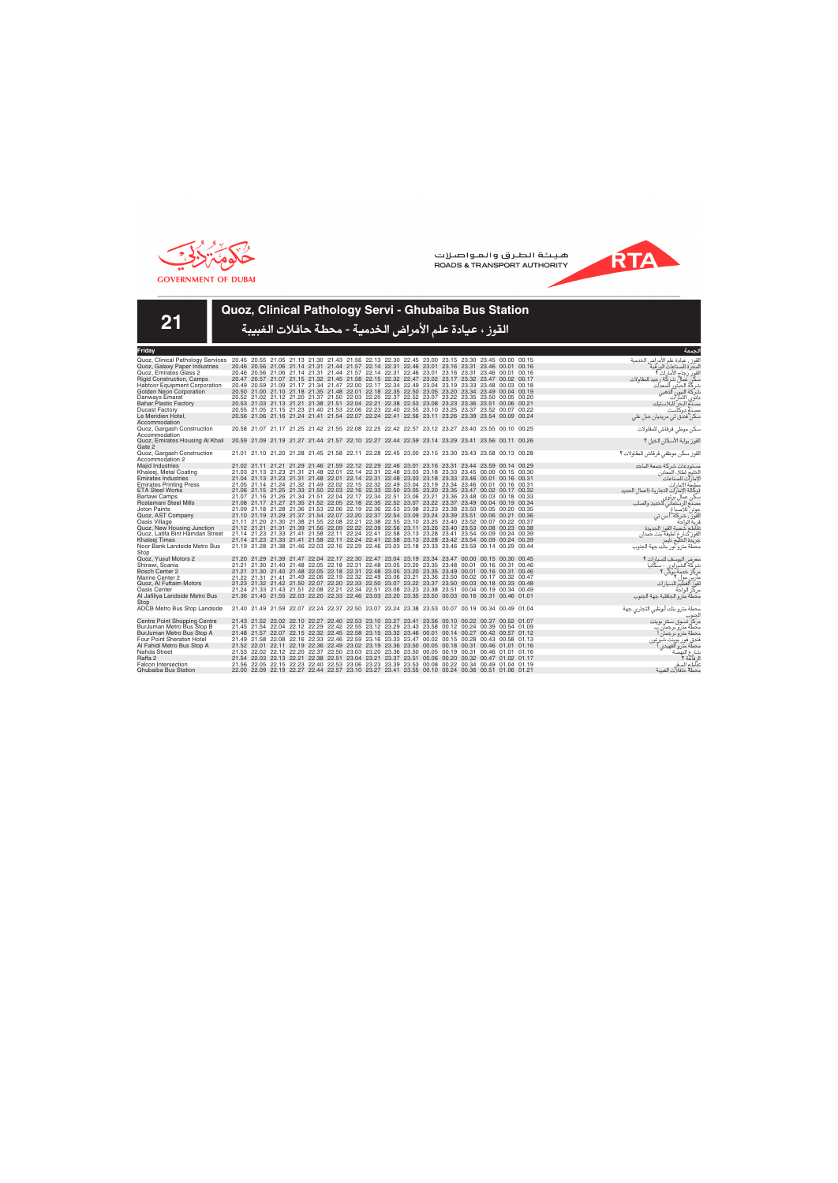GOVERNMENT OF DUBAI

هيئة الطرق والمواصلات
ROADS & TRANSPORT AUTHORITY

# 21

## Quoz, Clinical Pathology Servi - Ghubaiba Bus Station

## القوز ، عيادة علم الأمراض الخدمية - محطة حافلات الغبيبة

| Friday | | | | | | | | | | | | | | | | الجمعة |
|---|---|---|---|---|---|---|---|---|---|---|---|---|---|---|---|---|
| Quoz, Clinical Pathology Services | 20.45 | 20.55 | 21.05 | 21.13 | 21.30 | 21.43 | 21.56 | 22.13 | 22.30 | 22.45 | 23.00 | 23.15 | 23.30 | 23.45 | 00.00 | 00.15 | القوز ، عيادة علم الأمراض الخدمية |
| Quoz, Galaxy Paper Industries | 20.46 | 20.56 | 21.06 | 21.14 | 21.31 | 21.44 | 21.57 | 22.14 | 22.31 | 22.46 | 23.01 | 23.16 | 23.31 | 23.46 | 00.01 | 00.16 | المجرة للصناعات الورقية |
| Quoz, Emirates Glass 2 | 20.46 | 20.56 | 21.06 | 21.14 | 21.31 | 21.44 | 21.57 | 22.14 | 22.31 | 22.46 | 23.01 | 23.16 | 23.31 | 23.46 | 00.01 | 00.16 | القوز زجاج الإمارات ٢ |
| Rigid Construction, Camps | 20.47 | 20.57 | 21.07 | 21.15 | 21.32 | 21.45 | 21.58 | 22.15 | 22.32 | 22.47 | 23.02 | 23.17 | 23.32 | 23.47 | 00.02 | 00.17 | سكن عمال شركة رجيد للمقاولات |
| Habtoor Equipment Corporation | 20.49 | 20.59 | 21.09 | 21.17 | 21.34 | 21.47 | 22.00 | 22.17 | 22.34 | 22.49 | 23.04 | 23.19 | 23.33 | 23.48 | 00.03 | 00.18 | شركة الحبتور للمعدات |
| Golden Neon Corporation | 20.50 | 21.00 | 21.10 | 21.18 | 21.35 | 21.48 | 22.01 | 22.18 | 22.35 | 22.50 | 23.05 | 23.20 | 23.34 | 23.49 | 00.04 | 00.19 | شركة النيون الذهبي |
| Danways Emarat | 20.52 | 21.02 | 21.12 | 21.20 | 21.37 | 21.50 | 22.03 | 22.20 | 22.37 | 22.52 | 23.07 | 23.22 | 23.35 | 23.50 | 00.05 | 00.20 | دانوي الامارات |
| Bahar Plastic Factory | 20.53 | 21.03 | 21.13 | 21.21 | 21.38 | 21.51 | 22.04 | 22.21 | 22.38 | 22.53 | 23.08 | 23.23 | 23.36 | 23.51 | 00.06 | 00.21 | مصنع البحر للبلاستيك |
| Ducast Factory | 20.55 | 21.05 | 21.15 | 21.23 | 21.40 | 21.53 | 22.06 | 22.23 | 22.40 | 22.55 | 23.10 | 23.25 | 23.37 | 23.52 | 00.07 | 00.22 | مصنع دوكاست |
| Le Meridien Hotel, Accommodation | 20.56 | 21.06 | 21.16 | 21.24 | 21.41 | 21.54 | 22.07 | 22.24 | 22.41 | 22.56 | 23.11 | 23.26 | 23.39 | 23.54 | 00.09 | 00.24 | سكن فندق لي مريديان جبل علي |
| Quoz, Gargash Construction Accommodation | 20.58 | 21.07 | 21.17 | 21.25 | 21.42 | 21.55 | 22.08 | 22.25 | 22.42 | 22.57 | 23.12 | 23.27 | 23.40 | 23.55 | 00.10 | 00.25 | سكن موظفي قرقاش للمقاولات |
| Quoz, Emirates Housing Al Khail Gate 2 | 20.59 | 21.09 | 21.19 | 21.27 | 21.44 | 21.57 | 22.10 | 22.27 | 22.44 | 22.59 | 23.14 | 23.29 | 23.41 | 23.56 | 00.11 | 00.26 | القوز بوابة الاسكان الخيل ٢ |
| Quoz, Gargash Construction Accommodation 2 | 21.01 | 21.10 | 21.20 | 21.28 | 21.45 | 21.58 | 22.11 | 22.28 | 22.45 | 23.00 | 23.15 | 23.30 | 23.43 | 23.58 | 00.13 | 00.28 | القوز سكن موظفي قرقاش للمقاولات ٢ |
| Majid Industries | 21.02 | 21.11 | 21.21 | 21.29 | 21.46 | 21.59 | 22.12 | 22.29 | 22.46 | 23.01 | 23.16 | 23.31 | 23.44 | 23.59 | 00.14 | 00.29 | مستودعات شركة جمعة الماجد |
| Khaleej, Metal Coating | 21.03 | 21.13 | 21.23 | 21.31 | 21.48 | 22.01 | 22.14 | 22.31 | 22.48 | 23.03 | 23.18 | 23.33 | 23.45 | 00.00 | 00.15 | 00.30 | الخليج لطلاء المعادن |
| Emirates Industries | 21.04 | 21.13 | 21.23 | 21.31 | 21.48 | 22.01 | 22.14 | 22.31 | 22.48 | 23.03 | 23.18 | 23.33 | 23.46 | 00.01 | 00.16 | 00.31 | الإمارات للصناعات |
| Emirates Printing Press | 21.05 | 21.14 | 21.24 | 21.32 | 21.49 | 22.02 | 22.15 | 22.32 | 22.49 | 23.04 | 23.19 | 23.34 | 23.46 | 00.01 | 00.16 | 00.31 | مطبعة الامارات |
| ETA Steel Works | 21.06 | 21.15 | 21.25 | 21.33 | 21.50 | 22.03 | 22.16 | 22.33 | 22.50 | 23.05 | 23.20 | 23.35 | 23.47 | 00.02 | 00.17 | 00.32 | الوكالة الإمارات التجارية (أعمال الحديد |
| Bartawi Camps | 21.07 | 21.16 | 21.26 | 21.34 | 21.51 | 22.04 | 22.17 | 22.34 | 22.51 | 23.06 | 23.21 | 23.36 | 23.48 | 00.03 | 00.18 | 00.33 | سكن عمال برطوي |
| Rostamani Steel Mills | 21.08 | 21.17 | 21.27 | 21.35 | 21.52 | 22.05 | 22.18 | 22.35 | 22.52 | 23.07 | 23.22 | 23.37 | 23.49 | 00.04 | 00.19 | 00.34 | مصنع الرستماني للحديد والصلب |
| Joton Paints | 21.09 | 21.18 | 21.28 | 21.36 | 21.53 | 22.06 | 22.19 | 22.36 | 22.53 | 23.08 | 23.23 | 23.38 | 23.50 | 00.05 | 00.20 | 00.35 | جوتن للاصباغ |
| Quoz, AST Company | 21.10 | 21.19 | 21.29 | 21.37 | 21.54 | 22.07 | 22.20 | 22.37 | 22.54 | 23.09 | 23.24 | 23.39 | 23.51 | 00.06 | 00.21 | 00.36 | القوز، شركة أ.س.تي |
| Oasis Village | 21.11 | 21.20 | 21.30 | 21.38 | 21.55 | 22.08 | 22.21 | 22.38 | 22.55 | 23.10 | 23.25 | 23.40 | 23.52 | 00.07 | 00.22 | 00.37 | قرية الواحة |
| Quoz, New Housing Junction | 21.12 | 21.21 | 21.31 | 21.39 | 21.56 | 22.09 | 22.22 | 22.39 | 22.56 | 23.11 | 23.26 | 23.40 | 23.53 | 00.08 | 00.23 | 00.38 | تقاطع شعبية القوز الجديدة |
| Quoz, Latifa Bint Hamdan Street | 21.14 | 21.23 | 21.33 | 21.41 | 21.58 | 22.11 | 22.24 | 22.41 | 22.58 | 23.13 | 23.28 | 23.41 | 23.54 | 00.09 | 00.24 | 00.39 | القوز شارع لطيفة بنت حمدان |
| Khaleej Times | 21.14 | 21.23 | 21.33 | 21.41 | 21.58 | 22.11 | 22.24 | 22.41 | 22.58 | 23.13 | 23.28 | 23.42 | 23.54 | 00.09 | 00.24 | 00.39 | جريدة الخليج تايمز |
| Noor Bank Landside Metro Bus Stop | 21.19 | 21.28 | 21.38 | 21.46 | 22.03 | 22.16 | 22.29 | 22.46 | 23.03 | 23.18 | 23.33 | 23.46 | 23.59 | 00.14 | 00.29 | 00.44 | محطة مترو نور بنك جهة الجنوب |
| Quoz, Yusuf Motors 2 | 21.20 | 21.29 | 21.39 | 21.47 | 22.04 | 22.17 | 22.30 | 22.47 | 23.04 | 23.19 | 23.34 | 23.47 | 00.00 | 00.15 | 00.30 | 00.45 | معرض اليوسف للسيارات ٢ |
| Shirawi, Scania | 21.21 | 21.30 | 21.40 | 21.48 | 22.05 | 22.18 | 22.31 | 22.48 | 23.05 | 23.20 | 23.35 | 23.48 | 00.01 | 00.16 | 00.31 | 00.46 | شركة الشيراوي - سكانيا |
| Bosch Center 2 | 21.21 | 21.30 | 21.40 | 21.48 | 22.05 | 22.18 | 22.31 | 22.48 | 23.05 | 23.20 | 23.35 | 23.49 | 00.01 | 00.16 | 00.31 | 00.46 | مركز خدمة بوش ٢ |
| Marine Center 2 | 21.22 | 21.31 | 21.41 | 21.49 | 22.06 | 22.19 | 22.32 | 22.49 | 23.06 | 23.21 | 23.36 | 23.50 | 00.02 | 00.17 | 00.32 | 00.47 | مارين مول ٢ |
| Quoz, Al Futtaim Motors | 21.23 | 21.32 | 21.42 | 21.50 | 22.07 | 22.20 | 22.33 | 22.50 | 23.07 | 23.22 | 23.37 | 23.50 | 00.03 | 00.18 | 00.33 | 00.48 | القوز الفطيم للسيارات |
| Oasis Center | 21.24 | 21.33 | 21.43 | 21.51 | 22.08 | 22.21 | 22.34 | 22.51 | 23.08 | 23.23 | 23.38 | 23.51 | 00.04 | 00.19 | 00.34 | 00.49 | مركز الواحة |
| Al Jafiliya Landside Metro Bus Stop | 21.36 | 21.45 | 21.55 | 22.03 | 22.20 | 22.33 | 22.46 | 23.03 | 23.20 | 23.35 | 23.50 | 00.03 | 00.16 | 00.31 | 00.46 | 01.01 | محطة مترو الجافلية جهة الجنوب |
| ADCB Metro Bus Stop Landside | 21.40 | 21.49 | 21.59 | 22.07 | 22.24 | 22.37 | 22.50 | 23.07 | 23.24 | 23.38 | 23.53 | 00.07 | 00.19 | 00.34 | 00.49 | 01.04 | محطة مترو بنك أبوظبي التجاري جهة الجنوب |
| Centre Point Shopping Centre | 21.43 | 21.52 | 22.02 | 22.10 | 22.27 | 22.40 | 22.53 | 23.10 | 23.27 | 23.41 | 23.56 | 00.10 | 00.22 | 00.37 | 00.52 | 01.07 | مركز تسوق سنتر بوينت |
| BurJuman Metro Bus Stop B | 21.45 | 21.54 | 22.04 | 22.12 | 22.29 | 22.42 | 22.55 | 23.12 | 23.29 | 23.43 | 23.58 | 00.12 | 00.24 | 00.39 | 00.54 | 01.09 | محطة مترو برجمان ب |
| BurJuman Metro Bus Stop A | 21.48 | 21.57 | 22.07 | 22.15 | 22.32 | 22.45 | 22.58 | 23.15 | 23.32 | 23.46 | 00.01 | 00.14 | 00.27 | 00.42 | 00.57 | 01.12 | محطة مترو برجمان أ |
| Four Point Sheraton Hotel | 21.49 | 21.58 | 22.08 | 22.16 | 22.33 | 22.46 | 22.59 | 23.16 | 23.33 | 23.47 | 00.02 | 00.15 | 00.28 | 00.43 | 00.58 | 01.13 | فندق فور بوينت شيراتون |
| Al Fahidi Metro Bus Stop A | 21.52 | 22.01 | 22.11 | 22.19 | 22.36 | 22.49 | 23.02 | 23.19 | 23.36 | 23.50 | 00.05 | 00.18 | 00.31 | 00.46 | 01.01 | 01.16 | محطة مترو الفهيدي أ |
| Nahda Street | 21.53 | 22.02 | 22.12 | 22.20 | 22.37 | 22.50 | 23.03 | 23.20 | 23.36 | 23.50 | 00.05 | 00.19 | 00.31 | 00.46 | 01.01 | 01.16 | شارع النهضة |
| Raffa 2 | 21.54 | 22.03 | 22.13 | 22.21 | 22.38 | 22.51 | 23.04 | 23.21 | 23.37 | 23.51 | 00.06 | 00.20 | 00.32 | 00.47 | 01.02 | 01.17 | الرفاعة ٢ |
| Falcon Intersection | 21.56 | 22.05 | 22.15 | 22.23 | 22.40 | 22.53 | 23.06 | 23.23 | 23.39 | 23.53 | 00.08 | 00.22 | 00.34 | 00.49 | 01.04 | 01.19 | تقاطع الصقر |
| Ghubaiba Bus Station | 22.00 | 22.09 | 22.19 | 22.27 | 22.44 | 22.57 | 23.10 | 23.27 | 23.41 | 23.55 | 00.10 | 00.24 | 00.36 | 00.51 | 01.06 | 01.21 | محطة حافلات الغبيبة |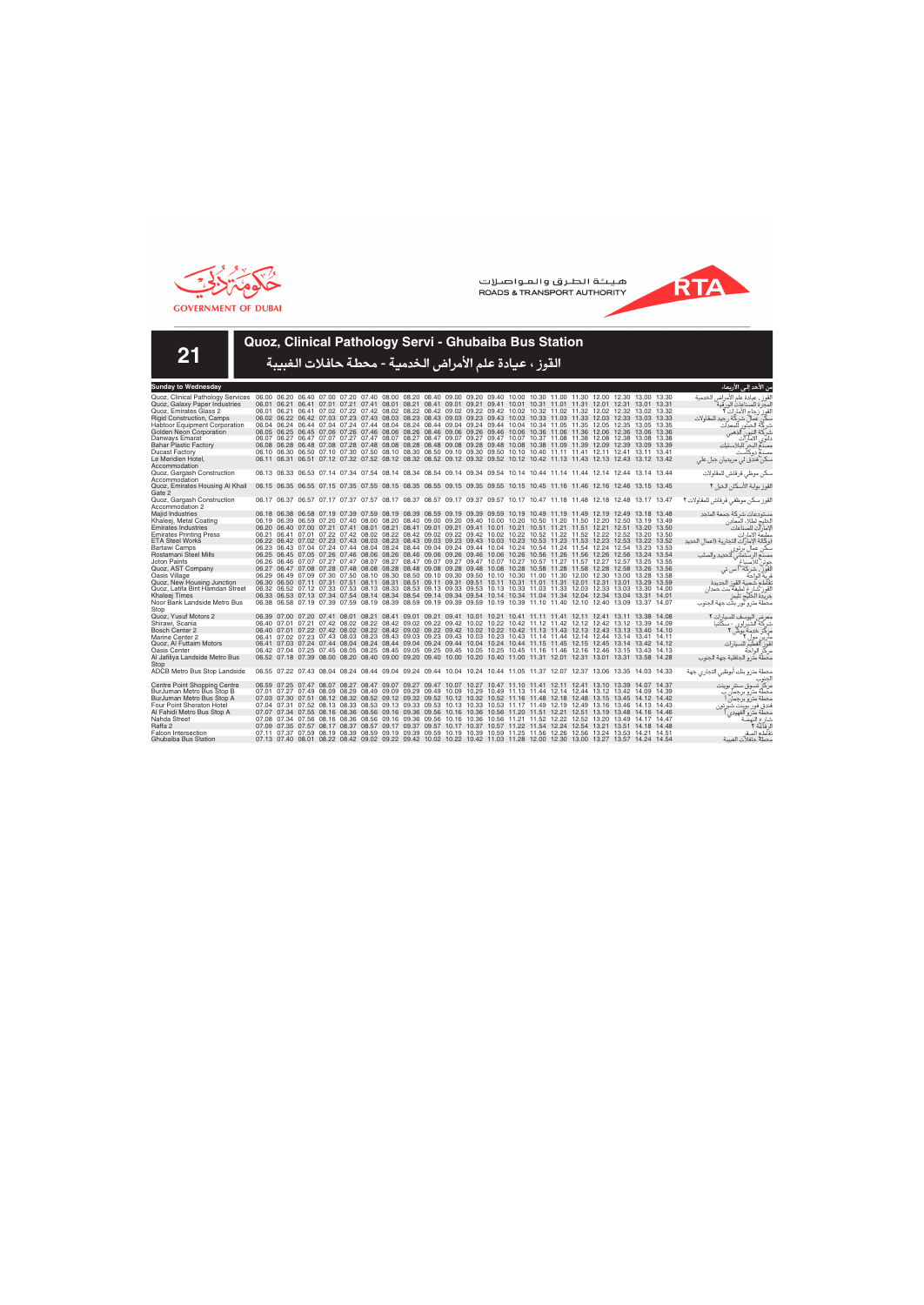GOVERNMENT OF DUBAI

هيئة الطرق والمواصلات
ROADS & TRANSPORT AUTHORITY

# 21

## Quoz, Clinical Pathology Servi - Ghubaiba Bus Station

## القوز ، عيادة علم الأمراض الخدمية - محطة حافلات الغبيبة

| Sunday to Wednesday | | | | | | | | | | | | | | | | | | | | | من الأحد إلى الأربعاء |
|---|---|---|---|---|---|---|---|---|---|---|---|---|---|---|---|---|---|---|---|---|---|
| Quoz, Clinical Pathology Services | 06.00 | 06.20 | 06.40 | 07.00 | 07.20 | 07.40 | 08.00 | 08.20 | 08.40 | 09.00 | 09.20 | 09.40 | 10.00 | 10.30 | 11.00 | 11.30 | 12.00 | 12.30 | 13.00 | 13.30 | القوز ، عيادة علم الأمراض الخدمية |
| Quoz, Galaxy Paper Industries | 06.01 | 06.21 | 06.41 | 07.01 | 07.21 | 07.41 | 08.01 | 08.21 | 08.41 | 09.01 | 09.21 | 09.41 | 10.01 | 10.31 | 11.01 | 11.31 | 12.01 | 12.31 | 13.01 | 13.31 | المجرة للصناعات الورقية |
| Quoz, Emirates Glass 2 | 06.01 | 06.21 | 06.41 | 07.02 | 07.22 | 07.42 | 08.02 | 08.22 | 08.42 | 09.02 | 09.22 | 09.42 | 10.02 | 10.32 | 11.02 | 11.32 | 12.02 | 12.32 | 13.02 | 13.32 | القوز زجاج الإمارات ٢ |
| Rigid Construction, Camps | 06.02 | 06.22 | 06.42 | 07.03 | 07.23 | 07.43 | 08.03 | 08.23 | 08.43 | 09.03 | 09.23 | 09.43 | 10.03 | 10.33 | 11.03 | 11.33 | 12.03 | 12.33 | 13.03 | 13.33 | سكن عمال شركة رجيد للمقاولات |
| Habtoor Equipment Corporation | 06.04 | 06.24 | 06.44 | 07.04 | 07.24 | 07.44 | 08.04 | 08.24 | 08.44 | 09.04 | 09.24 | 09.44 | 10.04 | 10.34 | 11.05 | 11.35 | 12.05 | 12.35 | 13.05 | 13.35 | شركة الحبتور للمعدات |
| Golden Neon Corporation | 06.05 | 06.25 | 06.45 | 07.06 | 07.26 | 07.46 | 08.06 | 08.26 | 08.46 | 09.06 | 09.26 | 09.46 | 10.06 | 10.36 | 11.06 | 11.36 | 12.06 | 12.36 | 13.06 | 13.36 | شركة النيون الذهبي |
| Danways Emarat | 06.07 | 06.27 | 06.47 | 07.07 | 07.27 | 07.47 | 08.07 | 08.27 | 08.47 | 09.07 | 09.27 | 09.47 | 10.07 | 10.37 | 11.08 | 11.38 | 12.08 | 12.38 | 13.08 | 13.38 | دانوي الإمارات |
| Bahar Plastic Factory | 06.08 | 06.28 | 06.48 | 07.08 | 07.28 | 07.48 | 08.08 | 08.28 | 08.48 | 09.08 | 09.28 | 09.48 | 10.08 | 10.38 | 11.09 | 11.39 | 12.09 | 12.39 | 13.09 | 13.39 | مصنع البحر للبلاستيك |
| Ducast Factory | 06.10 | 06.30 | 06.50 | 07.10 | 07.30 | 07.50 | 08.10 | 08.30 | 08.50 | 09.10 | 09.30 | 09.50 | 10.10 | 10.40 | 11.11 | 11.41 | 12.11 | 12.41 | 13.11 | 13.41 | مصنع دوكاست |
| Le Meridien Hotel, Accommodation | 06.11 | 06.31 | 06.51 | 07.12 | 07.32 | 07.52 | 08.12 | 08.32 | 08.52 | 09.12 | 09.32 | 09.52 | 10.12 | 10.42 | 11.13 | 11.43 | 12.13 | 12.43 | 13.12 | 13.42 | سكن فندق لي ميريديان جبل علي |
| Quoz, Gargash Construction Accommodation | 06.13 | 06.33 | 06.53 | 07.14 | 07.34 | 07.54 | 08.14 | 08.34 | 08.54 | 09.14 | 09.34 | 09.54 | 10.14 | 10.44 | 11.14 | 11.44 | 12.14 | 12.44 | 13.14 | 13.44 | سكن موظفي قرقاش للمقاولات |
| Quoz, Emirates Housing Al Khail Gate 2 | 06.15 | 06.35 | 06.55 | 07.15 | 07.35 | 07.55 | 08.15 | 08.35 | 08.55 | 09.15 | 09.35 | 09.55 | 10.15 | 10.45 | 11.16 | 11.46 | 12.16 | 12.46 | 13.15 | 13.45 | القوز بوابة الاسكان الخيل ٢ |
| Quoz, Gargash Construction Accommodation 2 | 06.17 | 06.37 | 06.57 | 07.17 | 07.37 | 07.57 | 08.17 | 08.37 | 08.57 | 09.17 | 09.37 | 09.57 | 10.17 | 10.47 | 11.18 | 11.48 | 12.18 | 12.48 | 13.17 | 13.47 | القوز سكن موظفي قرقاش للمقاولات ٢ |
| Majid Industries | 06.18 | 06.38 | 06.58 | 07.19 | 07.39 | 07.59 | 08.19 | 08.39 | 08.59 | 09.19 | 09.39 | 09.59 | 10.19 | 10.49 | 11.19 | 11.49 | 12.19 | 12.49 | 13.18 | 13.48 | مستودعات شركة جمعة الماجد |
| Khaleej, Metal Coating | 06.19 | 06.39 | 06.59 | 07.20 | 07.40 | 08.00 | 08.20 | 08.40 | 09.00 | 09.20 | 09.40 | 10.00 | 10.20 | 10.50 | 11.20 | 11.50 | 12.20 | 12.50 | 13.19 | 13.49 | الخليج لطلاء المعادن |
| Emirates Industries | 06.20 | 06.40 | 07.00 | 07.21 | 07.41 | 08.01 | 08.21 | 08.41 | 09.01 | 09.21 | 09.41 | 10.01 | 10.21 | 10.51 | 11.21 | 11.51 | 12.21 | 12.51 | 13.20 | 13.50 | الإمارات للصناعات |
| Emirates Printing Press | 06.21 | 06.41 | 07.01 | 07.22 | 07.42 | 08.02 | 08.22 | 08.42 | 09.02 | 09.22 | 09.42 | 10.02 | 10.22 | 10.52 | 11.22 | 11.52 | 12.22 | 12.52 | 13.20 | 13.50 | مطبعة الامارات |
| ETA Steel Works | 06.22 | 06.42 | 07.02 | 07.23 | 07.43 | 08.03 | 08.23 | 08.43 | 09.03 | 09.23 | 09.43 | 10.03 | 10.23 | 10.53 | 11.23 | 11.53 | 12.23 | 12.53 | 13.22 | 13.52 | اوكالة الإمارات التجارية (أعمال الحديد |
| Bartawi Camps | 06.23 | 06.43 | 07.04 | 07.24 | 07.44 | 08.04 | 08.24 | 08.44 | 09.04 | 09.24 | 09.44 | 10.04 | 10.24 | 10.54 | 11.24 | 11.54 | 12.24 | 12.54 | 13.23 | 13.53 | سكن عمال برتوي |
| Rostamani Steel Mills | 06.25 | 06.45 | 07.05 | 07.26 | 07.46 | 08.06 | 08.26 | 08.46 | 09.06 | 09.26 | 09.46 | 10.06 | 10.26 | 10.56 | 11.26 | 11.56 | 12.26 | 12.56 | 13.24 | 13.54 | مصنع آل رستماني للحديد والصلب |
| Joton Paints | 06.26 | 06.46 | 07.07 | 07.27 | 07.47 | 08.07 | 08.27 | 08.47 | 09.07 | 09.27 | 09.47 | 10.07 | 10.27 | 10.57 | 11.27 | 11.57 | 12.27 | 12.57 | 13.25 | 13.55 | جوتن للأصباغ |
| Quoz, AST Company | 06.27 | 06.47 | 07.08 | 07.28 | 07.48 | 08.08 | 08.28 | 08.48 | 09.08 | 09.28 | 09.48 | 10.08 | 10.28 | 10.58 | 11.28 | 11.58 | 12.28 | 12.58 | 13.26 | 13.56 | القوز، شركة آ اس تي |
| Oasis Village | 06.29 | 06.49 | 07.09 | 07.30 | 07.50 | 08.10 | 08.30 | 08.50 | 09.10 | 09.30 | 09.50 | 10.10 | 10.30 | 11.00 | 11.30 | 12.00 | 12.30 | 13.00 | 13.28 | 13.58 | قرية الواحة |
| Quoz, New Housing Junction | 06.30 | 06.50 | 07.11 | 07.31 | 07.51 | 08.11 | 08.31 | 08.51 | 09.11 | 09.31 | 09.51 | 10.11 | 10.31 | 11.01 | 11.31 | 12.01 | 12.31 | 13.01 | 13.29 | 13.59 | تقاطع شعبية القوز الجديدة |
| Quoz, Latifa Bint Hamdan Street | 06.32 | 06.52 | 07.12 | 07.33 | 07.53 | 08.13 | 08.33 | 08.53 | 09.13 | 09.33 | 09.53 | 10.13 | 10.33 | 11.03 | 11.33 | 12.03 | 12.33 | 13.03 | 13.30 | 14.00 | القوز، شارع لطيفة بنت حمدان |
| Khaleej Times | 06.33 | 06.53 | 07.13 | 07.34 | 07.54 | 08.14 | 08.34 | 08.54 | 09.14 | 09.34 | 09.54 | 10.14 | 10.34 | 11.04 | 11.34 | 12.04 | 12.34 | 13.04 | 13.31 | 14.01 | جريدة الخليج تايمز |
| Noor Bank Landside Metro Bus Stop | 06.38 | 06.58 | 07.19 | 07.39 | 07.59 | 08.19 | 08.39 | 08.59 | 09.19 | 09.39 | 09.59 | 10.19 | 10.39 | 11.10 | 11.40 | 12.10 | 12.40 | 13.09 | 13.37 | 14.07 | محطة مترو نور بنك جهة الجنوب |
| Quoz, Yusuf Motors 2 | 06.39 | 07.00 | 07.20 | 07.41 | 08.01 | 08.21 | 08.41 | 09.01 | 09.21 | 09.41 | 10.01 | 10.21 | 10.41 | 11.11 | 11.41 | 12.11 | 12.41 | 13.11 | 13.38 | 14.08 | معرض اليوسف للسيارات ٢ |
| Shirawi, Scania | 06.40 | 07.01 | 07.21 | 07.42 | 08.02 | 08.22 | 08.42 | 09.02 | 09.22 | 09.42 | 10.02 | 10.22 | 10.42 | 11.12 | 11.42 | 12.12 | 12.42 | 13.12 | 13.39 | 14.09 | شركة الشيراوي - سكانيا |
| Bosch Center 2 | 06.40 | 07.01 | 07.22 | 07.42 | 08.02 | 08.22 | 08.42 | 09.02 | 09.22 | 09.42 | 10.02 | 10.22 | 10.42 | 11.13 | 11.43 | 12.13 | 12.43 | 13.13 | 13.40 | 14.10 | مركز خدمة بوش ٢ |
| Marine Center 2 | 06.41 | 07.02 | 07.23 | 07.43 | 08.03 | 08.23 | 08.43 | 09.03 | 09.23 | 09.43 | 10.03 | 10.23 | 10.43 | 11.14 | 11.44 | 12.14 | 12.44 | 13.14 | 13.41 | 14.11 | مارين مول ٢ |
| Quoz, Al Futtaim Motors | 06.41 | 07.03 | 07.24 | 07.44 | 08.04 | 08.24 | 08.44 | 09.04 | 09.24 | 09.44 | 10.04 | 10.24 | 10.44 | 11.15 | 11.45 | 12.15 | 12.45 | 13.14 | 13.42 | 14.12 | القوز الفطيم للسيارات |
| Oasis Center | 06.42 | 07.04 | 07.25 | 07.45 | 08.05 | 08.25 | 08.45 | 09.05 | 09.25 | 09.45 | 10.05 | 10.25 | 10.45 | 11.16 | 11.46 | 12.16 | 12.46 | 13.15 | 13.43 | 14.13 | مركز الواحة |
| Al Jafiliya Landside Metro Bus Stop | 06.52 | 07.18 | 07.39 | 08.00 | 08.20 | 08.40 | 09.00 | 09.20 | 09.40 | 10.00 | 10.20 | 10.40 | 11.00 | 11.31 | 12.01 | 12.31 | 13.01 | 13.31 | 13.58 | 14.28 | محطة مترو الجافلية جهة الجنوب |
| ADCB Metro Bus Stop Landside | 06.55 | 07.22 | 07.43 | 08.04 | 08.24 | 08.44 | 09.04 | 09.24 | 09.44 | 10.04 | 10.24 | 10.44 | 11.05 | 11.37 | 12.07 | 12.37 | 13.06 | 13.35 | 14.03 | 14.33 | محطة مترو بنك أبوظبي التجاري جهة الجنوب |
| Centre Point Shopping Centre | 06.59 | 07.25 | 07.47 | 08.07 | 08.27 | 08.47 | 09.07 | 09.27 | 09.47 | 10.07 | 10.27 | 10.47 | 11.10 | 11.41 | 12.11 | 12.41 | 13.10 | 13.39 | 14.07 | 14.37 | مركز تسوق سنتر بوينت |
| BurJuman Metro Bus Stop B | 07.01 | 07.27 | 07.49 | 08.09 | 08.29 | 08.49 | 09.09 | 09.29 | 09.49 | 10.09 | 10.29 | 10.49 | 11.13 | 11.44 | 12.14 | 12.44 | 13.12 | 13.42 | 14.09 | 14.39 | محطة مترو برجمان ب |
| BurJuman Metro Bus Stop A | 07.03 | 07.30 | 07.51 | 08.12 | 08.32 | 08.52 | 09.12 | 09.32 | 09.52 | 10.12 | 10.32 | 10.52 | 11.16 | 11.48 | 12.18 | 12.48 | 13.15 | 13.45 | 14.12 | 14.42 | محطة مترو برجمان أ |
| Four Point Sheraton Hotel | 07.04 | 07.31 | 07.52 | 08.13 | 08.33 | 08.53 | 09.13 | 09.33 | 09.53 | 10.13 | 10.33 | 10.53 | 11.17 | 11.49 | 12.19 | 12.49 | 13.16 | 13.46 | 14.13 | 14.43 | فندق فور بوينت شيراتون |
| Al Fahidi Metro Bus Stop A | 07.07 | 07.34 | 07.55 | 08.16 | 08.36 | 08.56 | 09.16 | 09.36 | 09.56 | 10.16 | 10.36 | 10.56 | 11.20 | 11.51 | 12.21 | 12.51 | 13.19 | 13.48 | 14.16 | 14.46 | محطة مترو الفهيدي أ |
| Nahda Street | 07.08 | 07.34 | 07.56 | 08.16 | 08.36 | 08.56 | 09.16 | 09.36 | 09.56 | 10.16 | 10.36 | 10.56 | 11.21 | 11.52 | 12.22 | 12.52 | 13.20 | 13.49 | 14.17 | 14.47 | شارع النهضة |
| Raffa 2 | 07.09 | 07.35 | 07.57 | 08.17 | 08.37 | 08.57 | 09.17 | 09.37 | 09.57 | 10.17 | 10.37 | 10.57 | 11.22 | 11.54 | 12.24 | 12.54 | 13.21 | 13.51 | 14.18 | 14.48 | الرفاعة ٢ |
| Falcon Intersection | 07.11 | 07.37 | 07.59 | 08.19 | 08.39 | 08.59 | 09.19 | 09.39 | 09.59 | 10.19 | 10.39 | 10.59 | 11.25 | 11.56 | 12.26 | 12.56 | 13.24 | 13.53 | 14.21 | 14.51 | تقاطع الصقر |
| Ghubaiba Bus Station | 07.13 | 07.40 | 08.01 | 08.22 | 08.42 | 09.02 | 09.22 | 09.42 | 10.02 | 10.22 | 10.42 | 11.03 | 11.28 | 12.00 | 12.30 | 13.00 | 13.27 | 13.57 | 14.24 | 14.54 | محطة حافلات الغبيبة |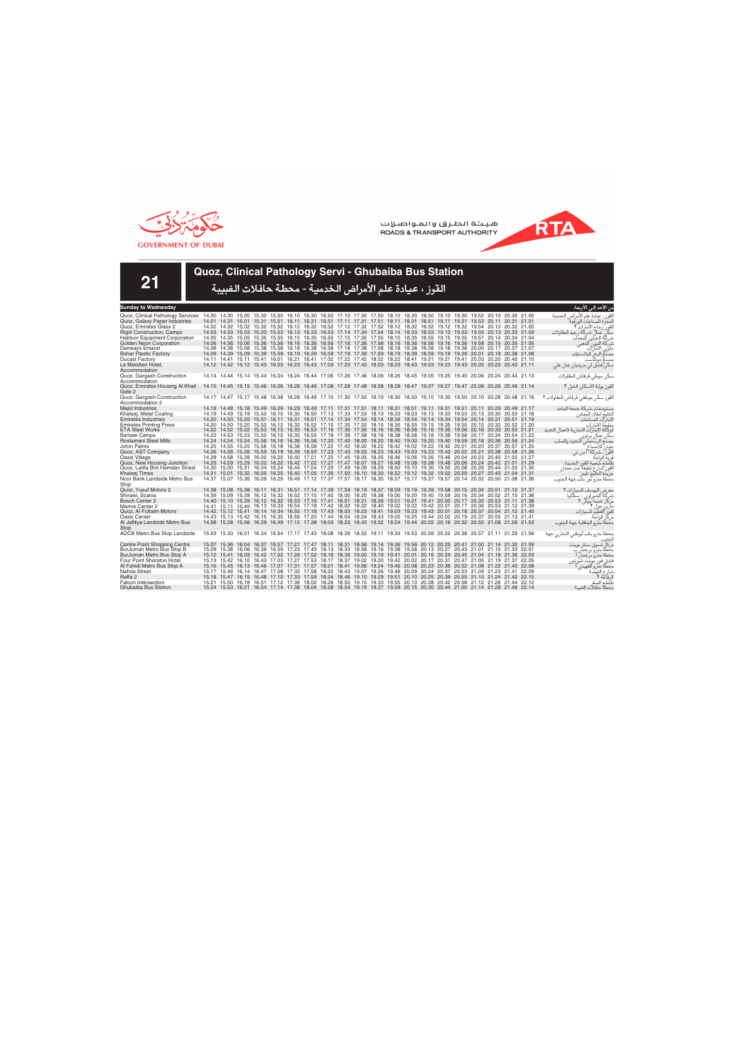GOVERNMENT OF DUBAI

هيئة الطرق والمواصلات
ROADS & TRANSPORT AUTHORITY

# 21

## Quoz, Clinical Pathology Servi - Ghubaiba Bus Station

## القوز ، عيادة علم الأمراض الخدمية - محطة حافلات الغبيبة

**Sunday to Wednesday** — من الأحد إلى الأربعاء

| Stop | | | | | | | | | | | | | | | | | | | | | | | | | | | | الموقف |
|---|---|---|---|---|---|---|---|---|---|---|---|---|---|---|---|---|---|---|---|---|---|---|---|---|---|---|---|---|
| Quoz, Clinical Pathology Services | 14.00 | 14.30 | 15.00 | 15.30 | 15.50 | 16.10 | 16.30 | 16.50 | 17.10 | 17.30 | 17.50 | 18.10 | 18.30 | 18.50 | 19.10 | 19.30 | 19.52 | 20.10 | 20.30 | 21.00 | القوز ، عيادة علم الأمراض الخدمية |
| Quoz, Galaxy Paper Industries | 14.01 | 14.31 | 15.01 | 15.31 | 15.51 | 16.11 | 16.31 | 16.51 | 17.11 | 17.31 | 17.51 | 18.11 | 18.31 | 18.51 | 19.11 | 19.31 | 19.53 | 20.11 | 20.31 | 21.01 | المجرة للصناعات الورقية |
| Quoz, Emirates Glass 2 | 14.02 | 14.32 | 15.02 | 15.32 | 15.52 | 16.12 | 16.32 | 16.52 | 17.12 | 17.32 | 17.52 | 18.12 | 18.32 | 18.52 | 19.12 | 19.32 | 19.54 | 20.12 | 20.32 | 21.02 | القوز زجاج الإمارات ٢ |
| Rigid Construction, Camps | 14.03 | 14.33 | 15.03 | 15.33 | 15.53 | 16.13 | 16.33 | 16.53 | 17.14 | 17.34 | 17.54 | 18.14 | 18.33 | 18.53 | 19.13 | 19.33 | 19.55 | 20.13 | 20.33 | 21.03 | سكن عمال شركة رجيد للمقاولات |
| Habtoor Equipment Corporation | 14.05 | 14.35 | 15.05 | 15.35 | 15.55 | 16.15 | 16.35 | 16.55 | 17.15 | 17.35 | 17.55 | 18.15 | 18.35 | 18.55 | 19.15 | 19.35 | 19.57 | 20.14 | 20.34 | 21.04 | شركة الحبتور للمعدات |
| Golden Neon Corporation | 14.06 | 14.36 | 15.06 | 15.36 | 15.56 | 16.16 | 16.36 | 16.56 | 17.16 | 17.36 | 17.56 | 18.16 | 18.36 | 18.56 | 19.16 | 19.36 | 19.58 | 20.15 | 20.35 | 21.05 | شركة النيون الذهبي |
| Danways Emarat | 14.08 | 14.38 | 15.08 | 15.38 | 15.58 | 16.18 | 16.38 | 16.58 | 17.18 | 17.38 | 17.58 | 18.18 | 18.38 | 18.58 | 19.18 | 19.38 | 20.00 | 20.17 | 20.37 | 21.07 | دانوي الامارات |
| Bahar Plastic Factory | 14.09 | 14.39 | 15.09 | 15.39 | 15.59 | 16.19 | 16.39 | 16.59 | 17.19 | 17.39 | 17.59 | 18.19 | 18.39 | 18.59 | 19.19 | 19.39 | 20.01 | 20.18 | 20.38 | 21.08 | مصنع البحر للبلاستيك |
| Ducast Factory | 14.11 | 14.41 | 15.11 | 15.41 | 16.01 | 16.21 | 16.41 | 17.02 | 17.22 | 17.42 | 18.02 | 18.22 | 18.41 | 19.01 | 19.21 | 19.41 | 20.03 | 20.20 | 20.40 | 21.10 | مصنع دوكاست |
| Le Meridien Hotel, Accommodation | 14.12 | 14.42 | 15.12 | 15.43 | 16.03 | 16.23 | 16.43 | 17.03 | 17.23 | 17.43 | 18.03 | 18.23 | 18.43 | 19.03 | 19.23 | 19.43 | 20.05 | 20.22 | 20.42 | 21.11 | سكن فندق لي ميريديان جبل علي |
| Quoz, Gargash Construction Accommodation | 14.14 | 14.44 | 15.14 | 15.44 | 16.04 | 16.24 | 16.44 | 17.06 | 17.26 | 17.46 | 18.06 | 18.26 | 18.45 | 19.05 | 19.25 | 19.45 | 20.06 | 20.24 | 20.44 | 21.13 | سكن موظفي قرقاش للمقاولات |
| Quoz, Emirates Housing Al Khail Gate 2 | 14.15 | 14.45 | 15.15 | 15.46 | 16.06 | 16.26 | 16.46 | 17.08 | 17.28 | 17.48 | 18.08 | 18.28 | 18.47 | 19.07 | 19.27 | 19.47 | 20.08 | 20.26 | 20.46 | 21.14 | القوز بوابة الاسكان الخيل ٢ |
| Quoz, Gargash Construction Accommodation 2 | 14.17 | 14.47 | 15.17 | 15.48 | 16.08 | 16.28 | 16.48 | 17.10 | 17.30 | 17.50 | 18.10 | 18.30 | 18.50 | 19.10 | 19.30 | 19.50 | 20.10 | 20.28 | 20.48 | 21.16 | القوز سكن موظفي قرقاش للمقاولات ٢ |
| Majid Industries | 14.18 | 14.48 | 15.18 | 15.49 | 16.09 | 16.29 | 16.49 | 17.11 | 17.31 | 17.51 | 18.11 | 18.31 | 18.51 | 19.11 | 19.31 | 19.51 | 20.11 | 20.29 | 20.49 | 21.17 | مستودعات شركة جمعة الماجد |
| Khaleej, Metal Coating | 14.19 | 14.49 | 15.19 | 15.50 | 16.10 | 16.30 | 16.50 | 17.13 | 17.33 | 17.53 | 18.13 | 18.33 | 18.53 | 19.13 | 19.33 | 19.53 | 20.13 | 20.30 | 20.50 | 21.18 | الخليج لطلاء المعادن |
| Emirates Industries | 14.20 | 14.50 | 15.20 | 15.51 | 16.11 | 16.31 | 16.51 | 17.14 | 17.34 | 17.54 | 18.14 | 18.34 | 18.54 | 19.14 | 19.34 | 19.54 | 20.14 | 20.31 | 20.51 | 21.19 | الإمارات للصناعات |
| Emirates Printing Press | 14.20 | 14.50 | 15.20 | 15.52 | 16.12 | 16.32 | 16.52 | 17.15 | 17.35 | 17.55 | 18.15 | 18.35 | 18.55 | 19.15 | 19.35 | 19.55 | 20.15 | 20.32 | 20.52 | 21.20 | مطبعة الامارات |
| ETA Steel Works | 14.22 | 14.52 | 15.22 | 15.53 | 16.13 | 16.33 | 16.53 | 17.16 | 17.36 | 17.56 | 18.16 | 18.36 | 18.56 | 19.16 | 19.36 | 19.56 | 20.16 | 20.33 | 20.53 | 21.21 | الوكالة الإمارات التجارية (أعمال الحديد) |
| Bartawi Camps | 14.23 | 14.53 | 15.23 | 15.55 | 16.15 | 16.35 | 16.55 | 17.18 | 17.38 | 17.58 | 18.18 | 18.38 | 18.58 | 19.18 | 19.38 | 19.58 | 20.17 | 20.34 | 20.54 | 21.22 | سكن عمال برطوي |
| Rostamani Steel Mills | 14.24 | 14.54 | 15.24 | 15.56 | 16.16 | 16.36 | 16.56 | 17.20 | 17.40 | 18.00 | 18.20 | 18.40 | 19.00 | 19.20 | 19.40 | 19.59 | 20.18 | 20.36 | 20.56 | 21.24 | مصنع آل رستماني للحديد والصلب |
| Joton Paints | 14.25 | 14.55 | 15.25 | 15.58 | 16.18 | 16.38 | 16.58 | 17.22 | 17.42 | 18.02 | 18.22 | 18.42 | 19.02 | 19.22 | 19.42 | 20.01 | 20.20 | 20.37 | 20.57 | 21.25 | جوتن للاصباغ |
| Quoz, AST Company | 14.26 | 14.56 | 15.26 | 15.59 | 16.19 | 16.39 | 16.59 | 17.23 | 17.43 | 18.03 | 18.23 | 18.43 | 19.03 | 19.23 | 19.43 | 20.02 | 20.21 | 20.38 | 20.58 | 21.26 | القوز، شركة اي اس تي |
| Oasis Village | 14.28 | 14.58 | 15.28 | 16.00 | 16.20 | 16.40 | 17.01 | 17.25 | 17.45 | 18.05 | 18.25 | 18.46 | 19.06 | 19.26 | 19.46 | 20.04 | 20.23 | 20.40 | 21.00 | 21.27 | قرية الواحة |
| Quoz, New Housing Junction | 14.29 | 14.59 | 15.29 | 16.02 | 16.22 | 16.42 | 17.02 | 17.27 | 17.47 | 18.07 | 18.27 | 18.48 | 19.08 | 19.28 | 19.48 | 20.06 | 20.24 | 20.42 | 21.01 | 21.29 | تقاطع شعبية القوز الجديدة |
| Quoz, Latifa Bint Hamdan Street | 14.30 | 15.00 | 15.31 | 16.04 | 16.24 | 16.44 | 17.04 | 17.29 | 17.49 | 18.09 | 18.29 | 18.50 | 19.10 | 19.30 | 19.50 | 20.08 | 20.26 | 20.44 | 21.03 | 21.30 | القوز،شارع لطيفة بنت حمدان |
| Khaleej Times | 14.31 | 15.01 | 15.32 | 16.05 | 16.25 | 16.45 | 17.05 | 17.30 | 17.50 | 18.10 | 18.30 | 18.52 | 19.12 | 19.32 | 19.52 | 20.09 | 20.27 | 20.45 | 21.04 | 21.31 | جريدة الخليج تايمز |
| Noor Bank Landside Metro Bus Stop | 14.37 | 15.07 | 15.36 | 16.09 | 16.29 | 16.49 | 17.12 | 17.37 | 17.57 | 18.17 | 18.35 | 18.57 | 19.17 | 19.37 | 19.57 | 20.14 | 20.32 | 20.50 | 21.08 | 21.36 | محطة مترو نور بنك جهة الجنوب |
| Quoz, Yusuf Motors 2 | 14.38 | 15.08 | 15.38 | 16.11 | 16.31 | 16.51 | 17.14 | 17.39 | 17.59 | 18.19 | 18.37 | 18.59 | 19.19 | 19.39 | 19.58 | 20.15 | 20.34 | 20.51 | 21.10 | 21.37 | معرض اليوسف للسيارات ٢ |
| Shirawi, Scania | 14.39 | 15.09 | 15.39 | 16.12 | 16.32 | 16.52 | 17.15 | 17.40 | 18.00 | 18.20 | 18.38 | 19.00 | 19.20 | 19.40 | 19.59 | 20.16 | 20.34 | 20.52 | 21.10 | 21.38 | شركة الشيراوي - سكانيا |
| Bosch Center 2 | 14.40 | 15.10 | 15.39 | 16.12 | 16.32 | 16.53 | 17.16 | 17.41 | 18.01 | 18.21 | 18.39 | 19.01 | 19.21 | 19.41 | 20.00 | 20.17 | 20.35 | 20.53 | 21.11 | 21.38 | مركز خدمة بوش ٢ |
| Marine Center 2 | 14.41 | 15.11 | 15.40 | 16.13 | 16.33 | 16.54 | 17.18 | 17.42 | 18.02 | 18.22 | 18.40 | 19.02 | 19.22 | 19.42 | 20.01 | 20.17 | 20.36 | 20.53 | 21.12 | 21.39 | مارين مول ٢ |
| Quoz, Al Futtaim Motors | 14.42 | 15.12 | 15.41 | 16.14 | 16.34 | 16.55 | 17.18 | 17.43 | 18.03 | 18.23 | 18.41 | 19.03 | 19.23 | 19.43 | 20.01 | 20.18 | 20.37 | 20.54 | 21.12 | 21.40 | القوز الفطيم للسيارات |
| Oasis Center | 14.43 | 15.13 | 15.42 | 16.15 | 16.35 | 16.56 | 17.20 | 17.44 | 18.04 | 18.24 | 18.43 | 19.05 | 19.25 | 19.44 | 20.02 | 20.19 | 20.37 | 20.55 | 21.13 | 21.41 | مركز الواحة |
| Al Jafiliya Landside Metro Bus Stop | 14.58 | 15.28 | 15.56 | 16.29 | 16.49 | 17.12 | 17.38 | 18.03 | 18.23 | 18.43 | 19.02 | 19.24 | 19.44 | 20.02 | 20.16 | 20.32 | 20.50 | 21.08 | 21.26 | 21.53 | محطة مترو الجافلية جهة الجنوب |
| ADCB Metro Bus Stop Landside | 15.03 | 15.33 | 16.01 | 16.34 | 16.54 | 17.17 | 17.43 | 18.08 | 18.28 | 18.52 | 19.11 | 19.33 | 19.53 | 20.09 | 20.22 | 20.38 | 20.57 | 21.11 | 21.29 | 21.56 | محطة مترو بنك أبوظبي التجاري جهة الجنوب |
| Centre Point Shopping Centre | 15.07 | 15.36 | 16.04 | 16.37 | 16.57 | 17.21 | 17.47 | 18.11 | 18.31 | 18.56 | 19.14 | 19.36 | 19.56 | 20.12 | 20.25 | 20.41 | 21.00 | 21.14 | 21.32 | 21.59 | مركز تسوق سنتر بوينت |
| BurJuman Metro Bus Stop B | 15.09 | 15.38 | 16.06 | 16.39 | 16.59 | 17.23 | 17.49 | 18.13 | 18.33 | 18.58 | 19.16 | 19.38 | 19.58 | 20.13 | 20.27 | 20.43 | 21.01 | 21.15 | 21.33 | 22.01 | محطة مترو برجمان ب |
| BurJuman Metro Bus Stop A | 15.12 | 15.41 | 16.09 | 16.42 | 17.02 | 17.26 | 17.52 | 18.16 | 18.36 | 19.00 | 19.19 | 19.41 | 20.01 | 20.16 | 20.29 | 20.45 | 21.04 | 21.18 | 21.36 | 22.03 | محطة مترو برجمان أ |
| Four Point Sheraton Hotel | 15.13 | 15.42 | 16.10 | 16.43 | 17.03 | 17.27 | 17.53 | 18.17 | 18.37 | 19.02 | 19.20 | 19.42 | 20.02 | 20.17 | 20.31 | 20.47 | 21.05 | 21.19 | 21.37 | 22.05 | فندق فور بوينت شيراتون |
| Al Fahidi Metro Bus Stop A | 15.16 | 15.45 | 16.13 | 16.46 | 17.07 | 17.31 | 17.57 | 18.21 | 18.41 | 19.06 | 19.24 | 19.46 | 20.08 | 20.23 | 20.36 | 20.52 | 21.08 | 21.22 | 21.40 | 22.08 | محطة مترو الفهيدي أ |
| Nahda Street | 15.17 | 15.46 | 16.14 | 16.47 | 17.08 | 17.32 | 17.58 | 18.22 | 18.43 | 19.07 | 19.26 | 19.48 | 20.09 | 20.24 | 20.37 | 20.53 | 21.09 | 21.23 | 21.41 | 22.09 | شارع النهضة |
| Raffa 2 | 15.18 | 15.47 | 16.15 | 16.48 | 17.10 | 17.33 | 17.59 | 18.24 | 18.46 | 19.10 | 19.29 | 19.51 | 20.10 | 20.25 | 20.39 | 20.55 | 21.10 | 21.24 | 21.42 | 22.10 | الرفاعة ٢ |
| Falcon Intersection | 15.21 | 15.50 | 16.18 | 16.51 | 17.12 | 17.36 | 18.02 | 18.26 | 18.50 | 19.15 | 19.33 | 19.55 | 20.13 | 20.28 | 20.42 | 20.58 | 21.12 | 21.26 | 21.44 | 22.12 | تقاطع الصقر |
| Ghubaiba Bus Station | 15.24 | 15.53 | 16.21 | 16.54 | 17.14 | 17.38 | 18.04 | 18.28 | 18.54 | 19.19 | 19.37 | 19.59 | 20.15 | 20.30 | 20.44 | 21.00 | 21.14 | 21.28 | 21.46 | 22.14 | محطة حافلات الغبيبة |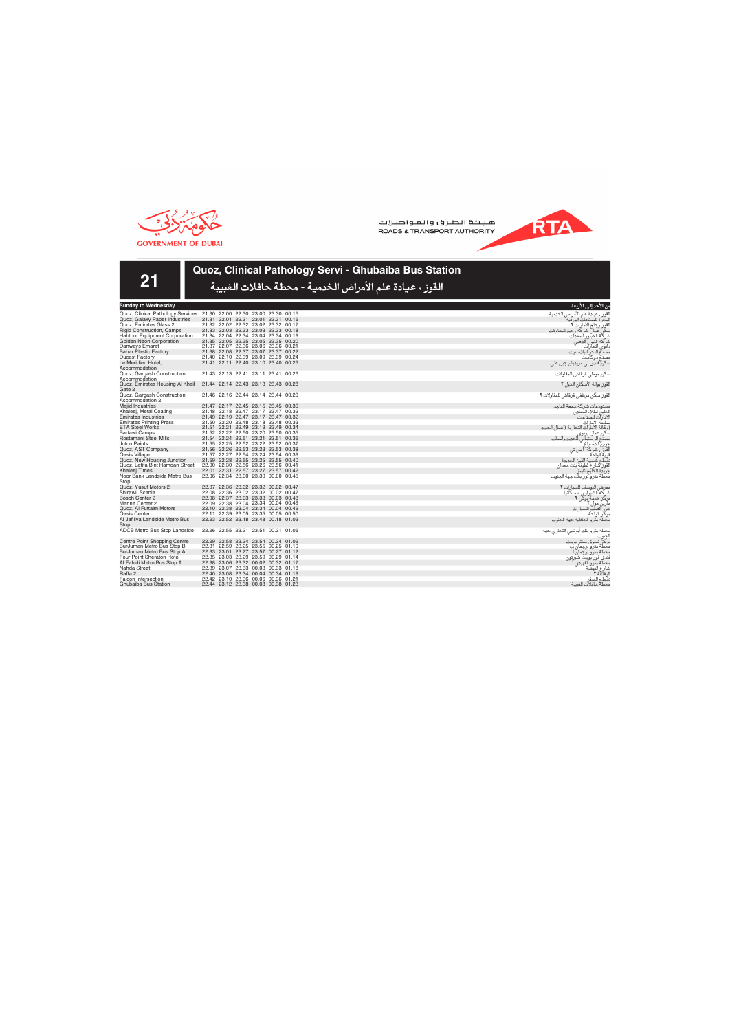Government of Dubai

هيئة الطرق والمواصلات
ROADS & TRANSPORT AUTHORITY

# 21

## Quoz, Clinical Pathology Servi - Ghubaiba Bus Station

## القوز ، عيادة علم الأمراض الخدمية - محطة حافلات الغبيبة

| Sunday to Wednesday | | | | | | | من الأحد إلى الأربعاء |
|---|---|---|---|---|---|---|---|
| Quoz, Clinical Pathology Services | 21.30 | 22.00 | 22.30 | 23.00 | 23.30 | 00.15 | القوز ، عيادة علم الأمراض الخدمية |
| Quoz, Galaxy Paper Industries | 21.31 | 22.01 | 22.31 | 23.01 | 23.31 | 00.16 | المجرة للصناعات الورقية |
| Quoz, Emirates Glass 2 | 21.32 | 22.02 | 22.32 | 23.02 | 23.32 | 00.17 | القوز زجاج الامارات ٢ |
| Rigid Construction, Camps | 21.33 | 22.03 | 22.33 | 23.03 | 23.33 | 00.18 | سكن عمال شركة رجيد للمقاولات |
| Habtoor Equipment Corporation | 21.34 | 22.04 | 22.34 | 23.04 | 23.34 | 00.19 | شركة الحبتور للمعدات |
| Golden Neon Corporation | 21.35 | 22.05 | 22.35 | 23.05 | 23.35 | 00.20 | شركة النيون الذهبي |
| Danways Emarat | 21.37 | 22.07 | 22.36 | 23.06 | 23.36 | 00.21 | داوي الامارات |
| Bahar Plastic Factory | 21.38 | 22.08 | 22.37 | 23.07 | 23.37 | 00.22 | مصنع البحر للبلاستيك |
| Ducast Factory | 21.40 | 22.10 | 22.39 | 23.09 | 23.39 | 00.24 | مصنع دوكاست |
| Le Meridien Hotel, Accommodation | 21.41 | 22.11 | 22.40 | 23.10 | 23.40 | 00.25 | سكن فندق لي مريديان جبل علي |
| Quoz, Gargash Construction Accommodation | 21.43 | 22.13 | 22.41 | 23.11 | 23.41 | 00.26 | سكن موظفي قرقاش للمقاولات |
| Quoz, Emirates Housing Al Khail Gate 2 | 21.44 | 22.14 | 22.43 | 23.13 | 23.43 | 00.28 | القوز بوابة الأسكان الخيل ٢ |
| Quoz, Gargash Construction Accommodation 2 | 21.46 | 22.16 | 22.44 | 23.14 | 23.44 | 00.29 | القوز سكن موظفي قرقاش للمقاولات ٢ |
| Majid Industries | 21.47 | 22.17 | 22.45 | 23.15 | 23.45 | 00.30 | مستودعات شركة جمعة الماجد |
| Khaleej, Metal Coating | 21.48 | 22.18 | 22.47 | 23.17 | 23.47 | 00.32 | الخليج لطلاء المعادن |
| Emirates Industries | 21.49 | 22.19 | 22.47 | 23.17 | 23.47 | 00.32 | الإمارات للصناعات |
| Emirates Printing Press | 21.50 | 22.20 | 22.48 | 23.18 | 23.48 | 00.33 | مطبعة الامارات |
| ETA Steel Works | 21.51 | 22.21 | 22.49 | 23.19 | 23.49 | 00.34 | الوكالة الإماراتية التجارية (أعمال الحديد) |
| Bartawi Camps | 21.52 | 22.22 | 22.50 | 23.20 | 23.50 | 00.35 | سكن عمال برتوي |
| Rostamani Steel Mills | 21.54 | 22.24 | 22.51 | 23.21 | 23.51 | 00.36 | مصنع الرستماني للحديد والصلب |
| Joton Paints | 21.55 | 22.25 | 22.52 | 23.22 | 23.52 | 00.37 | جوتن للاصباغ |
| Quoz, AST Company | 21.56 | 22.26 | 22.53 | 23.23 | 23.53 | 00.38 | القوز، شركة آ اس تي |
| Oasis Village | 21.57 | 22.27 | 22.54 | 23.24 | 23.54 | 00.39 | قرية الواحة |
| Quoz, New Housing Junction | 21.59 | 22.28 | 22.55 | 23.25 | 23.55 | 00.40 | تقاطع شعبية القوز الجديدة |
| Quoz, Latifa Bint Hamdan Street | 22.00 | 22.30 | 22.56 | 23.26 | 23.56 | 00.41 | القوز، شارع لطيفة بنت حمدان |
| Khaleej Times | 22.01 | 22.31 | 22.57 | 23.27 | 23.57 | 00.42 | جريدة الخليج تايمز |
| Noor Bank Landside Metro Bus Stop | 22.06 | 22.34 | 23.00 | 23.30 | 00.00 | 00.45 | محطة مترو نور بنك جهة الجنوب |
| Quoz, Yusuf Motors 2 | 22.07 | 22.36 | 23.02 | 23.32 | 00.02 | 00.47 | معرض اليوسف للسيارات ٢ |
| Shirawi, Scania | 22.08 | 22.36 | 23.02 | 23.32 | 00.02 | 00.47 | شركة الشيراوي - سكانيا |
| Bosch Center 2 | 22.08 | 22.37 | 23.03 | 23.33 | 00.03 | 00.48 | مركز خدمة بوش ٢ |
| Marine Center 2 | 22.09 | 22.38 | 23.04 | 23.34 | 00.04 | 00.49 | مارين مول ٢ |
| Quoz, Al Futtaim Motors | 22.10 | 22.38 | 23.04 | 23.34 | 00.04 | 00.49 | القوز الفطيم للسيارات |
| Oasis Center | 22.11 | 22.39 | 23.05 | 23.35 | 00.05 | 00.50 | مركز الواحة |
| Al Jafiliya Landside Metro Bus Stop | 22.23 | 22.52 | 23.18 | 23.48 | 00.18 | 01.03 | محطة مترو الجافلية جهة الجنوب |
| ADCB Metro Bus Stop Landside | 22.26 | 22.55 | 23.21 | 23.51 | 00.21 | 01.06 | محطة مترو بنك أبوظبي التجاري جهة الجنوب |
| Centre Point Shopping Centre | 22.29 | 22.58 | 23.24 | 23.54 | 00.24 | 01.09 | مركز تسوق سنتر بوينت |
| BurJuman Metro Bus Stop B | 22.31 | 22.59 | 23.25 | 23.55 | 00.25 | 01.10 | محطة مترو برجمان ب |
| BurJuman Metro Bus Stop A | 22.33 | 23.01 | 23.27 | 23.57 | 00.27 | 01.12 | محطة مترو برجمان أ |
| Four Point Sheraton Hotel | 22.35 | 23.03 | 23.29 | 23.59 | 00.29 | 01.14 | فندق فور بوينت شيراتون |
| Al Fahidi Metro Bus Stop A | 22.38 | 23.06 | 23.32 | 00.02 | 00.32 | 01.17 | محطة مترو الفهيدي أ |
| Nahda Street | 22.39 | 23.07 | 23.33 | 00.03 | 00.33 | 01.18 | شارع النهضة |
| Raffa 2 | 22.40 | 23.08 | 23.34 | 00.04 | 00.34 | 01.19 | الرفاعة ٢ |
| Falcon Intersection | 22.42 | 23.10 | 23.36 | 00.06 | 00.36 | 01.21 | تقاطع الصقر |
| Ghubaiba Bus Station | 22.44 | 23.12 | 23.38 | 00.08 | 00.38 | 01.23 | محطة حافلات الغبيبة |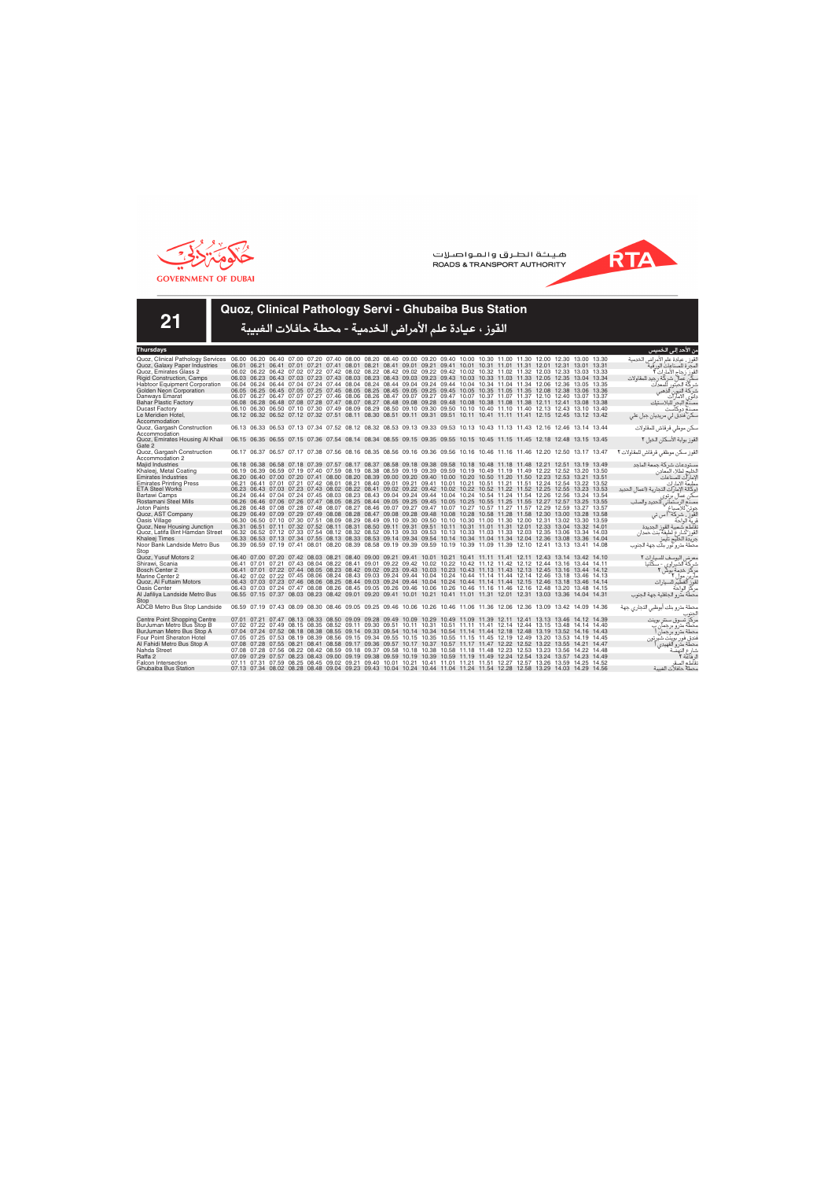هيئة الطرق والمواصلات
ROADS & TRANSPORT AUTHORITY

GOVERNMENT OF DUBAI

# 21

## Quoz, Clinical Pathology Servi - Ghubaiba Bus Station

## القوز ، عيادة علم الأمراض الخدمية - محطة حافلات الغبيبة

| Thursdays | | | | | | | | | | | | | | | | | | | | | من الأحد إلى الخميس |
|---|---|---|---|---|---|---|---|---|---|---|---|---|---|---|---|---|---|---|---|---|---|
| Quoz, Clinical Pathology Services | 06.00 | 06.20 | 06.40 | 07.00 | 07.20 | 07.40 | 08.00 | 08.20 | 08.40 | 09.00 | 09.20 | 09.40 | 10.00 | 10.30 | 11.00 | 11.30 | 12.00 | 12.30 | 13.00 | 13.30 | القوز ، عيادة علم الأمراض الخدمية |
| Quoz, Galaxy Paper Industries | 06.01 | 06.21 | 06.41 | 07.01 | 07.21 | 07.41 | 08.01 | 08.21 | 08.41 | 09.01 | 09.21 | 09.41 | 10.01 | 10.31 | 11.01 | 11.31 | 12.01 | 12.31 | 13.01 | 13.31 | المجرة للصناعات الورقية |
| Quoz, Emirates Glass 2 | 06.02 | 06.22 | 06.42 | 07.02 | 07.22 | 07.42 | 08.02 | 08.22 | 08.42 | 09.02 | 09.22 | 09.42 | 10.02 | 10.32 | 11.02 | 11.32 | 12.03 | 12.33 | 13.03 | 13.33 | القوز، زجاج الإمارات ٢ |
| Rigid Construction, Camps | 06.03 | 06.23 | 06.43 | 07.03 | 07.23 | 07.43 | 08.03 | 08.23 | 08.43 | 09.03 | 09.23 | 09.43 | 10.03 | 10.33 | 11.03 | 11.33 | 12.05 | 12.35 | 13.04 | 13.34 | سكن عمال شركة رجيد للمقاولات |
| Habtoor Equipment Corporation | 06.04 | 06.24 | 06.44 | 07.04 | 07.24 | 07.44 | 08.04 | 08.24 | 08.44 | 09.04 | 09.24 | 09.44 | 10.04 | 10.34 | 11.04 | 11.34 | 12.06 | 12.36 | 13.05 | 13.35 | شركة الحبتور للمعدات |
| Golden Neon Corporation | 06.05 | 06.25 | 06.45 | 07.05 | 07.25 | 07.45 | 08.05 | 08.25 | 08.45 | 09.05 | 09.25 | 09.45 | 10.05 | 10.35 | 11.05 | 11.35 | 12.08 | 12.38 | 13.06 | 13.36 | شركة النيون الذهبي |
| Danways Emarat | 06.07 | 06.27 | 06.47 | 07.07 | 07.27 | 07.46 | 08.06 | 08.26 | 08.47 | 09.07 | 09.27 | 09.47 | 10.07 | 10.37 | 11.07 | 11.37 | 12.10 | 12.40 | 13.07 | 13.37 | داوي الإمارات |
| Bahar Plastic Factory | 06.08 | 06.28 | 06.48 | 07.08 | 07.28 | 07.47 | 08.07 | 08.27 | 08.48 | 09.08 | 09.28 | 09.48 | 10.08 | 10.38 | 11.08 | 11.38 | 12.11 | 12.41 | 13.08 | 13.38 | مصنع البحر للبلاستيك |
| Ducast Factory | 06.10 | 06.30 | 06.50 | 07.10 | 07.30 | 07.49 | 08.09 | 08.29 | 08.50 | 09.10 | 09.30 | 09.50 | 10.10 | 10.40 | 11.10 | 11.40 | 12.13 | 12.43 | 13.10 | 13.40 | مصنع دوكاست |
| Le Meridien Hotel, Accommodation | 06.12 | 06.32 | 06.52 | 07.12 | 07.32 | 07.51 | 08.11 | 08.30 | 08.51 | 09.11 | 09.31 | 09.51 | 10.11 | 10.41 | 11.11 | 11.41 | 12.15 | 12.45 | 13.12 | 13.42 | سكن فندق لي مريديان جبل علي |
| Quoz, Gargash Construction Accommodation | 06.13 | 06.33 | 06.53 | 07.13 | 07.34 | 07.52 | 08.12 | 08.32 | 08.53 | 09.13 | 09.33 | 09.53 | 10.13 | 10.43 | 11.13 | 11.43 | 12.16 | 12.46 | 13.14 | 13.44 | سكن موظفي قرقاش للمقاولات |
| Quoz, Emirates Housing Al Khail Gate 2 | 06.15 | 06.35 | 06.55 | 07.15 | 07.36 | 07.54 | 08.14 | 08.34 | 08.55 | 09.15 | 09.35 | 09.55 | 10.15 | 10.45 | 11.15 | 11.45 | 12.18 | 12.48 | 13.15 | 13.45 | القوز بوابة الإسكان الخيل ٢ |
| Quoz, Gargash Construction Accommodation 2 | 06.17 | 06.37 | 06.57 | 07.17 | 07.38 | 07.56 | 08.16 | 08.35 | 08.56 | 09.16 | 09.36 | 09.56 | 10.16 | 10.46 | 11.16 | 11.46 | 12.20 | 12.50 | 13.17 | 13.47 | القوز سكن موظفي قرقاش للمقاولات ٢ |
| Majid Industries | 06.18 | 06.38 | 06.58 | 07.18 | 07.39 | 07.57 | 08.17 | 08.37 | 08.58 | 09.18 | 09.38 | 09.58 | 10.18 | 10.48 | 11.18 | 11.48 | 12.21 | 12.51 | 13.19 | 13.49 | مستودعات شركة جمعة الماجد |
| Khaleej, Metal Coating | 06.19 | 06.39 | 06.59 | 07.19 | 07.40 | 07.59 | 08.19 | 08.38 | 08.59 | 09.19 | 09.39 | 09.59 | 10.19 | 10.49 | 11.19 | 11.49 | 12.22 | 12.52 | 13.20 | 13.50 | الخليج لطلاء المعادن |
| Emirates Industries | 06.20 | 06.40 | 07.00 | 07.20 | 07.41 | 08.00 | 08.20 | 08.39 | 09.00 | 09.20 | 09.40 | 10.00 | 10.20 | 10.50 | 11.20 | 11.50 | 12.23 | 12.53 | 13.21 | 13.51 | الإمارات للصناعات |
| Emirates Printing Press | 06.21 | 06.41 | 07.01 | 07.21 | 07.42 | 08.01 | 08.21 | 08.40 | 09.01 | 09.21 | 09.41 | 10.01 | 10.21 | 10.51 | 11.21 | 11.51 | 12.24 | 12.54 | 13.22 | 13.52 | مطبعة الإمارات |
| ETA Steel Works | 06.23 | 06.43 | 07.03 | 07.23 | 07.43 | 08.02 | 08.22 | 08.41 | 09.02 | 09.22 | 09.42 | 10.02 | 10.22 | 10.52 | 11.22 | 11.52 | 12.25 | 12.55 | 13.23 | 13.53 | الوكالة الإمارات التجارية (أعمال الحديد) |
| Bartawi Camps | 06.24 | 06.44 | 07.04 | 07.24 | 07.45 | 08.03 | 08.23 | 08.43 | 09.04 | 09.24 | 09.44 | 10.04 | 10.24 | 10.54 | 11.24 | 11.54 | 12.26 | 12.56 | 13.24 | 13.54 | سكن عمال برطوي |
| Rostamani Steel Mills | 06.26 | 06.46 | 07.06 | 07.26 | 07.47 | 08.05 | 08.25 | 08.44 | 09.05 | 09.25 | 09.45 | 10.05 | 10.25 | 10.55 | 11.25 | 11.55 | 12.27 | 12.57 | 13.25 | 13.55 | مصنع الرستماني للحديد والصلب |
| Joton Paints | 06.28 | 06.48 | 07.08 | 07.28 | 07.48 | 08.07 | 08.27 | 08.46 | 09.07 | 09.27 | 09.47 | 10.07 | 10.27 | 10.57 | 11.27 | 11.57 | 12.29 | 12.59 | 13.27 | 13.57 | جوتن للأصباغ |
| Quoz, AST Company | 06.29 | 06.49 | 07.09 | 07.29 | 07.49 | 08.08 | 08.28 | 08.47 | 09.08 | 09.28 | 09.48 | 10.08 | 10.28 | 10.58 | 11.28 | 11.58 | 12.30 | 13.00 | 13.28 | 13.58 | القوز، شركة أس تي |
| Oasis Village | 06.30 | 06.50 | 07.10 | 07.30 | 07.51 | 08.09 | 08.29 | 08.49 | 09.10 | 09.30 | 09.50 | 10.10 | 10.30 | 11.00 | 11.30 | 12.00 | 12.31 | 13.02 | 13.30 | 13.59 | قرية الواحة |
| Quoz, New Housing Junction | 06.31 | 06.51 | 07.11 | 07.32 | 07.52 | 08.11 | 08.31 | 08.50 | 09.11 | 09.31 | 09.51 | 10.11 | 10.31 | 11.01 | 11.31 | 12.01 | 12.33 | 13.04 | 13.32 | 14.01 | تقاطع شعبية القوز الجديدة |
| Quoz, Latifa Bint Hamdan Street | 06.32 | 06.52 | 07.12 | 07.33 | 07.54 | 08.12 | 08.32 | 08.52 | 09.13 | 09.33 | 09.53 | 10.13 | 10.33 | 11.03 | 11.33 | 12.03 | 12.35 | 13.06 | 13.34 | 14.03 | القوز، شارع لطيفة بنت حمدان |
| Khaleej Times | 06.33 | 06.53 | 07.13 | 07.34 | 07.55 | 08.13 | 08.33 | 08.53 | 09.14 | 09.34 | 09.54 | 10.14 | 10.34 | 11.04 | 11.34 | 12.04 | 12.36 | 13.08 | 13.36 | 14.04 | جريدة الخليج تايمز |
| Noor Bank Landside Metro Bus Stop | 06.39 | 06.59 | 07.19 | 07.41 | 08.01 | 08.20 | 08.39 | 08.58 | 09.19 | 09.39 | 09.59 | 10.19 | 10.39 | 11.09 | 11.39 | 12.10 | 12.41 | 13.13 | 13.41 | 14.08 | محطة مترو نور بنك جهة الجنوب |
| Quoz, Yusuf Motors 2 | 06.40 | 07.00 | 07.20 | 07.42 | 08.03 | 08.21 | 08.40 | 09.00 | 09.21 | 09.41 | 10.01 | 10.21 | 10.41 | 11.11 | 11.41 | 12.11 | 12.43 | 13.14 | 13.42 | 14.10 | معرض اليوسف للسيارات ٢ |
| Shirawi, Scania | 06.41 | 07.01 | 07.21 | 07.43 | 08.04 | 08.22 | 08.41 | 09.01 | 09.22 | 09.42 | 10.02 | 10.22 | 10.42 | 11.12 | 11.42 | 12.12 | 12.44 | 13.16 | 13.44 | 14.11 | شركة الشيراوي - سكانيا |
| Bosch Center 2 | 06.41 | 07.01 | 07.22 | 07.44 | 08.05 | 08.23 | 08.42 | 09.02 | 09.23 | 09.43 | 10.03 | 10.23 | 10.43 | 11.13 | 11.43 | 12.13 | 12.45 | 13.16 | 13.44 | 14.12 | مركز خدمة بوش ٢ |
| Marine Center 2 | 06.42 | 07.02 | 07.22 | 07.45 | 08.06 | 08.24 | 08.43 | 09.03 | 09.24 | 09.44 | 10.04 | 10.24 | 10.44 | 11.14 | 11.44 | 12.14 | 12.46 | 13.18 | 13.46 | 14.13 | مارين مول ٢ |
| Quoz, Al Futtaim Motors | 06.43 | 07.03 | 07.23 | 07.46 | 08.06 | 08.25 | 08.44 | 09.03 | 09.24 | 09.44 | 10.04 | 10.24 | 10.44 | 11.14 | 11.44 | 12.15 | 12.46 | 13.18 | 13.46 | 14.14 | القوز الفطيم للسيارات |
| Oasis Center | 06.43 | 07.03 | 07.24 | 07.47 | 08.08 | 08.26 | 08.45 | 09.05 | 09.26 | 09.46 | 10.06 | 10.26 | 10.46 | 11.16 | 11.46 | 12.16 | 12.48 | 13.20 | 13.48 | 14.15 | مركز الواحة |
| Al Jafiliya Landside Metro Bus Stop | 06.55 | 07.15 | 07.37 | 08.03 | 08.23 | 08.42 | 09.01 | 09.20 | 09.41 | 10.01 | 10.21 | 10.41 | 11.01 | 11.31 | 12.01 | 12.31 | 13.03 | 13.36 | 14.04 | 14.31 | محطة مترو الجافلية جهة الجنوب |
| ADCB Metro Bus Stop Landside | 06.59 | 07.19 | 07.43 | 08.09 | 08.30 | 08.46 | 09.05 | 09.25 | 09.46 | 10.06 | 10.26 | 10.46 | 11.06 | 11.36 | 12.06 | 12.36 | 13.09 | 13.42 | 14.09 | 14.36 | محطة مترو بنك أبوظبي التجاري جهة الجنوب |
| Centre Point Shopping Centre | 07.01 | 07.21 | 07.47 | 08.13 | 08.33 | 08.50 | 09.09 | 09.28 | 09.49 | 10.09 | 10.29 | 10.49 | 11.09 | 11.39 | 12.11 | 12.41 | 13.13 | 13.46 | 14.12 | 14.39 | مركز تسوق سنتر بوينت |
| BurJuman Metro Bus Stop B | 07.02 | 07.22 | 07.49 | 08.15 | 08.35 | 08.52 | 09.11 | 09.30 | 09.51 | 10.11 | 10.31 | 10.51 | 11.11 | 11.41 | 12.14 | 12.44 | 13.15 | 13.48 | 14.14 | 14.40 | محطة مترو برجمان ب |
| BurJuman Metro Bus Stop A | 07.04 | 07.24 | 07.52 | 08.18 | 08.38 | 08.55 | 09.14 | 09.33 | 09.54 | 10.14 | 10.34 | 10.54 | 11.14 | 11.44 | 12.18 | 12.48 | 13.19 | 13.52 | 14.16 | 14.43 | محطة مترو برجمان أ |
| Four Point Sheraton Hotel | 07.05 | 07.25 | 07.53 | 08.19 | 08.39 | 08.56 | 09.15 | 09.34 | 09.55 | 10.15 | 10.35 | 10.55 | 11.15 | 11.45 | 12.19 | 12.49 | 13.20 | 13.53 | 14.19 | 14.45 | فندق فور بوينت شيراتون |
| Al Fahidi Metro Bus Stop A | 07.08 | 07.28 | 07.55 | 08.21 | 08.41 | 08.58 | 09.17 | 09.36 | 09.57 | 10.17 | 10.37 | 10.57 | 11.17 | 11.47 | 12.22 | 12.52 | 13.22 | 13.55 | 14.21 | 14.47 | محطة مترو الفهيدي أ |
| Nahda Street | 07.08 | 07.28 | 07.56 | 08.22 | 08.42 | 08.59 | 09.18 | 09.37 | 09.58 | 10.18 | 10.38 | 10.58 | 11.18 | 11.48 | 12.23 | 12.53 | 13.23 | 13.56 | 14.22 | 14.48 | شارع النهضة |
| Raffa 2 | 07.09 | 07.29 | 07.57 | 08.23 | 08.43 | 09.00 | 09.19 | 09.38 | 09.59 | 10.19 | 10.39 | 10.59 | 11.19 | 11.49 | 12.24 | 12.54 | 13.24 | 13.57 | 14.23 | 14.49 | الرفاعة ٢ |
| Falcon Intersection | 07.11 | 07.31 | 07.59 | 08.25 | 08.45 | 09.02 | 09.21 | 09.40 | 10.01 | 10.21 | 10.41 | 11.01 | 11.21 | 11.51 | 12.27 | 12.57 | 13.26 | 13.59 | 14.25 | 14.52 | تقاطع الصقر |
| Ghubaiba Bus Station | 07.13 | 07.34 | 08.02 | 08.28 | 08.48 | 09.04 | 09.23 | 09.43 | 10.04 | 10.24 | 10.44 | 11.04 | 11.24 | 11.54 | 12.28 | 12.58 | 13.29 | 14.03 | 14.29 | 14.56 | محطة حافلات الغبيبة |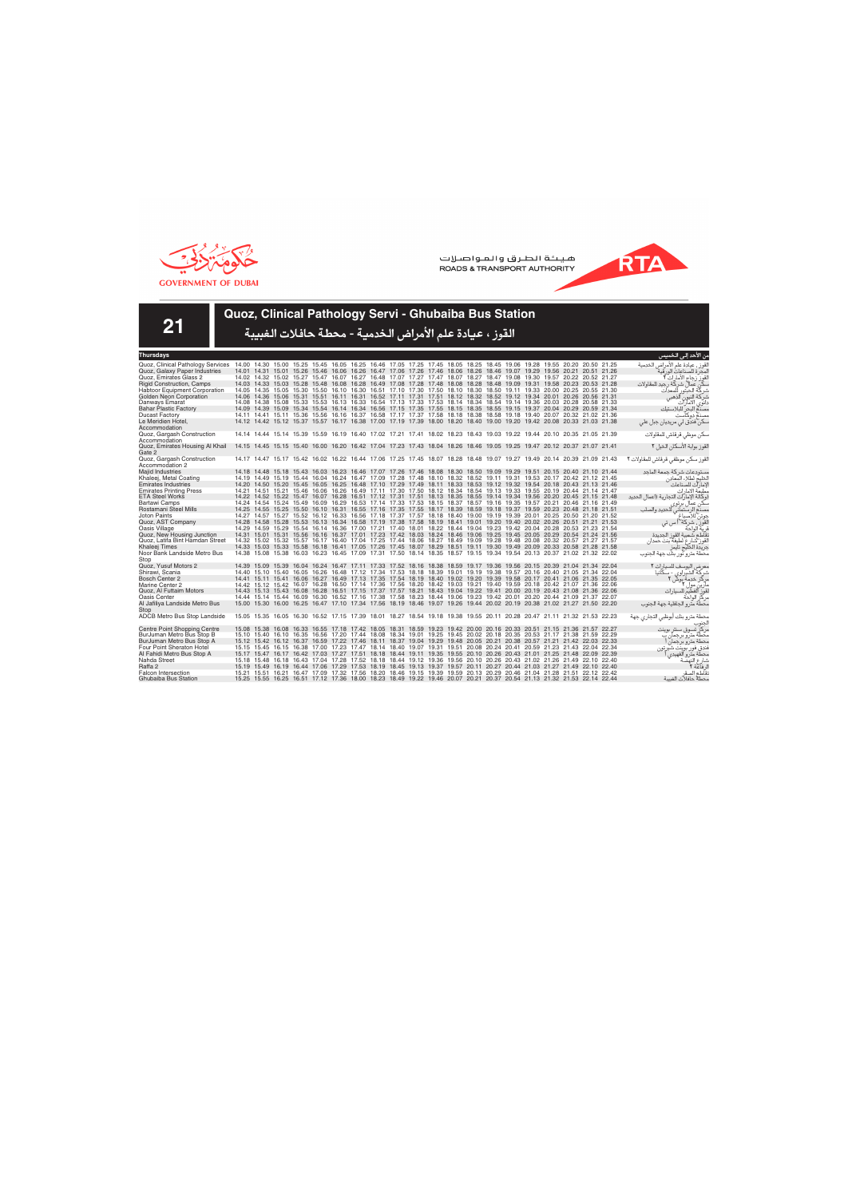هيئة الطرق والمواصلات
ROADS & TRANSPORT AUTHORITY

GOVERNMENT OF DUBAI

# 21

## Quoz, Clinical Pathology Servi - Ghubaiba Bus Station

## القوز ، عيادة علم الأمراض الخدمية - محطة حافلات الغبيبة

| Thursdays | | | | | | | | | | | | | | | | | | | من الأحد إلى الخميس |
|---|---|---|---|---|---|---|---|---|---|---|---|---|---|---|---|---|---|---|---|
| Quoz, Clinical Pathology Services | 14.00 | 14.30 | 15.00 | 15.25 | 15.45 | 16.05 | 16.25 | 16.46 | 17.05 | 17.25 | 17.45 | 18.05 | 18.25 | 18.45 | 19.06 | 19.28 | 19.55 | 20.20 | 20.50 | 21.25 | القوز، عيادة علم الأمراض الخدمية |
| Quoz, Galaxy Paper Industries | 14.01 | 14.31 | 15.01 | 15.26 | 15.46 | 16.06 | 16.26 | 16.47 | 17.06 | 17.26 | 17.46 | 18.06 | 18.26 | 18.46 | 19.07 | 19.29 | 19.56 | 20.21 | 20.51 | 21.26 | المجرة للصناعات الورقية |
| Quoz, Emirates Glass 2 | 14.02 | 14.32 | 15.02 | 15.27 | 15.47 | 16.07 | 16.27 | 16.48 | 17.07 | 17.27 | 17.47 | 18.07 | 18.27 | 18.47 | 19.08 | 19.30 | 19.57 | 20.22 | 20.52 | 21.27 | القوز، زجاج الإمارات ٢ |
| Rigid Construction, Camps | 14.03 | 14.33 | 15.03 | 15.28 | 15.48 | 16.08 | 16.28 | 16.49 | 17.08 | 17.28 | 17.48 | 18.08 | 18.28 | 18.48 | 19.09 | 19.31 | 19.58 | 20.23 | 20.53 | 21.28 | سكن عمال شركة رجيد للمقاولات |
| Habtoor Equipment Corporation | 14.05 | 14.35 | 15.05 | 15.30 | 15.50 | 16.10 | 16.30 | 16.51 | 17.10 | 17.30 | 17.50 | 18.10 | 18.30 | 18.50 | 19.11 | 19.33 | 20.00 | 20.25 | 20.55 | 21.30 | شركة الحبتور للمعدات |
| Golden Neon Corporation | 14.06 | 14.36 | 15.06 | 15.31 | 15.51 | 16.11 | 16.31 | 16.52 | 17.11 | 17.31 | 17.51 | 18.12 | 18.32 | 18.52 | 19.12 | 19.34 | 20.01 | 20.26 | 20.56 | 21.31 | شركة النيون الذهبي |
| Danways Emarat | 14.08 | 14.38 | 15.08 | 15.33 | 15.53 | 16.13 | 16.33 | 16.54 | 17.13 | 17.33 | 17.53 | 18.14 | 18.34 | 18.54 | 19.14 | 19.36 | 20.03 | 20.28 | 20.58 | 21.33 | داوي الإمارات |
| Bahar Plastic Factory | 14.09 | 14.39 | 15.09 | 15.34 | 15.54 | 16.14 | 16.34 | 16.56 | 17.15 | 17.35 | 17.55 | 18.15 | 18.35 | 18.55 | 19.15 | 19.37 | 20.04 | 20.29 | 20.59 | 21.34 | مصنع البحر للبلاستيك |
| Ducast Factory | 14.11 | 14.41 | 15.11 | 15.36 | 15.56 | 16.16 | 16.37 | 16.58 | 17.17 | 17.37 | 17.58 | 18.18 | 18.38 | 18.58 | 19.18 | 19.40 | 20.07 | 20.32 | 21.02 | 21.36 | مصنع دوكاست |
| Le Meridien Hotel, Accommodation | 14.12 | 14.42 | 15.12 | 15.37 | 15.57 | 16.17 | 16.38 | 17.00 | 17.19 | 17.39 | 18.00 | 18.20 | 18.40 | 19.00 | 19.20 | 19.42 | 20.08 | 20.33 | 21.03 | 21.38 | سكن فندق لي ميريديان جبل علي |
| Quoz, Gargash Construction Accommodation | 14.14 | 14.44 | 15.14 | 15.39 | 15.59 | 16.19 | 16.40 | 17.02 | 17.21 | 17.41 | 18.02 | 18.23 | 18.43 | 19.03 | 19.22 | 19.44 | 20.10 | 20.35 | 21.05 | 21.39 | سكن موظفي قرقاش للمقاولات |
| Quoz, Emirates Housing Al Khail Gate 2 | 14.15 | 14.45 | 15.15 | 15.40 | 16.00 | 16.20 | 16.42 | 17.04 | 17.23 | 17.43 | 18.04 | 18.26 | 18.46 | 19.05 | 19.25 | 19.47 | 20.12 | 20.37 | 21.07 | 21.41 | القوز بوابة الاسكان الخيل ٢ |
| Quoz, Gargash Construction Accommodation 2 | 14.17 | 14.47 | 15.17 | 15.42 | 16.02 | 16.22 | 16.44 | 17.06 | 17.25 | 17.45 | 18.07 | 18.28 | 18.48 | 19.07 | 19.27 | 19.49 | 20.14 | 20.39 | 21.09 | 21.43 | القوز سكن موظفي قرقاش للمقاولات ٢ |
| Majid Industries | 14.18 | 14.48 | 15.18 | 15.43 | 16.03 | 16.23 | 16.46 | 17.07 | 17.26 | 17.46 | 18.08 | 18.30 | 18.50 | 19.09 | 19.29 | 19.51 | 20.15 | 20.40 | 21.10 | 21.44 | مستودعات شركة جمعة الماجد |
| Khaleej, Metal Coating | 14.19 | 14.49 | 15.19 | 15.44 | 16.04 | 16.24 | 16.47 | 17.09 | 17.28 | 17.48 | 18.10 | 18.32 | 18.52 | 19.11 | 19.31 | 19.53 | 20.17 | 20.42 | 21.12 | 21.45 | الخليج لطلاء المعادن |
| Emirates Industries | 14.20 | 14.50 | 15.20 | 15.45 | 16.05 | 16.25 | 16.48 | 17.10 | 17.29 | 17.49 | 18.11 | 18.33 | 18.53 | 19.12 | 19.32 | 19.54 | 20.18 | 20.43 | 21.13 | 21.46 | الإمارات للصناعات |
| Emirates Printing Press | 14.21 | 14.51 | 15.21 | 15.46 | 16.06 | 16.26 | 16.49 | 17.11 | 17.30 | 17.50 | 18.12 | 18.34 | 18.54 | 19.13 | 19.33 | 19.55 | 20.19 | 20.44 | 21.14 | 21.47 | مطبعة الامارات |
| ETA Steel Works | 14.22 | 14.52 | 15.22 | 15.47 | 16.07 | 16.28 | 16.51 | 17.12 | 17.31 | 17.51 | 18.13 | 18.35 | 18.55 | 19.14 | 19.34 | 19.56 | 20.20 | 20.45 | 21.15 | 21.48 | الوكالة الإماراتية التجارية (أعمال الحديد) |
| Bartawi Camps | 14.24 | 14.54 | 15.24 | 15.49 | 16.09 | 16.29 | 16.53 | 17.14 | 17.33 | 17.53 | 18.15 | 18.37 | 18.57 | 19.16 | 19.35 | 19.57 | 20.21 | 20.46 | 21.16 | 21.49 | سكن عمال برطوي |
| Rostamani Steel Mills | 14.25 | 14.55 | 15.25 | 15.50 | 16.10 | 16.31 | 16.55 | 17.16 | 17.35 | 17.55 | 18.17 | 18.39 | 18.59 | 19.18 | 19.37 | 19.59 | 20.23 | 20.48 | 21.18 | 21.51 | مصنع الرستماني للحديد والصلب |
| Joton Paints | 14.27 | 14.57 | 15.27 | 15.52 | 16.12 | 16.33 | 16.56 | 17.18 | 17.37 | 17.57 | 18.18 | 18.40 | 19.00 | 19.19 | 19.39 | 20.01 | 20.25 | 20.50 | 21.20 | 21.52 | جوتن للأصباغ |
| Quoz, AST Company | 14.28 | 14.58 | 15.28 | 15.53 | 16.13 | 16.34 | 16.58 | 17.19 | 17.38 | 17.58 | 18.19 | 18.41 | 19.01 | 19.20 | 19.40 | 20.02 | 20.26 | 20.51 | 21.21 | 21.53 | القوز، شركة أس تي |
| Oasis Village | 14.29 | 14.59 | 15.29 | 15.54 | 16.14 | 16.36 | 17.00 | 17.21 | 17.40 | 18.01 | 18.22 | 18.44 | 19.04 | 19.23 | 19.42 | 20.04 | 20.28 | 20.53 | 21.23 | 21.54 | قرية الواحة |
| Quoz, New Housing Junction | 14.31 | 15.01 | 15.31 | 15.56 | 16.16 | 16.37 | 17.01 | 17.23 | 17.42 | 18.03 | 18.24 | 18.46 | 19.06 | 19.25 | 19.45 | 20.05 | 20.29 | 20.54 | 21.24 | 21.56 | تقاطع شعبية القوز الجديدة |
| Quoz, Latifa Bint Hamdan Street | 14.32 | 15.02 | 15.32 | 15.57 | 16.17 | 16.40 | 17.04 | 17.25 | 17.44 | 18.06 | 18.27 | 18.49 | 19.09 | 19.28 | 19.48 | 20.08 | 20.32 | 20.57 | 21.27 | 21.57 | القوز،شارع لطيفة بنت حمدان |
| Khaleej Times | 14.33 | 15.03 | 15.33 | 15.58 | 16.18 | 16.41 | 17.05 | 17.26 | 17.45 | 18.07 | 18.29 | 18.51 | 19.11 | 19.30 | 19.49 | 20.09 | 20.33 | 20.58 | 21.28 | 21.58 | جريدة الخليج تايمز |
| Noor Bank Landside Metro Bus Stop | 14.38 | 15.08 | 15.38 | 16.03 | 16.23 | 16.45 | 17.09 | 17.31 | 17.50 | 18.14 | 18.35 | 18.57 | 19.15 | 19.34 | 19.54 | 20.13 | 20.37 | 21.02 | 21.32 | 22.02 | محطة مترو نور بنك جهة الجنوب |
| Quoz, Yusuf Motors 2 | 14.39 | 15.09 | 15.39 | 16.04 | 16.24 | 16.47 | 17.11 | 17.33 | 17.52 | 18.16 | 18.38 | 18.59 | 19.17 | 19.36 | 19.56 | 20.15 | 20.39 | 21.04 | 21.34 | 22.04 | معرض اليوسف للسيارات ٢ |
| Shirawi, Scania | 14.40 | 15.10 | 15.40 | 16.05 | 16.26 | 16.48 | 17.12 | 17.34 | 17.53 | 18.18 | 18.39 | 19.01 | 19.19 | 19.38 | 19.57 | 20.16 | 20.40 | 21.05 | 21.34 | 22.04 | شركة الشيراوي - سكانيا |
| Bosch Center 2 | 14.41 | 15.11 | 15.41 | 16.06 | 16.27 | 16.49 | 17.13 | 17.35 | 17.54 | 18.19 | 18.40 | 19.02 | 19.20 | 19.39 | 19.58 | 20.17 | 20.41 | 21.06 | 21.35 | 22.05 | مركز خدمة بوش ٢ |
| Marine Center 2 | 14.42 | 15.12 | 15.42 | 16.07 | 16.28 | 16.50 | 17.14 | 17.36 | 17.56 | 18.20 | 18.42 | 19.03 | 19.21 | 19.40 | 19.59 | 20.18 | 20.42 | 21.07 | 21.36 | 22.06 | مارين مول ٢ |
| Quoz, Al Futtaim Motors | 14.43 | 15.13 | 15.43 | 16.08 | 16.28 | 16.51 | 17.15 | 17.37 | 17.57 | 18.21 | 18.43 | 19.04 | 19.22 | 19.41 | 20.00 | 20.19 | 20.43 | 21.08 | 21.36 | 22.06 | القوز الفطيم للسيارات |
| Oasis Center | 14.44 | 15.14 | 15.44 | 16.09 | 16.30 | 16.52 | 17.16 | 17.38 | 17.58 | 18.23 | 18.44 | 19.06 | 19.23 | 19.42 | 20.01 | 20.20 | 20.44 | 21.09 | 21.37 | 22.07 | مركز الواحة |
| Al Jafiliya Landside Metro Bus Stop | 15.00 | 15.30 | 16.00 | 16.25 | 16.47 | 17.10 | 17.34 | 17.56 | 18.19 | 18.46 | 19.07 | 19.26 | 19.44 | 20.02 | 20.19 | 20.38 | 21.02 | 21.27 | 21.50 | 22.20 | محطة مترو الجافلية جهة الجنوب |
| ADCB Metro Bus Stop Landside | 15.05 | 15.35 | 16.05 | 16.30 | 16.52 | 17.15 | 17.39 | 18.01 | 18.27 | 18.54 | 19.18 | 19.38 | 19.55 | 20.11 | 20.28 | 20.47 | 21.11 | 21.32 | 21.53 | 22.23 | محطة مترو بنك أبوظبي التجاري جهة الجنوب |
| Centre Point Shopping Centre | 15.08 | 15.38 | 16.08 | 16.33 | 16.55 | 17.18 | 17.42 | 18.05 | 18.31 | 18.59 | 19.23 | 19.42 | 20.00 | 20.16 | 20.33 | 20.51 | 21.15 | 21.36 | 21.57 | 22.27 | مركز تسوق سنتر بوينت |
| BurJuman Metro Bus Stop B | 15.10 | 15.40 | 16.10 | 16.35 | 16.56 | 17.20 | 17.44 | 18.08 | 18.34 | 19.01 | 19.25 | 19.45 | 20.02 | 20.18 | 20.35 | 20.53 | 21.17 | 21.38 | 21.59 | 22.29 | محطة مترو برجمان ب |
| BurJuman Metro Bus Stop A | 15.12 | 15.42 | 16.12 | 16.37 | 16.59 | 17.22 | 17.46 | 18.11 | 18.37 | 19.04 | 19.29 | 19.48 | 20.05 | 20.21 | 20.38 | 20.57 | 21.21 | 21.42 | 22.03 | 22.33 | محطة مترو برجمان أ |
| Four Point Sheraton Hotel | 15.15 | 15.45 | 16.15 | 16.38 | 17.00 | 17.23 | 17.47 | 18.14 | 18.40 | 19.07 | 19.31 | 19.51 | 20.08 | 20.24 | 20.41 | 20.59 | 21.23 | 21.43 | 22.04 | 22.34 | فندق فور بوينت شيراتون |
| Al Fahidi Metro Bus Stop A | 15.17 | 15.47 | 16.17 | 16.42 | 17.03 | 17.27 | 17.51 | 18.18 | 18.44 | 19.11 | 19.35 | 19.55 | 20.10 | 20.26 | 20.43 | 21.01 | 21.25 | 21.48 | 22.09 | 22.39 | محطة مترو الفهيدي أ |
| Nahda Street | 15.18 | 15.48 | 16.18 | 16.43 | 17.04 | 17.28 | 17.52 | 18.18 | 18.44 | 19.12 | 19.36 | 19.56 | 20.10 | 20.26 | 20.43 | 21.02 | 21.26 | 21.49 | 22.10 | 22.40 | شارع النهضة |
| Raffa 2 | 15.19 | 15.49 | 16.19 | 16.44 | 17.06 | 17.29 | 17.53 | 18.19 | 18.45 | 19.13 | 19.37 | 19.57 | 20.11 | 20.27 | 20.44 | 21.03 | 21.27 | 21.49 | 22.10 | 22.40 | الرفاعة ٢ |
| Falcon Intersection | 15.21 | 15.51 | 16.21 | 16.47 | 17.09 | 17.32 | 17.56 | 18.20 | 18.46 | 19.15 | 19.39 | 19.59 | 20.13 | 20.29 | 20.46 | 21.04 | 21.28 | 21.51 | 22.12 | 22.42 | تقاطع الصقر |
| Ghubaiba Bus Station | 15.25 | 15.55 | 16.25 | 16.51 | 17.12 | 17.36 | 18.00 | 18.23 | 18.49 | 19.22 | 19.46 | 20.07 | 20.21 | 20.37 | 20.54 | 21.13 | 21.32 | 21.53 | 22.14 | 22.44 | محطة حافلات الغبيبة |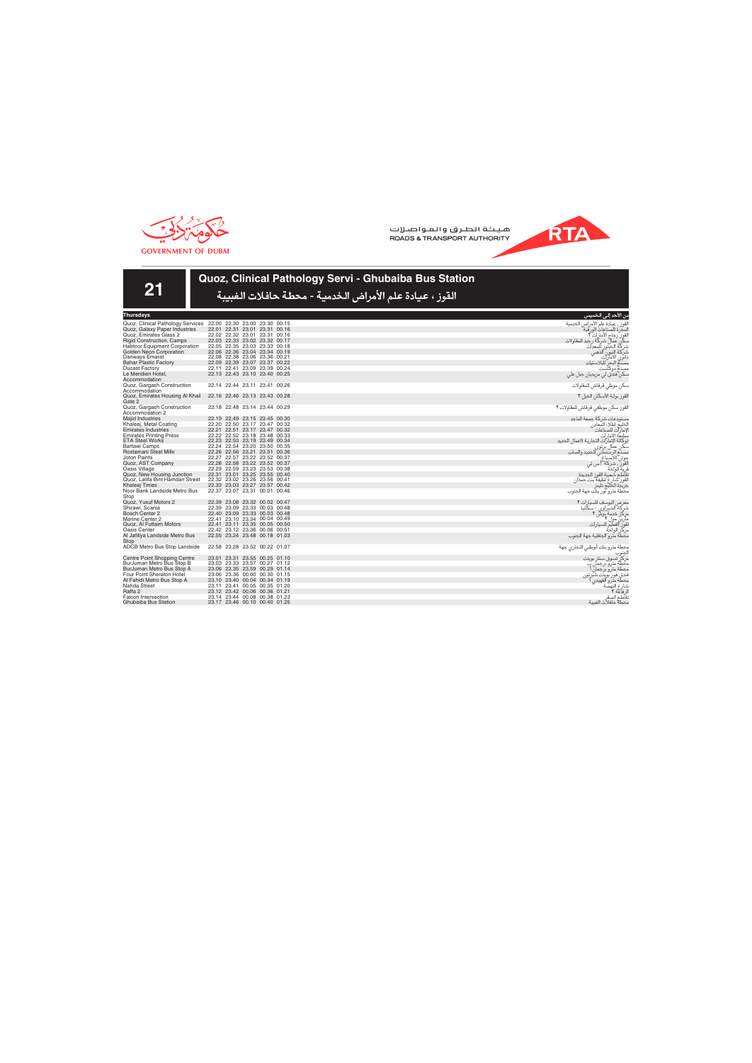GOVERNMENT OF DUBAI

هيئة الطرق والمواصلات
ROADS & TRANSPORT AUTHORITY

# 21

## Quoz, Clinical Pathology Servi - Ghubaiba Bus Station

## القوز ، عيادة علم الأمراض الخدمية - محطة حافلات الغبيبة

| Thursdays | | | | | | من الأحد إلى الخميس |
|---|---|---|---|---|---|---|
| Quoz, Clinical Pathology Services | 22.00 | 22.30 | 23.00 | 23.30 | 00.15 | القوز ، عيادة علم الأمراض الخدمية |
| Quoz, Galaxy Paper Industries | 22.01 | 22.31 | 23.01 | 23.31 | 00.16 | المجرة للصناعات الورقية |
| Quoz, Emirates Glass 2 | 22.02 | 22.32 | 23.01 | 23.31 | 00.16 | القوز زجاج الامارات ٢ |
| Rigid Construction, Camps | 22.03 | 22.33 | 23.02 | 23.32 | 00.17 | سكن عمال شركة رجيد للمقاولات |
| Habtoor Equipment Corporation | 22.05 | 22.35 | 23.03 | 23.33 | 00.18 | شركة الحبتور للمعدات |
| Golden Neon Corporation | 22.06 | 22.36 | 23.04 | 23.34 | 00.19 | شركة النيون الذهبي |
| Danways Emarat | 22.08 | 22.38 | 23.06 | 23.36 | 00.21 | دانوي الامارات |
| Bahar Plastic Factory | 22.09 | 22.39 | 23.07 | 23.37 | 00.22 | مصنع البحر للبلاستيك |
| Ducast Factory | 22.11 | 22.41 | 23.09 | 23.39 | 00.24 | مصنع دوكاست |
| Le Meridien Hotel, Accommodation | 22.13 | 22.43 | 23.10 | 23.40 | 00.25 | سكن فندق لي مريديان جبل علي |
| Quoz, Gargash Construction Accommodation | 22.14 | 22.44 | 23.11 | 23.41 | 00.26 | سكن موظفي قرقاش للمقاولات |
| Quoz, Emirates Housing Al Khail Gate 2 | 22.16 | 22.46 | 23.13 | 23.43 | 00.28 | القوز بوابة الاسكان الخيل ٢ |
| Quoz, Gargash Construction Accommodation 2 | 22.18 | 22.48 | 23.14 | 23.44 | 00.29 | القوز سكن موظفي قرقاش للمقاولات ٢ |
| Majid Industries | 22.19 | 22.49 | 23.15 | 23.45 | 00.30 | مستودعات شركة جمعة الماجد |
| Khaleej, Metal Coating | 22.20 | 22.50 | 23.17 | 23.47 | 00.32 | الخليج لطلاء المعادن |
| Emirates Industries | 22.21 | 22.51 | 23.17 | 23.47 | 00.32 | الإمارات للصناعات |
| Emirates Printing Press | 22.22 | 22.52 | 23.18 | 23.48 | 00.33 | مطبعة الامارات |
| ETA Steel Works | 22.23 | 22.53 | 23.19 | 23.49 | 00.34 | أوكالة الإمارات التجارية (أعمال الحديد |
| Bartawi Camps | 22.24 | 22.54 | 23.20 | 23.50 | 00.35 | سكن عمال برتوي |
| Rostamani Steel Mills | 22.26 | 22.56 | 23.21 | 23.51 | 00.36 | مصنع الرستماني للحديد والصلب |
| Joton Paints | 22.27 | 22.57 | 23.22 | 23.52 | 00.37 | جوتن للأصباغ |
| Quoz, AST Company | 22.28 | 22.58 | 23.22 | 23.52 | 00.37 | القوز، شركة أ اس تي |
| Oasis Village | 22.29 | 22.59 | 23.23 | 23.53 | 00.38 | قرية الواحة |
| Quoz, New Housing Junction | 22.31 | 23.01 | 23.25 | 23.55 | 00.40 | تقاطع شعبية القوز الجديدة |
| Quoz, Latifa Bint Hamdan Street | 22.32 | 23.02 | 23.26 | 23.56 | 00.41 | القوز شارع لطيفة بنت حمدان |
| Khaleej Times | 22.33 | 23.03 | 23.27 | 23.57 | 00.42 | جريدة الخليج تايمز |
| Noor Bank Landside Metro Bus Stop | 22.37 | 23.07 | 23.31 | 00.01 | 00.46 | محطة مترو نور بنك جهة الجنوب |
| Quoz, Yusuf Motors 2 | 22.39 | 23.08 | 23.32 | 00.02 | 00.47 | معرض اليوسف للسيارات ٢ |
| Shirawi, Scania | 22.39 | 23.09 | 23.33 | 00.03 | 00.48 | شركة الشيراوي - سكانيا |
| Bosch Center 2 | 22.40 | 23.09 | 23.33 | 00.03 | 00.48 | مركز خدمة بوش ٢ |
| Marine Center 2 | 22.41 | 23.10 | 23.34 | 00.04 | 00.49 | مارين مول ٢ |
| Quoz, Al Futtaim Motors | 22.41 | 23.11 | 23.35 | 00.05 | 00.50 | القوز الفطيم للسيارات |
| Oasis Center | 22.42 | 23.12 | 23.36 | 00.06 | 00.51 | مركز الواحة |
| Al Jafiliya Landside Metro Bus Stop | 22.55 | 23.24 | 23.48 | 00.18 | 01.03 | محطة مترو الجافلية جهة الجنوب |
| ADCB Metro Bus Stop Landside | 22.58 | 23.28 | 23.52 | 00.22 | 01.07 | محطة مترو بنك أبوظبي التجاري جهة الجنوب |
| Centre Point Shopping Centre | 23.01 | 23.31 | 23.55 | 00.25 | 01.10 | مركز تسوق سنتر بوينت |
| BurJuman Metro Bus Stop B | 23.03 | 23.33 | 23.57 | 00.27 | 01.12 | محطة مترو برجمان ب |
| BurJuman Metro Bus Stop A | 23.06 | 23.35 | 23.59 | 00.29 | 01.14 | محطة مترو برجمان أ |
| Four Point Sheraton Hotel | 23.06 | 23.36 | 00.00 | 00.30 | 01.15 | فندق فور بوينت شيرتون |
| Al Fahidi Metro Bus Stop A | 23.10 | 23.40 | 00.04 | 00.34 | 01.19 | محطة مترو الفهيدي أ |
| Nahda Street | 23.11 | 23.41 | 00.05 | 00.35 | 01.20 | شارع النهضة |
| Raffa 2 | 23.12 | 23.42 | 00.06 | 00.36 | 01.21 | الرفاعة ٢ |
| Falcon Intersection | 23.14 | 23.44 | 00.08 | 00.38 | 01.23 | تقاطع الصقر |
| Ghubaiba Bus Station | 23.17 | 23.46 | 00.10 | 00.40 | 01.25 | محطة حافلات الغبيبة |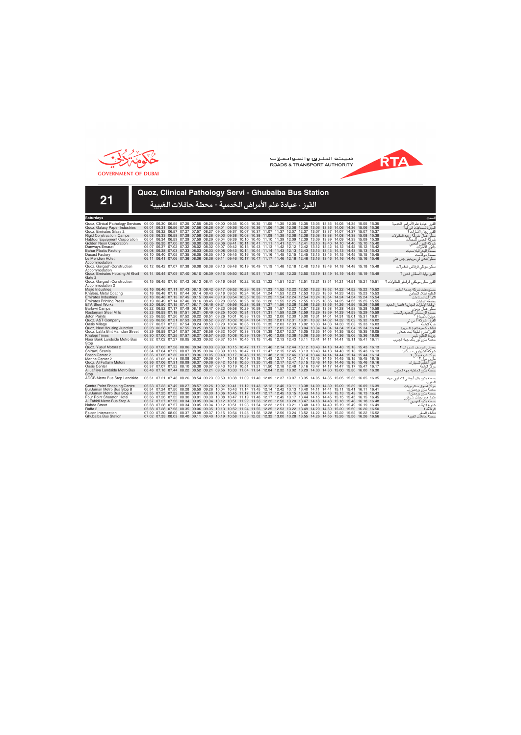GOVERNMENT OF DUBAI

هيئة الطرق والمواصلات
ROADS & TRANSPORT AUTHORITY

# 21

## Quoz, Clinical Pathology Servi - Ghubaiba Bus Station

## القوز ، عيادة علم الأمراض الخدمية - محطة حافلات الغبيبة

| Saturdays | | | | | | | | | | | | | | | | | | | | | | | السبت |
|---|---|---|---|---|---|---|---|---|---|---|---|---|---|---|---|---|---|---|---|---|---|---|---|
| Quoz, Clinical Pathology Services | 06.00 | 06.30 | 06.55 | 07.25 | 07.55 | 08.25 | 09.00 | 09.35 | 10.05 | 10.35 | 11.05 | 11.35 | 12.05 | 12.35 | 13.05 | 13.35 | 14.05 | 14.35 | 15.05 | 15.35 | | | القوز ، عيادة علم الأمراض الخدمية |
| Quoz, Galaxy Paper Industries | 06.01 | 06.31 | 06.56 | 07.26 | 07.56 | 08.26 | 09.01 | 09.36 | 10.06 | 10.36 | 11.06 | 11.36 | 12.06 | 12.36 | 13.06 | 13.36 | 14.06 | 14.36 | 15.06 | 15.36 | | | المجرة للصناعات الورقية |
| Quoz, Emirates Glass 2 | 06.02 | 06.32 | 06.57 | 07.27 | 07.57 | 08.27 | 09.02 | 09.37 | 10.07 | 10.37 | 11.07 | 11.37 | 12.07 | 12.37 | 13.07 | 13.37 | 14.07 | 14.37 | 15.07 | 15.37 | | | القوز زجاج الإمارات ٢ |
| Rigid Construction, Camps | 06.03 | 06.33 | 06.58 | 07.28 | 07.58 | 08.28 | 09.03 | 09.38 | 10.08 | 10.38 | 11.08 | 11.38 | 12.08 | 12.38 | 13.08 | 13.38 | 14.08 | 14.38 | 15.08 | 15.38 | | | سكن عمال شركة رجيد للمقاولات |
| Habtoor Equipment Corporation | 06.04 | 06.34 | 06.59 | 07.29 | 07.59 | 08.29 | 09.04 | 09.39 | 10.10 | 10.40 | 11.10 | 11.39 | 12.09 | 12.39 | 13.09 | 13.39 | 14.09 | 14.39 | 15.09 | 15.39 | | | شركة الحبتور للمعدات |
| Golden Neon Corporation | 06.05 | 06.35 | 07.00 | 07.30 | 08.00 | 08.30 | 09.06 | 09.41 | 10.11 | 10.41 | 11.11 | 11.41 | 12.11 | 12.41 | 13.10 | 13.40 | 14.10 | 14.40 | 15.10 | 15.40 | | | شركة النيون الذهبي |
| Danways Emarat | 06.07 | 06.37 | 07.02 | 07.32 | 08.02 | 08.32 | 09.07 | 09.42 | 10.13 | 10.43 | 11.13 | 11.42 | 12.12 | 12.42 | 13.12 | 13.42 | 14.12 | 14.42 | 15.12 | 15.42 | | | دانوي الإمارات |
| Bahar Plastic Factory | 06.08 | 06.38 | 07.03 | 07.33 | 08.03 | 08.33 | 09.08 | 09.43 | 10.14 | 10.44 | 11.14 | 11.43 | 12.13 | 12.43 | 13.13 | 13.43 | 14.13 | 14.43 | 15.13 | 15.43 | | | مصنع البحر للبلاستيك |
| Ducast Factory | 06.10 | 06.40 | 07.05 | 07.35 | 08.05 | 08.35 | 09.10 | 09.45 | 10.16 | 10.46 | 11.16 | 11.45 | 12.15 | 12.45 | 13.15 | 13.45 | 14.15 | 14.45 | 15.15 | 15.45 | | | مصنع دوكاست |
| Le Meridien Hotel, Accommodation | 06.11 | 06.41 | 07.06 | 07.36 | 08.06 | 08.36 | 09.11 | 09.46 | 10.17 | 10.47 | 11.17 | 11.46 | 12.16 | 12.46 | 13.16 | 13.46 | 14.16 | 14.46 | 15.16 | 15.46 | | | سكن فندق لي ميريديان جبل علي |
| Quoz, Gargash Construction Accommodation | 06.12 | 06.42 | 07.07 | 07.38 | 08.08 | 08.38 | 09.13 | 09.48 | 10.19 | 10.49 | 11.19 | 11.48 | 12.18 | 12.48 | 13.18 | 13.48 | 14.18 | 14.48 | 15.18 | 15.48 | | | سكن موظفي قرقاش للمقاولات |
| Quoz, Emirates Housing Al Khail Gate 2 | 06.14 | 06.44 | 07.09 | 07.40 | 08.10 | 08.39 | 09.15 | 09.50 | 10.21 | 10.51 | 11.21 | 11.50 | 12.20 | 12.50 | 13.19 | 13.49 | 14.19 | 14.49 | 15.19 | 15.49 | | | القوز بوابة الاسكان الخيل ٢ |
| Quoz, Gargash Construction Accommodation 2 | 06.15 | 06.45 | 07.10 | 07.42 | 08.12 | 08.41 | 09.16 | 09.51 | 10.22 | 10.52 | 11.22 | 11.51 | 12.21 | 12.51 | 13.21 | 13.51 | 14.21 | 14.51 | 15.21 | 15.51 | | | القوز سكن موظفي قرقاش للمقاولات ٢ |
| Majid Industries | 06.16 | 06.46 | 07.11 | 07.43 | 08.13 | 08.42 | 09.17 | 09.52 | 10.23 | 10.53 | 11.23 | 11.52 | 12.22 | 12.52 | 13.22 | 13.52 | 14.22 | 14.52 | 15.22 | 15.52 | | | مستودعات شركة جمعة الماجد |
| Khaleej, Metal Coating | 06.18 | 06.48 | 07.13 | 07.44 | 08.14 | 08.43 | 09.18 | 09.53 | 10.24 | 10.54 | 11.24 | 11.53 | 12.23 | 12.53 | 13.23 | 13.53 | 14.23 | 14.53 | 15.23 | 15.53 | | | الخليج لطلاء المعادن |
| Emirates Industries | 06.18 | 06.48 | 07.13 | 07.45 | 08.15 | 08.44 | 09.19 | 09.54 | 10.25 | 10.55 | 11.25 | 11.54 | 12.24 | 12.54 | 13.24 | 13.54 | 14.24 | 14.54 | 15.24 | 15.54 | | | الإمارات للصناعات |
| Emirates Printing Press | 06.19 | 06.49 | 07.14 | 07.46 | 08.16 | 08.45 | 09.20 | 09.55 | 10.26 | 10.56 | 11.26 | 11.55 | 12.25 | 12.55 | 13.25 | 13.55 | 14.25 | 14.55 | 15.25 | 15.55 | | | مطبعة الامارات |
| ETA Steel Works | 06.20 | 06.50 | 07.15 | 07.47 | 08.17 | 08.46 | 09.21 | 09.56 | 10.28 | 10.58 | 11.27 | 11.56 | 12.26 | 12.56 | 13.26 | 13.56 | 14.26 | 14.56 | 15.26 | 15.56 | | | الوكالة الإماراتية التجارية (أعمال الحديد) |
| Bartawi Camps | 06.22 | 06.52 | 07.17 | 07.49 | 08.19 | 08.47 | 09.23 | 09.58 | 10.29 | 10.59 | 11.29 | 11.57 | 12.27 | 12.57 | 13.28 | 13.58 | 14.28 | 14.58 | 15.28 | 15.58 | | | سكن عمال برطوي |
| Rostamani Steel Mills | 06.23 | 06.53 | 07.18 | 07.51 | 08.21 | 08.49 | 09.25 | 10.00 | 10.31 | 11.01 | 11.31 | 11.59 | 12.29 | 12.59 | 13.29 | 13.59 | 14.29 | 14.59 | 15.29 | 15.59 | | | مصنع الرستماني للحديد والصلب |
| Joton Paints | 06.25 | 06.55 | 07.20 | 07.52 | 08.22 | 08.51 | 09.26 | 10.01 | 10.33 | 11.03 | 11.32 | 12.00 | 12.30 | 13.00 | 13.31 | 14.01 | 14.31 | 15.01 | 15.31 | 16.01 | | | جوتن للاصباغ |
| Quoz, AST Company | 06.26 | 06.56 | 07.21 | 07.53 | 08.23 | 08.52 | 09.27 | 10.02 | 10.34 | 11.04 | 11.33 | 12.01 | 12.31 | 13.01 | 13.32 | 14.02 | 14.32 | 15.02 | 15.32 | 16.02 | | | القوز، شركة اي اس تي |
| Oasis Village | 06.27 | 06.57 | 07.22 | 07.54 | 08.24 | 08.53 | 09.29 | 10.04 | 10.35 | 11.05 | 11.35 | 12.03 | 12.33 | 13.02 | 13.33 | 14.03 | 14.33 | 15.03 | 15.33 | 16.03 | | | قرية الواحة |
| Quoz, New Housing Junction | 06.28 | 06.58 | 07.23 | 07.55 | 08.25 | 08.55 | 09.30 | 10.05 | 10.37 | 11.07 | 11.37 | 12.05 | 12.35 | 13.04 | 13.34 | 14.04 | 14.34 | 15.04 | 15.34 | 16.04 | | | تقاطع شعبية القوز الجديدة |
| Quoz, Latifa Bint Hamdan Street | 06.29 | 06.59 | 07.24 | 07.57 | 08.27 | 08.56 | 09.32 | 10.07 | 10.38 | 11.08 | 11.39 | 12.07 | 12.37 | 13.05 | 13.35 | 14.05 | 14.35 | 15.05 | 15.35 | 16.05 | | | القوز، شارع لطيفة بنت حمدان |
| Khaleej Times | 06.30 | 07.00 | 07.25 | 07.57 | 08.27 | 08.57 | 09.33 | 10.08 | 10.39 | 11.09 | 11.40 | 12.08 | 12.38 | 13.06 | 13.36 | 14.06 | 14.36 | 15.06 | 15.36 | 16.06 | | | جريدة الخليج تايمز |
| Noor Bank Landside Metro Bus Stop | 06.32 | 07.02 | 07.27 | 08.05 | 08.33 | 09.02 | 09.37 | 10.14 | 10.45 | 11.15 | 11.45 | 12.13 | 12.43 | 13.11 | 13.41 | 14.11 | 14.41 | 15.11 | 15.41 | 16.11 | | | محطة مترو نور بنك جهة الجنوب |
| Quoz, Yusuf Motors 2 | 06.33 | 07.03 | 07.28 | 08.06 | 08.34 | 09.03 | 09.39 | 10.15 | 10.47 | 11.17 | 11.46 | 12.14 | 12.44 | 13.12 | 13.43 | 14.13 | 14.43 | 15.13 | 15.43 | 16.13 | | | معرض اليوسف للسيارات ٢ |
| Shirawi, Scania | 06.34 | 07.04 | 07.29 | 08.07 | 08.35 | 09.04 | 09.39 | 10.16 | 10.47 | 11.17 | 11.47 | 12.15 | 12.45 | 13.13 | 13.43 | 14.13 | 14.43 | 15.13 | 15.43 | 16.13 | | | شركة الشيراوي - سكانيا |
| Bosch Center 2 | 06.35 | 07.05 | 07.30 | 08.08 | 08.36 | 09.05 | 09.40 | 10.17 | 10.48 | 11.18 | 11.48 | 12.16 | 12.46 | 13.14 | 13.44 | 14.14 | 14.44 | 15.14 | 15.44 | 16.14 | | | مركز خدمة بوش ٢ |
| Marine Center 2 | 06.35 | 07.05 | 07.31 | 08.08 | 08.37 | 09.06 | 09.41 | 10.18 | 10.49 | 11.19 | 11.49 | 12.17 | 12.47 | 13.14 | 13.45 | 14.15 | 14.45 | 15.15 | 15.45 | 16.15 | | | مارين مول ٢ |
| Quoz, Al Futtaim Motors | 06.36 | 07.06 | 07.31 | 08.09 | 08.37 | 09.06 | 09.42 | 10.18 | 10.50 | 11.20 | 11.49 | 12.17 | 12.47 | 13.15 | 13.46 | 14.16 | 14.46 | 15.16 | 15.46 | 16.16 | | | القوز الفطيم للسيارات |
| Oasis Center | 06.37 | 07.07 | 07.32 | 08.10 | 08.38 | 09.07 | 09.43 | 10.19 | 10.51 | 11.21 | 11.50 | 12.18 | 12.48 | 13.16 | 13.47 | 14.17 | 14.47 | 15.17 | 15.47 | 16.17 | | | مركز الواحة |
| Al Jafiliya Landside Metro Bus Stop | 06.48 | 07.18 | 07.44 | 08.22 | 08.52 | 09.21 | 09.56 | 10.33 | 11.04 | 11.34 | 12.04 | 12.32 | 13.02 | 13.29 | 14.00 | 14.30 | 15.00 | 15.30 | 16.00 | 16.30 | | | محطة مترو الجافلية جهة الجنوب |
| ADCB Metro Bus Stop Landside | 06.51 | 07.21 | 07.48 | 08.26 | 08.54 | 09.23 | 09.59 | 10.38 | 11.09 | 11.40 | 12.09 | 12.37 | 13.07 | 13.35 | 14.05 | 14.35 | 15.05 | 15.35 | 16.05 | 16.35 | | | محطة مترو بنك أبوظبي التجاري جهة الجنوب |
| Centre Point Shopping Centre | 06.53 | 07.23 | 07.49 | 08.27 | 08.57 | 09.26 | 10.02 | 10.41 | 11.12 | 11.43 | 12.12 | 12.40 | 13.11 | 13.38 | 14.09 | 14.39 | 15.09 | 15.39 | 16.09 | 16.39 | | | مركز تسوق سنتر بوينت |
| BurJuman Metro Bus Stop B | 06.54 | 07.24 | 07.50 | 08.28 | 08.59 | 09.28 | 10.04 | 10.43 | 11.14 | 11.45 | 12.14 | 12.42 | 13.13 | 13.40 | 14.11 | 14.41 | 15.11 | 15.41 | 16.11 | 16.41 | | | محطة مترو برجمان ب |
| BurJuman Metro Bus Stop A | 06.55 | 07.25 | 07.52 | 08.30 | 09.01 | 09.30 | 10.06 | 10.45 | 11.17 | 11.47 | 12.17 | 12.45 | 13.15 | 13.43 | 14.13 | 14.43 | 15.13 | 15.43 | 16.13 | 16.43 | | | محطة مترو برجمان أ |
| Four Point Sheraton Hotel | 06.56 | 07.26 | 07.52 | 08.30 | 09.01 | 09.30 | 10.08 | 10.47 | 11.19 | 11.48 | 12.17 | 12.45 | 13.17 | 13.44 | 14.15 | 14.45 | 15.15 | 15.45 | 16.15 | 16.45 | | | فندق فور بوينت شيراتون |
| Al Fahidi Metro Bus Stop A | 06.57 | 07.27 | 07.56 | 08.34 | 09.05 | 09.34 | 10.12 | 10.51 | 11.22 | 11.53 | 12.22 | 12.50 | 13.20 | 13.47 | 14.18 | 14.48 | 15.18 | 15.48 | 16.18 | 16.48 | | | محطة مترو الفهيدي أ |
| Nahda Street | 06.58 | 07.28 | 07.57 | 08.34 | 09.05 | 09.34 | 10.12 | 10.51 | 11.23 | 11.54 | 12.23 | 12.51 | 13.21 | 13.48 | 14.19 | 14.49 | 15.19 | 15.49 | 16.19 | 16.49 | | | شارع النهضة |
| Raffa 2 | 06.58 | 07.28 | 07.58 | 08.35 | 09.06 | 09.35 | 10.13 | 10.52 | 11.24 | 11.55 | 12.25 | 12.53 | 13.22 | 13.49 | 14.20 | 14.50 | 15.20 | 15.50 | 16.20 | 16.50 | | | الرفاعة ٢ |
| Falcon Intersection | 07.00 | 07.30 | 08.00 | 08.37 | 09.08 | 09.37 | 10.15 | 10.54 | 11.25 | 11.58 | 12.28 | 12.56 | 13.24 | 13.52 | 14.22 | 14.52 | 15.22 | 15.52 | 16.22 | 16.52 | | | تقاطع الصقر |
| Ghubaiba Bus Station | 07.02 | 07.33 | 08.03 | 08.40 | 09.11 | 09.40 | 10.19 | 10.58 | 11.29 | 12.02 | 12.32 | 13.00 | 13.28 | 13.55 | 14.26 | 14.56 | 15.26 | 15.56 | 16.26 | 16.56 | | | محطة حافلات الغبيبة |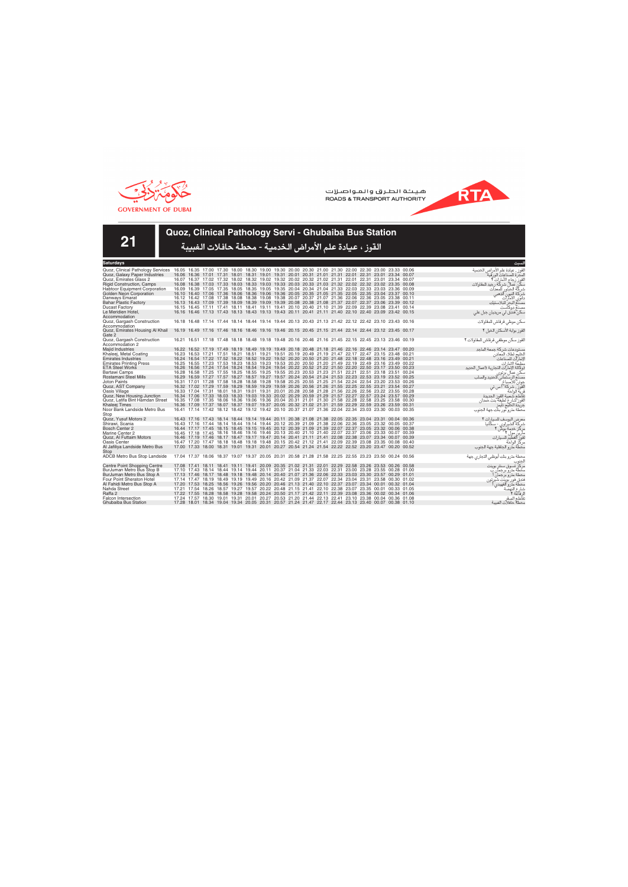GOVERNMENT OF DUBAI

هيئة الطرق والمواصلات
ROADS & TRANSPORT AUTHORITY

# 21

## Quoz, Clinical Pathology Servi - Ghubaiba Bus Station

## القوز ، عيادة علم الأمراض الخدمية - محطة حافلات الغبيبة

| Saturdays | | | | | | | | | | | | | | | | | | | | | | السبت |
|---|---|---|---|---|---|---|---|---|---|---|---|---|---|---|---|---|---|---|---|---|---|---|
| Quoz, Clinical Pathology Services | 16.05 | 16.35 | 17.00 | 17.30 | 18.00 | 18.30 | 19.00 | 19.30 | 20.00 | 20.30 | 21.00 | 21.30 | 22.00 | 22.30 | 23.00 | 23.33 | 00.06 | | | | | القوز، عيادة علم الأمراض الخدمية |
| Quoz, Galaxy Paper Industries | 16.06 | 16.36 | 17.01 | 17.31 | 18.01 | 18.31 | 19.01 | 19.31 | 20.01 | 20.31 | 21.01 | 21.31 | 22.01 | 22.31 | 23.01 | 23.34 | 00.07 | | | | | المجرة للصناعات الورقية |
| Quoz, Emirates Glass 2 | 16.07 | 16.37 | 17.02 | 17.32 | 18.02 | 18.32 | 19.02 | 19.32 | 20.02 | 20.32 | 21.02 | 21.31 | 22.01 | 22.31 | 23.01 | 23.34 | 00.07 | | | | | القوز زجاج الإمارات ٢ |
| Rigid Construction, Camps | 16.08 | 16.38 | 17.03 | 17.33 | 18.03 | 18.33 | 19.03 | 19.33 | 20.03 | 20.33 | 21.03 | 21.32 | 22.02 | 22.32 | 23.02 | 23.35 | 00.08 | | | | | سكن عمال شركة رجيد للمقاولات |
| Habtoor Equipment Corporation | 16.09 | 16.39 | 17.05 | 17.35 | 18.05 | 18.35 | 19.05 | 19.35 | 20.04 | 20.34 | 21.04 | 21.33 | 22.03 | 22.33 | 23.03 | 23.36 | 00.09 | | | | | شركة الحبتور للمعدات |
| Golden Neon Corporation | 16.10 | 16.40 | 17.06 | 17.36 | 18.06 | 18.36 | 19.06 | 19.36 | 20.05 | 20.35 | 21.05 | 21.35 | 22.05 | 22.35 | 23.04 | 23.37 | 00.10 | | | | | شركة النيون الذهبي |
| Danways Emarat | 16.12 | 16.42 | 17.08 | 17.38 | 18.08 | 18.38 | 19.08 | 19.38 | 20.07 | 20.37 | 21.07 | 21.36 | 22.06 | 22.36 | 23.05 | 23.38 | 00.11 | | | | | داوي الإمارات |
| Bahar Plastic Factory | 16.13 | 16.43 | 17.09 | 17.39 | 18.09 | 18.39 | 19.09 | 19.39 | 20.08 | 20.38 | 21.08 | 21.37 | 22.07 | 22.37 | 23.06 | 23.39 | 00.12 | | | | | مصنع البحر للبلاستيك |
| Ducast Factory | 16.15 | 16.45 | 17.11 | 17.41 | 18.11 | 18.41 | 19.11 | 19.41 | 20.10 | 20.40 | 21.10 | 21.39 | 22.09 | 22.39 | 23.08 | 23.41 | 00.14 | | | | | مصنع دوكاست |
| Le Meridien Hotel, Accommodation | 16.16 | 16.46 | 17.13 | 17.43 | 18.13 | 18.43 | 19.13 | 19.43 | 20.11 | 20.41 | 21.11 | 21.40 | 22.10 | 22.40 | 23.09 | 23.42 | 00.15 | | | | | سكن فندق لي ميريديان جبل علي |
| Quoz, Gargash Construction Accommodation | 16.18 | 16.48 | 17.14 | 17.44 | 18.14 | 18.44 | 19.14 | 19.44 | 20.13 | 20.43 | 21.13 | 21.42 | 22.12 | 22.42 | 23.10 | 23.43 | 00.16 | | | | | سكن موظفي قرقاش للمقاولات |
| Quoz, Emirates Housing Al Khail Gate 2 | 16.19 | 16.49 | 17.16 | 17.46 | 18.16 | 18.46 | 19.16 | 19.46 | 20.15 | 20.45 | 21.15 | 21.44 | 22.14 | 22.44 | 23.12 | 23.45 | 00.17 | | | | | القوز بوابة الإسكان الخيل ٢ |
| Quoz, Gargash Construction Accommodation 2 | 16.21 | 16.51 | 17.18 | 17.48 | 18.18 | 18.48 | 19.18 | 19.48 | 20.16 | 20.46 | 21.16 | 21.45 | 22.15 | 22.45 | 23.13 | 23.46 | 00.19 | | | | | القوز سكن موظفي قرقاش للمقاولات ٢ |
| Majid Industries | 16.22 | 16.52 | 17.19 | 17.49 | 18.19 | 18.49 | 19.19 | 19.49 | 20.18 | 20.48 | 21.18 | 21.46 | 22.16 | 22.46 | 23.14 | 23.47 | 00.20 | | | | | مستودعات شركة جمعة الماجد |
| Khaleej, Metal Coating | 16.23 | 16.53 | 17.21 | 17.51 | 18.21 | 18.51 | 19.21 | 19.51 | 20.19 | 20.49 | 21.19 | 21.47 | 22.17 | 22.47 | 23.15 | 23.48 | 00.21 | | | | | الخليج لطلاء المعادن |
| Emirates Industries | 16.24 | 16.54 | 17.22 | 17.52 | 18.22 | 18.52 | 19.22 | 19.52 | 20.20 | 20.50 | 21.20 | 21.48 | 22.18 | 22.48 | 23.16 | 23.49 | 00.21 | | | | | الإمارات للصناعات |
| Emirates Printing Press | 16.25 | 16.55 | 17.23 | 17.53 | 18.23 | 18.53 | 19.23 | 19.53 | 20.20 | 20.50 | 21.20 | 21.49 | 22.19 | 22.49 | 23.16 | 23.49 | 00.22 | | | | | مطبعة الإمارات |
| ETA Steel Works | 16.26 | 16.56 | 17.24 | 17.54 | 18.24 | 18.54 | 19.24 | 19.54 | 20.22 | 20.52 | 21.22 | 21.50 | 22.20 | 22.50 | 23.17 | 23.50 | 00.23 | | | | | الوكالة الإماراتية التجارية (أعمال الحديد |
| Bartawi Camps | 16.28 | 16.58 | 17.25 | 17.55 | 18.25 | 18.55 | 19.25 | 19.55 | 20.23 | 20.53 | 21.23 | 21.51 | 22.21 | 22.51 | 23.18 | 23.51 | 00.24 | | | | | سكن عمال برطوي |
| Rostamani Steel Mills | 16.29 | 16.59 | 17.27 | 17.57 | 18.27 | 18.57 | 19.27 | 19.57 | 20.24 | 20.54 | 21.24 | 21.53 | 22.23 | 22.53 | 23.19 | 23.52 | 00.25 | | | | | مصنع الرستماني للحديد والصلب |
| Joton Paints | 16.31 | 17.01 | 17.28 | 17.58 | 18.28 | 18.58 | 19.28 | 19.58 | 20.25 | 20.55 | 21.25 | 21.54 | 22.24 | 22.54 | 23.20 | 23.53 | 00.26 | | | | | جوتن للأصباغ |
| Quoz, AST Company | 16.32 | 17.02 | 17.29 | 17.59 | 18.29 | 18.59 | 19.29 | 19.59 | 20.26 | 20.56 | 21.26 | 21.55 | 22.25 | 22.55 | 23.21 | 23.54 | 00.27 | | | | | القوز، شركة أ اس تي |
| Oasis Village | 16.33 | 17.04 | 17.31 | 18.01 | 18.31 | 19.01 | 19.31 | 20.01 | 20.28 | 20.58 | 21.28 | 21.56 | 22.26 | 22.56 | 23.22 | 23.55 | 00.28 | | | | | قرية الواحة |
| Quoz, New Housing Junction | 16.34 | 17.06 | 17.33 | 18.03 | 18.33 | 19.03 | 19.33 | 20.02 | 20.29 | 20.59 | 21.29 | 21.57 | 22.27 | 22.57 | 23.24 | 23.57 | 00.29 | | | | | تقاطع شعبية القوز الجديدة |
| Quoz, Latifa Bint Hamdan Street | 16.35 | 17.08 | 17.35 | 18.06 | 18.36 | 19.06 | 19.36 | 20.04 | 20.31 | 21.01 | 21.30 | 21.58 | 22.28 | 22.58 | 23.25 | 23.58 | 00.30 | | | | | القوز شارع لطيفة بنت حمدان |
| Khaleej Times | 16.36 | 17.09 | 17.37 | 18.07 | 18.37 | 19.07 | 19.37 | 20.05 | 20.32 | 21.02 | 21.31 | 21.59 | 22.29 | 22.59 | 23.26 | 23.59 | 00.31 | | | | | جريدة الخليج تايمز |
| Noor Bank Landside Metro Bus Stop | 16.41 | 17.14 | 17.42 | 18.12 | 18.42 | 19.12 | 19.42 | 20.10 | 20.37 | 21.07 | 21.36 | 22.04 | 22.34 | 23.03 | 23.30 | 00.03 | 00.35 | | | | | محطة مترو نور بنك جهة الجنوب |
| Quoz, Yusuf Motors 2 | 16.43 | 17.16 | 17.43 | 18.14 | 18.44 | 19.14 | 19.44 | 20.11 | 20.38 | 21.08 | 21.38 | 22.05 | 22.35 | 23.04 | 23.31 | 00.04 | 00.36 | | | | | معرض اليوسف للسيارات ٢ |
| Shirawi, Scania | 16.43 | 17.16 | 17.44 | 18.14 | 18.44 | 19.14 | 19.44 | 20.12 | 20.39 | 21.09 | 21.38 | 22.06 | 22.36 | 23.05 | 23.32 | 00.05 | 00.37 | | | | | شركة الشيراوي - سكانيا |
| Bosch Center 2 | 16.44 | 17.17 | 17.45 | 18.15 | 18.45 | 19.15 | 19.45 | 20.12 | 20.39 | 21.09 | 21.39 | 22.07 | 22.37 | 23.05 | 23.32 | 00.06 | 00.38 | | | | | مركز خدمة بوش ٢ |
| Marine Center 2 | 16.45 | 17.18 | 17.45 | 18.16 | 18.46 | 19.16 | 19.46 | 20.13 | 20.40 | 21.10 | 21.40 | 22.07 | 22.37 | 23.06 | 23.33 | 00.07 | 00.39 | | | | | مارين مول ٢ |
| Quoz, Al Futtaim Motors | 16.46 | 17.19 | 17.46 | 18.17 | 18.47 | 19.17 | 19.47 | 20.14 | 20.41 | 21.11 | 21.41 | 22.08 | 22.38 | 23.07 | 23.34 | 00.07 | 00.39 | | | | | القوز الفطيم للسيارات |
| Oasis Center | 16.47 | 17.20 | 17.47 | 18.18 | 18.48 | 19.18 | 19.48 | 20.15 | 20.42 | 21.12 | 21.41 | 22.09 | 22.39 | 23.08 | 23.35 | 00.08 | 00.40 | | | | | مركز الواحة |
| Al Jafiliya Landside Metro Bus Stop | 17.00 | 17.33 | 18.00 | 18.31 | 19.01 | 19.31 | 20.01 | 20.27 | 20.54 | 21.24 | 21.54 | 22.22 | 22.52 | 23.20 | 23.47 | 00.20 | 00.52 | | | | | محطة مترو الجافلية جهة الجنوب |
| ADCB Metro Bus Stop Landside | 17.04 | 17.37 | 18.06 | 18.37 | 19.07 | 19.37 | 20.05 | 20.31 | 20.58 | 21.28 | 21.58 | 22.25 | 22.55 | 23.23 | 23.50 | 00.24 | 00.56 | | | | | محطة مترو بنك أبوظبي التجاري جهة الجنوب |
| Centre Point Shopping Centre | 17.08 | 17.41 | 18.11 | 18.41 | 19.11 | 19.41 | 20.09 | 20.35 | 21.02 | 21.31 | 22.01 | 22.29 | 22.58 | 23.26 | 23.53 | 00.26 | 00.58 | | | | | مركز تسوق سنتر بوينت |
| BurJuman Metro Bus Stop B | 17.10 | 17.43 | 18.14 | 18.44 | 19.14 | 19.44 | 20.11 | 20.37 | 21.04 | 21.33 | 22.03 | 22.31 | 23.00 | 23.28 | 23.55 | 00.28 | 01.00 | | | | | محطة مترو برجمان ب |
| BurJuman Metro Bus Stop A | 17.13 | 17.46 | 18.17 | 18.48 | 19.18 | 19.48 | 20.14 | 20.40 | 21.07 | 21.36 | 22.06 | 22.33 | 23.03 | 23.30 | 23.57 | 00.29 | 01.01 | | | | | محطة مترو برجمان أ |
| Four Point Sheraton Hotel | 17.14 | 17.47 | 18.19 | 18.49 | 19.19 | 19.49 | 20.16 | 20.42 | 21.09 | 21.37 | 22.07 | 22.34 | 23.04 | 23.31 | 23.58 | 00.30 | 01.02 | | | | | فندق فور بوينت شيراتون |
| Al Fahidi Metro Bus Stop A | 17.20 | 17.53 | 18.25 | 18.56 | 19.26 | 19.56 | 20.20 | 20.46 | 21.13 | 21.40 | 22.10 | 22.37 | 23.07 | 23.34 | 00.01 | 00.32 | 01.04 | | | | | محطة مترو الفهيدي أ |
| Nahda Street | 17.21 | 17.54 | 18.26 | 18.57 | 19.27 | 19.57 | 20.22 | 20.48 | 21.15 | 21.41 | 22.10 | 22.38 | 23.07 | 23.35 | 00.01 | 00.33 | 01.05 | | | | | شارع النهضة |
| Raffa 2 | 17.22 | 17.55 | 18.28 | 18.58 | 19.28 | 19.58 | 20.24 | 20.50 | 21.17 | 21.42 | 22.11 | 22.39 | 23.08 | 23.36 | 00.02 | 00.34 | 01.06 | | | | | الرفاعة ٢ |
| Falcon Intersection | 17.24 | 17.57 | 18.30 | 19.01 | 19.31 | 20.01 | 20.27 | 20.53 | 21.20 | 21.44 | 22.13 | 22.41 | 23.10 | 23.38 | 00.04 | 00.36 | 01.08 | | | | | تقاطع الصقر |
| Ghubaiba Bus Station | 17.28 | 18.01 | 18.34 | 19.04 | 19.34 | 20.05 | 20.31 | 20.57 | 21.24 | 21.47 | 22.17 | 22.44 | 23.13 | 23.40 | 00.07 | 00.38 | 01.10 | | | | | محطة حافلات الغبيبة |